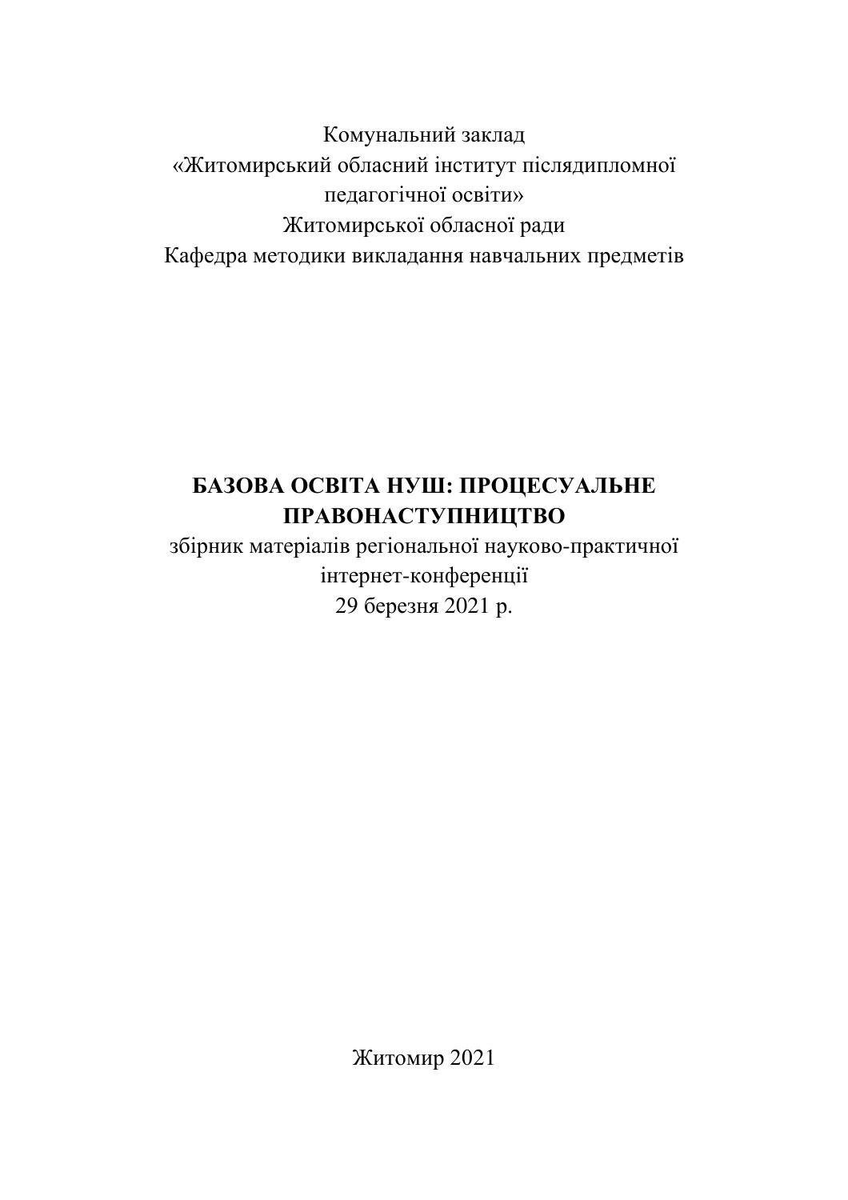Комунальний заклад
«Житомирський обласний інститут післядипломної педагогічної освіти»
Житомирської обласної ради
Кафедра методики викладання навчальних предметів

# БАЗОВА ОСВІТА НУШ: ПРОЦЕСУАЛЬНЕ ПРАВОНАСТУПНИЦТВО

збірник матеріалів регіональної науково-практичної інтернет-конференції
29 березня 2021 р.

Житомир 2021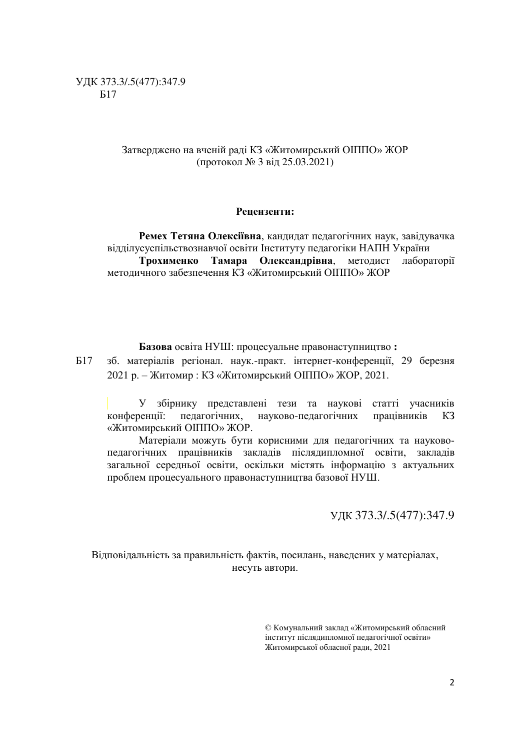УДК 373.3/.5(477):347.9
Б17

Затверджено на вченій раді КЗ «Житомирський ОІППО» ЖОР
(протокол № 3 від 25.03.2021)

**Рецензенти:**

**Ремех Тетяна Олексіївна**, кандидат педагогічних наук, завідувачка відділусуспільствознавчої освіти Інституту педагогіки НАПН України

**Трохименко Тамара Олександрівна**, методист лабораторії методичного забезпечення КЗ «Житомирський ОІППО» ЖОР

**Базова** освіта НУШ: процесуальне правонаступництво **:**

Б17 зб. матеріалів регіонал. наук.-практ. інтернет-конференції, 29 березня 2021 р. – Житомир : КЗ «Житомирський ОІППО» ЖОР, 2021.

У збірнику представлені тези та наукові статті учасників конференції: педагогічних, науково-педагогічних працівників КЗ «Житомирський ОІППО» ЖОР.

Матеріали можуть бути корисними для педагогічних та науково-педагогічних працівників закладів післядипломної освіти, закладів загальної середньої освіти, оскільки містять інформацію з актуальних проблем процесуального правонаступництва базової НУШ.

УДК 373.3/.5(477):347.9

Відповідальність за правильність фактів, посилань, наведених у матеріалах, несуть автори.

© Комунальний заклад «Житомирський обласний інститут післядипломної педагогічної освіти» Житомирської обласної ради, 2021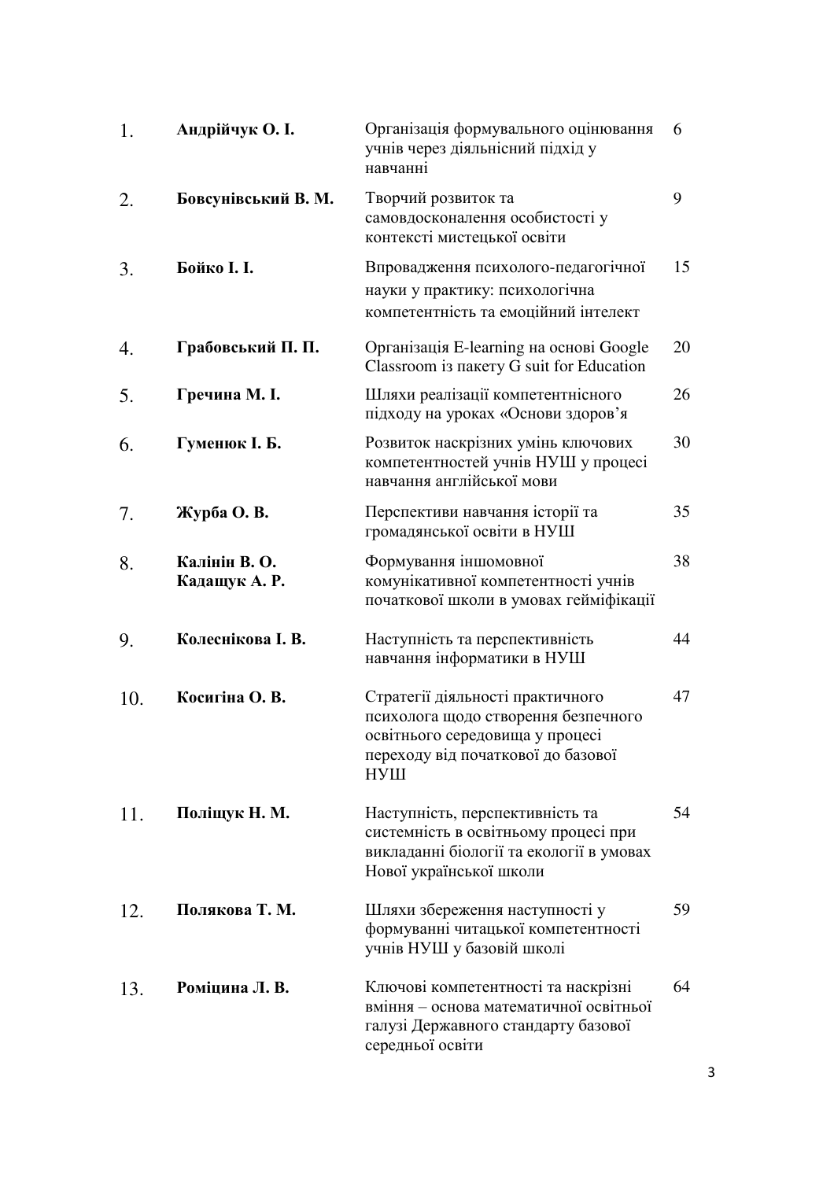| | | | |
|---|---|---|---|
| 1. | **Андрійчук О. І.** | Організація формувального оцінювання учнів через діяльнісний підхід у навчанні | 6 |
| 2. | **Бовсунівський В. М.** | Творчий розвиток та самовдосконалення особистості у контексті мистецької освіти | 9 |
| 3. | **Бойко І. І.** | Впровадження психолого-педагогічної науки у практику: психологічна компетентність та емоційний інтелект | 15 |
| 4. | **Грабовський П. П.** | Організація E-learning на основі Google Classroom із пакету G suit for Education | 20 |
| 5. | **Гречина М. І.** | Шляхи реалізації компетентнісного підходу на уроках «Основи здоров'я | 26 |
| 6. | **Гуменюк І. Б.** | Розвиток наскрізних умінь ключових компетентностей учнів НУШ у процесі навчання англійської мови | 30 |
| 7. | **Журба О. В.** | Перспективи навчання історії та громадянської освіти в НУШ | 35 |
| 8. | **Калінін В. О.**<br>**Кадащук А. Р.** | Формування іншомовної комунікативної компетентності учнів початкової школи в умовах гейміфікації | 38 |
| 9. | **Колеснікова І. В.** | Наступність та перспективність навчання інформатики в НУШ | 44 |
| 10. | **Косигіна О. В.** | Стратегії діяльності практичного психолога щодо створення безпечного освітнього середовища у процесі переходу від початкової до базової НУШ | 47 |
| 11. | **Поліщук Н. М.** | Наступність, перспективність та системність в освітньому процесі при викладанні біології та екології в умовах Нової української школи | 54 |
| 12. | **Полякова Т. М.** | Шляхи збереження наступності у формуванні читацької компетентності учнів НУШ у базовій школі | 59 |
| 13. | **Роміцина Л. В.** | Ключові компетентності та наскрізні вміння – основа математичної освітньої галузі Державного стандарту базової середньої освіти | 64 |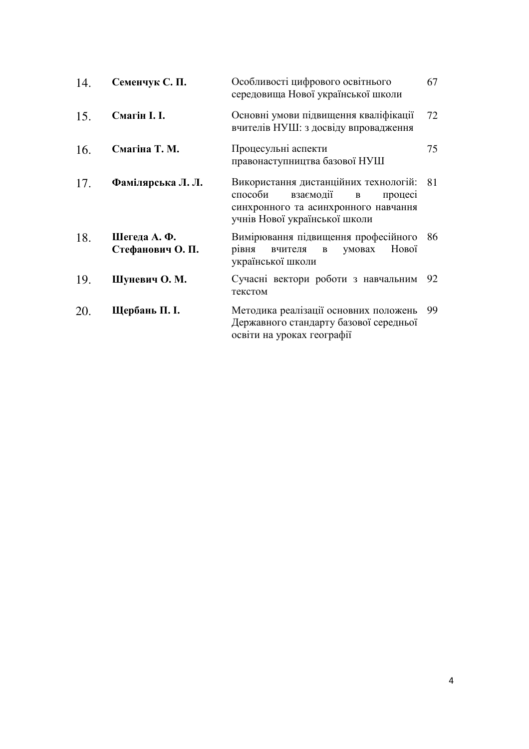| | | | |
|---|---|---|---|
| 14. | **Семенчук С. П.** | Особливості цифрового освітнього середовища Нової української школи | 67 |
| 15. | **Смагін І. І.** | Основні умови підвищення кваліфікації вчителів НУШ: з досвіду впровадження | 72 |
| 16. | **Смагіна Т. М.** | Процесульні аспекти правонаступництва базової НУШ | 75 |
| 17. | **Фамілярська Л. Л.** | Використання дистанційних технологій: способи взаємодії в процесі синхронного та асинхронного навчання учнів Нової української школи | 81 |
| 18. | **Шегеда А. Ф.**<br>**Стефанович О. П.** | Вимірювання підвищення професійного рівня вчителя в умовах Нової української школи | 86 |
| 19. | **Шуневич О. М.** | Сучасні вектори роботи з навчальним текстом | 92 |
| 20. | **Щербань П. І.** | Методика реалізації основних положень Державного стандарту базової середньої освіти на уроках географії | 99 |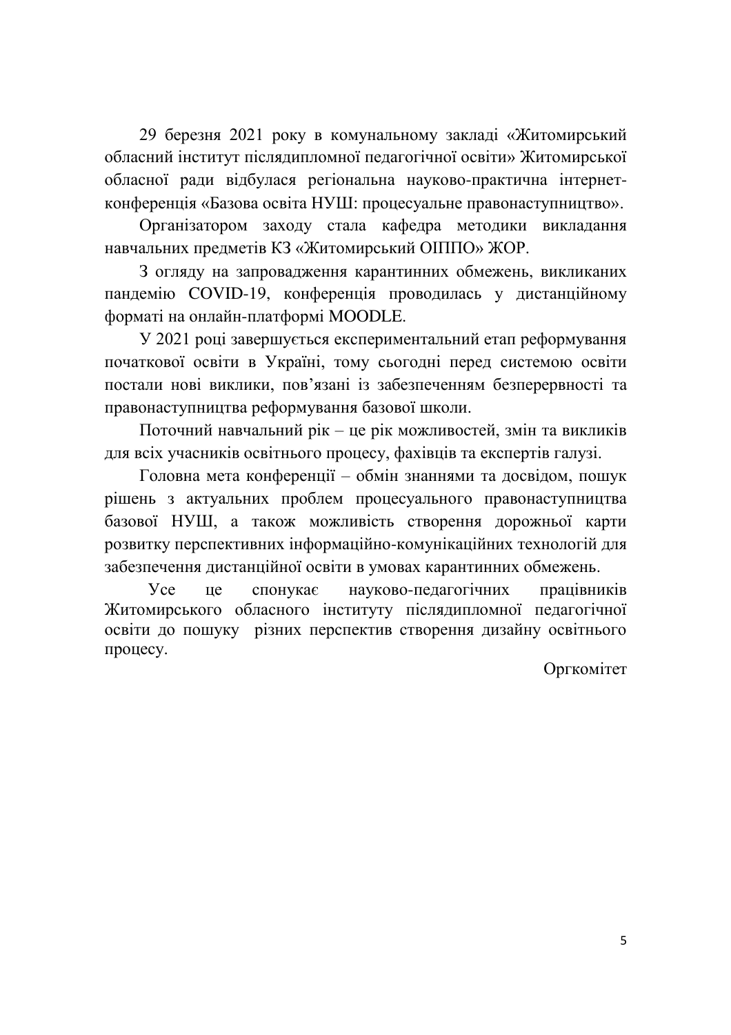29 березня 2021 року в комунальному закладі «Житомирський обласний інститут післядипломної педагогічної освіти» Житомирської обласної ради відбулася регіональна науково-практична інтернет-конференція «Базова освіта НУШ: процесуальне правонаступництво».

Організатором заходу стала кафедра методики викладання навчальних предметів КЗ «Житомирський ОІППО» ЖОР.

З огляду на запровадження карантинних обмежень, викликаних пандемію COVID-19, конференція проводилась у дистанційному форматі на онлайн-платформі MOODLE.

У 2021 році завершується експериментальний етап реформування початкової освіти в Україні, тому сьогодні перед системою освіти постали нові виклики, пов'язані із забезпеченням безперервності та правонаступництва реформування базової школи.

Поточний навчальний рік – це рік можливостей, змін та викликів для всіх учасників освітнього процесу, фахівців та експертів галузі.

Головна мета конференції – обмін знаннями та досвідом, пошук рішень з актуальних проблем процесуального правонаступництва базової НУШ, а також можливість створення дорожньої карти розвитку перспективних інформаційно-комунікаційних технологій для забезпечення дистанційної освіти в умовах карантинних обмежень.

Усе це спонукає науково-педагогічних працівників Житомирського обласного інституту післядипломної педагогічної освіти до пошуку різних перспектив створення дизайну освітнього процесу.

Оргкомітет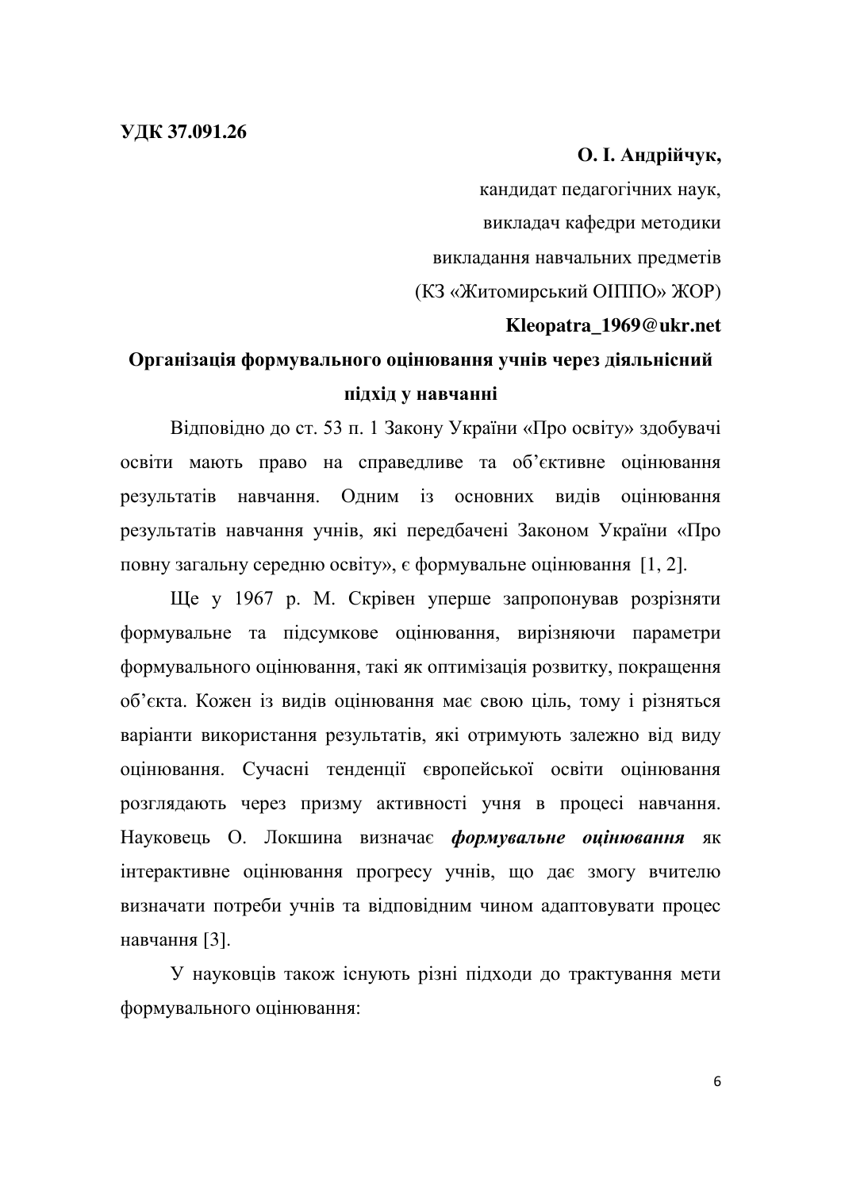**УДК 37.091.26**

**О. І. Андрійчук,**

кандидат педагогічних наук,

викладач кафедри методики

викладання навчальних предметів

(КЗ «Житомирський ОІППО» ЖОР)

**Kleopatra_1969@ukr.net**

## Організація формувального оцінювання учнів через діяльнісний підхід у навчанні

Відповідно до ст. 53 п. 1 Закону України «Про освіту» здобувачі освіти мають право на справедливе та об'єктивне оцінювання результатів навчання. Одним із основних видів оцінювання результатів навчання учнів, які передбачені Законом України «Про повну загальну середню освіту», є формувальне оцінювання [1, 2].

Ще у 1967 р. М. Скрівен уперше запропонував розрізняти формувальне та підсумкове оцінювання, вирізняючи параметри формувального оцінювання, такі як оптимізація розвитку, покращення об'єкта. Кожен із видів оцінювання має свою ціль, тому і різняться варіанти використання результатів, які отримують залежно від виду оцінювання. Сучасні тенденції європейської освіти оцінювання розглядають через призму активності учня в процесі навчання. Науковець О. Локшина визначає ***формувальне оцінювання*** як інтерактивне оцінювання прогресу учнів, що дає змогу вчителю визначати потреби учнів та відповідним чином адаптовувати процес навчання [3].

У науковців також існують різні підходи до трактування мети формувального оцінювання: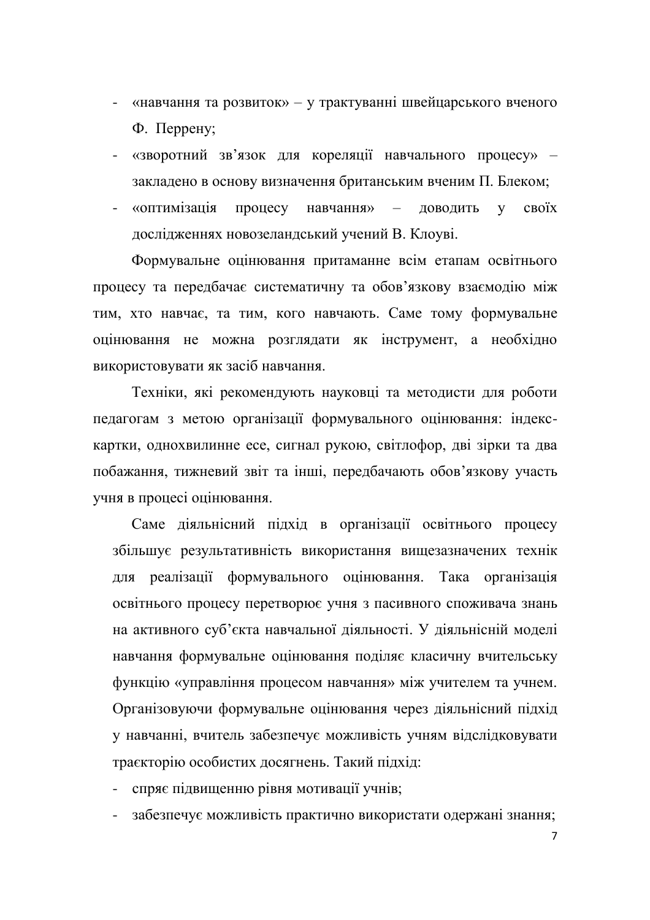- «навчання та розвиток» – у трактуванні швейцарського вченого Ф. Перрену;
- «зворотний зв'язок для кореляції навчального процесу» – закладено в основу визначення британським вченим П. Блеком;
- «оптимізація процесу навчання» – доводить у своїх дослідженнях новозеландський учений В. Клоуві.

Формувальне оцінювання притаманне всім етапам освітнього процесу та передбачає систематичну та обов'язкову взаємодію між тим, хто навчає, та тим, кого навчають. Саме тому формувальне оцінювання не можна розглядати як інструмент, а необхідно використовувати як засіб навчання.

Техніки, які рекомендують науковці та методисти для роботи педагогам з метою організації формувального оцінювання: індекс-картки, однохвилинне есе, сигнал рукою, світлофор, дві зірки та два побажання, тижневий звіт та інші, передбачають обов'язкову участь учня в процесі оцінювання.

Саме діяльнісний підхід в організації освітнього процесу збільшує результативність використання вищезазначених технік для реалізації формувального оцінювання. Така організація освітнього процесу перетворює учня з пасивного споживача знань на активного суб'єкта навчальної діяльності. У діяльнісній моделі навчання формувальне оцінювання поділяє класичну вчительську функцію «управління процесом навчання» між учителем та учнем. Організовуючи формувальне оцінювання через діяльнісний підхід у навчанні, вчитель забезпечує можливість учням відслідковувати траєкторію особистих досягнень. Такий підхід:

- спряє підвищенню рівня мотивації учнів;
- забезпечує можливість практично використати одержані знання;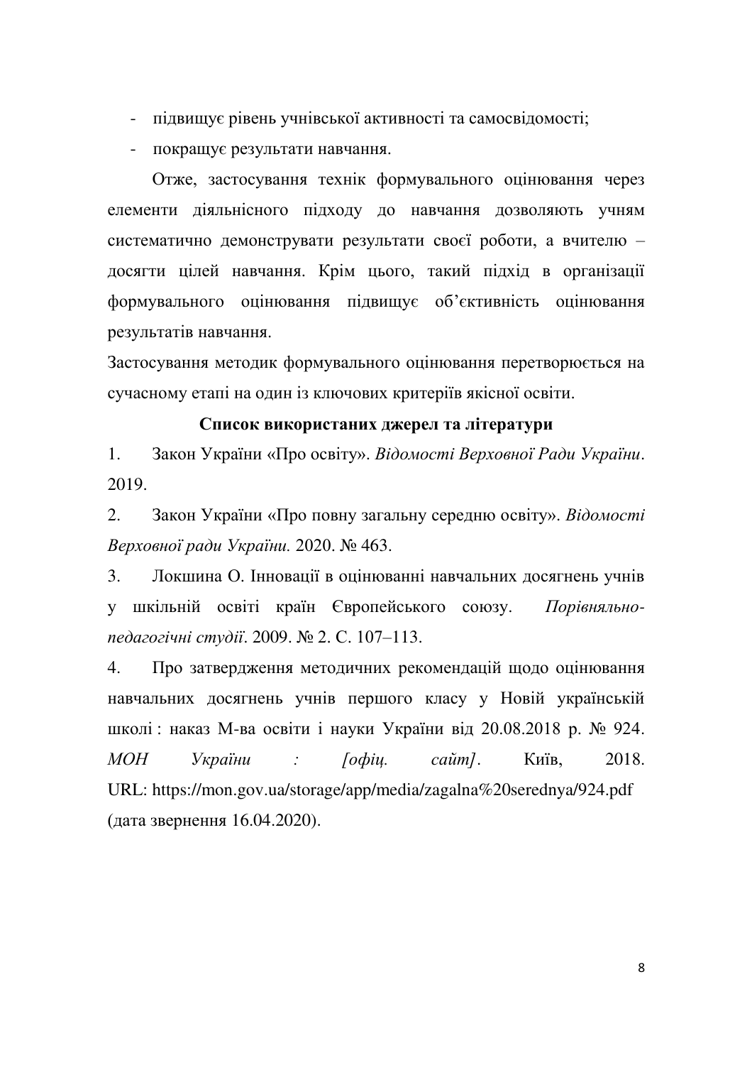- підвищує рівень учнівської активності та самосвідомості;
- покращує результати навчання.

Отже, застосування технік формувального оцінювання через елементи діяльнісного підходу до навчання дозволяють учням систематично демонструвати результати своєї роботи, а вчителю – досягти цілей навчання. Крім цього, такий підхід в організації формувального оцінювання підвищує об'єктивність оцінювання результатів навчання.

Застосування методик формувального оцінювання перетворюється на сучасному етапі на один із ключових критеріїв якісної освіти.

**Список використаних джерел та літератури**

1. Закон України «Про освіту». *Відомості Верховної Ради України*. 2019.
2. Закон України «Про повну загальну середню освіту». *Відомості Верховної ради України.* 2020. № 463.
3. Локшина О. Інновації в оцінюванні навчальних досягнень учнів у шкільній освіті країн Європейського союзу. *Порівняльно-педагогічні студії*. 2009. № 2. С. 107–113.
4. Про затвердження методичних рекомендацій щодо оцінювання навчальних досягнень учнів першого класу у Новій українській школі : наказ М-ва освіти і науки України від 20.08.2018 р. № 924. *МОН України : [офіц. сайт]*. Київ, 2018. URL: https://mon.gov.ua/storage/app/media/zagalna%20serednya/924.pdf (дата звернення 16.04.2020).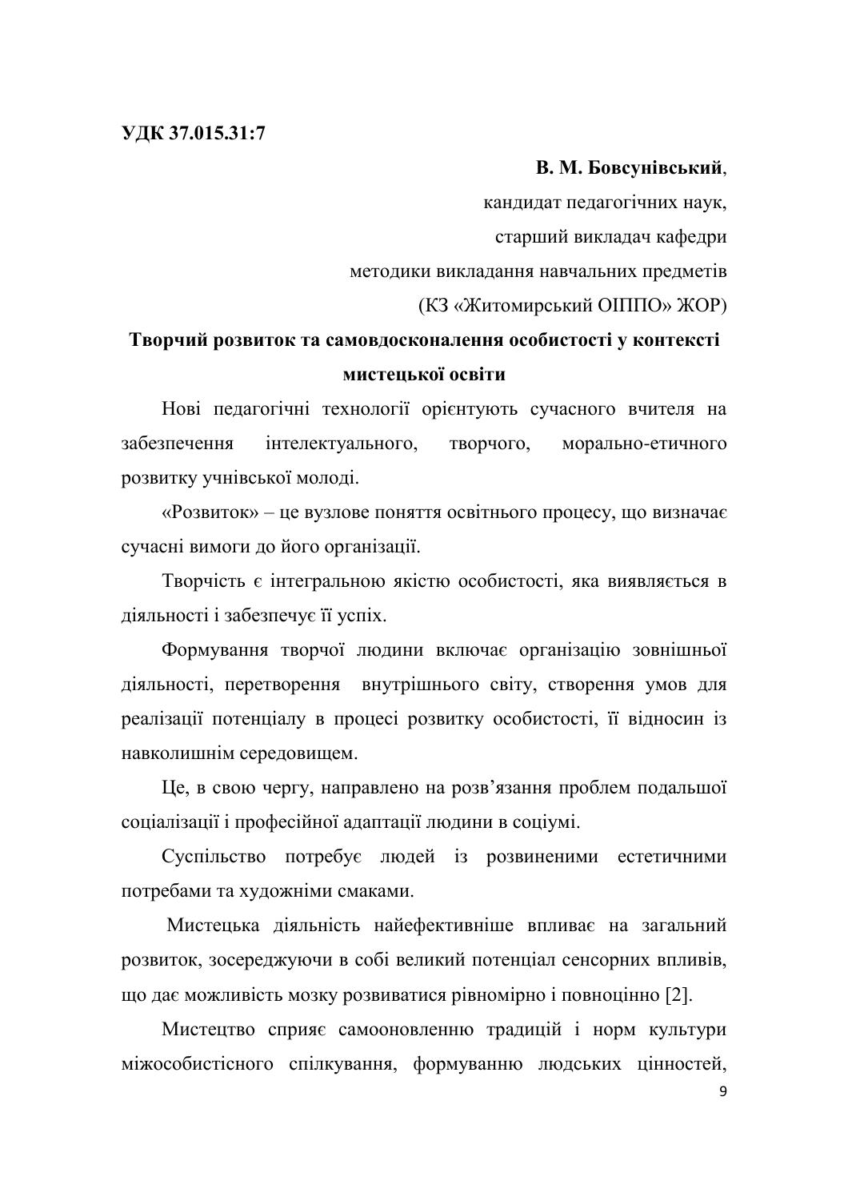**УДК 37.015.31:7**

**В. М. Бовсунівський**,
кандидат педагогічних наук,
старший викладач кафедри
методики викладання навчальних предметів
(КЗ «Житомирський ОІППО» ЖОР)

## Творчий розвиток та самовдосконалення особистості у контексті мистецької освіти

Нові педагогічні технології орієнтують сучасного вчителя на забезпечення інтелектуального, творчого, морально-етичного розвитку учнівської молоді.

«Розвиток» – це вузлове поняття освітнього процесу, що визначає сучасні вимоги до його організації.

Творчість є інтегральною якістю особистості, яка виявляється в діяльності і забезпечує її успіх.

Формування творчої людини включає організацію зовнішньої діяльності, перетворення внутрішнього світу, створення умов для реалізації потенціалу в процесі розвитку особистості, її відносин із навколишнім середовищем.

Це, в свою чергу, направлено на розв'язання проблем подальшої соціалізації і професійної адаптації людини в соціумі.

Суспільство потребує людей із розвиненими естетичними потребами та художніми смаками.

Мистецька діяльність найефективніше впливає на загальний розвиток, зосереджуючи в собі великий потенціал сенсорних впливів, що дає можливість мозку розвиватися рівномірно і повноцінно [2].

Мистецтво сприяє самооновленню традицій і норм культури міжособистісного спілкування, формуванню людських цінностей,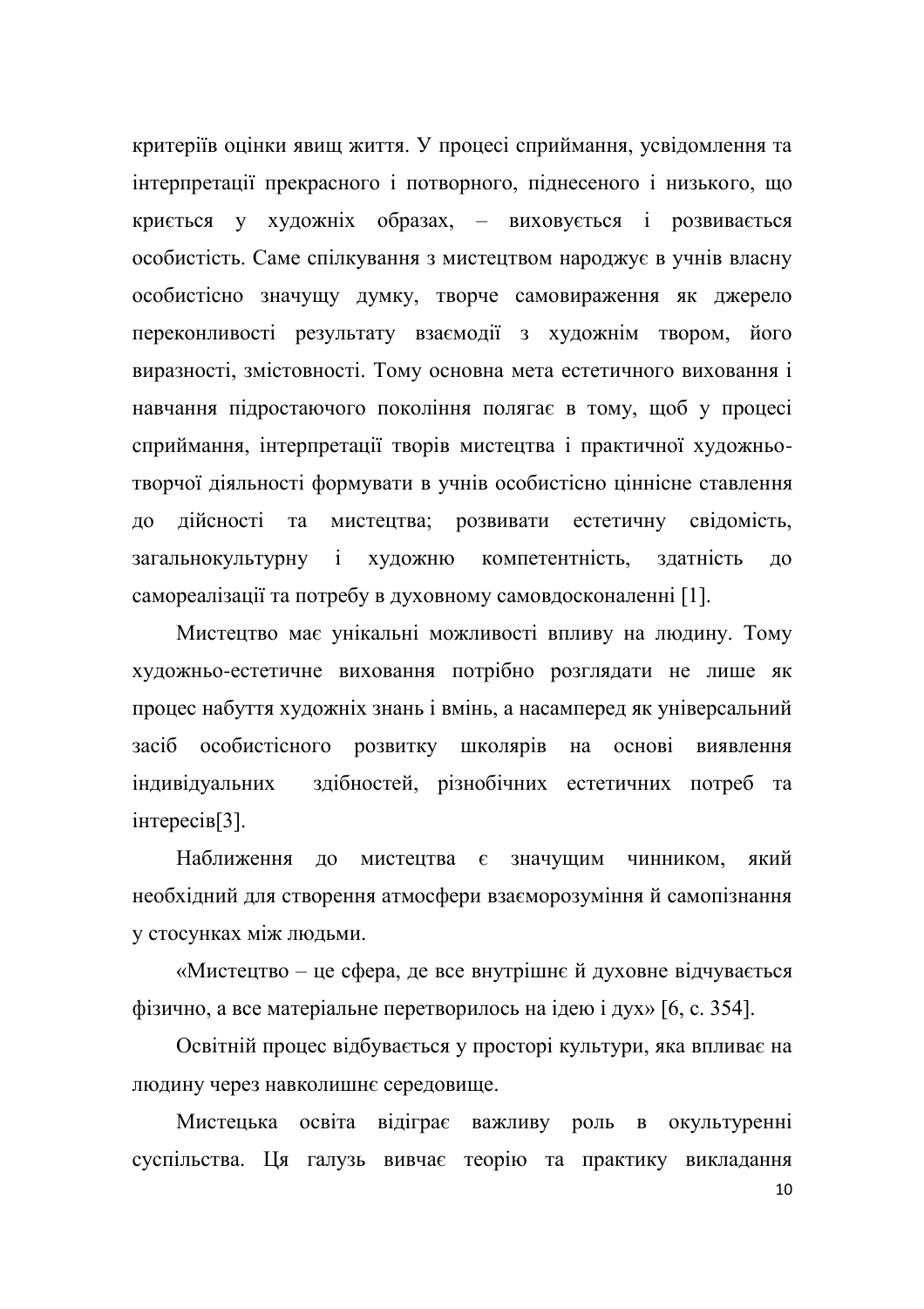критеріїв оцінки явищ життя. У процесі сприймання, усвідомлення та інтерпретації прекрасного і потворного, піднесеного і низького, що криється у художніх образах, – виховується і розвивається особистість. Саме спілкування з мистецтвом народжує в учнів власну особистісно значущу думку, творче самовираження як джерело переконливості результату взаємодії з художнім твором, його виразності, змістовності. Тому основна мета естетичного виховання і навчання підростаючого покоління полягає в тому, щоб у процесі сприймання, інтерпретації творів мистецтва і практичної художньо-творчої діяльності формувати в учнів особистісно ціннісне ставлення до дійсності та мистецтва; розвивати естетичну свідомість, загальнокультурну і художню компетентність, здатність до самореалізації та потребу в духовному самовдосконаленні [1].

Мистецтво має унікальні можливості впливу на людину. Тому художньо-естетичне виховання потрібно розглядати не лише як процес набуття художніх знань і вмінь, а насамперед як універсальний засіб особистісного розвитку школярів на основі виявлення індивідуальних здібностей, різнобічних естетичних потреб та інтересів[3].

Наближення до мистецтва є значущим чинником, який необхідний для створення атмосфери взаєморозуміння й самопізнання у стосунках між людьми.

«Мистецтво – це сфера, де все внутрішнє й духовне відчувається фізично, а все матеріальне перетворилось на ідею і дух» [6, с. 354].

Освітній процес відбувається у просторі культури, яка впливає на людину через навколишнє середовище.

Мистецька освіта відіграє важливу роль в окультуренні суспільства. Ця галузь вивчає теорію та практику викладання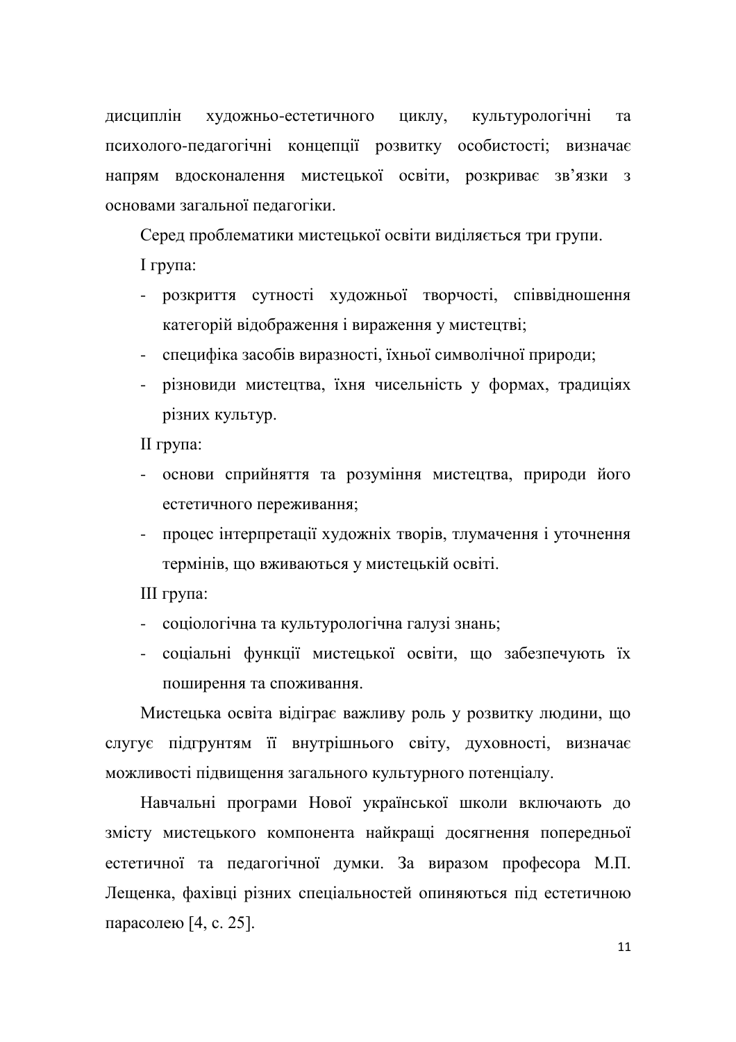дисциплін художньо-естетичного циклу, культурологічні та психолого-педагогічні концепції розвитку особистості; визначає напрям вдосконалення мистецької освіти, розкриває зв'язки з основами загальної педагогіки.

Серед проблематики мистецької освіти виділяється три групи.

І група:

- розкриття сутності художньої творчості, співвідношення категорій відображення і вираження у мистецтві;
- специфіка засобів виразності, їхньої символічної природи;
- різновиди мистецтва, їхня чисельність у формах, традиціях різних культур.

ІІ група:

- основи сприйняття та розуміння мистецтва, природи його естетичного переживання;
- процес інтерпретації художніх творів, тлумачення і уточнення термінів, що вживаються у мистецькій освіті.

ІІІ група:

- соціологічна та культурологічна галузі знань;
- соціальні функції мистецької освіти, що забезпечують їх поширення та споживання.

Мистецька освіта відіграє важливу роль у розвитку людини, що слугує підгрунтям її внутрішнього світу, духовності, визначає можливості підвищення загального культурного потенціалу.

Навчальні програми Нової української школи включають до змісту мистецького компонента найкращі досягнення попередньої естетичної та педагогічної думки. За виразом професора М.П. Лещенка, фахівці різних спеціальностей опиняються під естетичною парасолею [4, с. 25].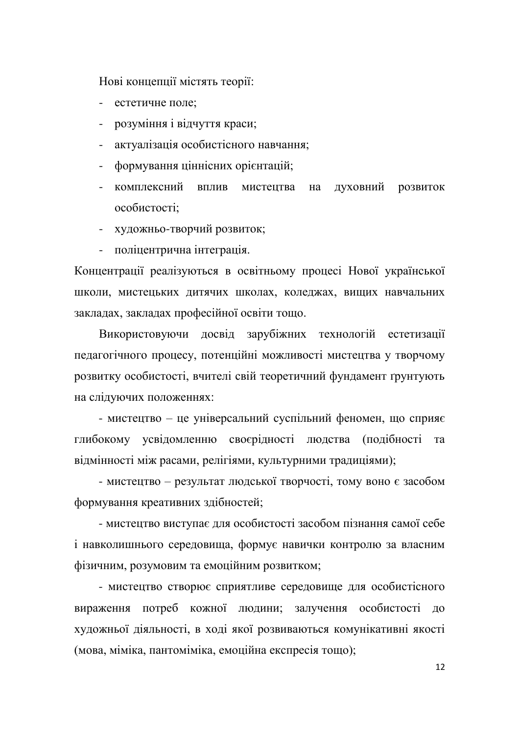Нові концепції містять теорії:

- естетичне поле;
- розуміння і відчуття краси;
- актуалізація особистісного навчання;
- формування ціннісних орієнтацій;
- комплексний вплив мистецтва на духовний розвиток особистості;
- художньо-творчий розвиток;
- поліцентрична інтеграція.

Концентрації реалізуються в освітньому процесі Нової української школи, мистецьких дитячих школах, коледжах, вищих навчальних закладах, закладах професійної освіти тощо.

Використовуючи досвід зарубіжних технологій естетизації педагогічного процесу, потенційні можливості мистецтва у творчому розвитку особистості, вчителі свій теоретичний фундамент ґрунтують на слідуючих положеннях:

- мистецтво – це універсальний суспільний феномен, що сприяє глибокому усвідомленню своєрідності людства (подібності та відмінності між расами, релігіями, культурними традиціями);

- мистецтво – результат людської творчості, тому воно є засобом формування креативних здібностей;

- мистецтво виступає для особистості засобом пізнання самої себе і навколишнього середовища, формує навички контролю за власним фізичним, розумовим та емоційним розвитком;

- мистецтво створює сприятливе середовище для особистісного вираження потреб кожної людини; залучення особистості до художньої діяльності, в ході якої розвиваються комунікативні якості (мова, міміка, пантоміміка, емоційна експресія тощо);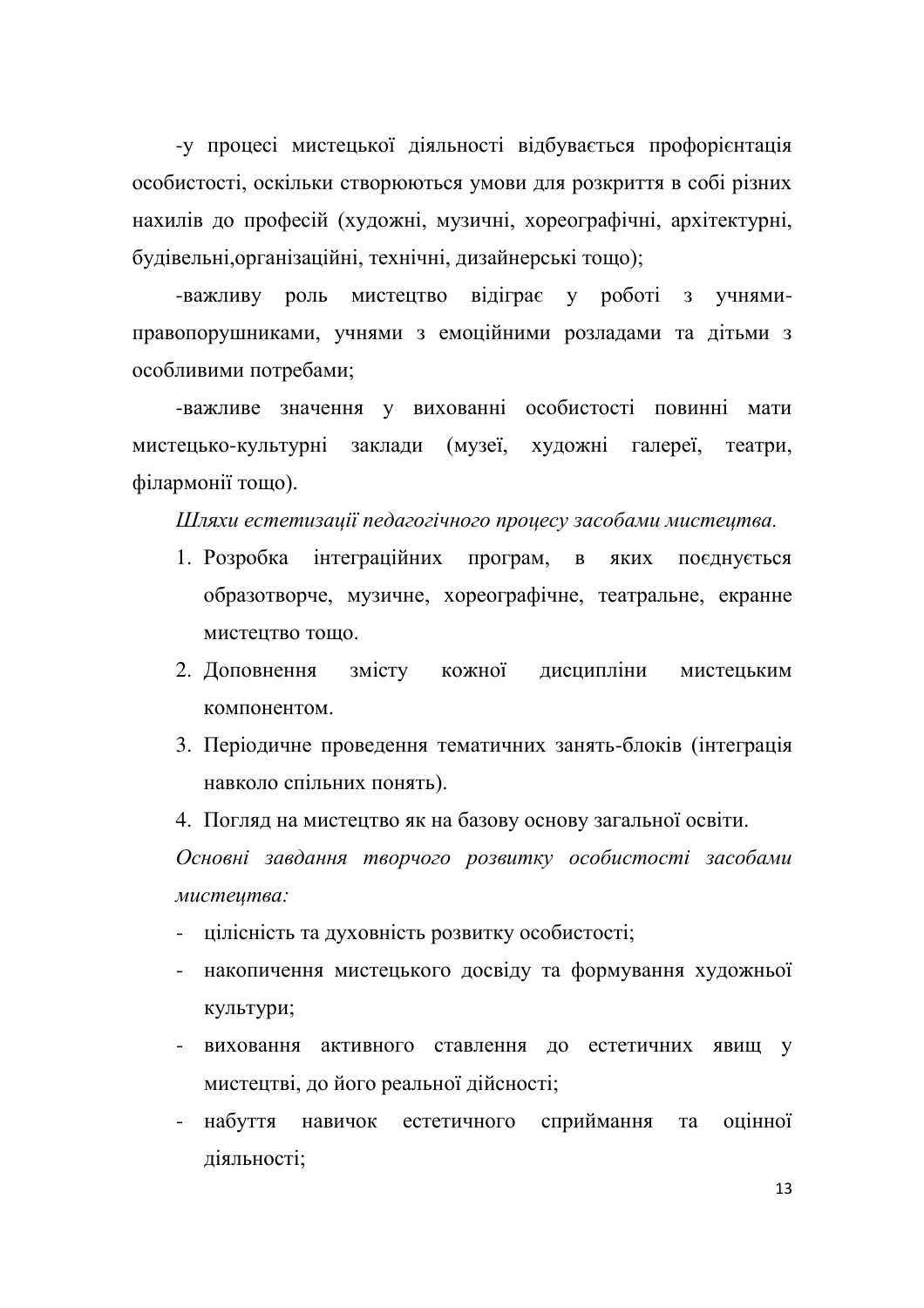-у процесі мистецької діяльності відбувається профорієнтація особистості, оскільки створюються умови для розкриття в собі різних нахилів до професій (художні, музичні, хореографічні, архітектурні, будівельні,організаційні, технічні, дизайнерські тощо);

-важливу роль мистецтво відіграє у роботі з учнями-правопорушниками, учнями з емоційними розладами та дітьми з особливими потребами;

-важливе значення у вихованні особистості повинні мати мистецько-культурні заклади (музеї, художні галереї, театри, філармонії тощо).

*Шляхи естетизації педагогічного процесу засобами мистецтва.*

1. Розробка інтеграційних програм, в яких поєднується образотворче, музичне, хореографічне, театральне, екранне мистецтво тощо.
2. Доповнення змісту кожної дисципліни мистецьким компонентом.
3. Періодичне проведення тематичних занять-блоків (інтеграція навколо спільних понять).
4. Погляд на мистецтво як на базову основу загальної освіти.

*Основні завдання творчого розвитку особистості засобами мистецтва:*

- цілісність та духовність розвитку особистості;
- накопичення мистецького досвіду та формування художньої культури;
- виховання активного ставлення до естетичних явищ у мистецтві, до його реальної дійсності;
- набуття навичок естетичного сприймання та оцінної діяльності;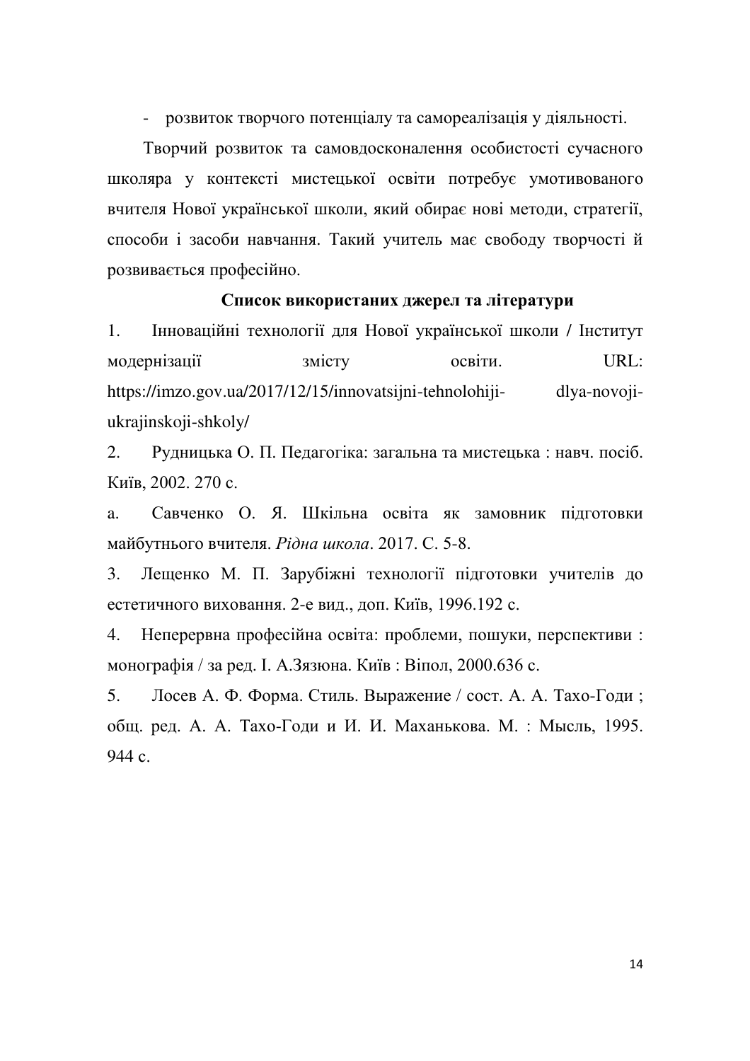- розвиток творчого потенціалу та самореалізація у діяльності.

Творчий розвиток та самовдосконалення особистості сучасного школяра у контексті мистецької освіти потребує умотивованого вчителя Нової української школи, який обирає нові методи, стратегії, способи і засоби навчання. Такий учитель має свободу творчості й розвивається професійно.

**Список використаних джерел та літератури**

1. Інноваційні технології для Нової української школи / Інститут модернізації змісту освіти. URL: https://imzo.gov.ua/2017/12/15/innovatsijni-tehnolohiji- dlya-novoji-ukrajinskoji-shkoly/
2. Рудницька О. П. Педагогіка: загальна та мистецька : навч. посіб. Київ, 2002. 270 с.

a. Савченко О. Я. Шкільна освіта як замовник підготовки майбутнього вчителя. *Рідна школа*. 2017. С. 5-8.

3. Лещенко М. П. Зарубіжні технології підготовки учителів до естетичного виховання. 2-е вид., доп. Київ, 1996.192 с.
4. Неперервна професійна освіта: проблеми, пошуки, перспективи : монографія / за ред. І. А.Зязюна. Київ : Віпол, 2000.636 с.
5. Лосев А. Ф. Форма. Стиль. Выражение / сост. А. А. Тахо-Годи ; общ. ред. А. А. Тахо-Годи и И. И. Маханькова. М. : Мысль, 1995. 944 с.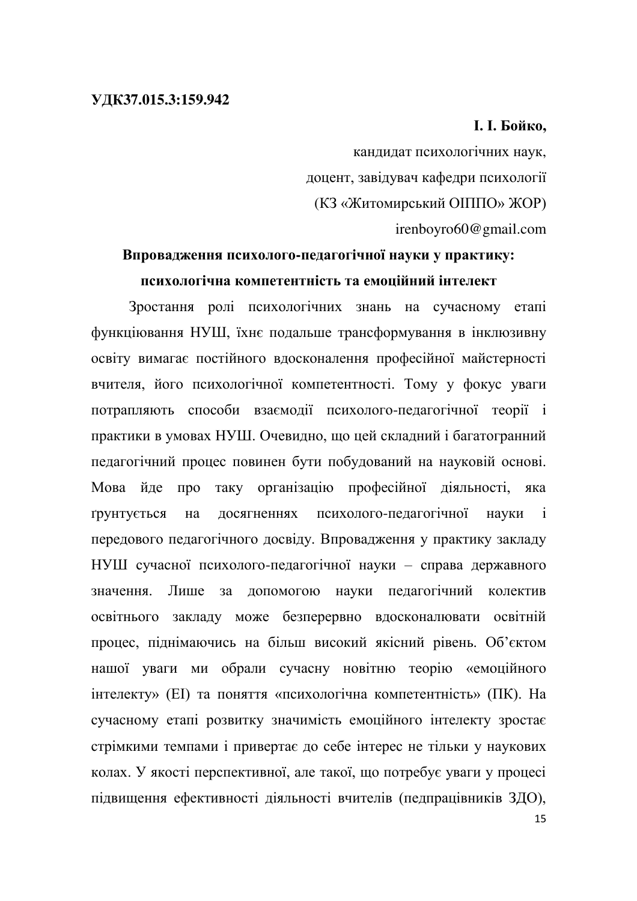**УДК37.015.3:159.942**

**І. І. Бойко,**

кандидат психологічних наук,

доцент, завідувач кафедри психології

(КЗ «Житомирський ОІППО» ЖОР)

irenboyro60@gmail.com

## Впровадження психолого-педагогічної науки у практику: психологічна компетентність та емоційний інтелект

Зростання ролі психологічних знань на сучасному етапі функціювання НУШ, їхнє подальше трансформування в інклюзивну освіту вимагає постійного вдосконалення професійної майстерності вчителя, його психологічної компетентності. Тому у фокус уваги потрапляють способи взаємодії психолого-педагогічної теорії і практики в умовах НУШ. Очевидно, що цей складний і багатогранний педагогічний процес повинен бути побудований на науковій основі. Мова йде про таку організацію професійної діяльності, яка ґрунтується на досягненнях психолого-педагогічної науки і передового педагогічного досвіду. Впровадження у практику закладу НУШ сучасної психолого-педагогічної науки – справа державного значення. Лише за допомогою науки педагогічний колектив освітнього закладу може безперервно вдосконалювати освітній процес, піднімаючись на більш високий якісний рівень. Об’єктом нашої уваги ми обрали сучасну новітню теорію «емоційного інтелекту» (ЕІ) та поняття «психологічна компетентність» (ПК). На сучасному етапі розвитку значимість емоційного інтелекту зростає стрімкими темпами і привертає до себе інтерес не тільки у наукових колах. У якості перспективної, але такої, що потребує уваги у процесі підвищення ефективності діяльності вчителів (педпрацівників ЗДО),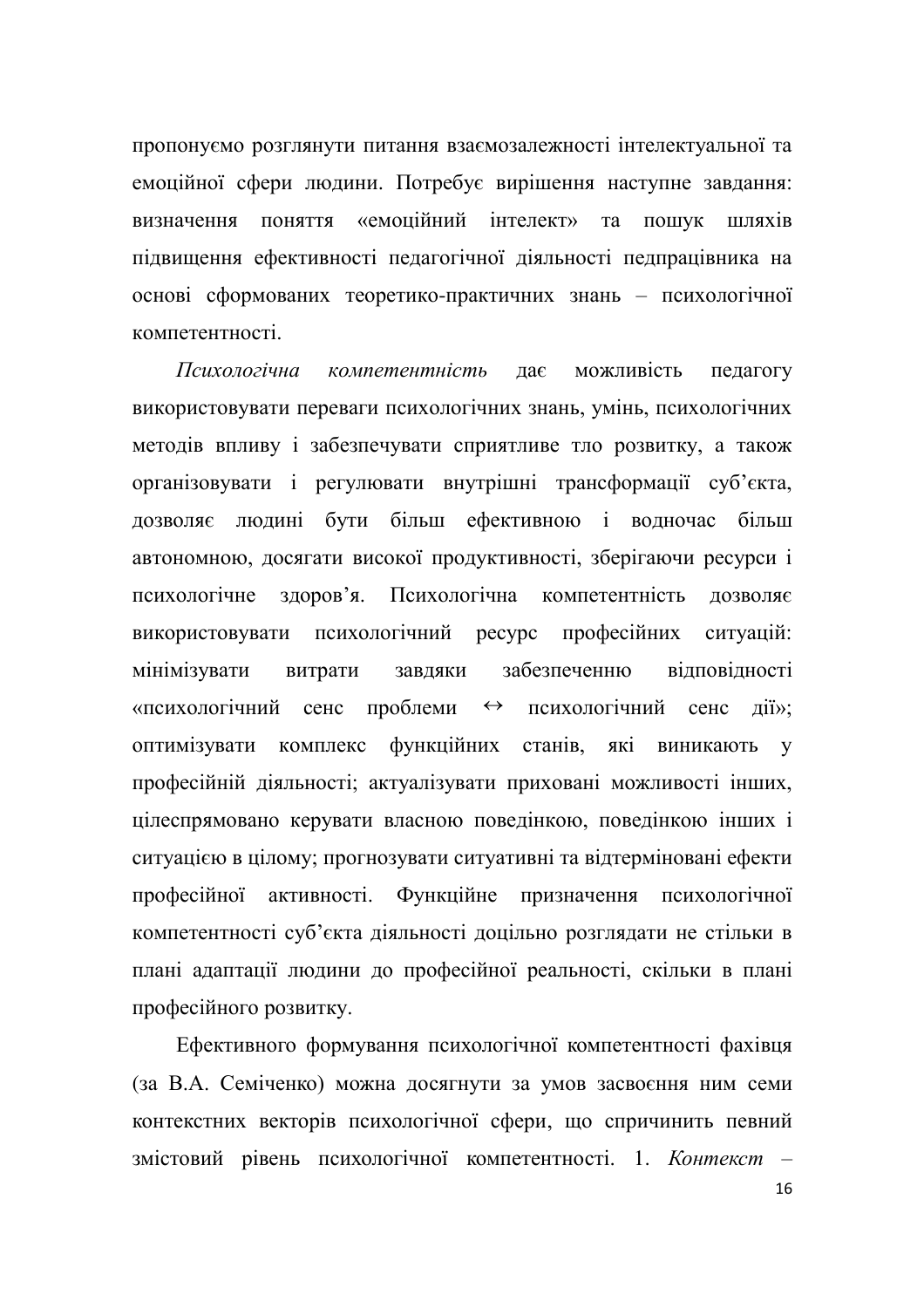пропонуємо розглянути питання взаємозалежності інтелектуальної та емоційної сфери людини. Потребує вирішення наступне завдання: визначення поняття «емоційний інтелект» та пошук шляхів підвищення ефективності педагогічної діяльності педпрацівника на основі сформованих теоретико-практичних знань – психологічної компетентності.

*Психологічна компетентність* дає можливість педагогу використовувати переваги психологічних знань, умінь, психологічних методів впливу і забезпечувати сприятливе тло розвитку, а також організовувати і регулювати внутрішні трансформації суб'єкта, дозволяє людині бути більш ефективною і водночас більш автономною, досягати високої продуктивності, зберігаючи ресурси і психологічне здоров'я. Психологічна компетентність дозволяє використовувати психологічний ресурс професійних ситуацій: мінімізувати витрати завдяки забезпеченню відповідності «психологічний сенс проблеми ↔ психологічний сенс дії»; оптимізувати комплекс функційних станів, які виникають у професійній діяльності; актуалізувати приховані можливості інших, цілеспрямовано керувати власною поведінкою, поведінкою інших і ситуацією в цілому; прогнозувати ситуативні та відтерміновані ефекти професійної активності. Функційне призначення психологічної компетентності суб'єкта діяльності доцільно розглядати не стільки в плані адаптації людини до професійної реальності, скільки в плані професійного розвитку.

Ефективного формування психологічної компетентності фахівця (за В.А. Семіченко) можна досягнути за умов засвоєння ним семи контекстних векторів психологічної сфери, що спричинить певний змістовий рівень психологічної компетентності. 1. *Контекст* –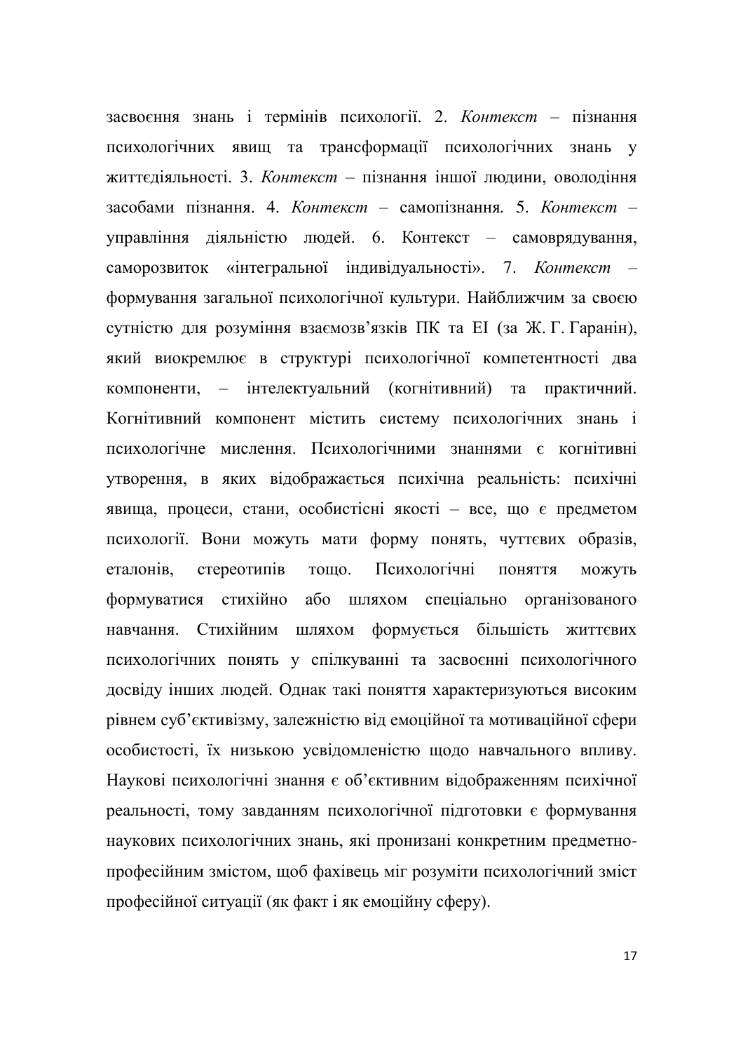засвоєння знань і термінів психології. 2. *Контекст* – пізнання психологічних явищ та трансформації психологічних знань у життєдіяльності. 3. *Контекст* – пізнання іншої людини, оволодіння засобами пізнання. 4. *Контекст* – самопізнання. 5. *Контекст* – управління діяльністю людей. 6. Контекст – самоврядування, саморозвиток «інтегральної індивідуальності». 7. *Контекст* – формування загальної психологічної культури. Найближчим за своєю сутністю для розуміння взаємозв'язків ПК та ЕІ (за Ж. Г. Гаранін), який виокремлює в структурі психологічної компетентності два компоненти, – інтелектуальний (когнітивний) та практичний. Когнітивний компонент містить систему психологічних знань і психологічне мислення. Психологічними знаннями є когнітивні утворення, в яких відображається психічна реальність: психічні явища, процеси, стани, особистісні якості – все, що є предметом психології. Вони можуть мати форму понять, чуттєвих образів, еталонів, стереотипів тощо. Психологічні поняття можуть формуватися стихійно або шляхом спеціально організованого навчання. Стихійним шляхом формується більшість життєвих психологічних понять у спілкуванні та засвоєнні психологічного досвіду інших людей. Однак такі поняття характеризуються високим рівнем суб'єктивізму, залежністю від емоційної та мотиваційної сфери особистості, їх низькою усвідомленістю щодо навчального впливу. Наукові психологічні знання є об'єктивним відображенням психічної реальності, тому завданням психологічної підготовки є формування наукових психологічних знань, які пронизані конкретним предметно-професійним змістом, щоб фахівець міг розуміти психологічний зміст професійної ситуації (як факт і як емоційну сферу).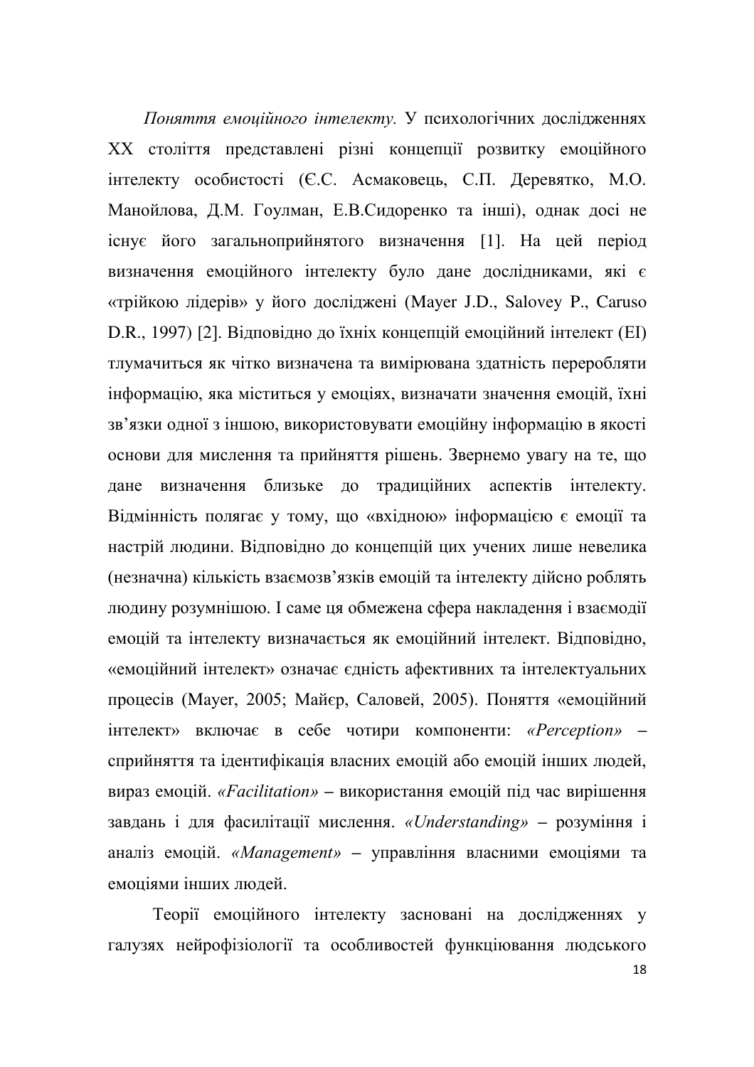*Поняття емоційного інтелекту.* У психологічних дослідженнях XX століття представлені різні концепції розвитку емоційного інтелекту особистості (Є.С. Асмаковець, С.П. Деревятко, М.О. Манойлова, Д.М. Гоулман, Е.В.Сидоренко та інші), однак досі не існує його загальноприйнятого визначення [1]. На цей період визначення емоційного інтелекту було дане дослідниками, які є «трійкою лідерів» у його дослідженні (Mayer J.D., Salovey P., Caruso D.R., 1997) [2]. Відповідно до їхніх концепцій емоційний інтелект (ЕІ) тлумачиться як чітко визначена та вимірювана здатність переробляти інформацію, яка міститься у емоціях, визначати значення емоцій, їхні зв'язки одної з іншою, використовувати емоційну інформацію в якості основи для мислення та прийняття рішень. Звернемо увагу на те, що дане визначення близьке до традиційних аспектів інтелекту. Відмінність полягає у тому, що «вхідною» інформацією є емоції та настрій людини. Відповідно до концепцій цих учених лише невелика (незначна) кількість взаємозв'язків емоцій та інтелекту дійсно роблять людину розумнішою. І саме ця обмежена сфера накладення і взаємодії емоцій та інтелекту визначається як емоційний інтелект. Відповідно, «емоційний інтелект» означає єдність афективних та інтелектуальних процесів (Mayer, 2005; Майєр, Саловей, 2005). Поняття «емоційний інтелект» включає в себе чотири компоненти: *«Perception»* – сприйняття та ідентифікація власних емоцій або емоцій інших людей, вираз емоцій. *«Facilitation»* – використання емоцій під час вирішення завдань і для фасилітації мислення. *«Understanding»* – розуміння і аналіз емоцій. *«Management»* – управління власними емоціями та емоціями інших людей.

Теорії емоційного інтелекту засновані на дослідженнях у галузях нейрофізіології та особливостей функціювання людського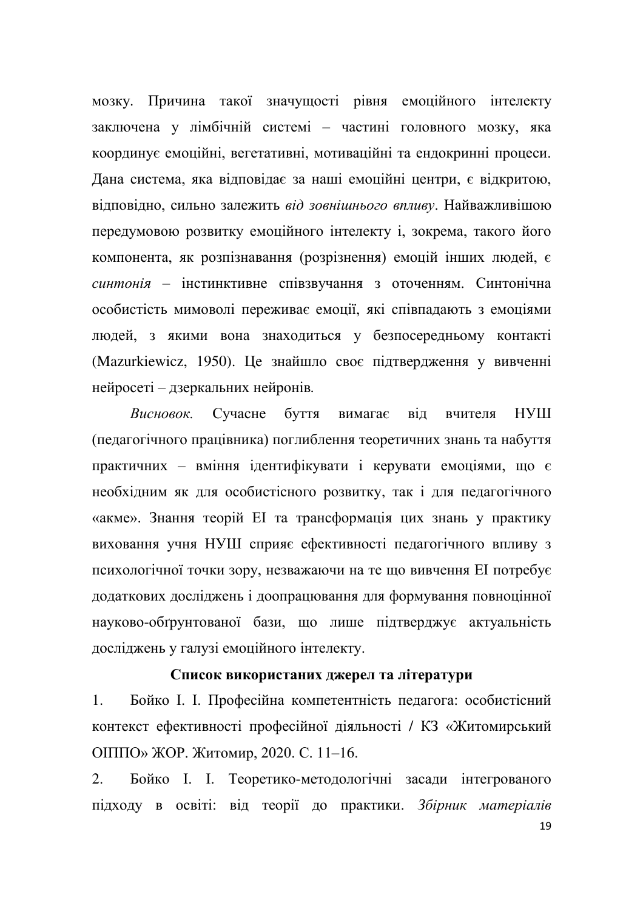мозку. Причина такої значущості рівня емоційного інтелекту заключена у лімбічній системі – частині головного мозку, яка координує емоційні, вегетативні, мотиваційні та ендокринні процеси. Дана система, яка відповідає за наші емоційні центри, є відкритою, відповідно, сильно залежить *від зовнішнього впливу*. Найважливішою передумовою розвитку емоційного інтелекту і, зокрема, такого його компонента, як розпізнавання (розрізнення) емоцій інших людей, є *синтонія* – інстинктивне співзвучання з оточенням. Синтонічна особистість мимоволі переживає емоції, які співпадають з емоціями людей, з якими вона знаходиться у безпосередньому контакті (Mazurkiewicz, 1950). Це знайшло своє підтвердження у вивченні нейросеті – дзеркальних нейронів.

*Висновок.* Сучасне буття вимагає від вчителя НУШ (педагогічного працівника) поглиблення теоретичних знань та набуття практичних – вміння ідентифікувати і керувати емоціями, що є необхідним як для особистісного розвитку, так і для педагогічного «акме». Знання теорій ЕІ та трансформація цих знань у практику виховання учня НУШ сприяє ефективності педагогічного впливу з психологічної точки зору, незважаючи на те що вивчення ЕІ потребує додаткових досліджень і доопрацювання для формування повноцінної науково-обгрунтованої бази, що лише підтверджує актуальність досліджень у галузі емоційного інтелекту.

**Список використаних джерел та літератури**

1. Бойко І. І. Професійна компетентність педагога: особистісний контекст ефективності професійної діяльності / КЗ «Житомирський ОІППО» ЖОР. Житомир, 2020. С. 11–16.

2. Бойко І. І. Теоретико-методологічні засади інтегрованого підходу в освіті: від теорії до практики. *Збірник матеріалів*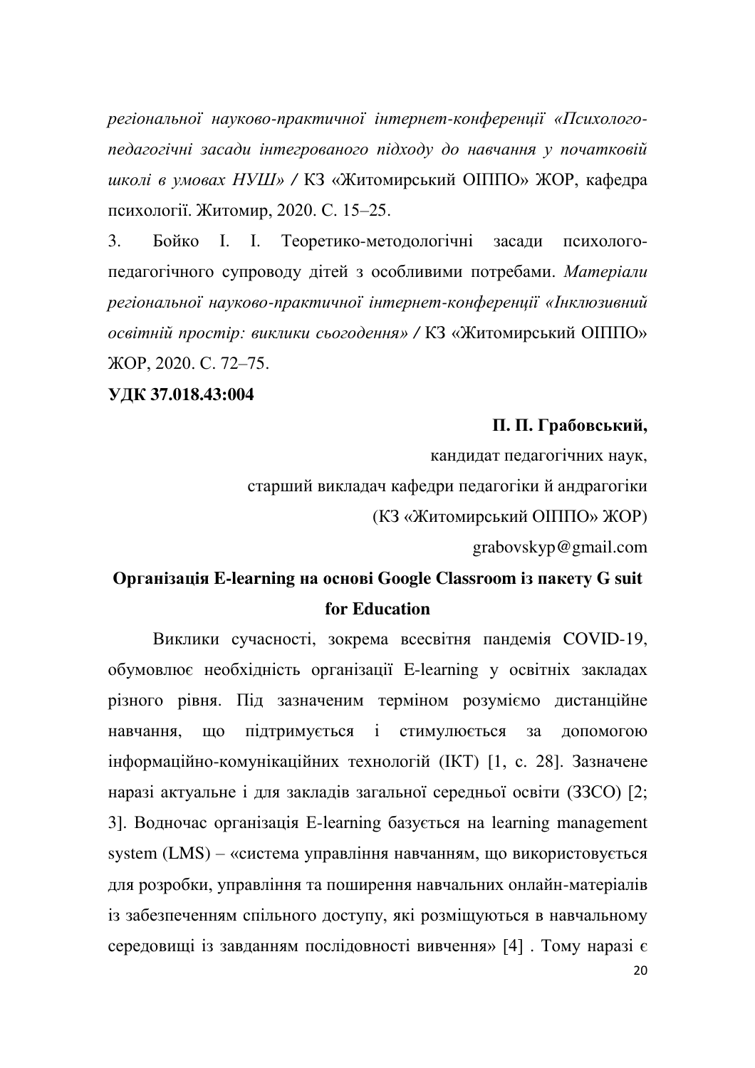*регіональної науково-практичної інтернет-конференції «Психолого-педагогічні засади інтегрованого підходу до навчання у початковій школі в умовах НУШ» /* КЗ «Житомирський ОІППО» ЖОР, кафедра психології. Житомир, 2020. С. 15–25.

3. Бойко І. І. Теоретико-методологічні засади психолого-педагогічного супроводу дітей з особливими потребами. *Матеріали регіональної науково-практичної інтернет-конференції «Інклюзивний освітній простір: виклики сьогодення» /* КЗ «Житомирський ОІППО» ЖОР, 2020. С. 72–75.

**УДК 37.018.43:004**

**П. П. Грабовський,**
кандидат педагогічних наук,
старший викладач кафедри педагогіки й андрагогіки
(КЗ «Житомирський ОІППО» ЖОР)
grabovskyp@gmail.com

## Організація E-learning на основі Google Classroom із пакету G suit for Education

Виклики сучасності, зокрема всесвітня пандемія COVID-19, обумовлює необхідність організації E-learning у освітніх закладах різного рівня. Під зазначеним терміном розуміємо дистанційне навчання, що підтримується і стимулюється за допомогою інформаційно-комунікаційних технологій (ІКТ) [1, с. 28]. Зазначене наразі актуальне і для закладів загальної середньої освіти (ЗЗСО) [2; 3]. Водночас організація E-learning базується на learning management system (LMS) – «система управління навчанням, що використовується для розробки, управління та поширення навчальних онлайн-матеріалів із забезпеченням спільного доступу, які розміщуються в навчальному середовищі із завданням послідовності вивчення» [4] . Тому наразі є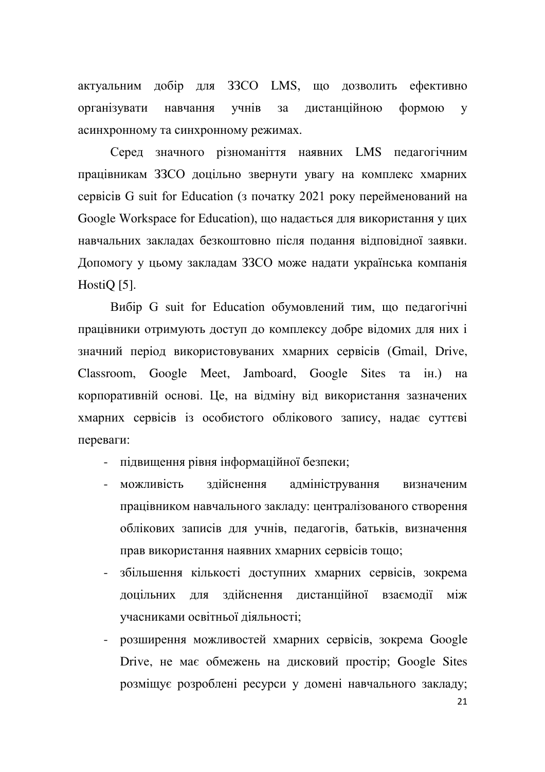актуальним добір для ЗЗСО LMS, що дозволить ефективно організувати навчання учнів за дистанційною формою у асинхронному та синхронному режимах.

Серед значного різноманіття наявних LMS педагогічним працівникам ЗЗСО доцільно звернути увагу на комплекс хмарних сервісів G suit for Education (з початку 2021 року перейменований на Google Workspace for Education), що надається для використання у цих навчальних закладах безкоштовно після подання відповідної заявки. Допомогу у цьому закладам ЗЗСО може надати українська компанія HostiQ [5].

Вибір G suit for Education обумовлений тим, що педагогічні працівники отримують доступ до комплексу добре відомих для них і значний період використовуваних хмарних сервісів (Gmail, Drive, Classroom, Google Meet, Jamboard, Google Sites та ін.) на корпоративній основі. Це, на відміну від використання зазначених хмарних сервісів із особистого облікового запису, надає суттєві переваги:

- підвищення рівня інформаційної безпеки;
- можливість здійснення адміністрування визначеним працівником навчального закладу: централізованого створення облікових записів для учнів, педагогів, батьків, визначення прав використання наявних хмарних сервісів тощо;
- збільшення кількості доступних хмарних сервісів, зокрема доцільних для здійснення дистанційної взаємодії між учасниками освітньої діяльності;
- розширення можливостей хмарних сервісів, зокрема Google Drive, не має обмежень на дисковий простір; Google Sites розміщує розроблені ресурси у домені навчального закладу;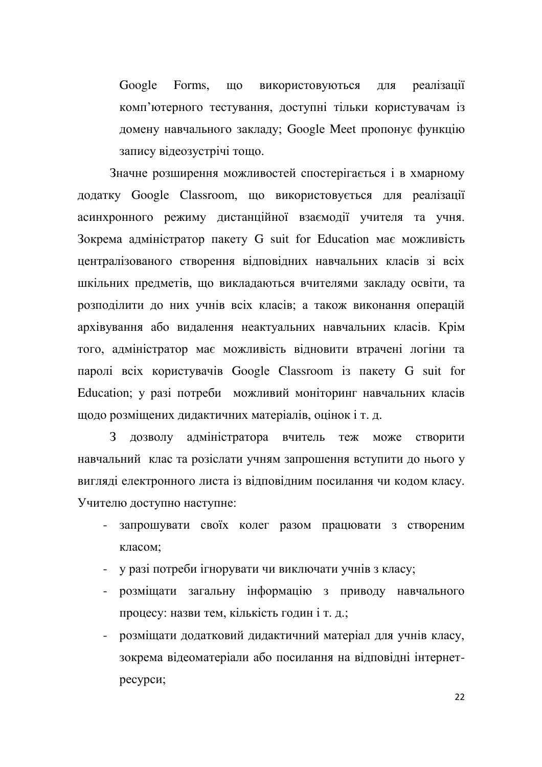Google Forms, що використовуються для реалізації комп'ютерного тестування, доступні тільки користувачам із домену навчального закладу; Google Meet пропонує функцію запису відеозустрічі тощо.

Значне розширення можливостей спостерігається і в хмарному додатку Google Classroom, що використовується для реалізації асинхронного режиму дистанційної взаємодії учителя та учня. Зокрема адміністратор пакету G suit for Education має можливість централізованого створення відповідних навчальних класів зі всіх шкільних предметів, що викладаються вчителями закладу освіти, та розподілити до них учнів всіх класів; а також виконання операцій архівування або видалення неактуальних навчальних класів. Крім того, адміністратор має можливість відновити втрачені логіни та паролі всіх користувачів Google Classroom із пакету G suit for Education; у разі потреби можливий моніторинг навчальних класів щодо розміщених дидактичних матеріалів, оцінок і т. д.

З дозволу адміністратора вчитель теж може створити навчальний клас та розіслати учням запрошення вступити до нього у вигляді електронного листа із відповідним посилання чи кодом класу. Учителю доступно наступне:

- запрошувати своїх колег разом працювати з створеним класом;
- у разі потреби ігнорувати чи виключати учнів з класу;
- розміщати загальну інформацію з приводу навчального процесу: назви тем, кількість годин і т. д.;
- розміщати додатковий дидактичний матеріал для учнів класу, зокрема відеоматеріали або посилання на відповідні інтернет-ресурси;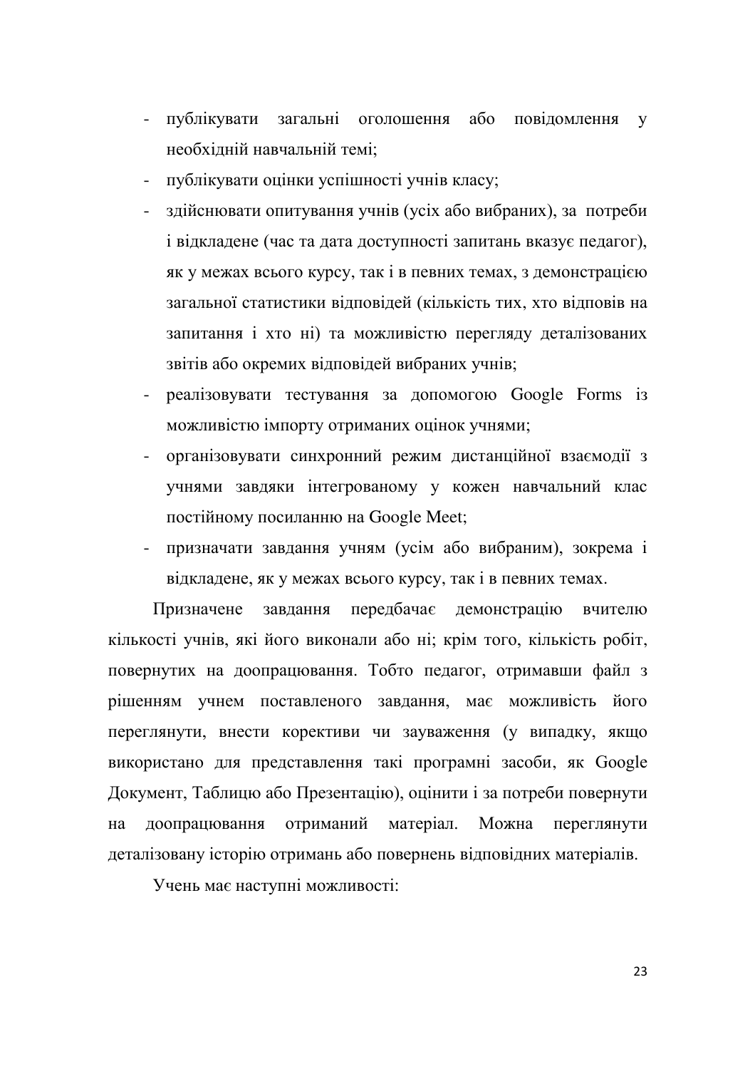- публікувати загальні оголошення або повідомлення у необхідній навчальній темі;
- публікувати оцінки успішності учнів класу;
- здійснювати опитування учнів (усіх або вибраних), за потреби і відкладене (час та дата доступності запитань вказує педагог), як у межах всього курсу, так і в певних темах, з демонстрацією загальної статистики відповідей (кількість тих, хто відповів на запитання і хто ні) та можливістю перегляду деталізованих звітів або окремих відповідей вибраних учнів;
- реалізовувати тестування за допомогою Google Forms із можливістю імпорту отриманих оцінок учнями;
- організовувати синхронний режим дистанційної взаємодії з учнями завдяки інтегрованому у кожен навчальний клас постійному посиланню на Google Meet;
- призначати завдання учням (усім або вибраним), зокрема і відкладене, як у межах всього курсу, так і в певних темах.

Призначене завдання передбачає демонстрацію вчителю кількості учнів, які його виконали або ні; крім того, кількість робіт, повернутих на доопрацювання. Тобто педагог, отримавши файл з рішенням учнем поставленого завдання, має можливість його переглянути, внести корективи чи зауваження (у випадку, якщо використано для представлення такі програмні засоби, як Google Документ, Таблицю або Презентацію), оцінити і за потреби повернути на доопрацювання отриманий матеріал. Можна переглянути деталізовану історію отримань або повернень відповідних матеріалів.

Учень має наступні можливості: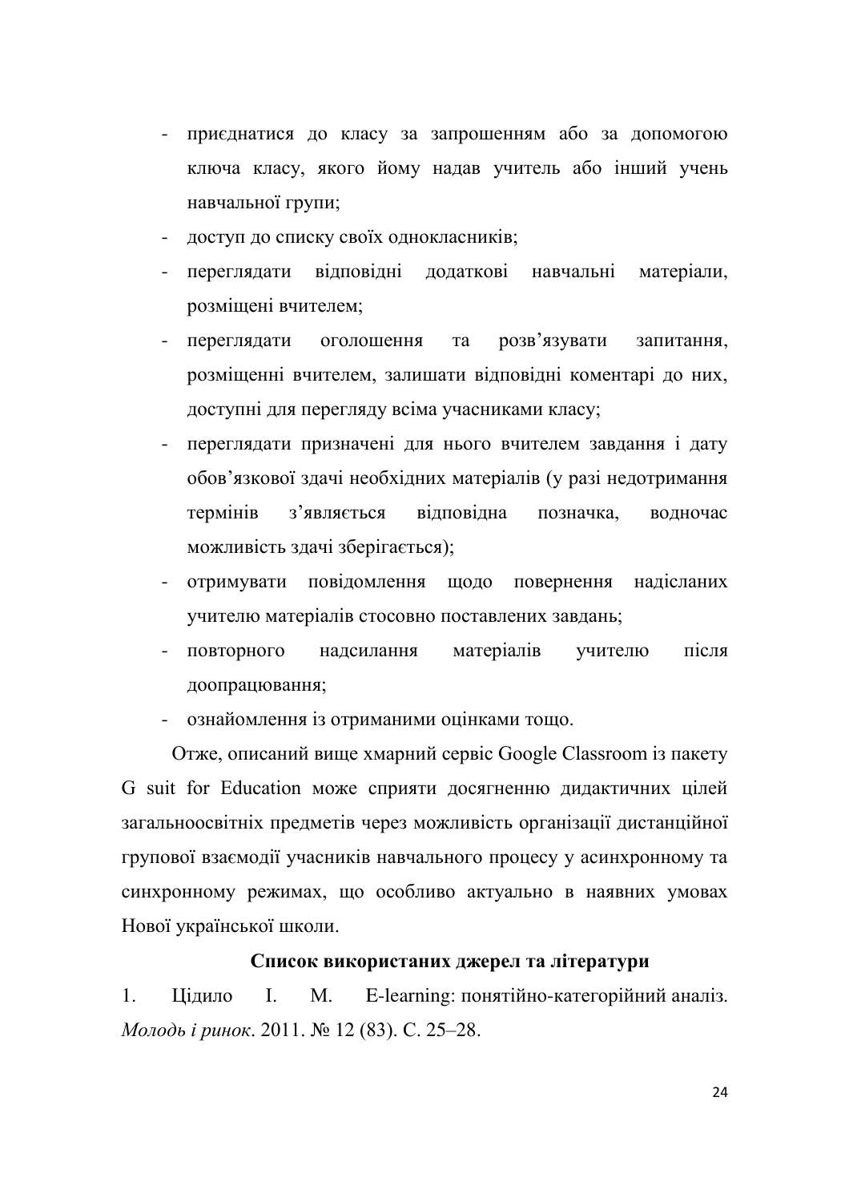- приєднатися до класу за запрошенням або за допомогою ключа класу, якого йому надав учитель або інший учень навчальної групи;
- доступ до списку своїх однокласників;
- переглядати відповідні додаткові навчальні матеріали, розміщені вчителем;
- переглядати оголошення та розв'язувати запитання, розміщенні вчителем, залишати відповідні коментарі до них, доступні для перегляду всіма учасниками класу;
- переглядати призначені для нього вчителем завдання і дату обов'язкової здачі необхідних матеріалів (у разі недотримання термінів з'являється відповідна позначка, водночас можливість здачі зберігається);
- отримувати повідомлення щодо повернення надісланих учителю матеріалів стосовно поставлених завдань;
- повторного надсилання матеріалів учителю після доопрацювання;
- ознайомлення із отриманими оцінками тощо.

Отже, описаний вище хмарний сервіс Google Classroom із пакету G suit for Education може сприяти досягненню дидактичних цілей загальноосвітніх предметів через можливість організації дистанційної групової взаємодії учасників навчального процесу у асинхронному та синхронному режимах, що особливо актуально в наявних умовах Нової української школи.

**Список використаних джерел та літератури**

1. Цідило І. М. E-learning: понятійно-категорійний аналіз. *Молодь і ринок*. 2011. № 12 (83). С. 25–28.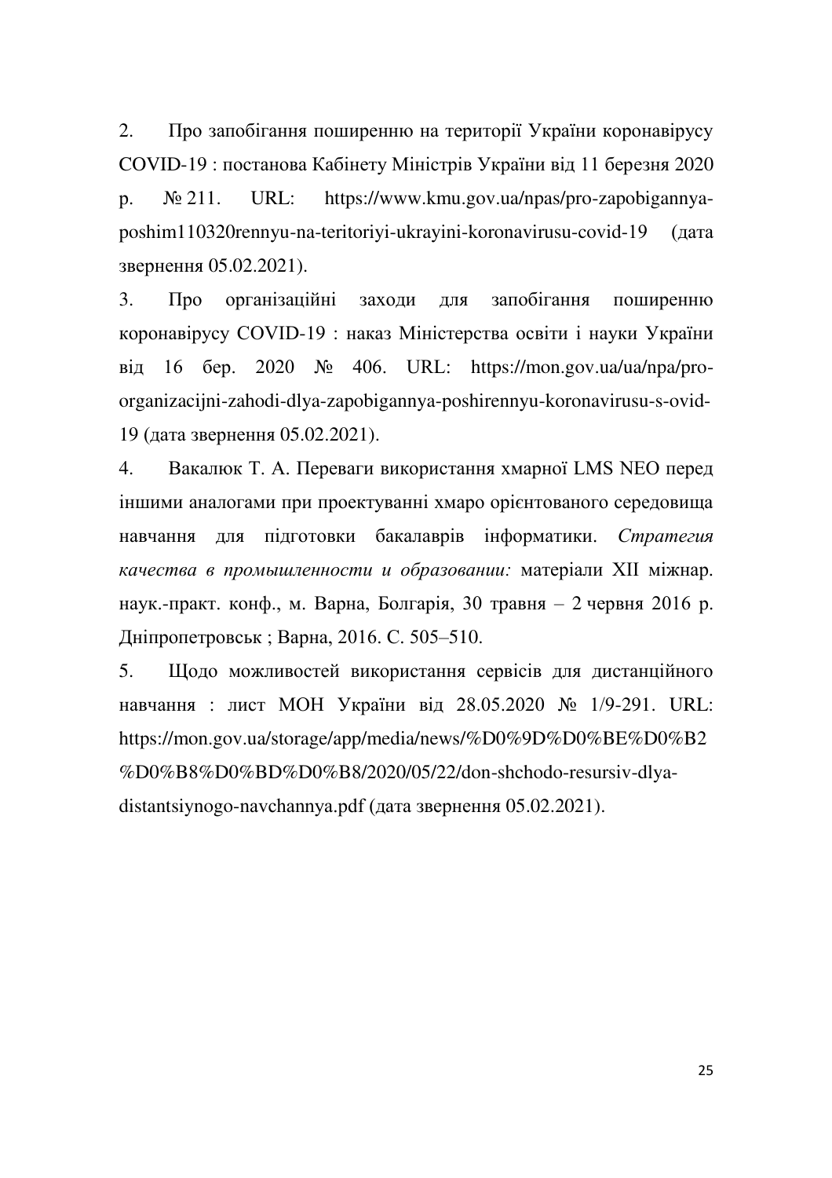2. Про запобігання поширенню на території України коронавірусу COVID-19 : постанова Кабінету Міністрів України від 11 березня 2020 р. № 211. URL: https://www.kmu.gov.ua/npas/pro-zapobigannya-poshim110320rennyu-na-teritoriyi-ukrayini-koronavirusu-covid-19 (дата звернення 05.02.2021).

3. Про організаційні заходи для запобігання поширенню коронавірусу COVID-19 : наказ Міністерства освіти і науки України від 16 бер. 2020 № 406. URL: https://mon.gov.ua/ua/npa/pro-organizacijni-zahodi-dlya-zapobigannya-poshirennyu-koronavirusu-s-ovid-19 (дата звернення 05.02.2021).

4. Вакалюк Т. А. Переваги використання хмарної LMS NEO перед іншими аналогами при проектуванні хмаро орієнтованого середовища навчання для підготовки бакалаврів інформатики. *Стратегия качества в промышленности и образовании:* матеріали XII міжнар. наук.-практ. конф., м. Варна, Болгарія, 30 травня – 2 червня 2016 р. Дніпропетровськ ; Варна, 2016. С. 505–510.

5. Щодо можливостей використання сервісів для дистанційного навчання : лист МОН України від 28.05.2020 № 1/9-291. URL: https://mon.gov.ua/storage/app/media/news/%D0%9D%D0%BE%D0%B2%D0%B8%D0%BD%D0%B8/2020/05/22/don-shchodo-resursiv-dlya-distantsiynogo-navchannya.pdf (дата звернення 05.02.2021).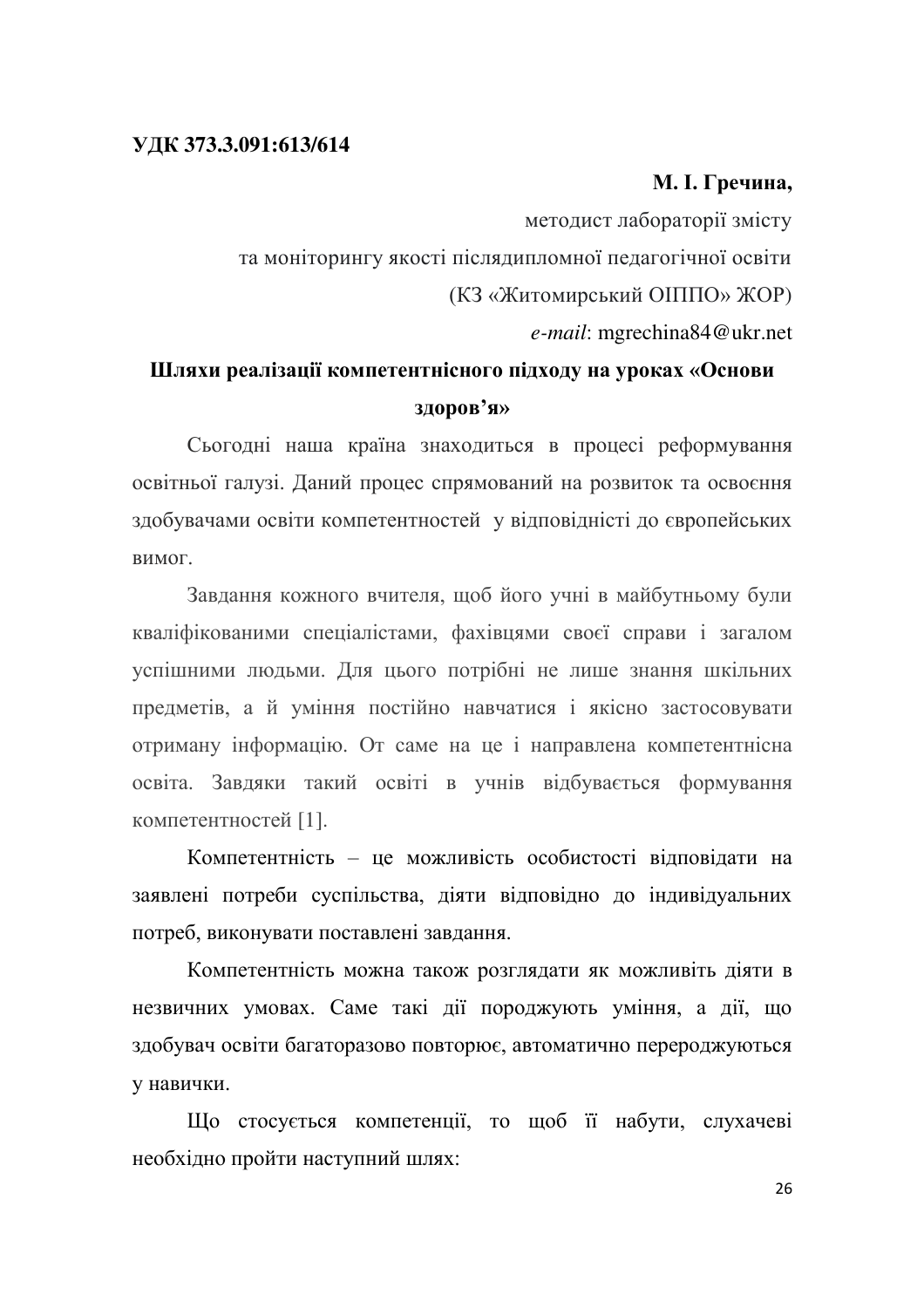**УДК 373.3.091:613/614**

**М. І. Гречина,**

методист лабораторії змісту

та моніторингу якості післядипломної педагогічної освіти

(КЗ «Житомирський ОІППО» ЖОР)

*e-mail*: mgrechina84@ukr.net

## Шляхи реалізації компетентнісного підходу на уроках «Основи здоров'я»

Сьогодні наша країна знаходиться в процесі реформування освітньої галузі. Даний процес спрямований на розвиток та освоєння здобувачами освіти компетентностей у відповідності до європейських вимог.

Завдання кожного вчителя, щоб його учні в майбутньому були кваліфікованими спеціалістами, фахівцями своєї справи і загалом успішними людьми. Для цього потрібні не лише знання шкільних предметів, а й уміння постійно навчатися і якісно застосовувати отриману інформацію. От саме на це і направлена компетентнісна освіта. Завдяки такий освіті в учнів відбувається формування компетентностей [1].

Компетентність – це можливість особистості відповідати на заявлені потреби суспільства, діяти відповідно до індивідуальних потреб, виконувати поставлені завдання.

Компетентність можна також розглядати як можливіть діяти в незвичних умовах. Саме такі дії породжують уміння, а дії, що здобувач освіти багаторазово повторює, автоматично перероджуються у навички.

Що стосується компетенції, то щоб її набути, слухачеві необхідно пройти наступний шлях: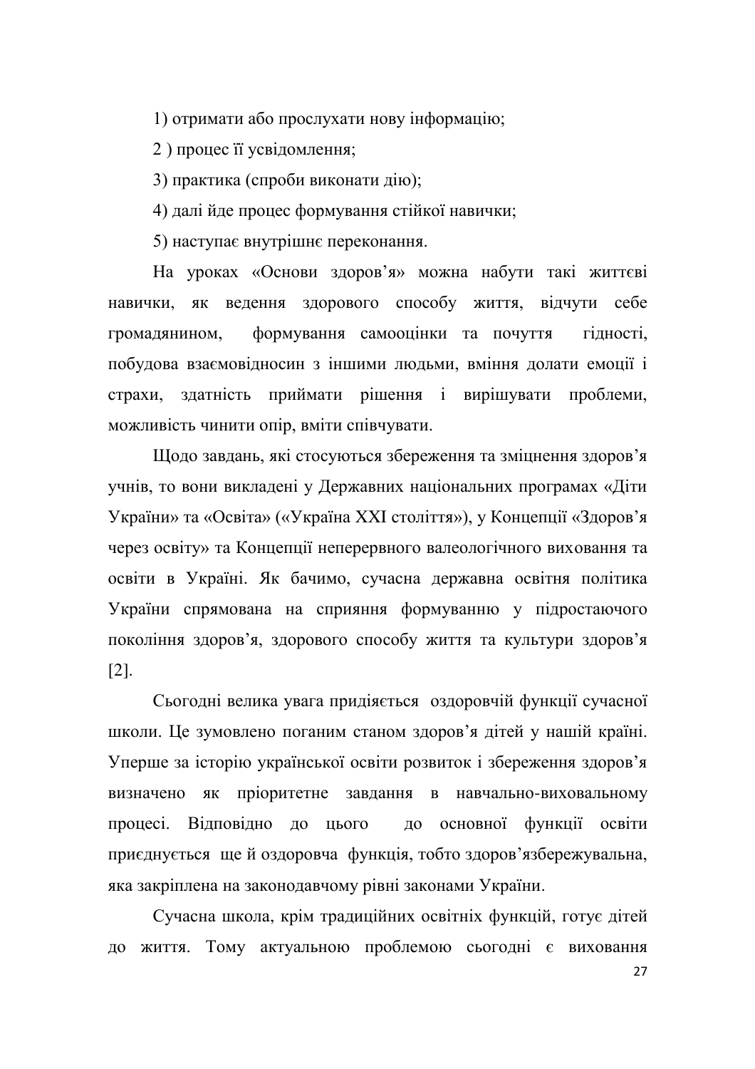1) отримати або прослухати нову інформацію;

2 ) процес її усвідомлення;

3) практика (спроби виконати дію);

4) далі йде процес формування стійкої навички;

5) наступає внутрішнє переконання.

На уроках «Основи здоров'я» можна набути такі життєві навички, як ведення здорового способу життя, відчути себе громадянином, формування самооцінки та почуття гідності, побудова взаємовідносин з іншими людьми, вміння долати емоції і страхи, здатність приймати рішення і вирішувати проблеми, можливість чинити опір, вміти співчувати.

Щодо завдань, які стосуються збереження та зміцнення здоров'я учнів, то вони викладені у Державних національних програмах «Діти України» та «Освіта» («Україна XXI століття»), у Концепції «Здоров'я через освіту» та Концепції неперервного валеологічного виховання та освіти в Україні. Як бачимо, сучасна державна освітня політика України спрямована на сприяння формуванню у підростаючого покоління здоров'я, здорового способу життя та культури здоров'я [2].

Сьогодні велика увага придіяється оздоровчій функції сучасної школи. Це зумовлено поганим станом здоров'я дітей у нашій країні. Уперше за історію української освіти розвиток і збереження здоров'я визначено як пріоритетне завдання в навчально-виховальному процесі. Відповідно до цього до основної функції освіти приєднується ще й оздоровча функція, тобто здоров'язбережувальна, яка закріплена на законодавчому рівні законами України.

Сучасна школа, крім традиційних освітніх функцій, готує дітей до життя. Тому актуальною проблемою сьогодні є виховання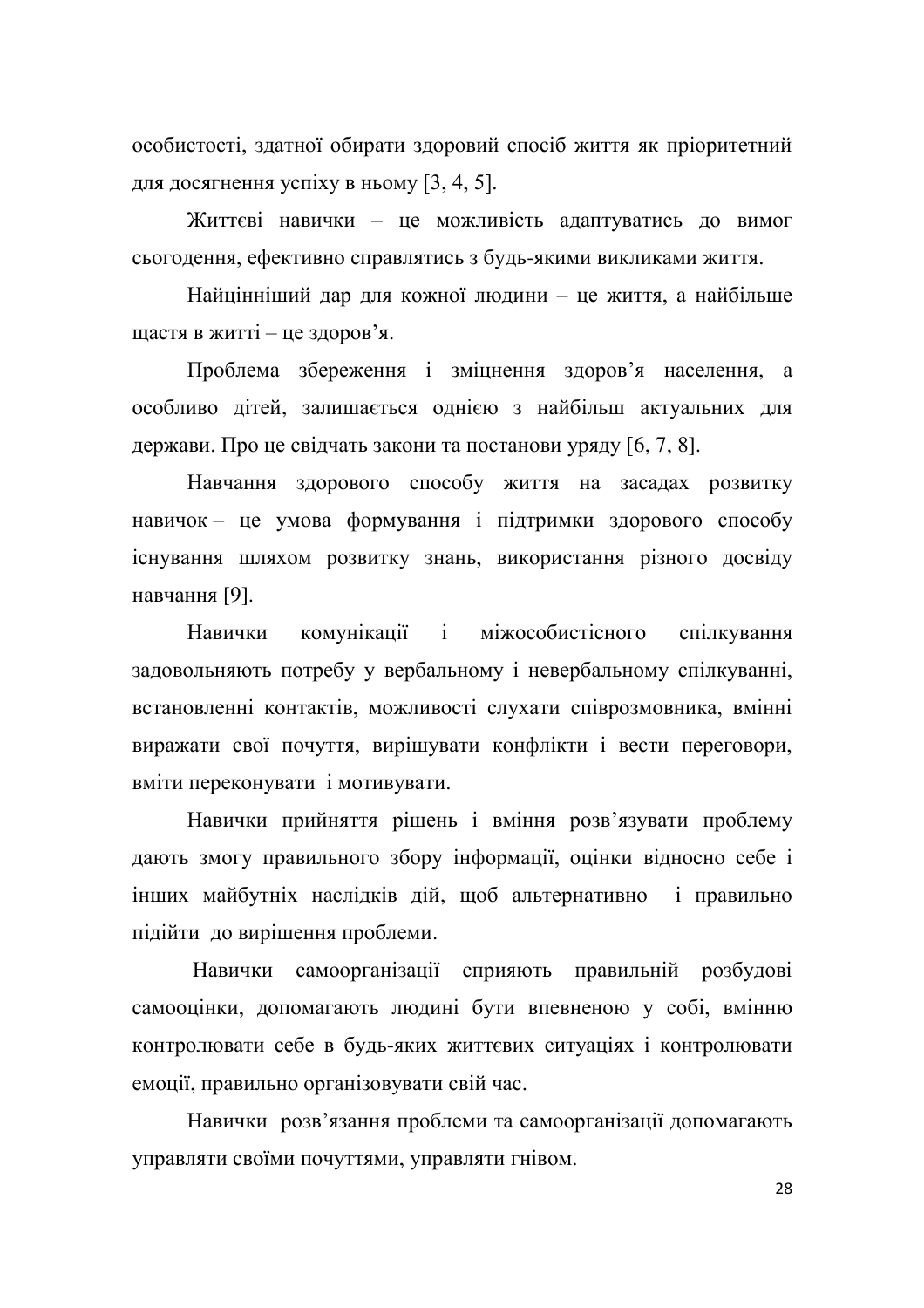особистості, здатної обирати здоровий спосіб життя як пріоритетний для досягнення успіху в ньому [3, 4, 5].

Життєві навички – це можливість адаптуватись до вимог сьогодення, ефективно справлятись з будь-якими викликами життя.

Найцінніший дар для кожної людини – це життя, а найбільше щастя в житті – це здоров'я.

Проблема збереження і зміцнення здоров'я населення, а особливо дітей, залишається однією з найбільш актуальних для держави. Про це свідчать закони та постанови уряду [6, 7, 8].

Навчання здорового способу життя на засадах розвитку навичок – це умова формування і підтримки здорового способу існування шляхом розвитку знань, використання різного досвіду навчання [9].

Навички комунікації і міжособистісного спілкування задовольняють потребу у вербальному і невербальному спілкуванні, встановленні контактів, можливості слухати співрозмовника, вмінні виражати свої почуття, вирішувати конфлікти і вести переговори, вміти переконувати і мотивувати.

Навички прийняття рішень і вміння розв'язувати проблему дають змогу правильного збору інформації, оцінки відносно себе і інших майбутніх наслідків дій, щоб альтернативно і правильно підійти до вирішення проблеми.

Навички самоорганізації сприяють правильній розбудові самооцінки, допомагають людині бути впевненою у собі, вмінню контролювати себе в будь-яких життєвих ситуаціях і контролювати емоції, правильно організовувати свій час.

Навички розв'язання проблеми та самоорганізації допомагають управляти своїми почуттями, управляти гнівом.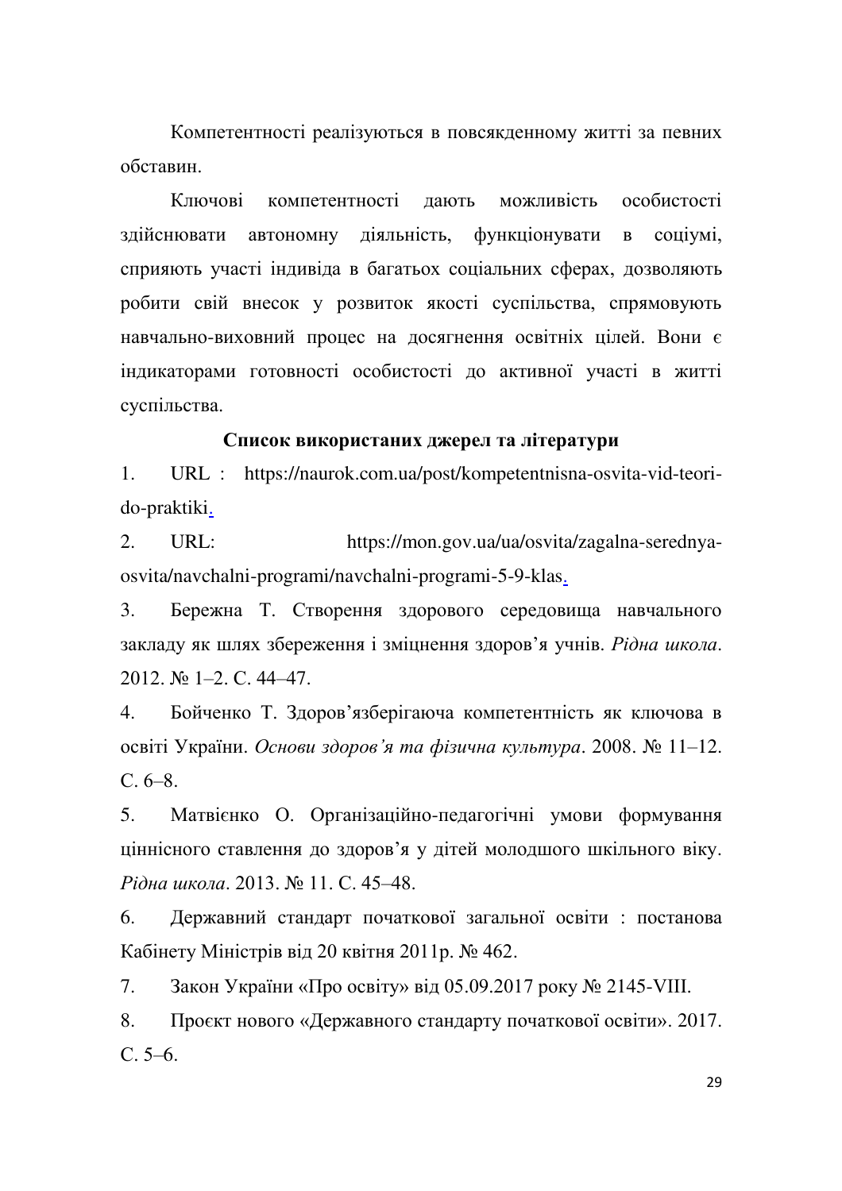Компетентності реалізуються в повсякденному житті за певних обставин.

Ключові компетентності дають можливість особистості здійснювати автономну діяльність, функціонувати в соціумі, сприяють участі індивіда в багатьох соціальних сферах, дозволяють робити свій внесок у розвиток якості суспільства, спрямовують навчально-виховний процес на досягнення освітніх цілей. Вони є індикаторами готовності особистості до активної участі в житті суспільства.

## Список використаних джерел та літератури

1. URL : https://naurok.com.ua/post/kompetentnisna-osvita-vid-teori-do-praktiki.
2. URL: https://mon.gov.ua/ua/osvita/zagalna-serednya-osvita/navchalni-programi/navchalni-programi-5-9-klas.
3. Бережна Т. Створення здорового середовища навчального закладу як шлях збереження і зміцнення здоров’я учнів. *Рідна школа*. 2012. № 1–2. С. 44–47.
4. Бойченко Т. Здоров’язберігаюча компетентність як ключова в освіті України. *Основи здоров’я та фізична культура*. 2008. № 11–12. С. 6–8.
5. Матвієнко О. Організаційно-педагогічні умови формування ціннісного ставлення до здоров’я у дітей молодшого шкільного віку. *Рідна школа*. 2013. № 11. С. 45–48.
6. Державний стандарт початкової загальної освіти : постанова Кабінету Міністрів від 20 квітня 2011р. № 462.
7. Закон України «Про освіту» від 05.09.2017 року № 2145-VIII.
8. Проєкт нового «Державного стандарту початкової освіти». 2017. С. 5–6.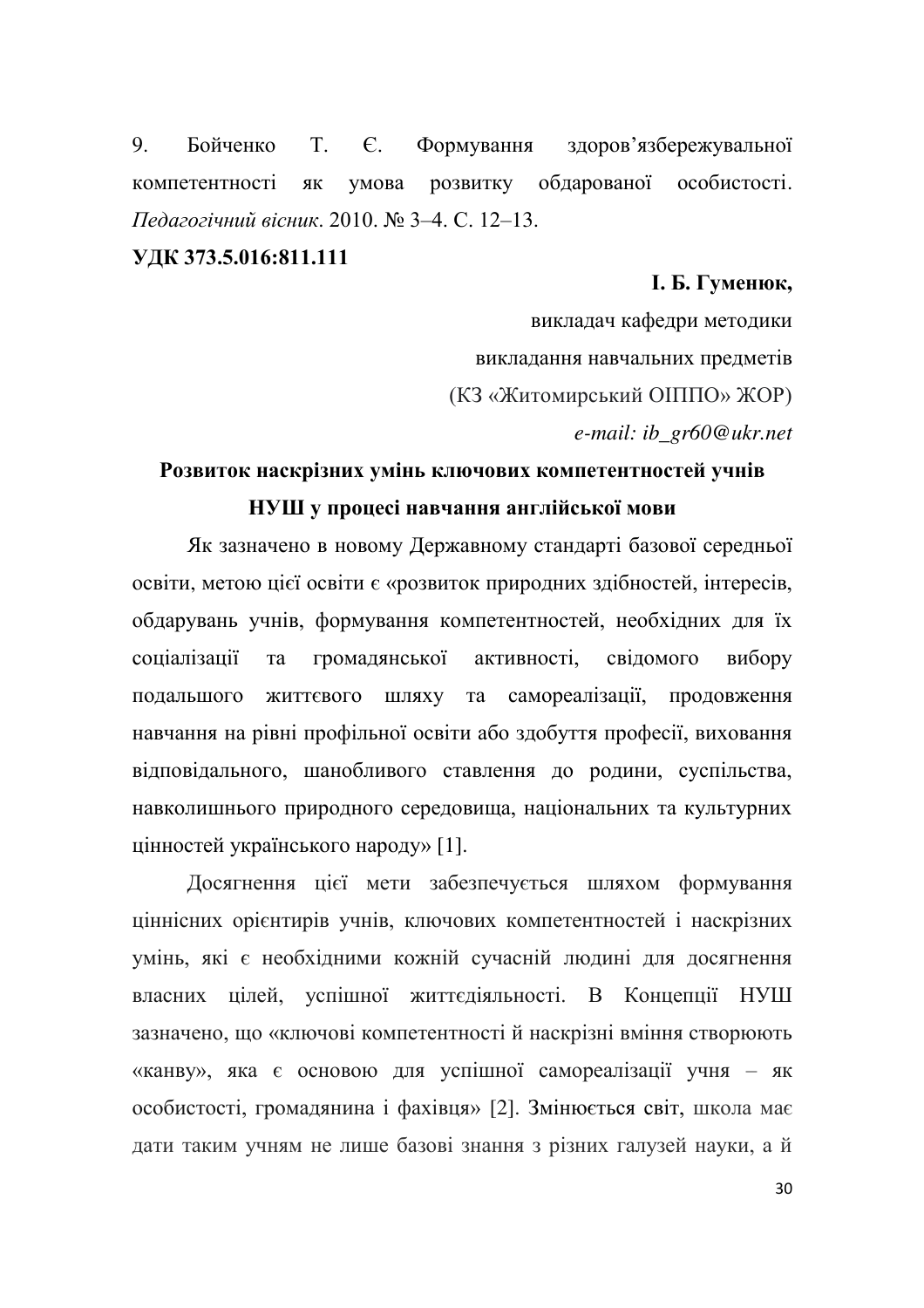9. Бойченко Т. Є. Формування здоров'язбережувальної компетентності як умова розвитку обдарованої особистості. *Педагогічний вісник*. 2010. № 3–4. С. 12–13.

**УДК 373.5.016:811.111**

**І. Б. Гуменюк,**
викладач кафедри методики
викладання навчальних предметів
(КЗ «Житомирський ОІППО» ЖОР)
*e-mail: ib_gr60@ukr.net*

## Розвиток наскрізних умінь ключових компетентностей учнів НУШ у процесі навчання англійської мови

Як зазначено в новому Державному стандарті базової середньої освіти, метою цієї освіти є «розвиток природних здібностей, інтересів, обдарувань учнів, формування компетентностей, необхідних для їх соціалізації та громадянської активності, свідомого вибору подальшого життєвого шляху та самореалізації, продовження навчання на рівні профільної освіти або здобуття професії, виховання відповідального, шанобливого ставлення до родини, суспільства, навколишнього природного середовища, національних та культурних цінностей українського народу» [1].

Досягнення цієї мети забезпечується шляхом формування ціннісних орієнтирів учнів, ключових компетентностей і наскрізних умінь, які є необхідними кожній сучасній людині для досягнення власних цілей, успішної життєдіяльності. В Концепції НУШ зазначено, що «ключові компетентності й наскрізні вміння створюють «канву», яка є основою для успішної самореалізації учня – як особистості, громадянина і фахівця» [2]. Змінюється світ, школа має дати таким учням не лише базові знання з різних галузей науки, а й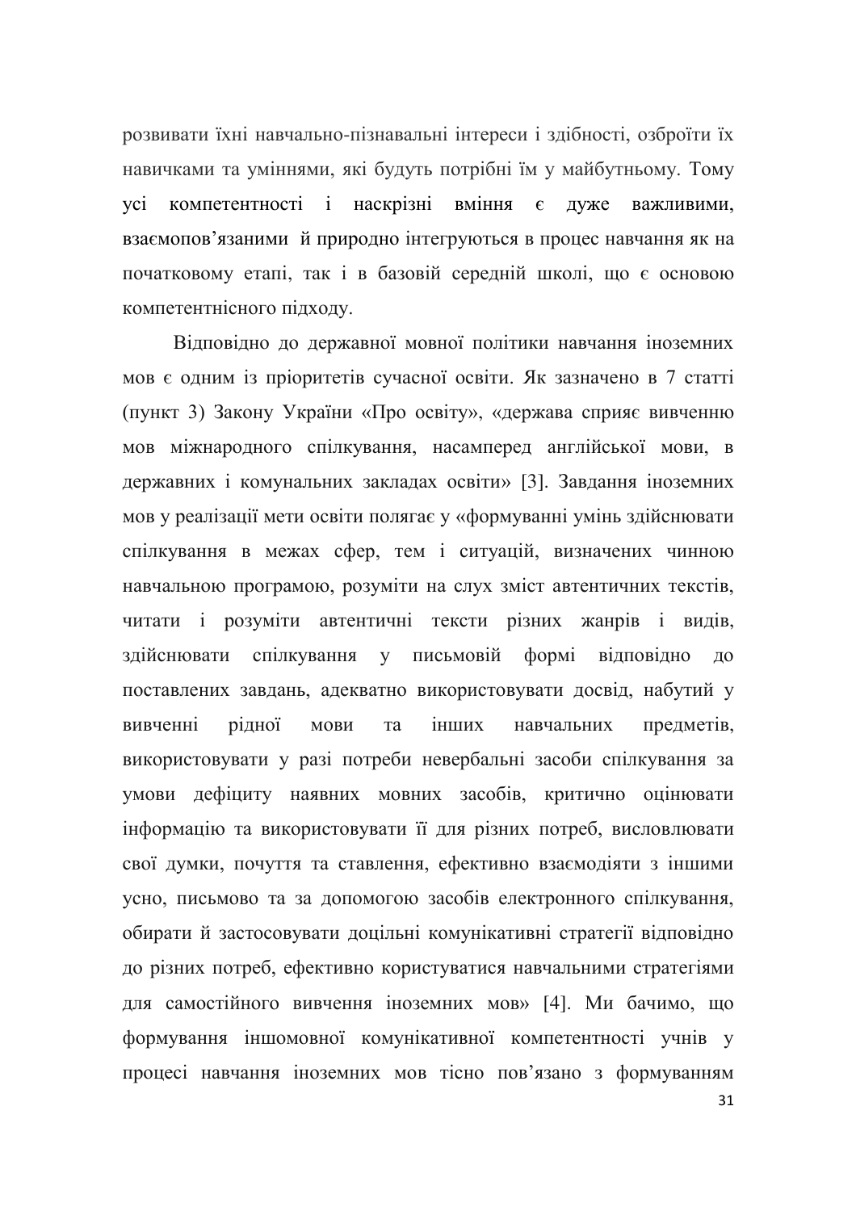розвивати їхні навчально-пізнавальні інтереси і здібності, озброїти їх навичками та уміннями, які будуть потрібні їм у майбутньому. Тому усі компетентності і наскрізні вміння є дуже важливими, взаємопов'язаними й природно інтегруються в процес навчання як на початковому етапі, так і в базовій середній школі, що є основою компетентнісного підходу.

Відповідно до державної мовної політики навчання іноземних мов є одним із пріоритетів сучасної освіти. Як зазначено в 7 статті (пункт 3) Закону України «Про освіту», «держава сприяє вивченню мов міжнародного спілкування, насамперед англійської мови, в державних і комунальних закладах освіти» [3]. Завдання іноземних мов у реалізації мети освіти полягає у «формуванні умінь здійснювати спілкування в межах сфер, тем і ситуацій, визначених чинною навчальною програмою, розуміти на слух зміст автентичних текстів, читати і розуміти автентичні тексти різних жанрів і видів, здійснювати спілкування у письмовій формі відповідно до поставлених завдань, адекватно використовувати досвід, набутий у вивченні рідної мови та інших навчальних предметів, використовувати у разі потреби невербальні засоби спілкування за умови дефіциту наявних мовних засобів, критично оцінювати інформацію та використовувати її для різних потреб, висловлювати свої думки, почуття та ставлення, ефективно взаємодіяти з іншими усно, письмово та за допомогою засобів електронного спілкування, обирати й застосовувати доцільні комунікативні стратегії відповідно до різних потреб, ефективно користуватися навчальними стратегіями для самостійного вивчення іноземних мов» [4]. Ми бачимо, що формування іншомовної комунікативної компетентності учнів у процесі навчання іноземних мов тісно пов'язано з формуванням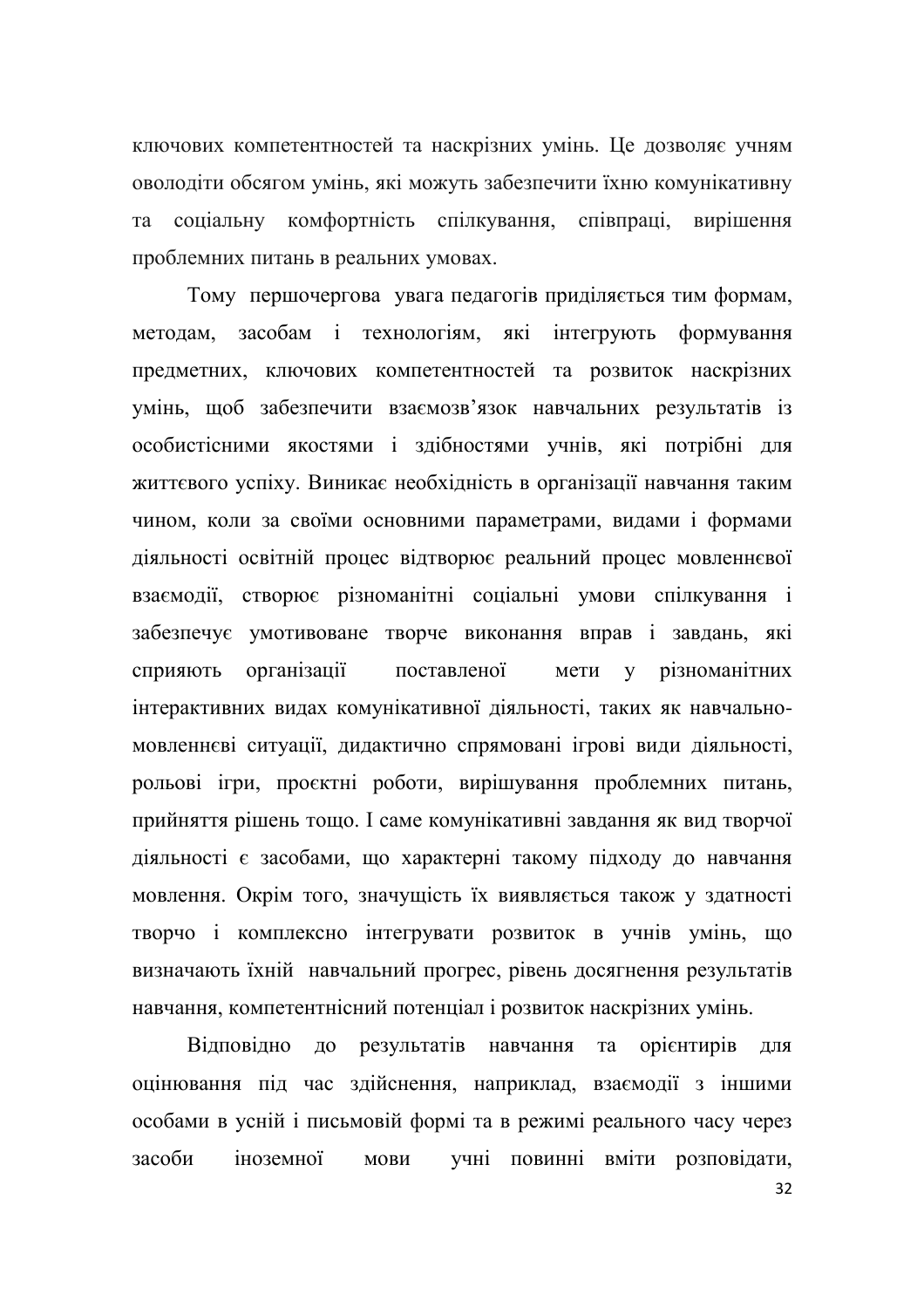ключових компетентностей та наскрізних умінь. Це дозволяє учням оволодіти обсягом умінь, які можуть забезпечити їхню комунікативну та соціальну комфортність спілкування, співпраці, вирішення проблемних питань в реальних умовах.

Тому першочергова увага педагогів приділяється тим формам, методам, засобам і технологіям, які інтегрують формування предметних, ключових компетентностей та розвиток наскрізних умінь, щоб забезпечити взаємозв'язок навчальних результатів із особистісними якостями і здібностями учнів, які потрібні для життєвого успіху. Виникає необхідність в організації навчання таким чином, коли за своїми основними параметрами, видами і формами діяльності освітній процес відтворює реальний процес мовленнєвої взаємодії, створює різноманітні соціальні умови спілкування і забезпечує умотивоване творче виконання вправ і завдань, які сприяють організації поставленої мети у різноманітних інтерактивних видах комунікативної діяльності, таких як навчально-мовленнєві ситуації, дидактично спрямовані ігрові види діяльності, рольові ігри, проєктні роботи, вирішування проблемних питань, прийняття рішень тощо. І саме комунікативні завдання як вид творчої діяльності є засобами, що характерні такому підходу до навчання мовлення. Окрім того, значущість їх виявляється також у здатності творчо і комплексно інтегрувати розвиток в учнів умінь, що визначають їхній навчальний прогрес, рівень досягнення результатів навчання, компетентнісний потенціал і розвиток наскрізних умінь.

Відповідно до результатів навчання та орієнтирів для оцінювання під час здійснення, наприклад, взаємодії з іншими особами в усній і письмовій формі та в режимі реального часу через засоби іноземної мови учні повинні вміти розповідати,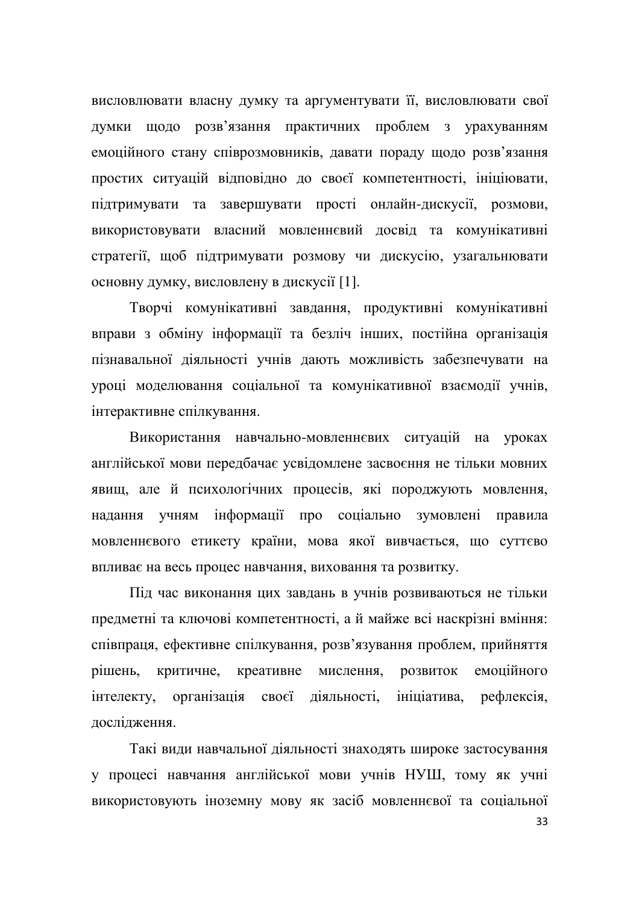висловлювати власну думку та аргументувати її, висловлювати свої думки щодо розв’язання практичних проблем з урахуванням емоційного стану співрозмовників, давати пораду щодо розв’язання простих ситуацій відповідно до своєї компетентності, ініціювати, підтримувати та завершувати прості онлайн-дискусії, розмови, використовувати власний мовленнєвий досвід та комунікативні стратегії, щоб підтримувати розмову чи дискусію, узагальнювати основну думку, висловлену в дискусії [1].

Творчі комунікативні завдання, продуктивні комунікативні вправи з обміну інформації та безліч інших, постійна організація пізнавальної діяльності учнів дають можливість забезпечувати на уроці моделювання соціальної та комунікативної взаємодії учнів, інтерактивне спілкування.

Використання навчально-мовленнєвих ситуацій на уроках англійської мови передбачає усвідомлене засвоєння не тільки мовних явищ, але й психологічних процесів, які породжують мовлення, надання учням інформації про соціально зумовлені правила мовленнєвого етикету країни, мова якої вивчається, що суттєво впливає на весь процес навчання, виховання та розвитку.

Під час виконання цих завдань в учнів розвиваються не тільки предметні та ключові компетентності, а й майже всі наскрізні вміння: співпраця, ефективне спілкування, розв’язування проблем, прийняття рішень, критичне, креативне мислення, розвиток емоційного інтелекту, організація своєї діяльності, ініціатива, рефлексія, дослідження.

Такі види навчальної діяльності знаходять широке застосування у процесі навчання англійської мови учнів НУШ, тому як учні використовують іноземну мову як засіб мовленнєвої та соціальної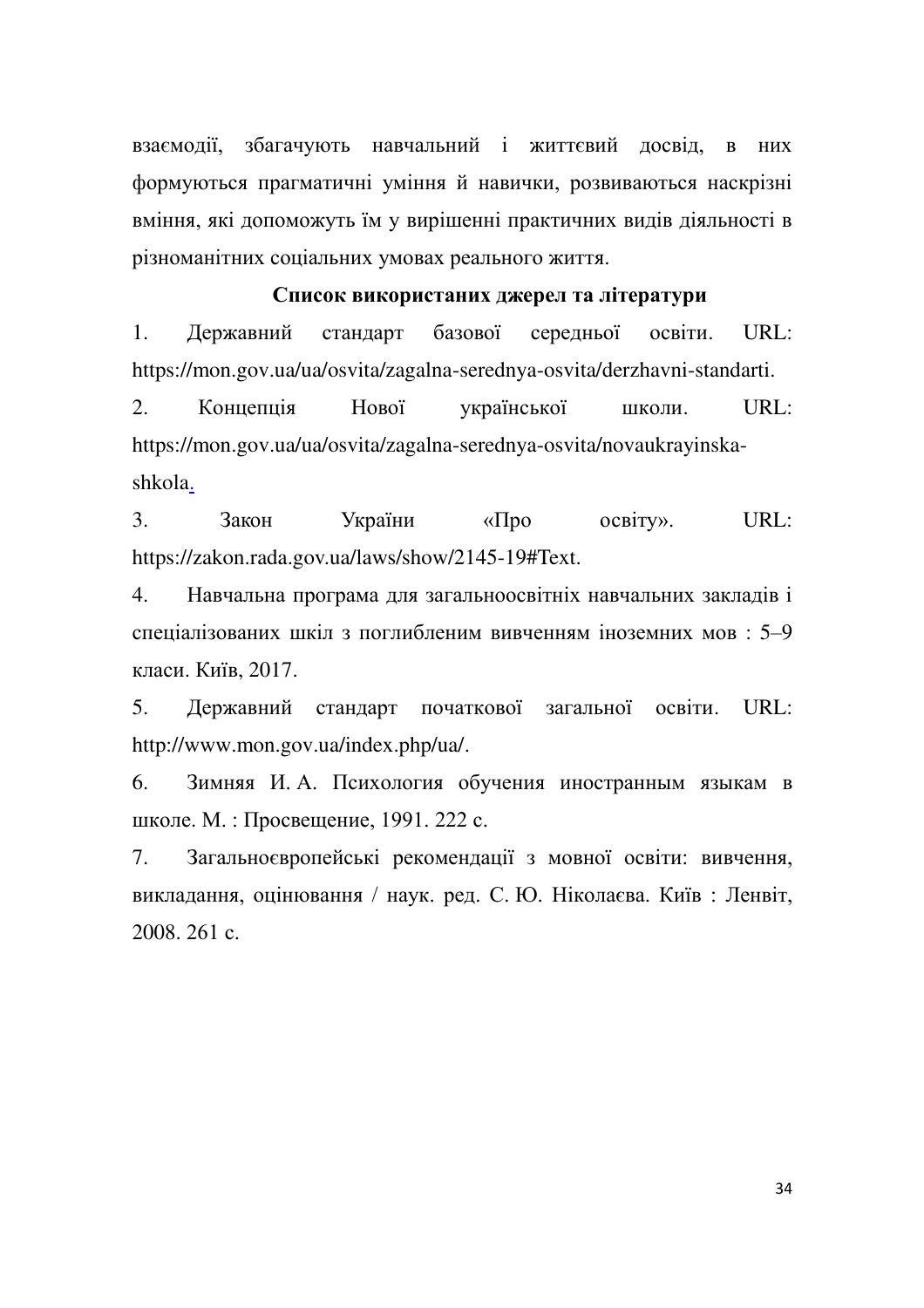взаємодії, збагачують навчальний і життєвий досвід, в них формуються прагматичні уміння й навички, розвиваються наскрізні вміння, які допоможуть їм у вирішенні практичних видів діяльності в різноманітних соціальних умовах реального життя.

## Список використаних джерел та літератури

1. Державний стандарт базової середньої освіти. URL: https://mon.gov.ua/ua/osvita/zagalna-serednya-osvita/derzhavni-standarti.
2. Концепція Нової української школи. URL: https://mon.gov.ua/ua/osvita/zagalna-serednya-osvita/novaukrayinska-shkola.
3. Закон України «Про освіту». URL: https://zakon.rada.gov.ua/laws/show/2145-19#Text.
4. Навчальна програма для загальноосвітніх навчальних закладів і спеціалізованих шкіл з поглибленим вивченням іноземних мов : 5–9 класи. Київ, 2017.
5. Державний стандарт початкової загальної освіти. URL: http://www.mon.gov.ua/index.php/ua/.
6. Зимняя И. А. Психология обучения иностранным языкам в школе. М. : Просвещение, 1991. 222 с.
7. Загальноєвропейські рекомендації з мовної освіти: вивчення, викладання, оцінювання / наук. ред. С. Ю. Ніколаєва. Київ : Ленвіт, 2008. 261 с.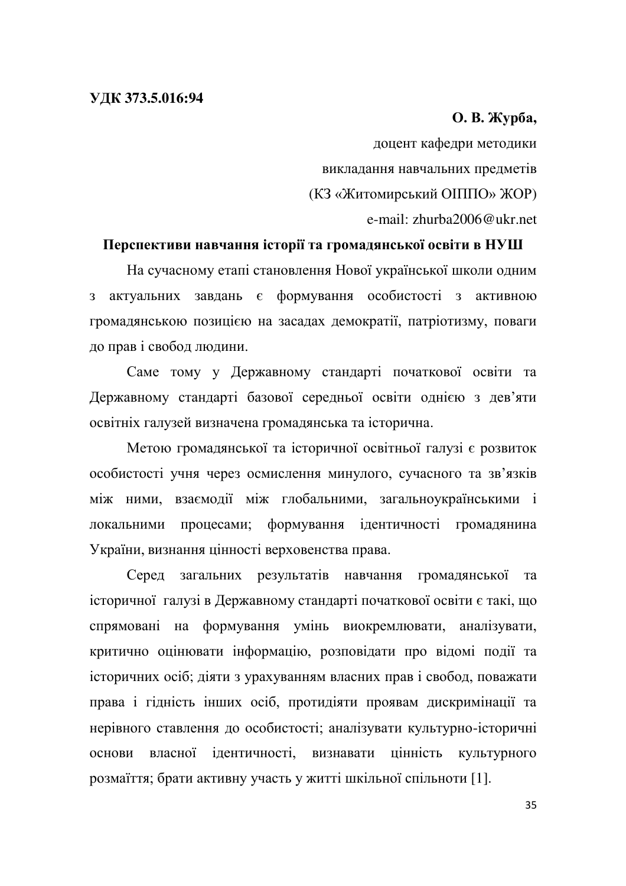**УДК 373.5.016:94**

**О. В. Журба,**

доцент кафедри методики

викладання навчальних предметів

(КЗ «Житомирський ОІППО» ЖОР)

e-mail: zhurba2006@ukr.net

## Перспективи навчання історії та громадянської освіти в НУШ

На сучасному етапі становлення Нової української школи одним з актуальних завдань є формування особистості з активною громадянською позицією на засадах демократії, патріотизму, поваги до прав і свобод людини.

Саме тому у Державному стандарті початкової освіти та Державному стандарті базової середньої освіти однією з дев'яти освітніх галузей визначена громадянська та історична.

Метою громадянської та історичної освітньої галузі є розвиток особистості учня через осмислення минулого, сучасного та зв'язків між ними, взаємодії між глобальними, загальноукраїнськими і локальними процесами; формування ідентичності громадянина України, визнання цінності верховенства права.

Серед загальних результатів навчання громадянської та історичної галузі в Державному стандарті початкової освіти є такі, що спрямовані на формування умінь виокремлювати, аналізувати, критично оцінювати інформацію, розповідати про відомі події та історичних осіб; діяти з урахуванням власних прав і свобод, поважати права і гідність інших осіб, протидіяти проявам дискримінації та нерівного ставлення до особистості; аналізувати культурно-історичні основи власної ідентичності, визнавати цінність культурного розмаїття; брати активну участь у житті шкільної спільноти [1].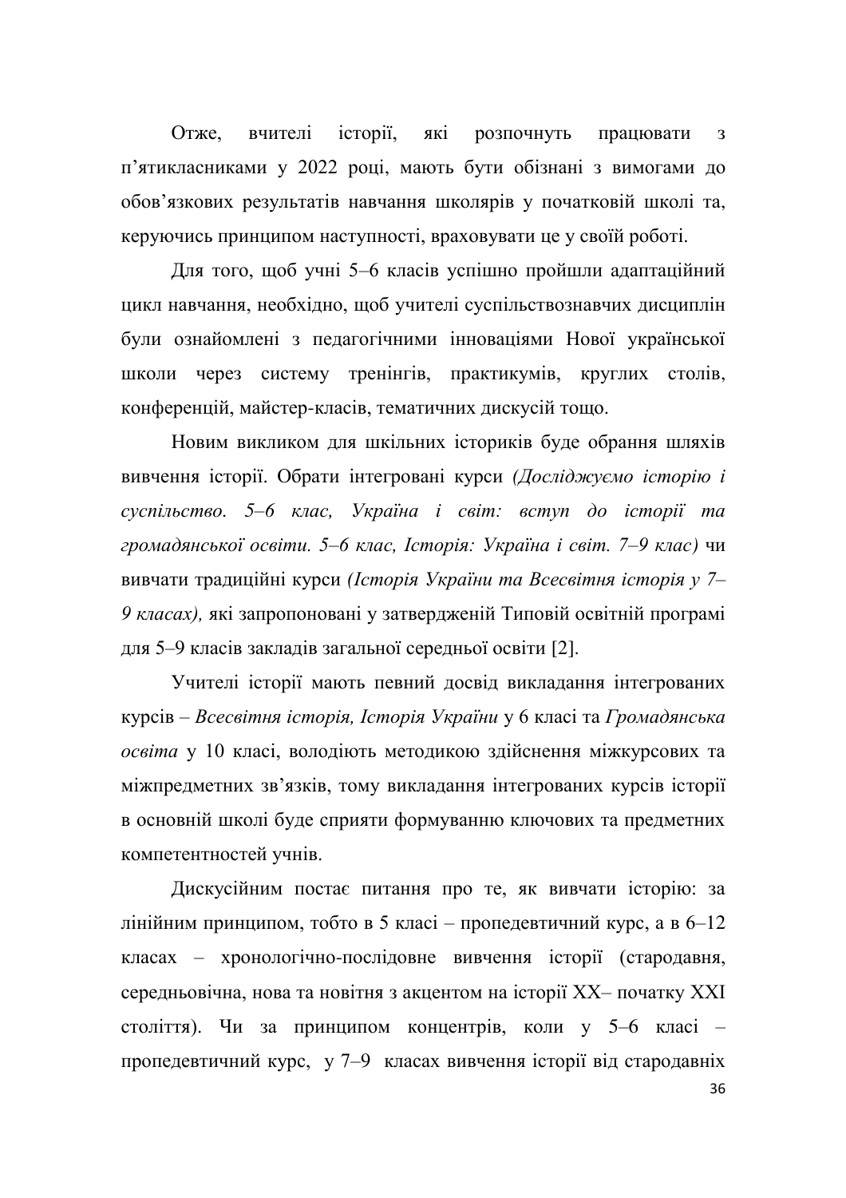Отже, вчителі історії, які розпочнуть працювати з п’ятикласниками у 2022 році, мають бути обізнані з вимогами до обов’язкових результатів навчання школярів у початковій школі та, керуючись принципом наступності, враховувати це у своїй роботі.

Для того, щоб учні 5–6 класів успішно пройшли адаптаційний цикл навчання, необхідно, щоб учителі суспільствознавчих дисциплін були ознайомлені з педагогічними інноваціями Нової української школи через систему тренінгів, практикумів, круглих столів, конференцій, майстер-класів, тематичних дискусій тощо.

Новим викликом для шкільних істориків буде обрання шляхів вивчення історії. Обрати інтегровані курси *(Досліджуємо історію і суспільство. 5–6 клас, Україна і світ: вступ до історії та громадянської освіти. 5–6 клас, Історія: Україна і світ. 7–9 клас)* чи вивчати традиційні курси *(Історія України та Всесвітня історія у 7–9 класах),* які запропоновані у затвердженій Типовій освітній програмі для 5–9 класів закладів загальної середньої освіти [2].

Учителі історії мають певний досвід викладання інтегрованих курсів – *Всесвітня історія, Історія України* у 6 класі та *Громадянська освіта* у 10 класі, володіють методикою здійснення міжкурсових та міжпредметних зв’язків, тому викладання інтегрованих курсів історії в основній школі буде сприяти формуванню ключових та предметних компетентностей учнів.

Дискусійним постає питання про те, як вивчати історію: за лінійним принципом, тобто в 5 класі – пропедевтичний курс, а в 6–12 класах – хронологічно-послідовне вивчення історії (стародавня, середньовічна, нова та новітня з акцентом на історії ХХ– початку ХХІ століття). Чи за принципом концентрів, коли у 5–6 класі – пропедевтичний курс, у 7–9 класах вивчення історії від стародавніх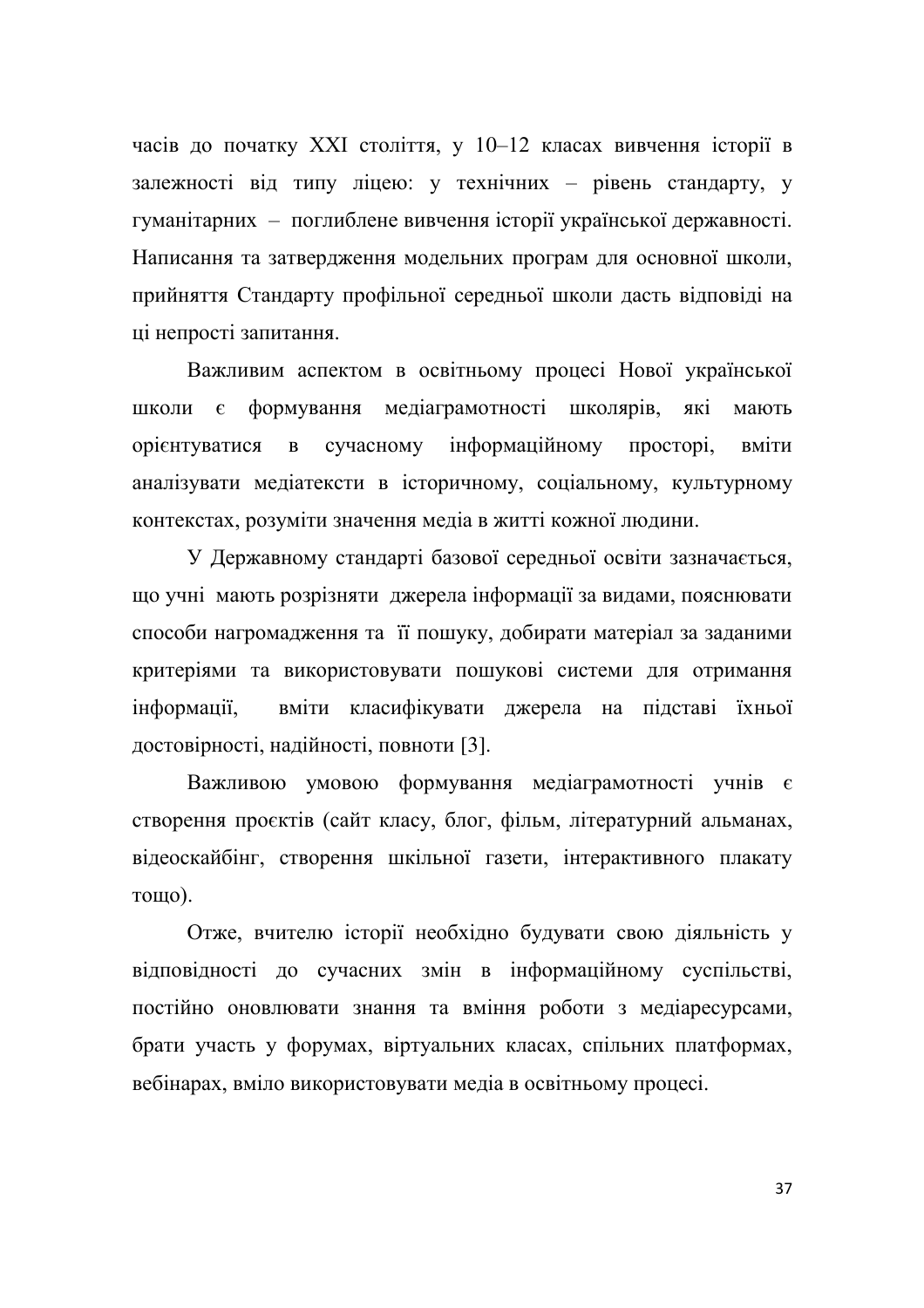часів до початку XXI століття, у 10–12 класах вивчення історії в залежності від типу ліцею: у технічних – рівень стандарту, у гуманітарних – поглиблене вивчення історії української державності. Написання та затвердження модельних програм для основної школи, прийняття Стандарту профільної середньої школи дасть відповіді на ці непрості запитання.

Важливим аспектом в освітньому процесі Нової української школи є формування медіаграмотності школярів, які мають орієнтуватися в сучасному інформаційному просторі, вміти аналізувати медіатексти в історичному, соціальному, культурному контекстах, розуміти значення медіа в житті кожної людини.

У Державному стандарті базової середньої освіти зазначається, що учні мають розрізняти джерела інформації за видами, пояснювати способи нагромадження та її пошуку, добирати матеріал за заданими критеріями та використовувати пошукові системи для отримання інформації, вміти класифікувати джерела на підставі їхньої достовірності, надійності, повноти [3].

Важливою умовою формування медіаграмотності учнів є створення проєктів (сайт класу, блог, фільм, літературний альманах, відеоскайбінг, створення шкільної газети, інтерактивного плакату тощо).

Отже, вчителю історії необхідно будувати свою діяльність у відповідності до сучасних змін в інформаційному суспільстві, постійно оновлювати знання та вміння роботи з медіаресурсами, брати участь у форумах, віртуальних класах, спільних платформах, вебінарах, вміло використовувати медіа в освітньому процесі.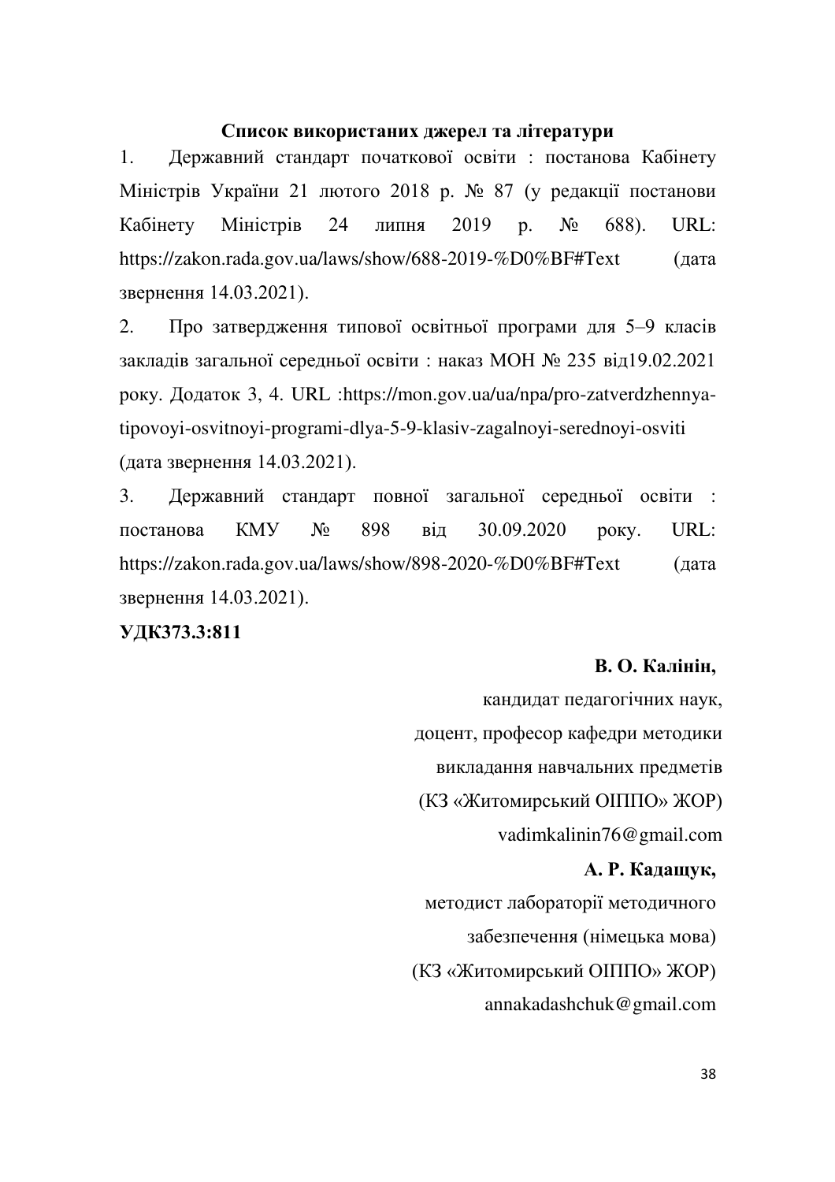**Список використаних джерел та літератури**

1. Державний стандарт початкової освіти : постанова Кабінету Міністрів України 21 лютого 2018 р. № 87 (у редакції постанови Кабінету Міністрів 24 липня 2019 р. № 688). URL: https://zakon.rada.gov.ua/laws/show/688-2019-%D0%BF#Text (дата звернення 14.03.2021).
2. Про затвердження типової освітньої програми для 5–9 класів закладів загальної середньої освіти : наказ МОН № 235 від19.02.2021 року. Додаток 3, 4. URL :https://mon.gov.ua/ua/npa/pro-zatverdzhennya-tipovoyi-osvitnoyi-programi-dlya-5-9-klasiv-zagalnoyi-serednoyi-osviti (дата звернення 14.03.2021).
3. Державний стандарт повної загальної середньої освіти : постанова КМУ № 898 від 30.09.2020 року. URL: https://zakon.rada.gov.ua/laws/show/898-2020-%D0%BF#Text (дата звернення 14.03.2021).

**УДК373.3:811**

**В. О. Калінін,**
кандидат педагогічних наук,
доцент, професор кафедри методики
викладання навчальних предметів
(КЗ «Житомирський ОІППО» ЖОР)
vadimkalinin76@gmail.com

**А. Р. Кадащук,**
методист лабораторії методичного
забезпечення (німецька мова)
(КЗ «Житомирський ОІППО» ЖОР)
annakadashchuk@gmail.com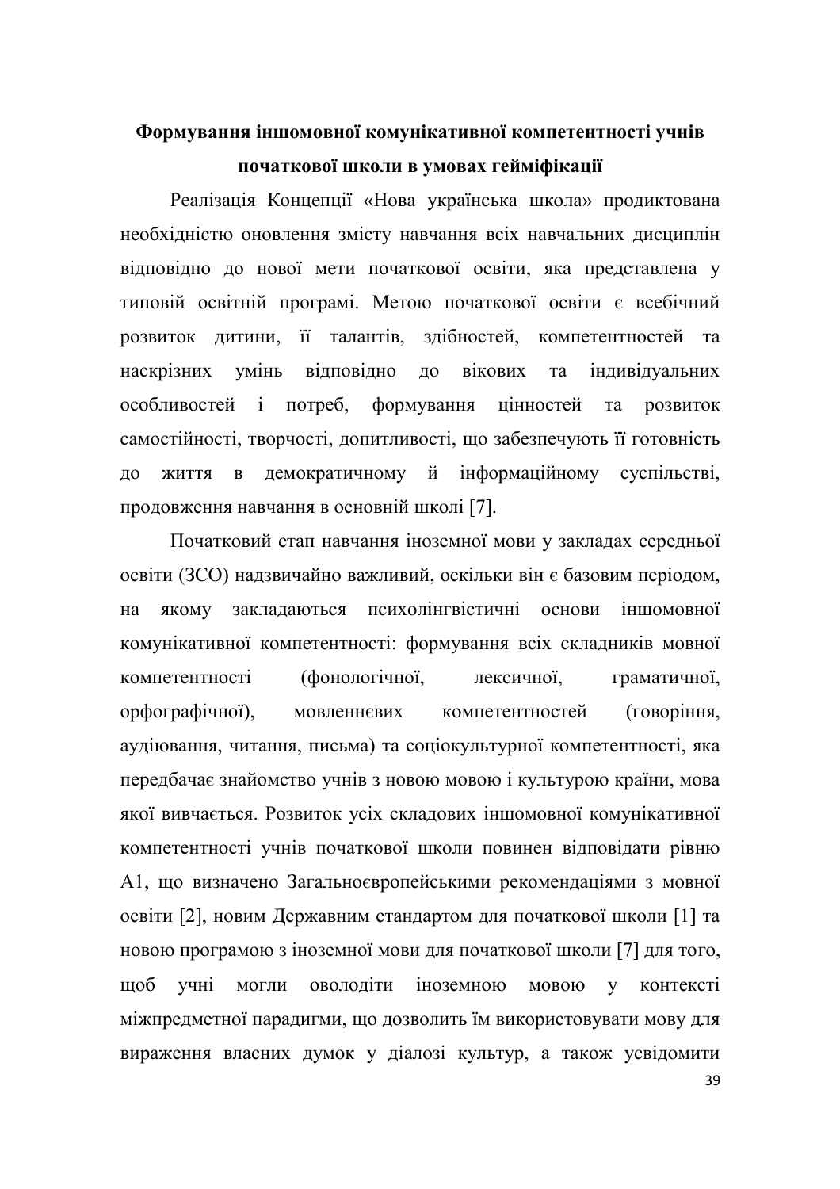## Формування іншомовної комунікативної компетентності учнів початкової школи в умовах гейміфікації

Реалізація Концепції «Нова українська школа» продиктована необхідністю оновлення змісту навчання всіх навчальних дисциплін відповідно до нової мети початкової освіти, яка представлена у типовій освітній програмі. Метою початкової освіти є всебічний розвиток дитини, її талантів, здібностей, компетентностей та наскрізних умінь відповідно до вікових та індивідуальних особливостей і потреб, формування цінностей та розвиток самостійності, творчості, допитливості, що забезпечують її готовність до життя в демократичному й інформаційному суспільстві, продовження навчання в основній школі [7].

Початковий етап навчання іноземної мови у закладах середньої освіти (ЗСО) надзвичайно важливий, оскільки він є базовим періодом, на якому закладаються психолінгвістичні основи іншомовної комунікативної компетентності: формування всіх складників мовної компетентності (фонологічної, лексичної, граматичної, орфографічної), мовленнєвих компетентностей (говоріння, аудіювання, читання, письма) та соціокультурної компетентності, яка передбачає знайомство учнів з новою мовою і культурою країни, мова якої вивчається. Розвиток усіх складових іншомовної комунікативної компетентності учнів початкової школи повинен відповідати рівню А1, що визначено Загальноєвропейськими рекомендаціями з мовної освіти [2], новим Державним стандартом для початкової школи [1] та новою програмою з іноземної мови для початкової школи [7] для того, щоб учні могли оволодіти іноземною мовою у контексті міжпредметної парадигми, що дозволить їм використовувати мову для вираження власних думок у діалозі культур, а також усвідомити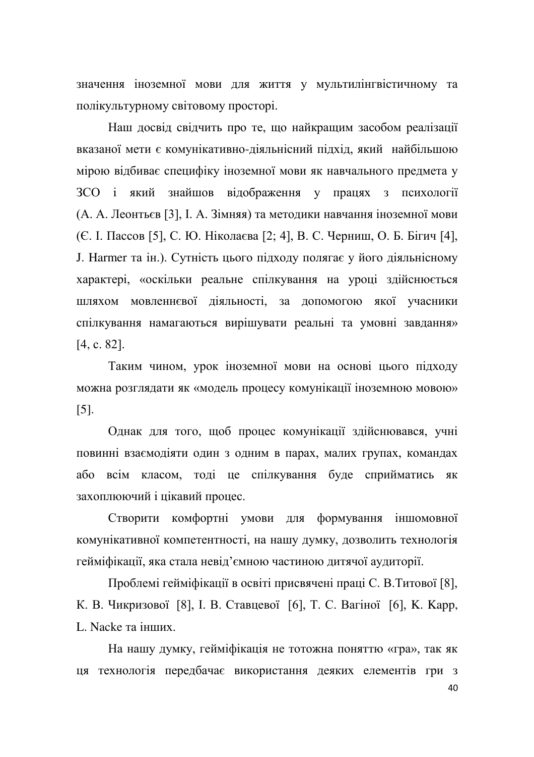значення іноземної мови для життя у мультилінгвістичному та полікультурному світовому просторі.

Наш досвід свідчить про те, що найкращим засобом реалізації вказаної мети є комунікативно-діяльнісний підхід, який найбільшою мірою відбиває специфіку іноземної мови як навчального предмета у ЗСО і який знайшов відображення у працях з психології (А. А. Леонтьєв [3], І. А. Зімняя) та методики навчання іноземної мови (Є. І. Пассов [5], С. Ю. Ніколаєва [2; 4], В. С. Черниш, О. Б. Бігич [4], J. Harmer та ін.). Сутність цього підходу полягає у його діяльнісному характері, «оскільки реальне спілкування на уроці здійснюється шляхом мовленнєвої діяльності, за допомогою якої учасники спілкування намагаються вирішувати реальні та умовні завдання» [4, с. 82].

Таким чином, урок іноземної мови на основі цього підходу можна розглядати як «модель процесу комунікації іноземною мовою» [5].

Однак для того, щоб процес комунікації здійснювався, учні повинні взаємодіяти один з одним в парах, малих групах, командах або всім класом, тоді це спілкування буде сприйматись як захоплюючий і цікавий процес.

Створити комфортні умови для формування іншомовної комунікативної компетентності, на нашу думку, дозволить технологія гейміфікації, яка стала невід'ємною частиною дитячої аудиторії.

Проблемі гейміфікації в освіті присвячені праці С. В.Титової [8], К. В. Чикризової [8], І. В. Ставцевої [6], Т. С. Вагіної [6], K. Kapp, L. Nacke та інших.

На нашу думку, гейміфікація не тотожна поняттю «гра», так як ця технологія передбачає використання деяких елементів гри з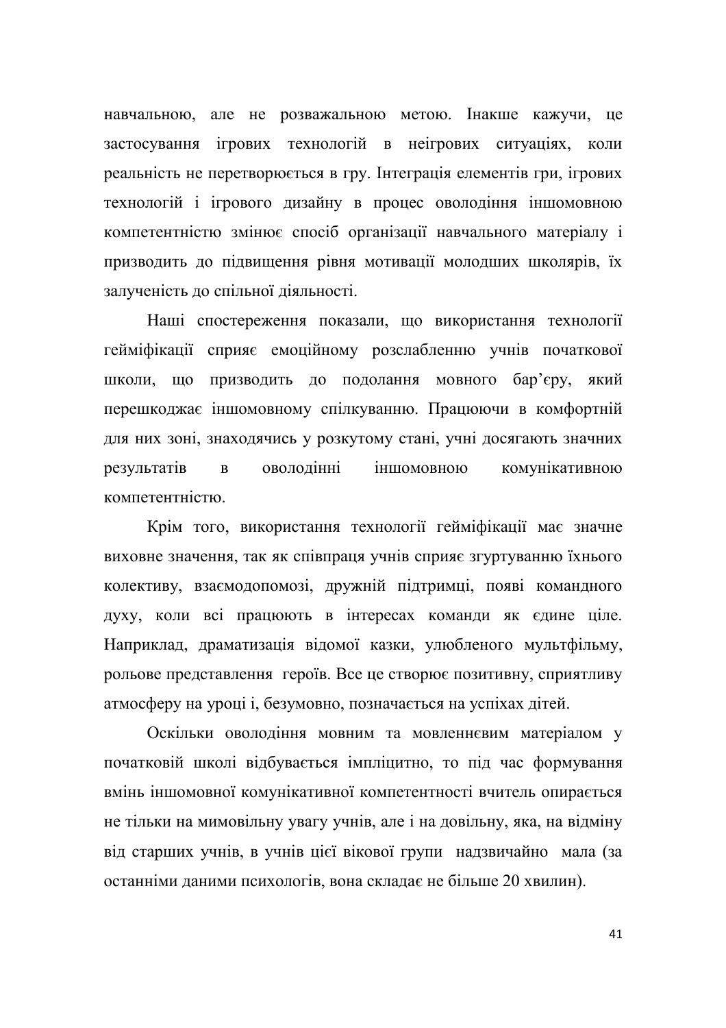навчальною, але не розважальною метою. Інакше кажучи, це застосування ігрових технологій в неігрових ситуаціях, коли реальність не перетворюється в гру. Інтеграція елементів гри, ігрових технологій і ігрового дизайну в процес оволодіння іншомовною компетентністю змінює спосіб організації навчального матеріалу і призводить до підвищення рівня мотивації молодших школярів, їх залученість до спільної діяльності.

Наші спостереження показали, що використання технології гейміфікації сприяє емоційному розслабленню учнів початкової школи, що призводить до подолання мовного бар'єру, який перешкоджає іншомовному спілкуванню. Працюючи в комфортній для них зоні, знаходячись у розкутому стані, учні досягають значних результатів в оволодінні іншомовною комунікативною компетентністю.

Крім того, використання технології гейміфікації має значне виховне значення, так як співпраця учнів сприяє згуртуванню їхнього колективу, взаємодопомозі, дружній підтримці, появі командного духу, коли всі працюють в інтересах команди як єдине ціле. Наприклад, драматизація відомої казки, улюбленого мультфільму, рольове представлення героїв. Все це створює позитивну, сприятливу атмосферу на уроці і, безумовно, позначається на успіхах дітей.

Оскільки оволодіння мовним та мовленнєвим матеріалом у початковій школі відбувається імпліцитно, то під час формування вмінь іншомовної комунікативної компетентності вчитель опирається не тільки на мимовільну увагу учнів, але і на довільну, яка, на відміну від старших учнів, в учнів цієї вікової групи надзвичайно мала (за останніми даними психологів, вона складає не більше 20 хвилин).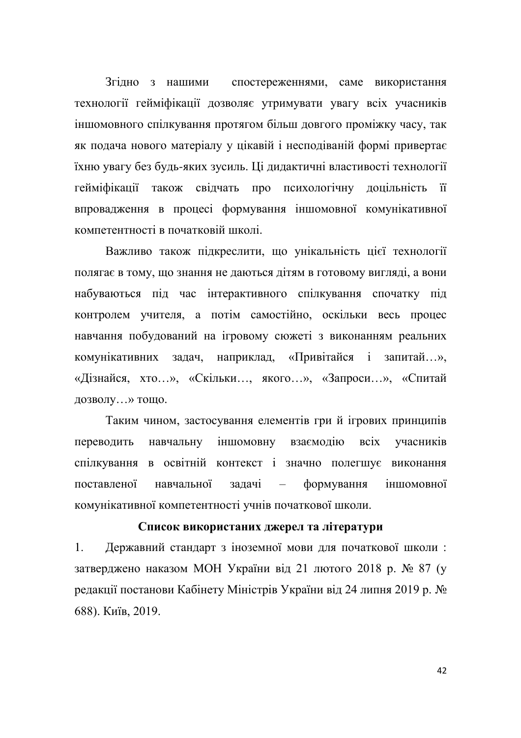Згідно з нашими спостереженнями, саме використання технології гейміфікації дозволяє утримувати увагу всіх учасників іншомовного спілкування протягом більш довгого проміжку часу, так як подача нового матеріалу у цікавій і несподіваній формі привертає їхню увагу без будь-яких зусиль. Ці дидактичні властивості технології гейміфікації також свідчать про психологічну доцільність її впровадження в процесі формування іншомовної комунікативної компетентності в початковій школі.

Важливо також підкреслити, що унікальність цієї технології полягає в тому, що знання не даються дітям в готовому вигляді, а вони набуваються під час інтерактивного спілкування спочатку під контролем учителя, а потім самостійно, оскільки весь процес навчання побудований на ігровому сюжеті з виконанням реальних комунікативних задач, наприклад, «Привітайся і запитай…», «Дізнайся, хто…», «Скільки…, якого…», «Запроси…», «Спитай дозволу…» тощо.

Таким чином, застосування елементів гри й ігрових принципів переводить навчальну іншомовну взаємодію всіх учасників спілкування в освітній контекст і значно полегшує виконання поставленої навчальної задачі – формування іншомовної комунікативної компетентності учнів початкової школи.

**Список використаних джерел та літератури**

1. Державний стандарт з іноземної мови для початкової школи : затверджено наказом МОН України від 21 лютого 2018 р. № 87 (у редакції постанови Кабінету Міністрів України від 24 липня 2019 р. № 688). Київ, 2019.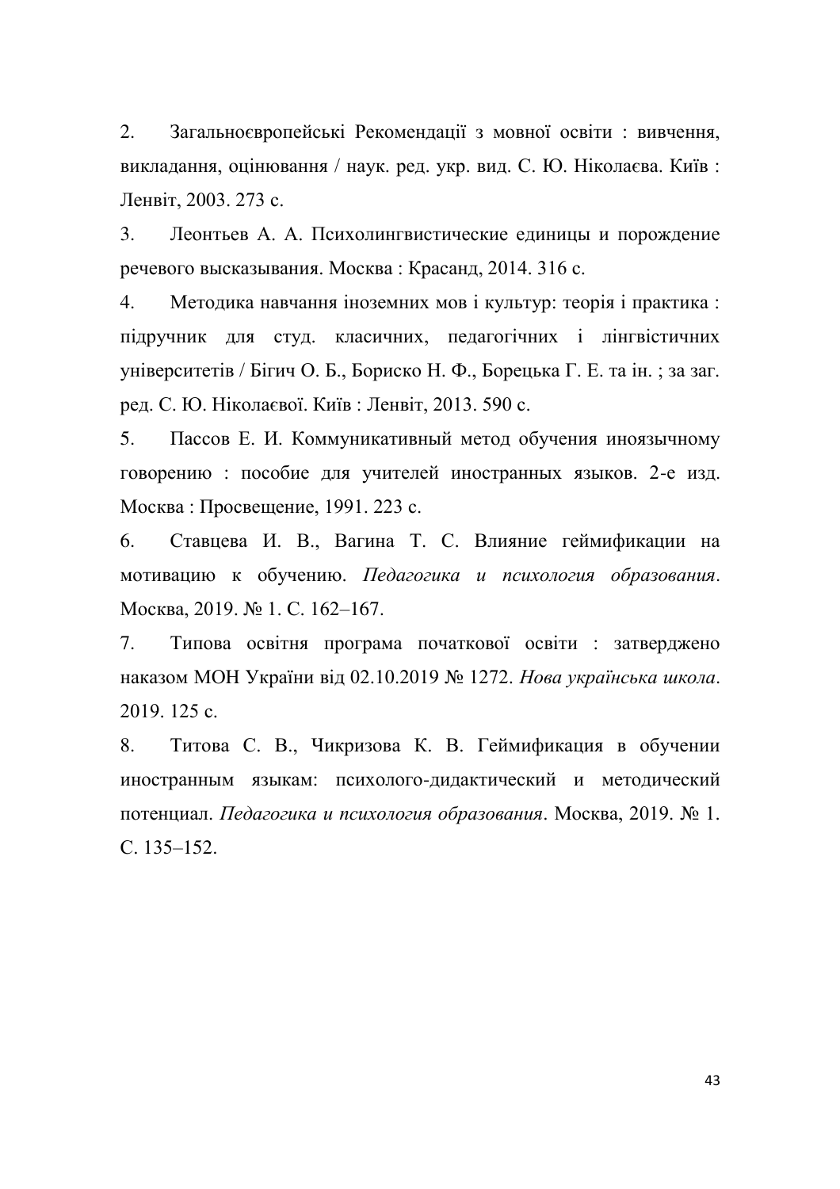2. Загальноєвропейські Рекомендації з мовної освіти : вивчення, викладання, оцінювання / наук. ред. укр. вид. С. Ю. Ніколаєва. Київ : Ленвіт, 2003. 273 с.

3. Леонтьев А. А. Психолингвистические единицы и порождение речевого высказывания. Москва : Красанд, 2014. 316 с.

4. Методика навчання іноземних мов і культур: теорія і практика : підручник для студ. класичних, педагогічних і лінгвістичних університетів / Бігич О. Б., Бориско Н. Ф., Борецька Г. Е. та ін. ; за заг. ред. С. Ю. Ніколаєвої. Київ : Ленвіт, 2013. 590 с.

5. Пассов Е. И. Коммуникативный метод обучения иноязычному говорению : пособие для учителей иностранных языков. 2-е изд. Москва : Просвещение, 1991. 223 с.

6. Ставцева И. В., Вагина Т. С. Влияние геймификации на мотивацию к обучению. *Педагогика и психология образования*. Москва, 2019. № 1. С. 162–167.

7. Типова освітня програма початкової освіти : затверджено наказом МОН України від 02.10.2019 № 1272. *Нова українська школа*. 2019. 125 с.

8. Титова С. В., Чикризова К. В. Геймификация в обучении иностранным языкам: психолого-дидактический и методический потенциал. *Педагогика и психология образования*. Москва, 2019. № 1. С. 135–152.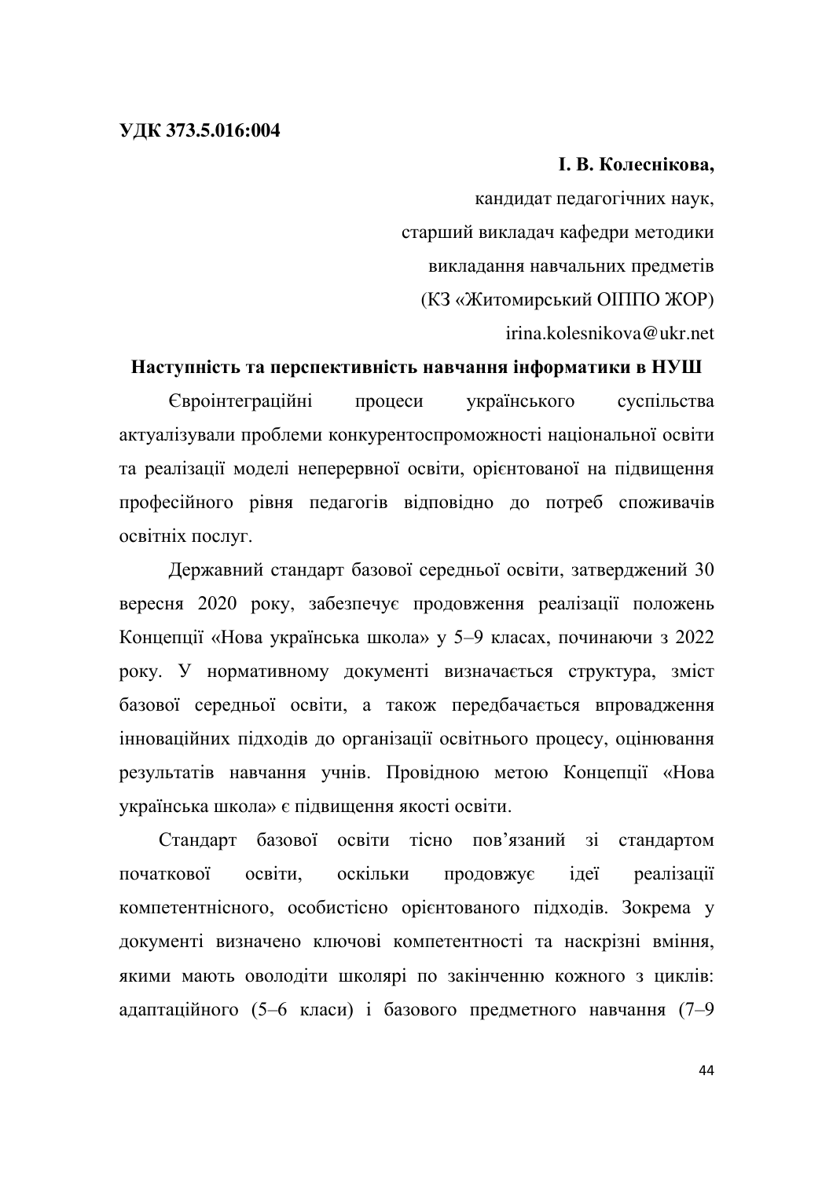**УДК 373.5.016:004**

**І. В. Колеснікова,**

кандидат педагогічних наук,
старший викладач кафедри методики
викладання навчальних предметів
(КЗ «Житомирський ОІППО ЖОР)
irina.kolesnikova@ukr.net

## Наступність та перспективність навчання інформатики в НУШ

Євроінтеграційні процеси українського суспільства актуалізували проблеми конкурентоспроможності національної освіти та реалізації моделі неперервної освіти, орієнтованої на підвищення професійного рівня педагогів відповідно до потреб споживачів освітніх послуг.

Державний стандарт базової середньої освіти, затверджений 30 вересня 2020 року, забезпечує продовження реалізації положень Концепції «Нова українська школа» у 5–9 класах, починаючи з 2022 року. У нормативному документі визначається структура, зміст базової середньої освіти, а також передбачається впровадження інноваційних підходів до організації освітнього процесу, оцінювання результатів навчання учнів. Провідною метою Концепції «Нова українська школа» є підвищення якості освіти.

Стандарт базової освіти тісно пов'язаний зі стандартом початкової освіти, оскільки продовжує ідеї реалізації компетентнісного, особистісно орієнтованого підходів. Зокрема у документі визначено ключові компетентності та наскрізні вміння, якими мають оволодіти школярі по закінченню кожного з циклів: адаптаційного (5–6 класи) і базового предметного навчання (7–9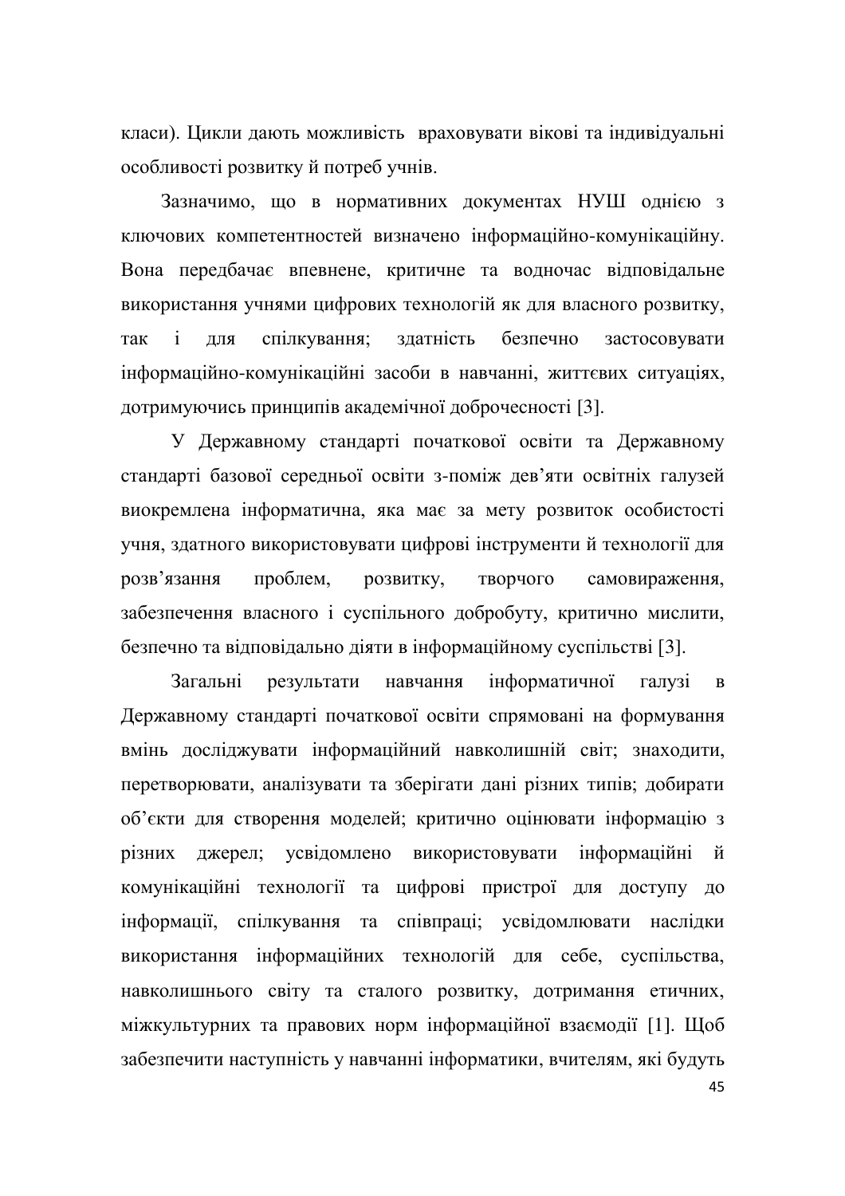класи). Цикли дають можливість враховувати вікові та індивідуальні особливості розвитку й потреб учнів.

Зазначимо, що в нормативних документах НУШ однією з ключових компетентностей визначено інформаційно-комунікаційну. Вона передбачає впевнене, критичне та водночас відповідальне використання учнями цифрових технологій як для власного розвитку, так і для спілкування; здатність безпечно застосовувати інформаційно-комунікаційні засоби в навчанні, життєвих ситуаціях, дотримуючись принципів академічної доброчесності [3].

У Державному стандарті початкової освіти та Державному стандарті базової середньої освіти з-поміж дев’яти освітніх галузей виокремлена інформатична, яка має за мету розвиток особистості учня, здатного використовувати цифрові інструменти й технології для розв’язання проблем, розвитку, творчого самовираження, забезпечення власного і суспільного добробуту, критично мислити, безпечно та відповідально діяти в інформаційному суспільстві [3].

Загальні результати навчання інформатичної галузі в Державному стандарті початкової освіти спрямовані на формування вмінь досліджувати інформаційний навколишній світ; знаходити, перетворювати, аналізувати та зберігати дані різних типів; добирати об’єкти для створення моделей; критично оцінювати інформацію з різних джерел; усвідомлено використовувати інформаційні й комунікаційні технології та цифрові пристрої для доступу до інформації, спілкування та співпраці; усвідомлювати наслідки використання інформаційних технологій для себе, суспільства, навколишнього світу та сталого розвитку, дотримання етичних, міжкультурних та правових норм інформаційної взаємодії [1]. Щоб забезпечити наступність у навчанні інформатики, вчителям, які будуть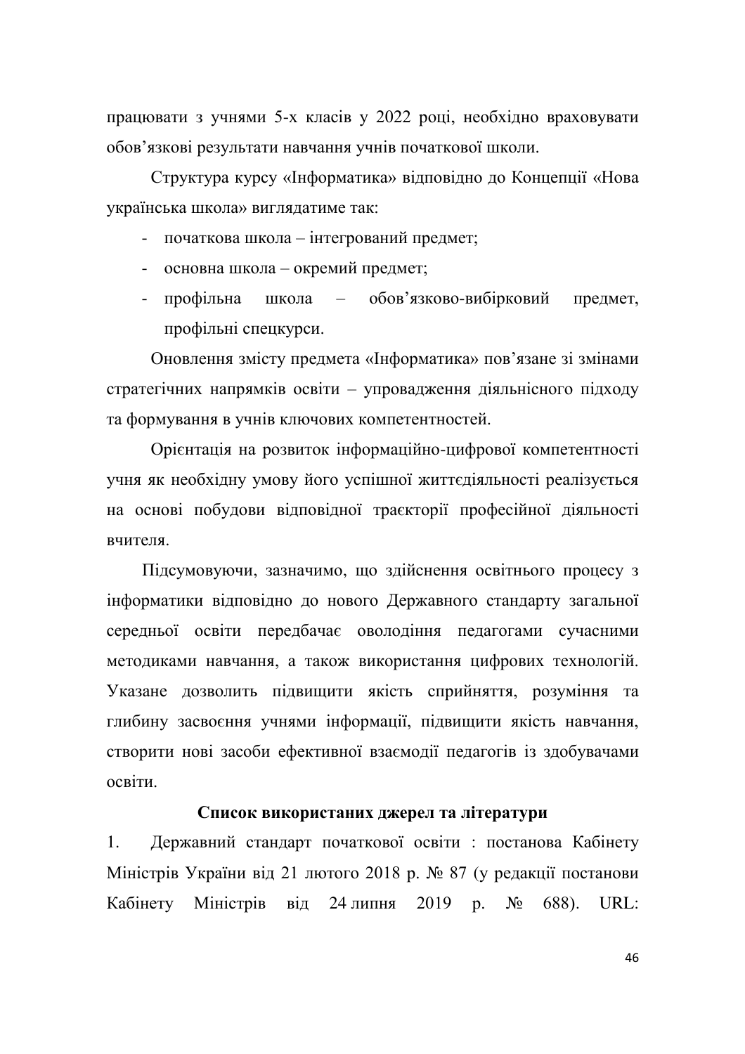працювати з учнями 5-х класів у 2022 році, необхідно враховувати обов'язкові результати навчання учнів початкової школи.

Структура курсу «Інформатика» відповідно до Концепції «Нова українська школа» виглядатиме так:

- початкова школа – інтегрований предмет;
- основна школа – окремий предмет;
- профільна школа – обов'язково-вибірковий предмет, профільні спецкурси.

Оновлення змісту предмета «Інформатика» пов'язане зі змінами стратегічних напрямків освіти – упровадження діяльнісного підходу та формування в учнів ключових компетентностей.

Орієнтація на розвиток інформаційно-цифрової компетентності учня як необхідну умову його успішної життєдіяльності реалізується на основі побудови відповідної траєкторії професійної діяльності вчителя.

Підсумовуючи, зазначимо, що здійснення освітнього процесу з інформатики відповідно до нового Державного стандарту загальної середньої освіти передбачає оволодіння педагогами сучасними методиками навчання, а також використання цифрових технологій. Указане дозволить підвищити якість сприйняття, розуміння та глибину засвоєння учнями інформації, підвищити якість навчання, створити нові засоби ефективної взаємодії педагогів із здобувачами освіти.

**Список використаних джерел та літератури**

1. Державний стандарт початкової освіти : постанова Кабінету Міністрів України від 21 лютого 2018 р. № 87 (у редакції постанови Кабінету Міністрів від 24 липня 2019 р. № 688). URL: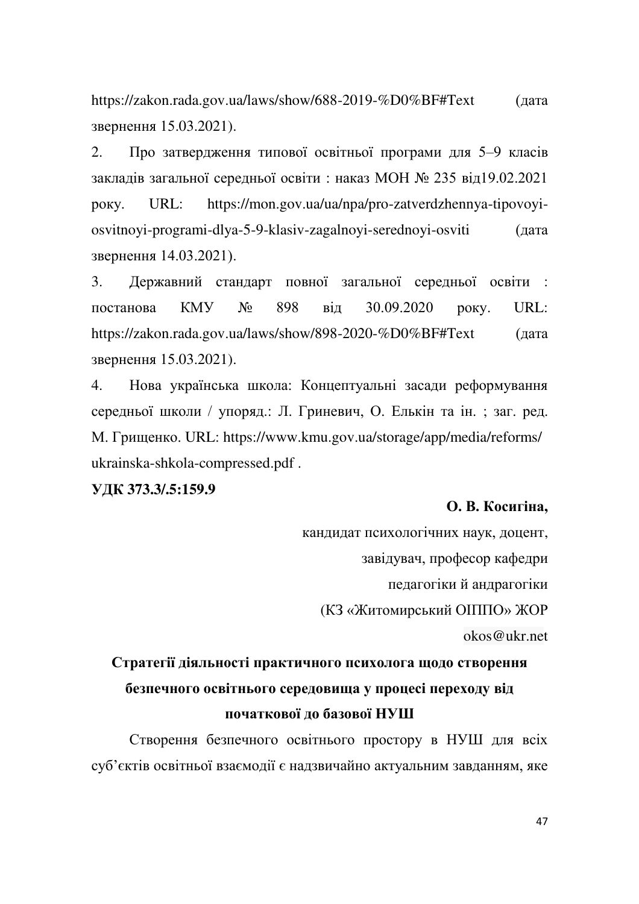https://zakon.rada.gov.ua/laws/show/688-2019-%D0%BF#Text (дата звернення 15.03.2021).

2. Про затвердження типової освітньої програми для 5–9 класів закладів загальної середньої освіти : наказ МОН № 235 від19.02.2021 року. URL: https://mon.gov.ua/ua/npa/pro-zatverdzhennya-tipovoyi-osvitnoyi-programi-dlya-5-9-klasiv-zagalnoyi-serednoyi-osviti (дата звернення 14.03.2021).

3. Державний стандарт повної загальної середньої освіти : постанова КМУ № 898 від 30.09.2020 року. URL: https://zakon.rada.gov.ua/laws/show/898-2020-%D0%BF#Text (дата звернення 15.03.2021).

4. Нова українська школа: Концептуальні засади реформування середньої школи / упоряд.: Л. Гриневич, О. Елькін та ін. ; заг. ред. М. Грищенко. URL: https://www.kmu.gov.ua/storage/app/media/reforms/ukrainska-shkola-compressed.pdf .

**УДК 373.3/.5:159.9**

**О. В. Косигіна,**

кандидат психологічних наук, доцент,
завідувач, професор кафедри
педагогіки й андрагогіки
(КЗ «Житомирський ОІППО» ЖОР
okos@ukr.net

## Стратегії діяльності практичного психолога щодо створення безпечного освітнього середовища у процесі переходу від початкової до базової НУШ

Створення безпечного освітнього простору в НУШ для всіх суб'єктів освітньої взаємодії є надзвичайно актуальним завданням, яке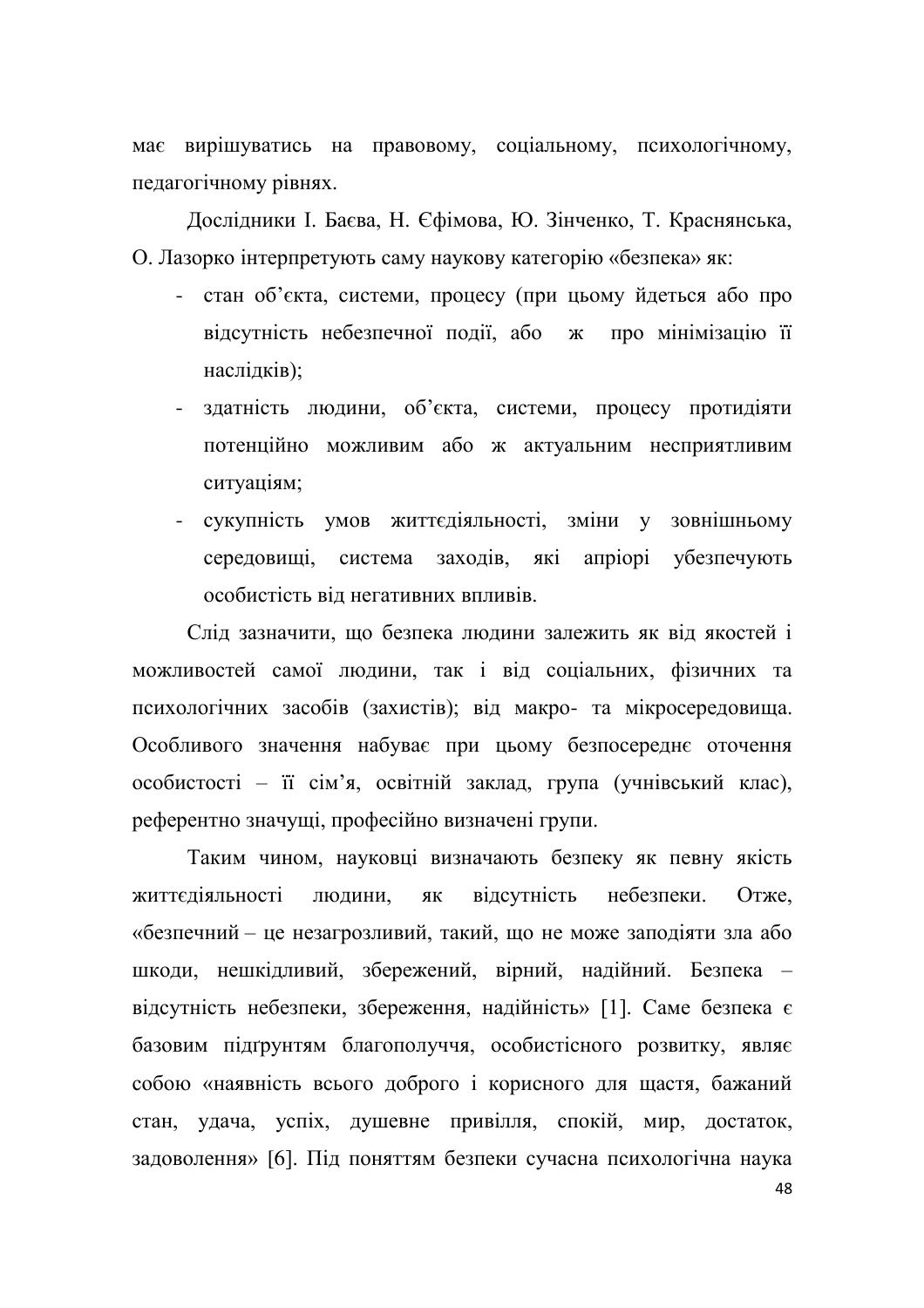має вирішуватись на правовому, соціальному, психологічному, педагогічному рівнях.

Дослідники І. Баєва, Н. Єфімова, Ю. Зінченко, Т. Краснянська, О. Лазорко інтерпретують саму наукову категорію «безпека» як:

- стан об'єкта, системи, процесу (при цьому йдеться або про відсутність небезпечної події, або ж про мінімізацію її наслідків);
- здатність людини, об'єкта, системи, процесу протидіяти потенційно можливим або ж актуальним несприятливим ситуаціям;
- сукупність умов життєдіяльності, зміни у зовнішньому середовищі, система заходів, які апріорі убезпечують особистість від негативних впливів.

Слід зазначити, що безпека людини залежить як від якостей і можливостей самої людини, так і від соціальних, фізичних та психологічних засобів (захистів); від макро- та мікросередовища. Особливого значення набуває при цьому безпосереднє оточення особистості – її сім'я, освітній заклад, група (учнівський клас), референтно значущі, професійно визначені групи.

Таким чином, науковці визначають безпеку як певну якість життєдіяльності людини, як відсутність небезпеки. Отже, «безпечний – це незагрозливий, такий, що не може заподіяти зла або шкоди, нешкідливий, збережений, вірний, надійний. Безпека – відсутність небезпеки, збереження, надійність» [1]. Саме безпека є базовим підґрунтям благополуччя, особистісного розвитку, являє собою «наявність всього доброго і корисного для щастя, бажаний стан, удача, успіх, душевне привілля, спокій, мир, достаток, задоволення» [6]. Під поняттям безпеки сучасна психологічна наука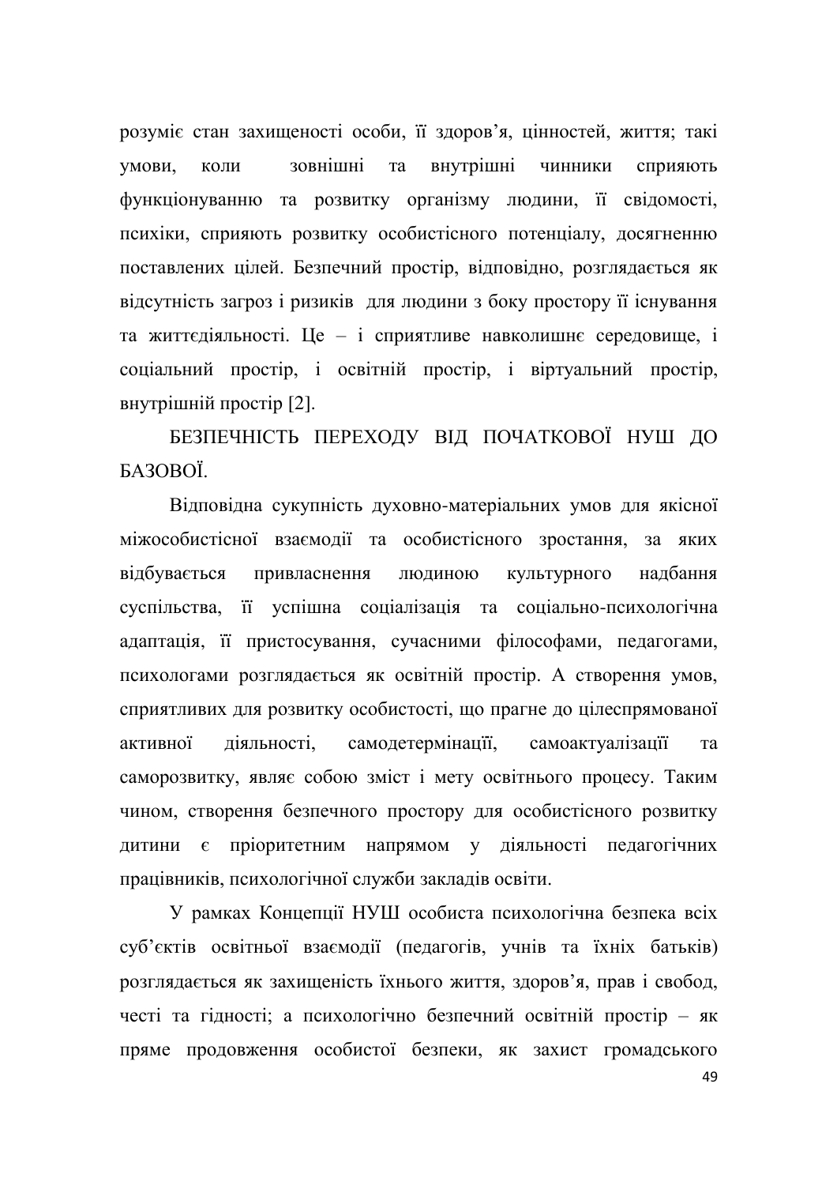розуміє стан захищеності особи, її здоров'я, цінностей, життя; такі умови, коли зовнішні та внутрішні чинники сприяють функціонуванню та розвитку організму людини, її свідомості, психіки, сприяють розвитку особистісного потенціалу, досягненню поставлених цілей. Безпечний простір, відповідно, розглядається як відсутність загроз і ризиків для людини з боку простору її існування та життєдіяльності. Це – і сприятливе навколишнє середовище, і соціальний простір, і освітній простір, і віртуальний простір, внутрішній простір [2].

## БЕЗПЕЧНІСТЬ ПЕРЕХОДУ ВІД ПОЧАТКОВОЇ НУШ ДО БАЗОВОЇ.

Відповідна сукупність духовно-матеріальних умов для якісної міжособистісної взаємодії та особистісного зростання, за яких відбувається привласнення людиною культурного надбання суспільства, її успішна соціалізація та соціально-психологічна адаптація, її пристосування, сучасними філософами, педагогами, психологами розглядається як освітній простір. А створення умов, сприятливих для розвитку особистості, що прагне до цілеспрямованої активної діяльності, самодетермінації, самоактуалізації та саморозвитку, являє собою зміст і мету освітнього процесу. Таким чином, створення безпечного простору для особистісного розвитку дитини є пріоритетним напрямом у діяльності педагогічних працівників, психологічної служби закладів освіти.

У рамках Концепції НУШ особиста психологічна безпека всіх суб'єктів освітньої взаємодії (педагогів, учнів та їхніх батьків) розглядається як захищеність їхнього життя, здоров'я, прав і свобод, честі та гідності; а психологічно безпечний освітній простір – як пряме продовження особистої безпеки, як захист громадського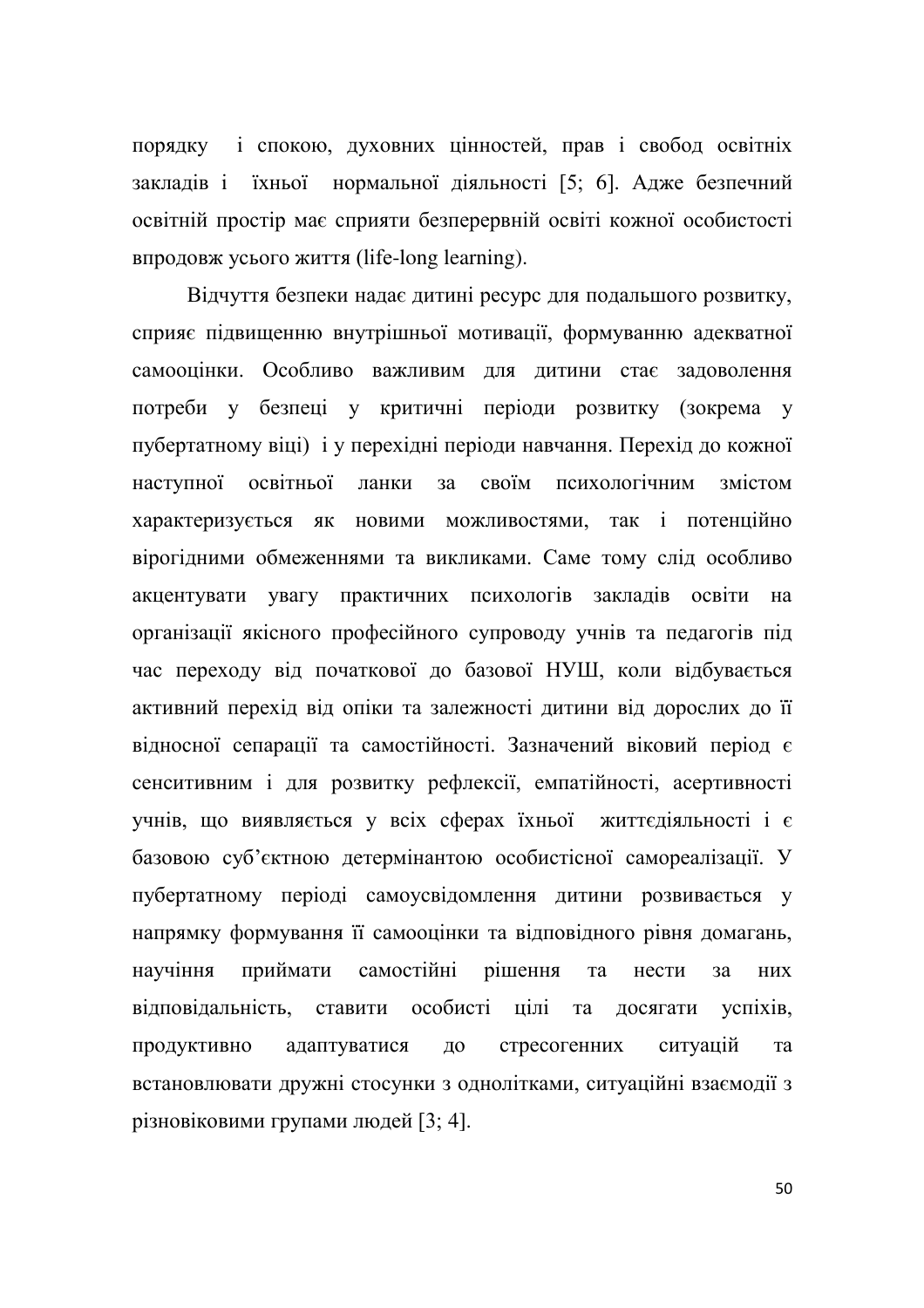порядку і спокою, духовних цінностей, прав і свобод освітніх закладів і їхньої нормальної діяльності [5; 6]. Адже безпечний освітній простір має сприяти безперервній освіті кожної особистості впродовж усього життя (life-long learning).

Відчуття безпеки надає дитині ресурс для подальшого розвитку, сприяє підвищенню внутрішньої мотивації, формуванню адекватної самооцінки. Особливо важливим для дитини стає задоволення потреби у безпеці у критичні періоди розвитку (зокрема у пубертатному віці) і у перехідні періоди навчання. Перехід до кожної наступної освітньої ланки за своїм психологічним змістом характеризується як новими можливостями, так і потенційно вірогідними обмеженнями та викликами. Саме тому слід особливо акцентувати увагу практичних психологів закладів освіти на організації якісного професійного супроводу учнів та педагогів під час переходу від початкової до базової НУШ, коли відбувається активний перехід від опіки та залежності дитини від дорослих до її відносної сепарації та самостійності. Зазначений віковий період є сенситивним і для розвитку рефлексії, емпатійності, асертивності учнів, що виявляється у всіх сферах їхньої життєдіяльності і є базовою суб'єктною детермінантою особистісної самореалізації. У пубертатному періоді самоусвідомлення дитини розвивається у напрямку формування її самооцінки та відповідного рівня домагань, научіння приймати самостійні рішення та нести за них відповідальність, ставити особисті цілі та досягати успіхів, продуктивно адаптуватися до стресогенних ситуацій та встановлювати дружні стосунки з однолітками, ситуаційні взаємодії з різновіковими групами людей [3; 4].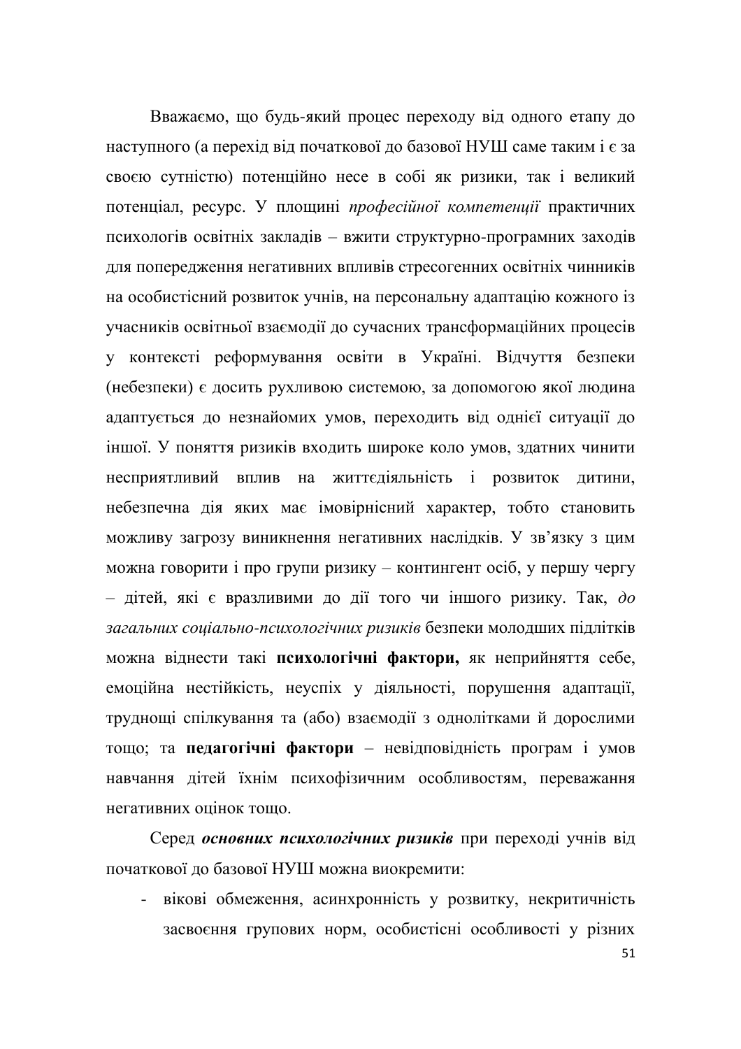Вважаємо, що будь-який процес переходу від одного етапу до наступного (а перехід від початкової до базової НУШ саме таким і є за своєю сутністю) потенційно несе в собі як ризики, так і великий потенціал, ресурс. У площині *професійної компетенції* практичних психологів освітніх закладів – вжити структурно-програмних заходів для попередження негативних впливів стресогенних освітніх чинників на особистісний розвиток учнів, на персональну адаптацію кожного із учасників освітньої взаємодії до сучасних трансформаційних процесів у контексті реформування освіти в Україні. Відчуття безпеки (небезпеки) є досить рухливою системою, за допомогою якої людина адаптується до незнайомих умов, переходить від однієї ситуації до іншої. У поняття ризиків входить широке коло умов, здатних чинити несприятливий вплив на життєдіяльність і розвиток дитини, небезпечна дія яких має імовірнісний характер, тобто становить можливу загрозу виникнення негативних наслідків. У зв'язку з цим можна говорити і про групи ризику – контингент осіб, у першу чергу – дітей, які є вразливими до дії того чи іншого ризику. Так, *до загальних соціально-психологічних ризиків* безпеки молодших підлітків можна віднести такі **психологічні фактори,** як неприйняття себе, емоційна нестійкість, неуспіх у діяльності, порушення адаптації, труднощі спілкування та (або) взаємодії з однолітками й дорослими тощо; та **педагогічні фактори** – невідповідність програм і умов навчання дітей їхнім психофізичним особливостям, переважання негативних оцінок тощо.

Серед ***основних психологічних ризиків*** при переході учнів від початкової до базової НУШ можна виокремити:

- вікові обмеження, асинхронність у розвитку, некритичність засвоєння групових норм, особистісні особливості у різних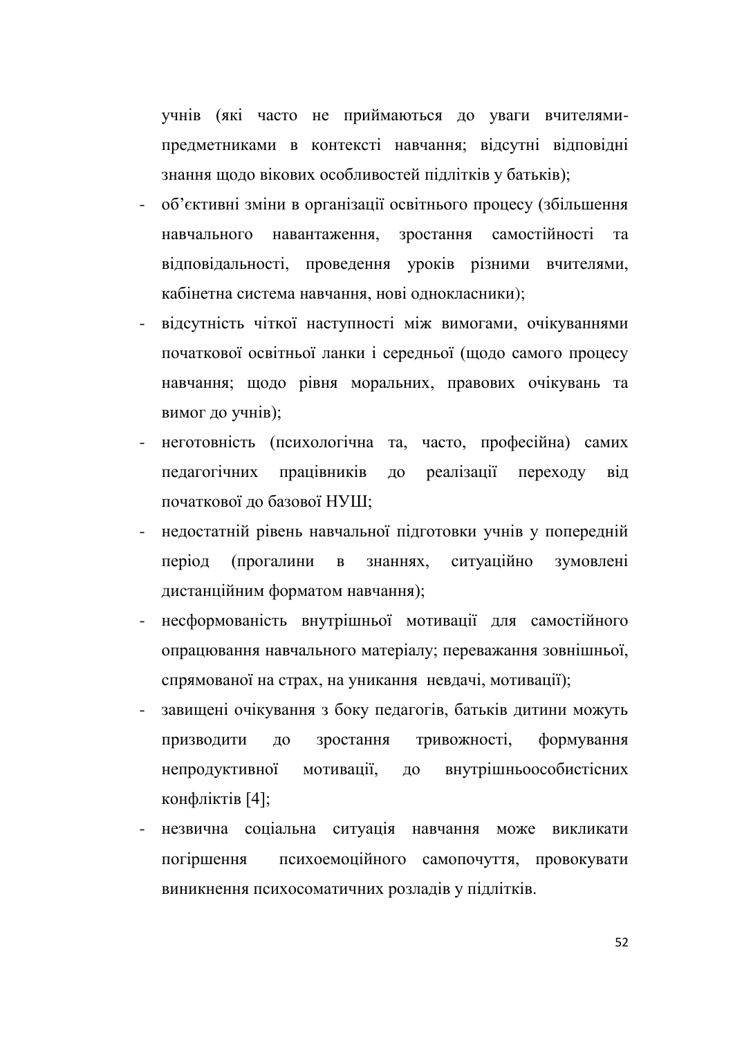учнів (які часто не приймаються до уваги вчителями-предметниками в контексті навчання; відсутні відповідні знання щодо вікових особливостей підлітків у батьків);

- об'єктивні зміни в організації освітнього процесу (збільшення навчального навантаження, зростання самостійності та відповідальності, проведення уроків різними вчителями, кабінетна система навчання, нові однокласники);
- відсутність чіткої наступності між вимогами, очікуваннями початкової освітньої ланки і середньої (щодо самого процесу навчання; щодо рівня моральних, правових очікувань та вимог до учнів);
- неготовність (психологічна та, часто, професійна) самих педагогічних працівників до реалізації переходу від початкової до базової НУШ;
- недостатній рівень навчальної підготовки учнів у попередній період (прогалини в знаннях, ситуаційно зумовлені дистанційним форматом навчання);
- несформованість внутрішньої мотивації для самостійного опрацювання навчального матеріалу; переважання зовнішньої, спрямованої на страх, на уникання невдачі, мотивації);
- завищені очікування з боку педагогів, батьків дитини можуть призводити до зростання тривожності, формування непродуктивної мотивації, до внутрішньоособистісних конфліктів [4];
- незвична соціальна ситуація навчання може викликати погіршення психоемоційного самопочуття, провокувати виникнення психосоматичних розладів у підлітків.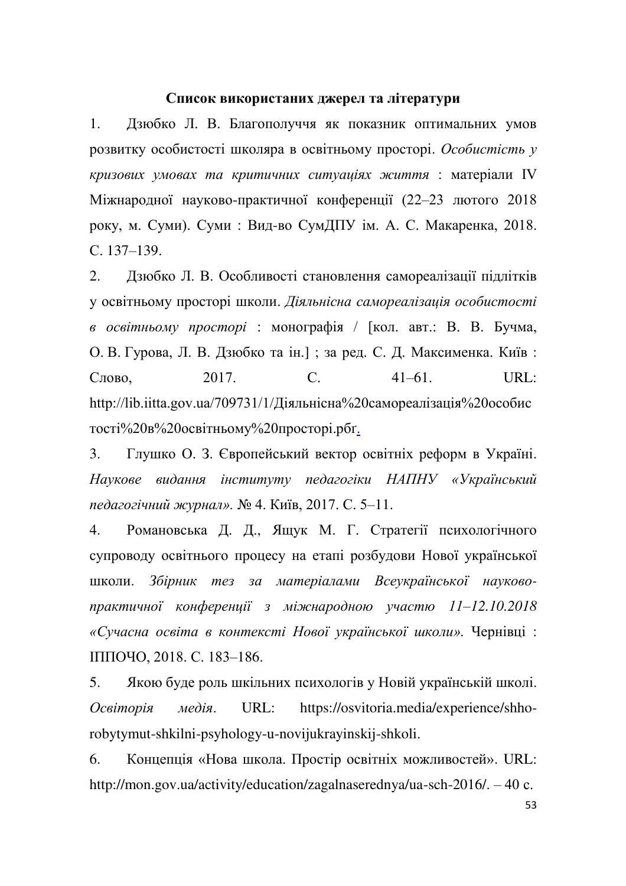## Список використаних джерел та літератури

1. Дзюбко Л. В. Благополуччя як показник оптимальних умов розвитку особистості школяра в освітньому просторі. *Особистість у кризових умовах та критичних ситуаціях життя* : матеріали IV Міжнародної науково-практичної конференції (22–23 лютого 2018 року, м. Суми). Суми : Вид-во СумДПУ ім. А. С. Макаренка, 2018. С. 137–139.
2. Дзюбко Л. В. Особливості становлення самореалізації підлітків у освітньому просторі школи. *Діяльнісна самореалізація особистості в освітньому просторі* : монографія / [кол. авт.: В. В. Бучма, О. В. Гурова, Л. В. Дзюбко та ін.] ; за ред. С. Д. Максименка. Київ : Слово, 2017. С. 41–61. URL: http://lib.iitta.gov.ua/709731/1/Діяльнісна%20самореалізація%20особистості%20в%20освітньому%20просторі.рбг.
3. Глушко О. З. Європейський вектор освітніх реформ в Україні. *Наукове видання інституту педагогіки НАПНУ «Український педагогічний журнал».* № 4. Київ, 2017. С. 5–11.
4. Романовська Д. Д., Ящук М. Г. Стратегії психологічного супроводу освітнього процесу на етапі розбудови Нової української школи. *Збірник тез за матеріалами Всеукраїнської науково-практичної конференції з міжнародною участю 11–12.10.2018 «Сучасна освіта в контексті Нової української школи».* Чернівці : ІППОЧО, 2018. С. 183–186.
5. Якою буде роль шкільних психологів у Новій українській школі. *Освіторія медія*. URL: https://osvitoria.media/experience/shho-robytymut-shkilni-psyhology-u-novijukrayinskij-shkoli.
6. Концепція «Нова школа. Простір освітніх можливостей». URL: http://mon.gov.ua/activity/education/zagalnaserednya/ua-sch-2016/. – 40 с.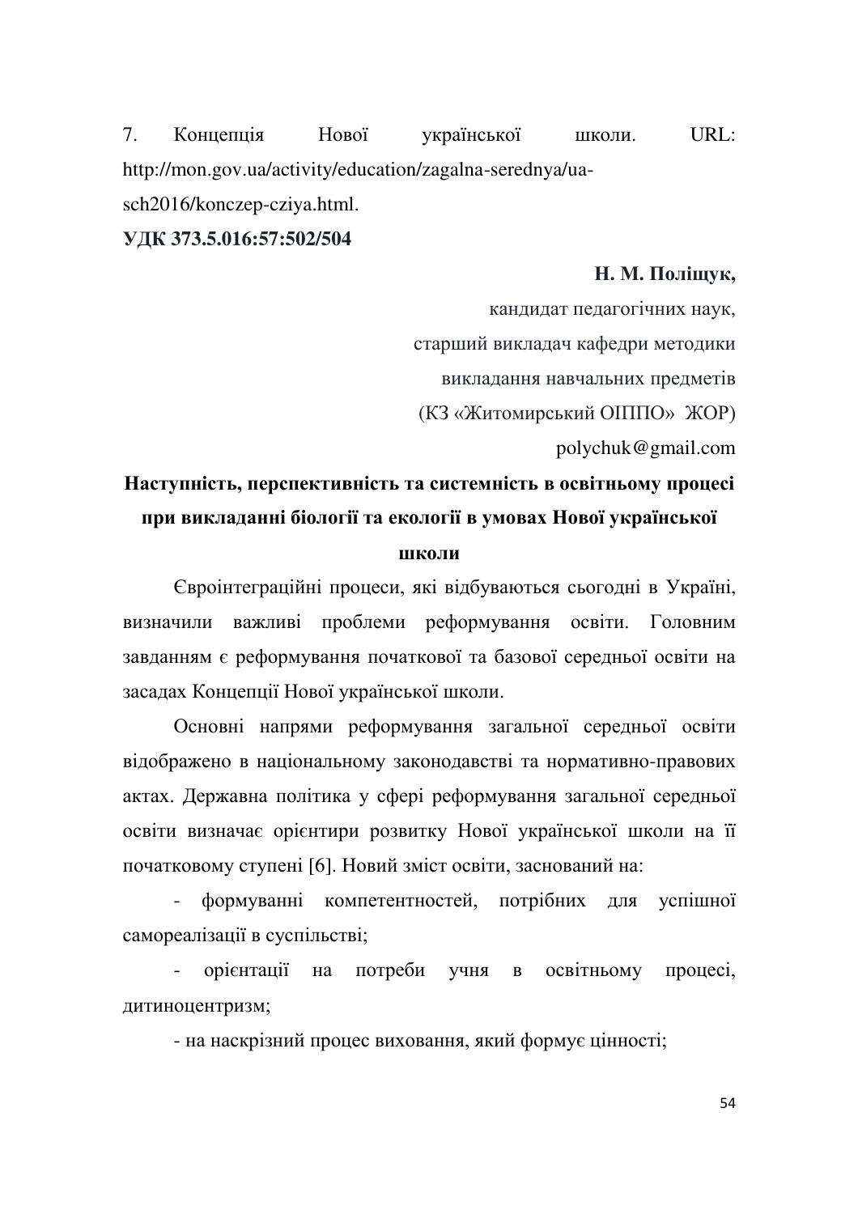7. Концепція Нової української школи. URL: http://mon.gov.ua/activity/education/zagalna-serednya/ua-sch2016/konczep-cziya.html.

**УДК 373.5.016:57:502/504**

**Н. М. Поліщук,**
кандидат педагогічних наук,
старший викладач кафедри методики
викладання навчальних предметів
(КЗ «Житомирський ОІППО» ЖОР)
polychuk@gmail.com

## Наступність, перспективність та системність в освітньому процесі при викладанні біології та екології в умовах Нової української школи

Євроінтеграційні процеси, які відбуваються сьогодні в Україні, визначили важливі проблеми реформування освіти. Головним завданням є реформування початкової та базової середньої освіти на засадах Концепції Нової української школи.

Основні напрями реформування загальної середньої освіти відображено в національному законодавстві та нормативно-правових актах. Державна політика у сфері реформування загальної середньої освіти визначає орієнтири розвитку Нової української школи на її початковому ступені [6]. Новий зміст освіти, заснований на:

- формуванні компетентностей, потрібних для успішної самореалізації в суспільстві;
- орієнтації на потреби учня в освітньому процесі, дитиноцентризм;
- на наскрізний процес виховання, який формує цінності;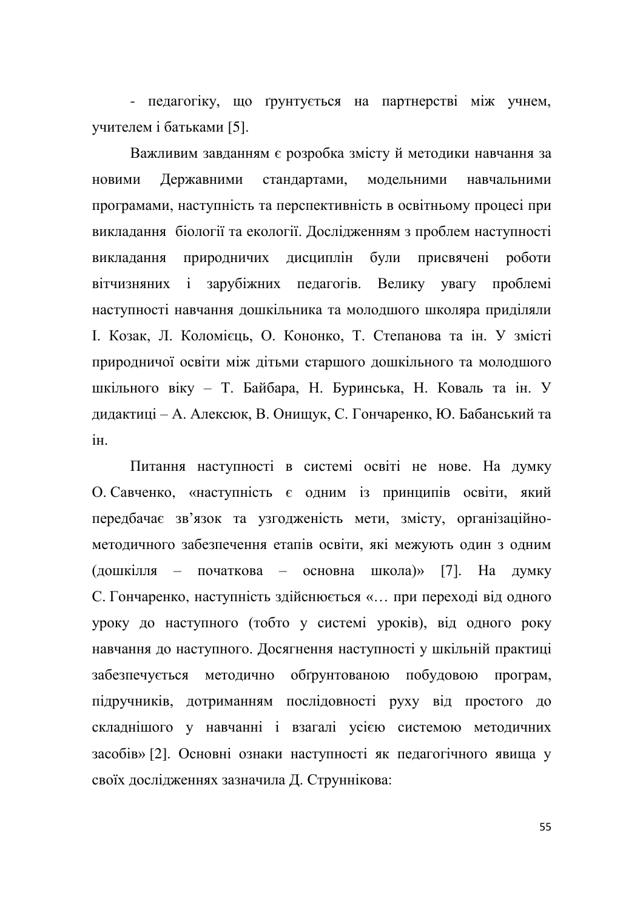- педагогіку, що ґрунтується на партнерстві між учнем, учителем і батьками [5].

Важливим завданням є розробка змісту й методики навчання за новими Державними стандартами, модельними навчальними програмами, наступність та перспективність в освітньому процесі при викладання біології та екології. Дослідженням з проблем наступності викладання природничих дисциплін були присвячені роботи вітчизняних і зарубіжних педагогів. Велику увагу проблемі наступності навчання дошкільника та молодшого школяра приділяли І. Козак, Л. Коломієць, О. Кононко, Т. Степанова та ін. У змісті природничої освіти між дітьми старшого дошкільного та молодшого шкільного віку – Т. Байбара, Н. Буринська, Н. Коваль та ін. У дидактиці – А. Алексюк, В. Онищук, С. Гончаренко, Ю. Бабанський та ін.

Питання наступності в системі освіти не нове. На думку О. Савченко, «наступність є одним із принципів освіти, який передбачає зв'язок та узгодженість мети, змісту, організаційно-методичного забезпечення етапів освіти, які межують один з одним (дошкілля – початкова – основна школа)» [7]. На думку С. Гончаренко, наступність здійснюється «… при переході від одного уроку до наступного (тобто у системі уроків), від одного року навчання до наступного. Досягнення наступності у шкільній практиці забезпечується методично обґрунтованою побудовою програм, підручників, дотриманням послідовності руху від простого до складнішого у навчанні і взагалі усією системою методичних засобів» [2]. Основні ознаки наступності як педагогічного явища у своїх дослідженнях зазначила Д. Струннікова: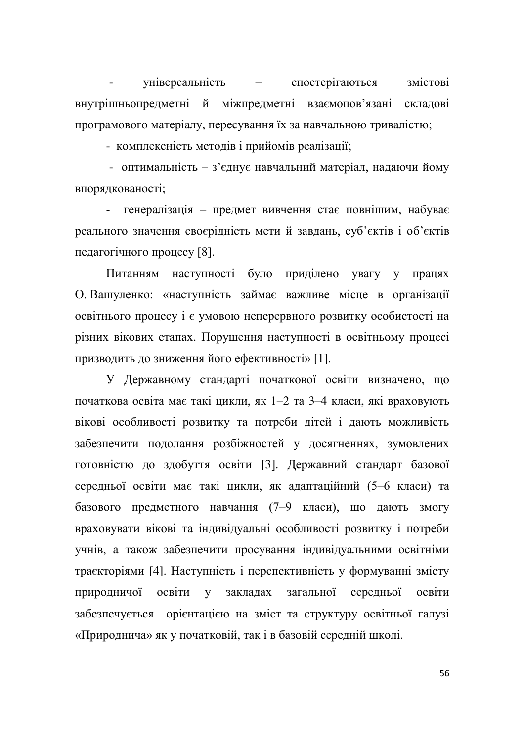- універсальність – спостерігаються змістові внутрішньопредметні й міжпредметні взаємопов’язані складові програмового матеріалу, пересування їх за навчальною тривалістю;

- комплексність методів і прийомів реалізації;

- оптимальність – з’єднує навчальний матеріал, надаючи йому впорядкованості;

- генералізація – предмет вивчення стає повнішим, набуває реального значення своєрідність мети й завдань, суб’єктів і об’єктів педагогічного процесу [8].

Питанням наступності було приділено увагу у працях О. Вашуленко: «наступність займає важливе місце в організації освітнього процесу і є умовою неперервного розвитку особистості на різних вікових етапах. Порушення наступності в освітньому процесі призводить до зниження його ефективності» [1].

У Державному стандарті початкової освіти визначено, що початкова освіта має такі цикли, як 1–2 та 3–4 класи, які враховують вікові особливості розвитку та потреби дітей і дають можливість забезпечити подолання розбіжностей у досягненнях, зумовлених готовністю до здобуття освіти [3]. Державний стандарт базової середньої освіти має такі цикли, як адаптаційний (5–6 класи) та базового предметного навчання (7–9 класи), що дають змогу враховувати вікові та індивідуальні особливості розвитку і потреби учнів, а також забезпечити просування індивідуальними освітніми траєкторіями [4]. Наступність і перспективність у формуванні змісту природничої освіти у закладах загальної середньої освіти забезпечується орієнтацією на зміст та структуру освітньої галузі «Природнича» як у початковій, так і в базовій середній школі.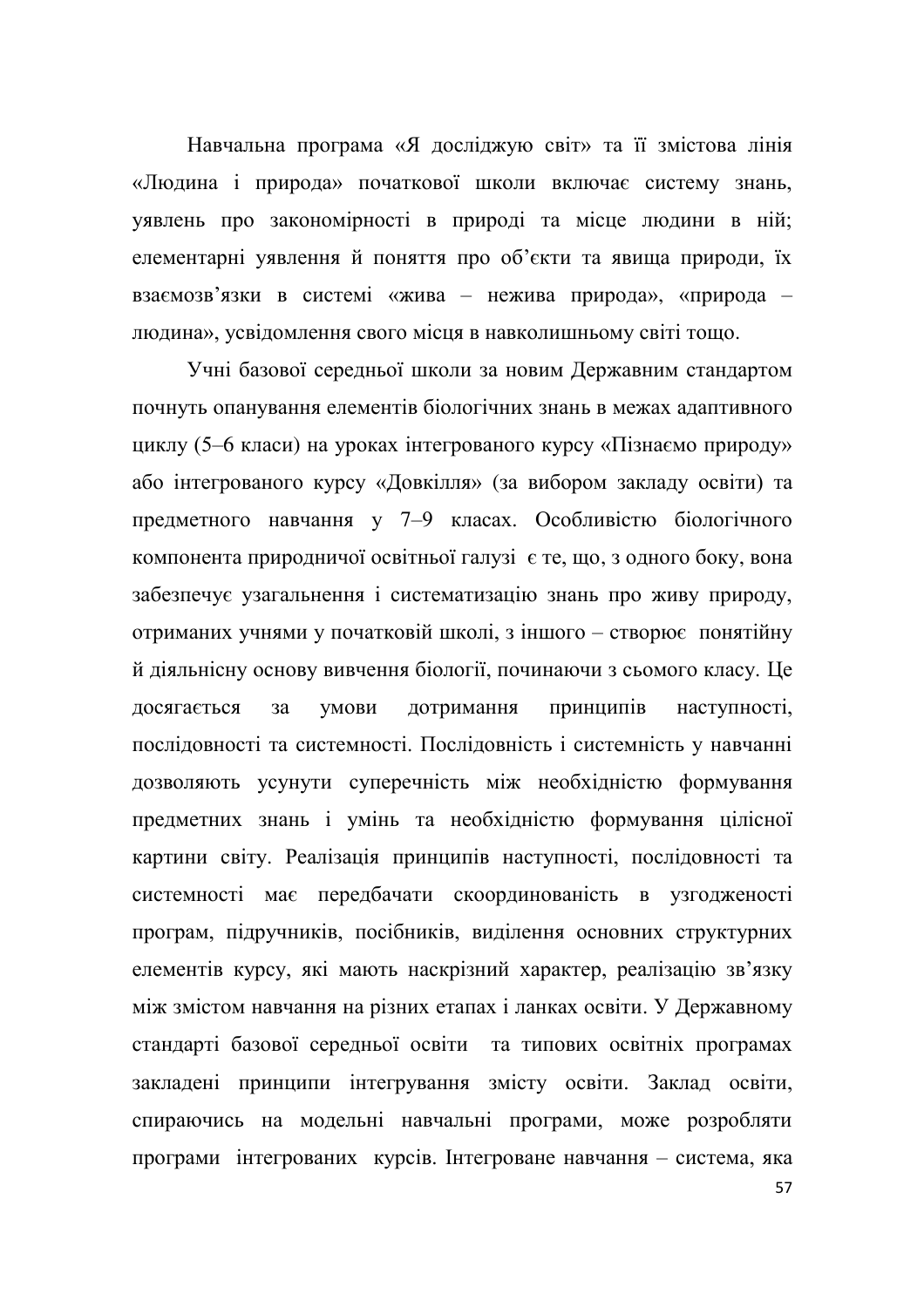Навчальна програма «Я досліджую світ» та її змістова лінія «Людина і природа» початкової школи включає систему знань, уявлень про закономірності в природі та місце людини в ній; елементарні уявлення й поняття про об'єкти та явища природи, їх взаємозв'язки в системі «жива – нежива природа», «природа – людина», усвідомлення свого місця в навколишньому світі тощо.

Учні базової середньої школи за новим Державним стандартом почнуть опанування елементів біологічних знань в межах адаптивного циклу (5–6 класи) на уроках інтегрованого курсу «Пізнаємо природу» або інтегрованого курсу «Довкілля» (за вибором закладу освіти) та предметного навчання у 7–9 класах. Особливістю біологічного компонента природничої освітньої галузі є те, що, з одного боку, вона забезпечує узагальнення і систематизацію знань про живу природу, отриманих учнями у початковій школі, з іншого – створює понятійну й діяльнісну основу вивчення біології, починаючи з сьомого класу. Це досягається за умови дотримання принципів наступності, послідовності та системності. Послідовність і системність у навчанні дозволяють усунути суперечність між необхідністю формування предметних знань і умінь та необхідністю формування цілісної картини світу. Реалізація принципів наступності, послідовності та системності має передбачати скоординованість в узгодженості програм, підручників, посібників, виділення основних структурних елементів курсу, які мають наскрізний характер, реалізацію зв'язку між змістом навчання на різних етапах і ланках освіти. У Державному стандарті базової середньої освіти та типових освітніх програмах закладені принципи інтегрування змісту освіти. Заклад освіти, спираючись на модельні навчальні програми, може розробляти програми інтегрованих курсів. Інтегроване навчання – система, яка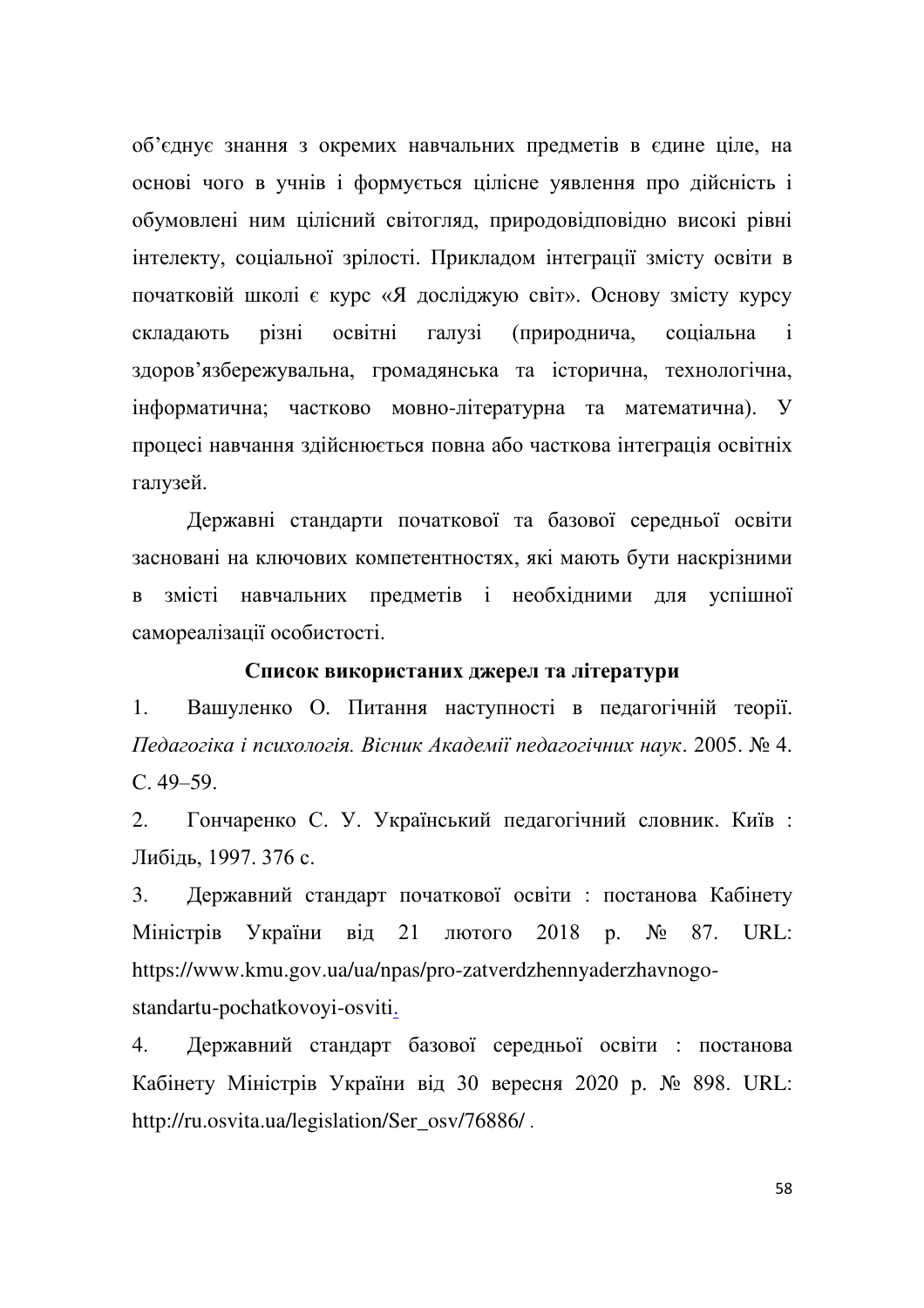об'єднує знання з окремих навчальних предметів в єдине ціле, на основі чого в учнів і формується цілісне уявлення про дійсність і обумовлені ним цілісний світогляд, природовідповідно високі рівні інтелекту, соціальної зрілості. Прикладом інтеграції змісту освіти в початковій школі є курс «Я досліджую світ». Основу змісту курсу складають різні освітні галузі (природнича, соціальна і здоров'язбережувальна, громадянська та історична, технологічна, інформатична; частково мовно-літературна та математична). У процесі навчання здійснюється повна або часткова інтеграція освітніх галузей.

Державні стандарти початкової та базової середньої освіти засновані на ключових компетентностях, які мають бути наскрізними в змісті навчальних предметів і необхідними для успішної самореалізації особистості.

**Список використаних джерел та літератури**

1. Вашуленко О. Питання наступності в педагогічній теорії. *Педагогіка і психологія. Вісник Академії педагогічних наук*. 2005. № 4. С. 49–59.
2. Гончаренко С. У. Український педагогічний словник. Київ : Либідь, 1997. 376 с.
3. Державний стандарт початкової освіти : постанова Кабінету Міністрів України від 21 лютого 2018 р. № 87. URL: https://www.kmu.gov.ua/ua/npas/pro-zatverdzhennyaderzhavnogo-standartu-pochatkovoyi-osviti.
4. Державний стандарт базової середньої освіти : постанова Кабінету Міністрів України від 30 вересня 2020 р. № 898. URL: http://ru.osvita.ua/legislation/Ser_osv/76886/ .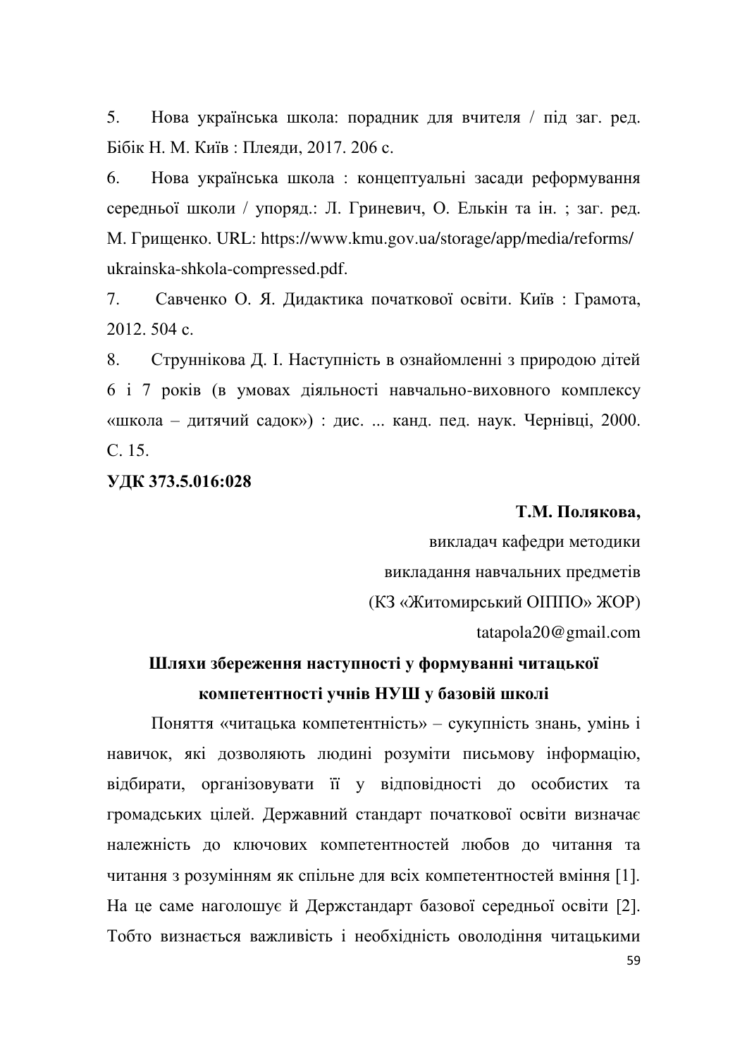5. Нова українська школа: порадник для вчителя / під заг. ред. Бібік Н. М. Київ : Плеяди, 2017. 206 с.

6. Нова українська школа : концептуальні засади реформування середньої школи / упоряд.: Л. Гриневич, О. Елькін та ін. ; заг. ред. М. Грищенко. URL: https://www.kmu.gov.ua/storage/app/media/reforms/ukrainska-shkola-compressed.pdf.

7. Савченко О. Я. Дидактика початкової освіти. Київ : Грамота, 2012. 504 с.

8. Струннікова Д. І. Наступність в ознайомленні з природою дітей 6 і 7 років (в умовах діяльності навчально-виховного комплексу «школа – дитячий садок») : дис. ... канд. пед. наук. Чернівці, 2000. С. 15.

**УДК 373.5.016:028**

**Т.М. Полякова,**
викладач кафедри методики
викладання навчальних предметів
(КЗ «Житомирський ОІППО» ЖОР)
tatapola20@gmail.com

## Шляхи збереження наступності у формуванні читацької компетентності учнів НУШ у базовій школі

Поняття «читацька компетентність» – сукупність знань, умінь і навичок, які дозволяють людині розуміти письмову інформацію, відбирати, організовувати її у відповідності до особистих та громадських цілей. Державний стандарт початкової освіти визначає належність до ключових компетентностей любов до читання та читання з розумінням як спільне для всіх компетентностей вміння [1]. На це саме наголошує й Держстандарт базової середньої освіти [2]. Тобто визнається важливість і необхідність оволодіння читацькими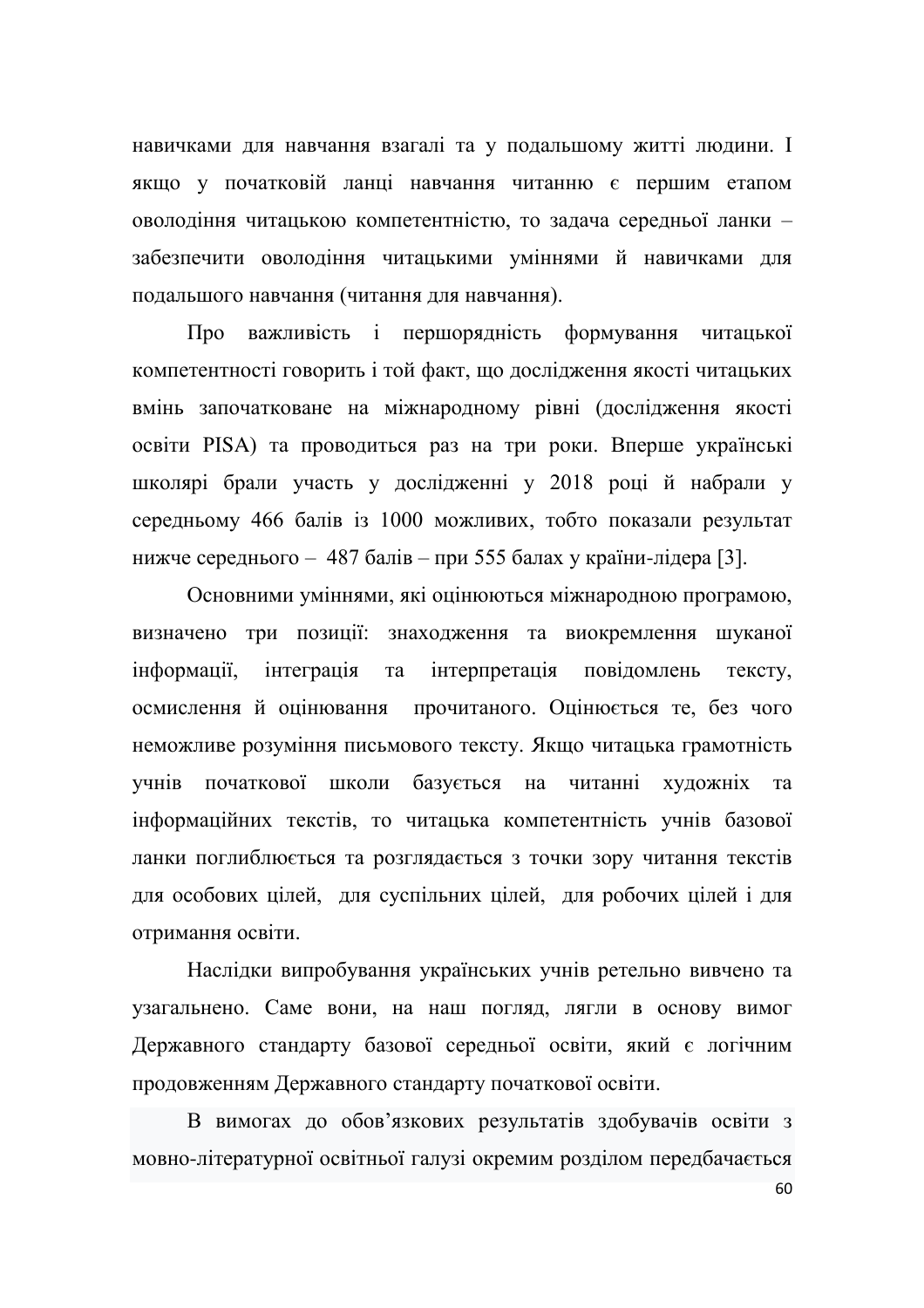навичками для навчання взагалі та у подальшому житті людини. І якщо у початковій ланці навчання читанню є першим етапом оволодіння читацькою компетентністю, то задача середньої ланки – забезпечити оволодіння читацькими уміннями й навичками для подальшого навчання (читання для навчання).

Про важливість і першорядність формування читацької компетентності говорить і той факт, що дослідження якості читацьких вмінь започатковане на міжнародному рівні (дослідження якості освіти PISA) та проводиться раз на три роки. Вперше українські школярі брали участь у дослідженні у 2018 році й набрали у середньому 466 балів із 1000 можливих, тобто показали результат нижче середнього – 487 балів – при 555 балах у країни-лідера [3].

Основними уміннями, які оцінюються міжнародною програмою, визначено три позиції: знаходження та виокремлення шуканої інформації, інтеграція та інтерпретація повідомлень тексту, осмислення й оцінювання прочитаного. Оцінюється те, без чого неможливе розуміння письмового тексту. Якщо читацька грамотність учнів початкової школи базується на читанні художніх та інформаційних текстів, то читацька компетентність учнів базової ланки поглиблюється та розглядається з точки зору читання текстів для особових цілей, для суспільних цілей, для робочих цілей і для отримання освіти.

Наслідки випробування українських учнів ретельно вивчено та узагальнено. Саме вони, на наш погляд, лягли в основу вимог Державного стандарту базової середньої освіти, який є логічним продовженням Державного стандарту початкової освіти.

В вимогах до обов'язкових результатів здобувачів освіти з мовно-літературної освітньої галузі окремим розділом передбачається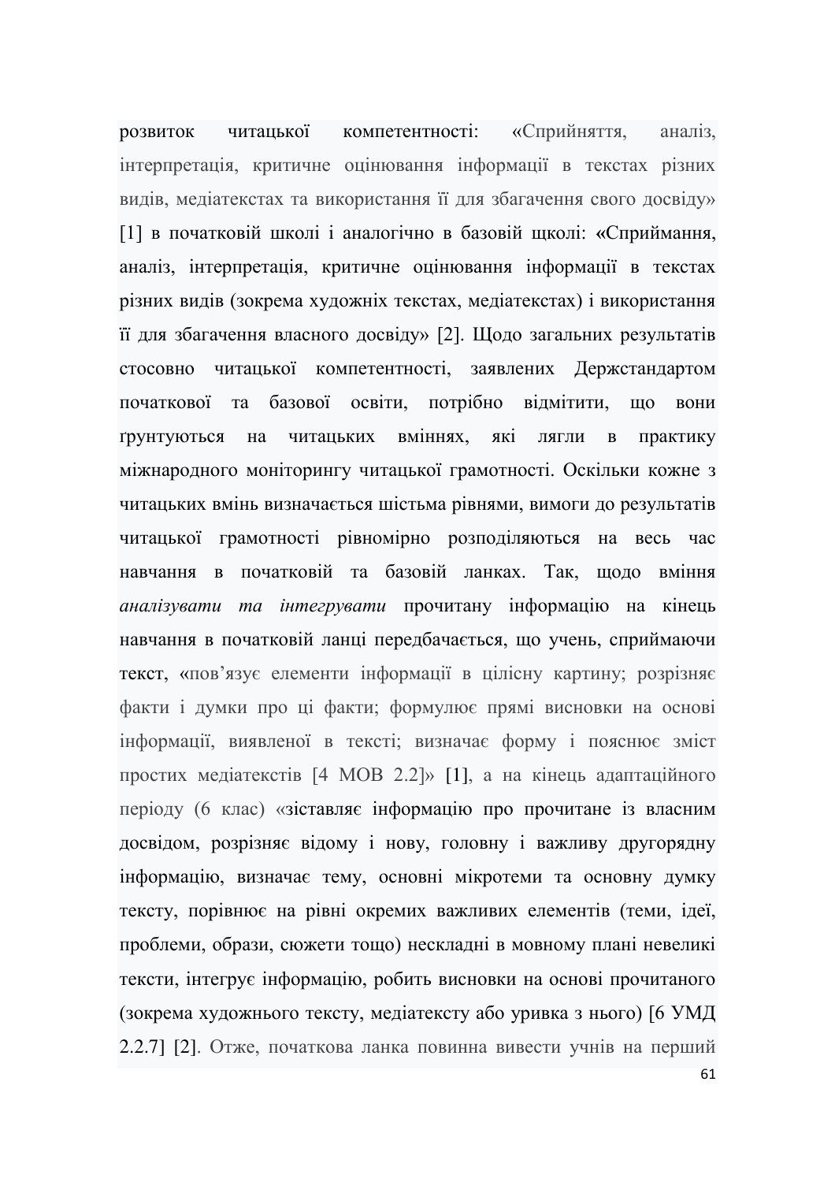розвиток читацької компетентності: «Сприйняття, аналіз, інтерпретація, критичне оцінювання інформації в текстах різних видів, медіатекстах та використання її для збагачення свого досвіду» [1] в початковій школі і аналогічно в базовій щколі: «Сприймання, аналіз, інтерпретація, критичне оцінювання інформації в текстах різних видів (зокрема художніх текстах, медіатекстах) і використання її для збагачення власного досвіду» [2]. Щодо загальних результатів стосовно читацької компетентності, заявлених Держстандартом початкової та базової освіти, потрібно відмітити, що вони ґрунтуються на читацьких вміннях, які лягли в практику міжнародного моніторингу читацької грамотності. Оскільки кожне з читацьких вмінь визначається шістьма рівнями, вимоги до результатів читацької грамотності рівномірно розподіляються на весь час навчання в початковій та базовій ланках. Так, щодо вміння *аналізувати та інтегрувати* прочитану інформацію на кінець навчання в початковій ланці передбачається, що учень, сприймаючи текст, «пов'язує елементи інформації в цілісну картину; розрізняє факти і думки про ці факти; формулює прямі висновки на основі інформації, виявленої в тексті; визначає форму і пояснює зміст простих медіатекстів [4 МОВ 2.2]» [1], а на кінець адаптаційного періоду (6 клас) «зіставляє інформацію про прочитане із власним досвідом, розрізняє відому і нову, головну і важливу другорядну інформацію, визначає тему, основні мікротеми та основну думку тексту, порівнює на рівні окремих важливих елементів (теми, ідеї, проблеми, образи, сюжети тощо) нескладні в мовному плані невеликі тексти, інтегрує інформацію, робить висновки на основі прочитаного (зокрема художнього тексту, медіатексту або уривка з нього) [6 УМД 2.2.7] [2]. Отже, початкова ланка повинна вивести учнів на перший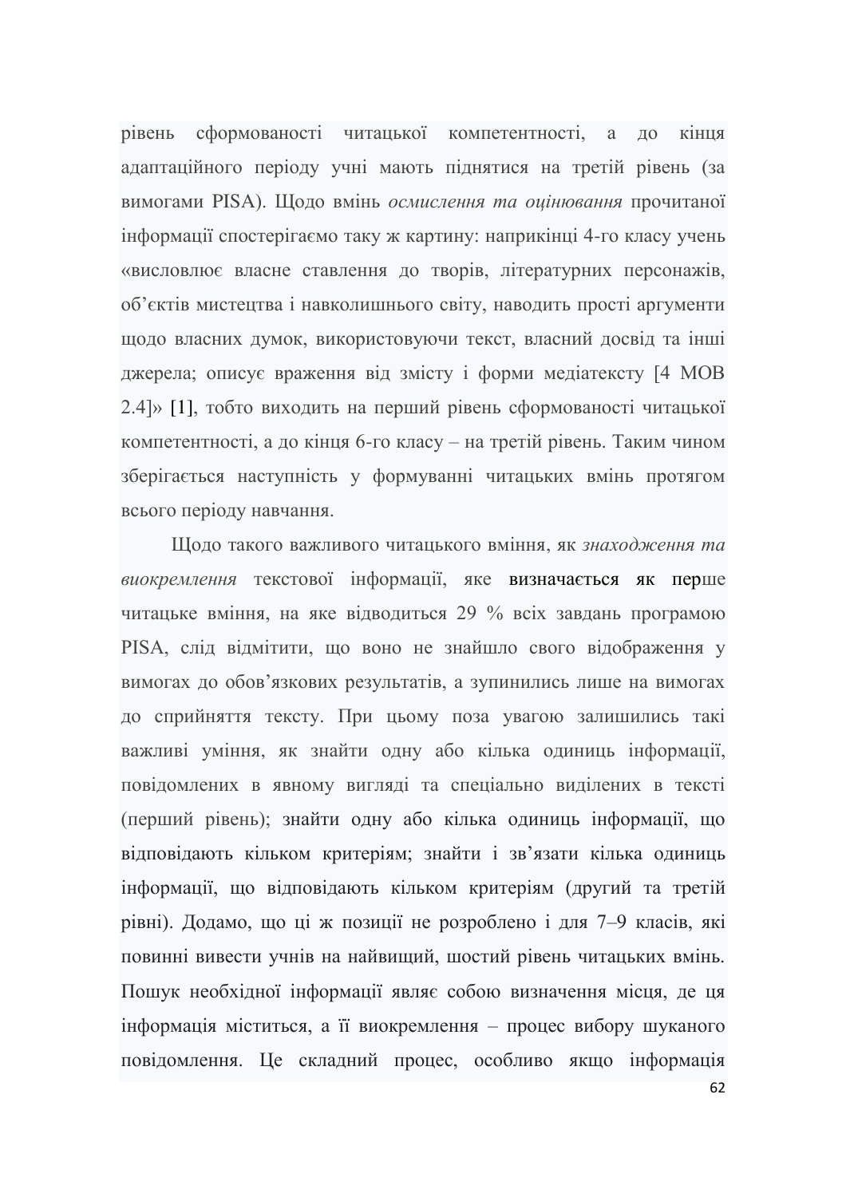рівень сформованості читацької компетентності, а до кінця адаптаційного періоду учні мають піднятися на третій рівень (за вимогами PISA). Щодо вмінь *осмислення та оцінювання* прочитаної інформації спостерігаємо таку ж картину: наприкінці 4-го класу учень «висловлює власне ставлення до творів, літературних персонажів, об'єктів мистецтва і навколишнього світу, наводить прості аргументи щодо власних думок, використовуючи текст, власний досвід та інші джерела; описує враження від змісту і форми медіатексту [4 МОВ 2.4]» [1], тобто виходить на перший рівень сформованості читацької компетентності, а до кінця 6-го класу – на третій рівень. Таким чином зберігається наступність у формуванні читацьких вмінь протягом всього періоду навчання.

Щодо такого важливого читацького вміння, як *знаходження та виокремлення* текстової інформації, яке визначається як перше читацьке вміння, на яке відводиться 29 % всіх завдань програмою PISA, слід відмітити, що воно не знайшло свого відображення у вимогах до обов'язкових результатів, а зупинились лише на вимогах до сприйняття тексту. При цьому поза увагою залишились такі важливі уміння, як знайти одну або кілька одиниць інформації, повідомлених в явному вигляді та спеціально виділених в тексті (перший рівень); знайти одну або кілька одиниць інформації, що відповідають кільком критеріям; знайти і зв'язати кілька одиниць інформації, що відповідають кільком критеріям (другий та третій рівні). Додамо, що ці ж позиції не розроблено і для 7–9 класів, які повинні вивести учнів на найвищий, шостий рівень читацьких вмінь. Пошук необхідної інформації являє собою визначення місця, де ця інформація міститься, а її виокремлення – процес вибору шуканого повідомлення. Це складний процес, особливо якщо інформація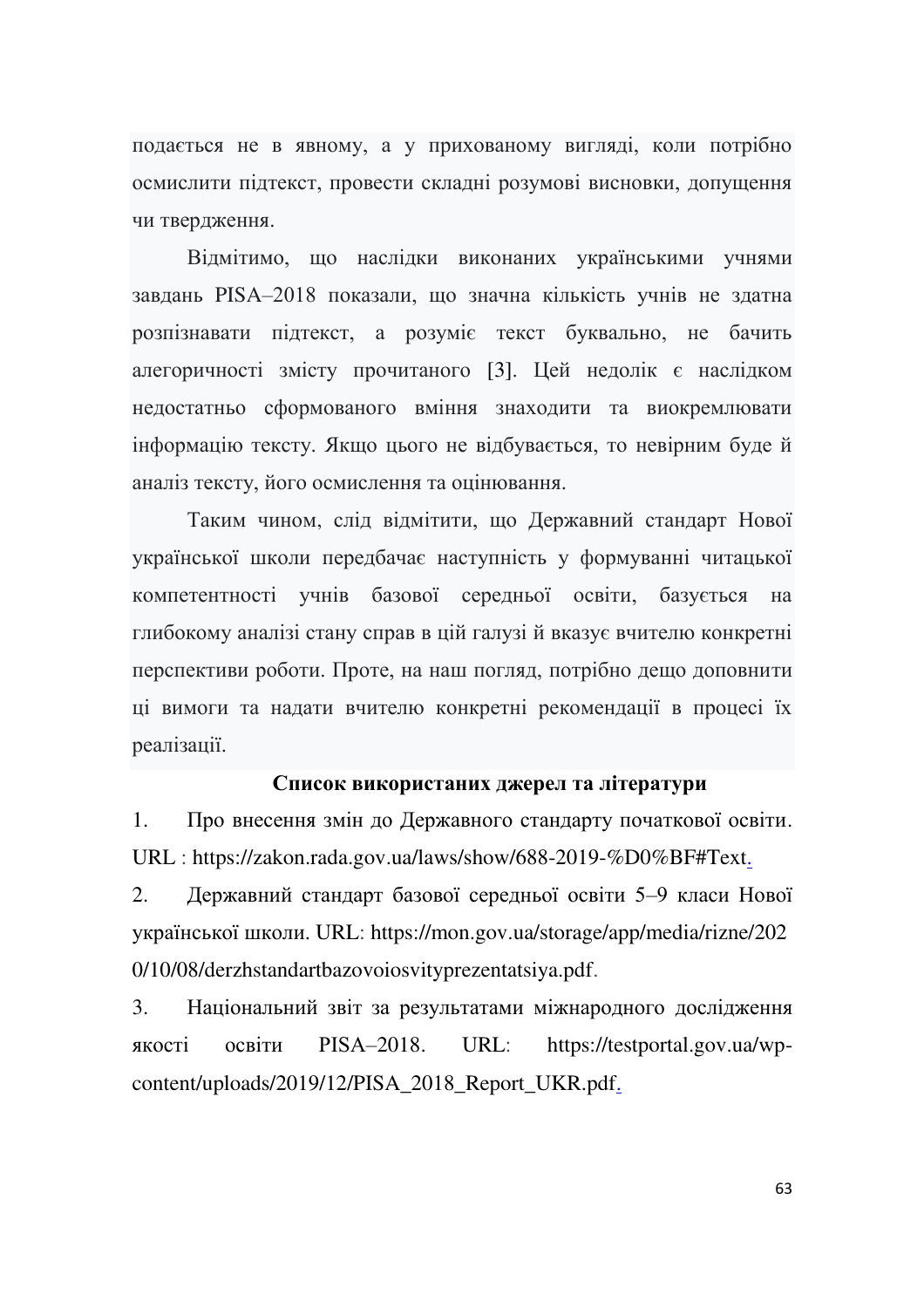подається не в явному, а у прихованому вигляді, коли потрібно осмислити підтекст, провести складні розумові висновки, допущення чи твердження.

Відмітимо, що наслідки виконаних українськими учнями завдань PISA–2018 показали, що значна кількість учнів не здатна розпізнавати підтекст, а розуміє текст буквально, не бачить алегоричності змісту прочитаного [3]. Цей недолік є наслідком недостатньо сформованого вміння знаходити та виокремлювати інформацію тексту. Якщо цього не відбувається, то невірним буде й аналіз тексту, його осмислення та оцінювання.

Таким чином, слід відмітити, що Державний стандарт Нової української школи передбачає наступність у формуванні читацької компетентності учнів базової середньої освіти, базується на глибокому аналізі стану справ в цій галузі й вказує вчителю конкретні перспективи роботи. Проте, на наш погляд, потрібно дещо доповнити ці вимоги та надати вчителю конкретні рекомендації в процесі їх реалізації.

**Список використаних джерел та літератури**

1. Про внесення змін до Державного стандарту початкової освіти. URL : https://zakon.rada.gov.ua/laws/show/688-2019-%D0%BF#Text.
2. Державний стандарт базової середньої освіти 5–9 класи Нової української школи. URL: https://mon.gov.ua/storage/app/media/rizne/2020/10/08/derzhstandartbazovoiosvityprezentatsiya.pdf.
3. Національний звіт за результатами міжнародного дослідження якості освіти PISA–2018. URL: https://testportal.gov.ua/wp-content/uploads/2019/12/PISA_2018_Report_UKR.pdf.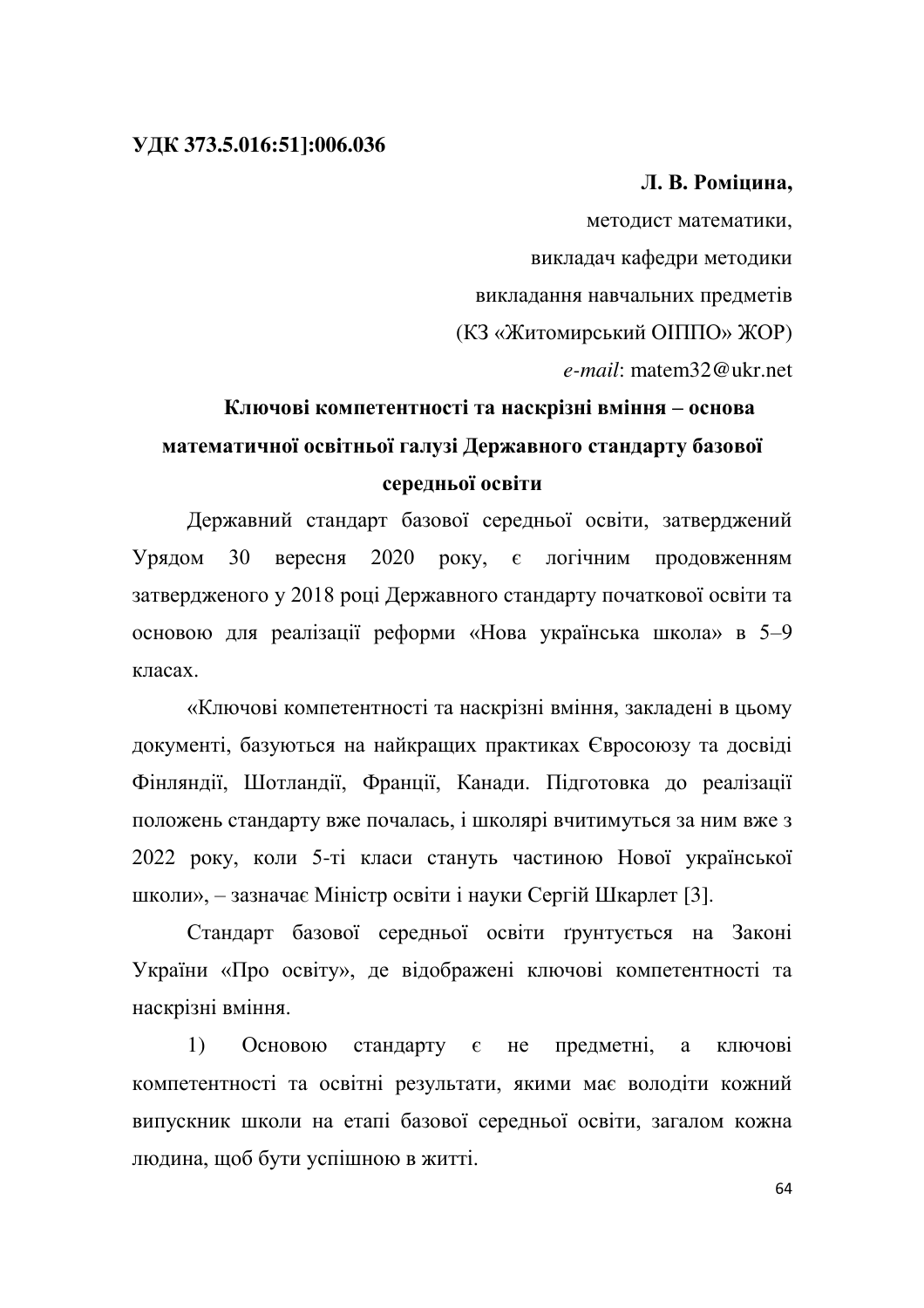**УДК 373.5.016:51]:006.036**

**Л. В. Роміцина,**
методист математики,
викладач кафедри методики
викладання навчальних предметів
(КЗ «Житомирський ОІППО» ЖОР)
*e-mail*: matem32@ukr.net

## Ключові компетентності та наскрізні вміння – основа математичної освітньої галузі Державного стандарту базової середньої освіти

Державний стандарт базової середньої освіти, затверджений Урядом 30 вересня 2020 року, є логічним продовженням затвердженого у 2018 році Державного стандарту початкової освіти та основою для реалізації реформи «Нова українська школа» в 5–9 класах.

«Ключові компетентності та наскрізні вміння, закладені в цьому документі, базуються на найкращих практиках Євросоюзу та досвіді Фінляндії, Шотландії, Франції, Канади. Підготовка до реалізації положень стандарту вже почалась, і школярі вчитимуться за ним вже з 2022 року, коли 5-ті класи стануть частиною Нової української школи», – зазначає Міністр освіти і науки Сергій Шкарлет [3].

Стандарт базової середньої освіти ґрунтується на Законі України «Про освіту», де відображені ключові компетентності та наскрізні вміння.

1) Основою стандарту є не предметні, а ключові компетентності та освітні результати, якими має володіти кожний випускник школи на етапі базової середньої освіти, загалом кожна людина, щоб бути успішною в житті.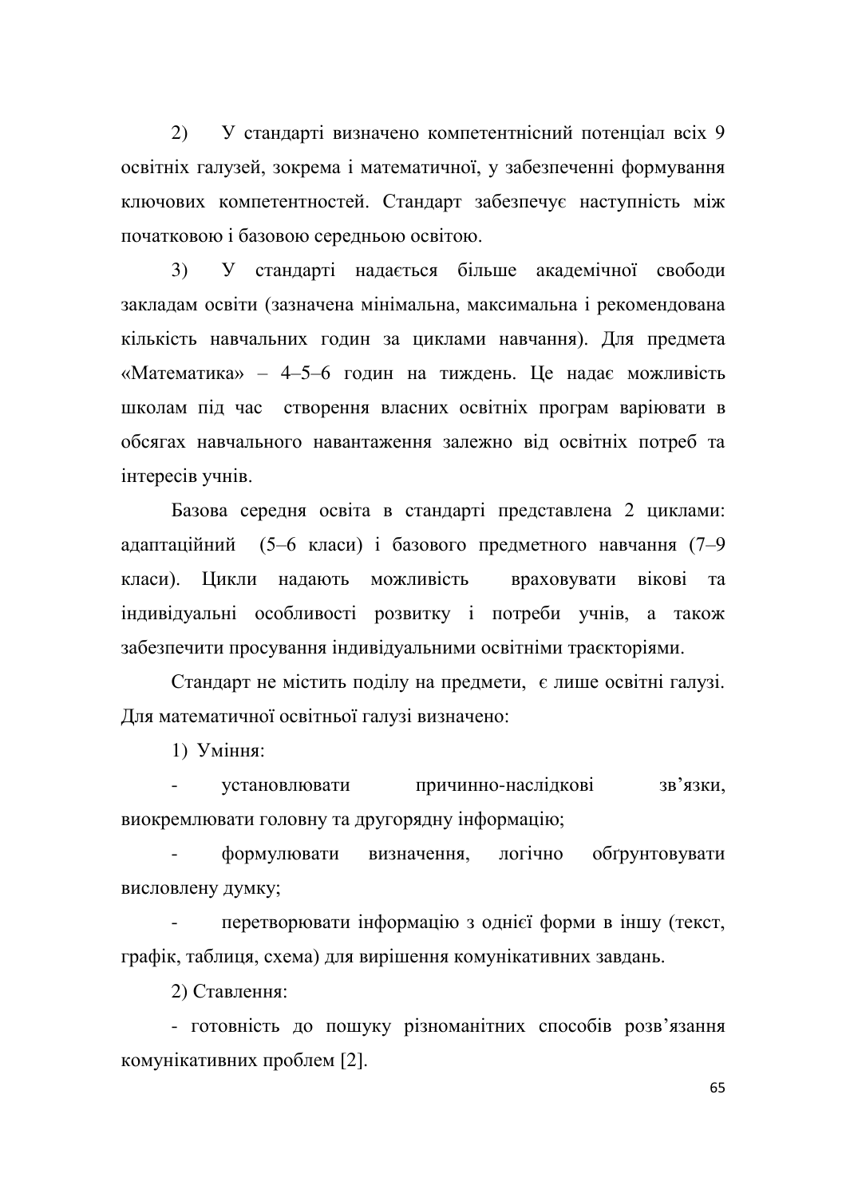2) У стандарті визначено компетентнісний потенціал всіх 9 освітніх галузей, зокрема і математичної, у забезпеченні формування ключових компетентностей. Стандарт забезпечує наступність між початковою і базовою середньою освітою.

3) У стандарті надається більше академічної свободи закладам освіти (зазначена мінімальна, максимальна і рекомендована кількість навчальних годин за циклами навчання). Для предмета «Математика» – 4–5–6 годин на тиждень. Це надає можливість школам під час створення власних освітніх програм варіювати в обсягах навчального навантаження залежно від освітніх потреб та інтересів учнів.

Базова середня освіта в стандарті представлена 2 циклами: адаптаційний (5–6 класи) і базового предметного навчання (7–9 класи). Цикли надають можливість враховувати вікові та індивідуальні особливості розвитку і потреби учнів, а також забезпечити просування індивідуальними освітніми траєкторіями.

Стандарт не містить поділу на предмети, є лише освітні галузі. Для математичної освітньої галузі визначено:

1) Уміння:

- установлювати причинно-наслідкові зв'язки, виокремлювати головну та другорядну інформацію;
- формулювати визначення, логічно обґрунтовувати висловлену думку;
- перетворювати інформацію з однієї форми в іншу (текст, графік, таблиця, схема) для вирішення комунікативних завдань.

2) Ставлення:

- готовність до пошуку різноманітних способів розв'язання комунікативних проблем [2].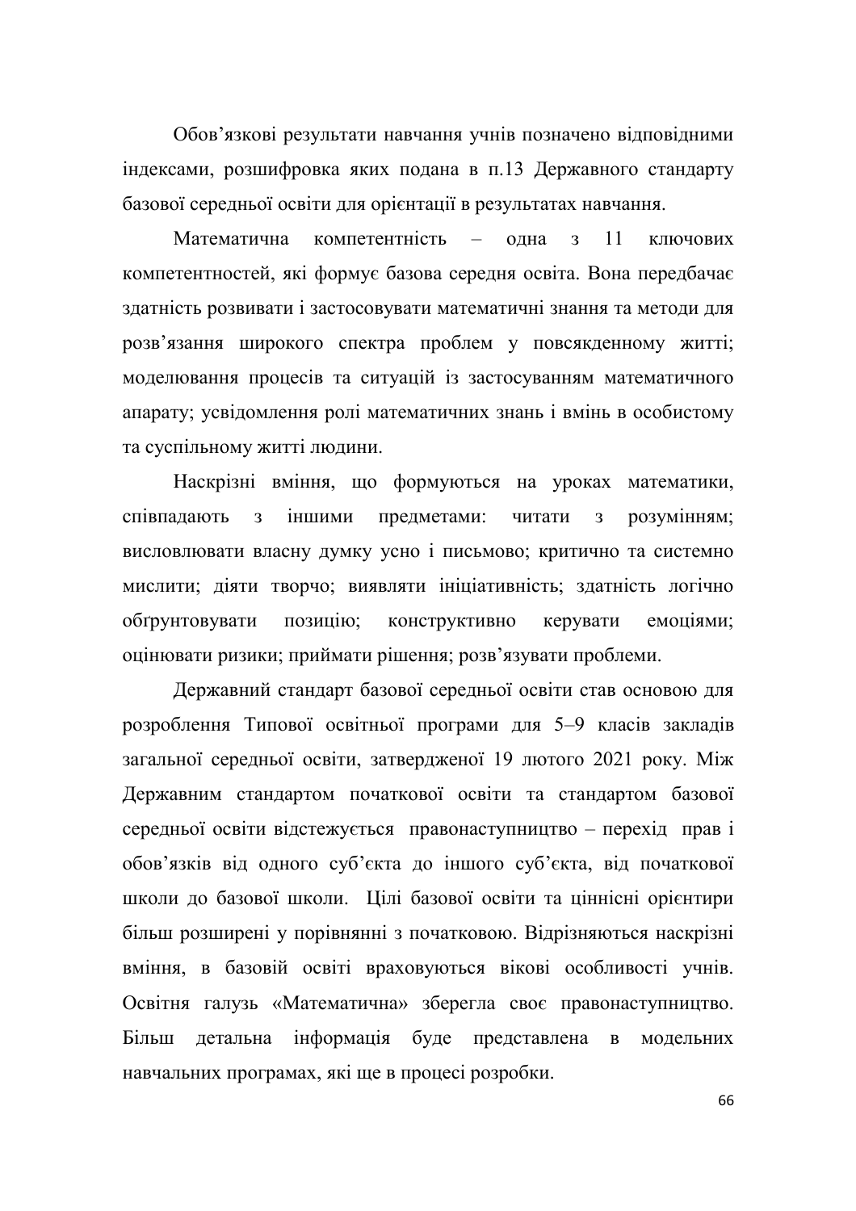Обов’язкові результати навчання учнів позначено відповідними індексами, розшифровка яких подана в п.13 Державного стандарту базової середньої освіти для орієнтації в результатах навчання.

Математична компетентність – одна з 11 ключових компетентностей, які формує базова середня освіта. Вона передбачає здатність розвивати і застосовувати математичні знання та методи для розв’язання широкого спектра проблем у повсякденному житті; моделювання процесів та ситуацій із застосуванням математичного апарату; усвідомлення ролі математичних знань і вмінь в особистому та суспільному житті людини.

Наскрізні вміння, що формуються на уроках математики, співпадають з іншими предметами: читати з розумінням; висловлювати власну думку усно і письмово; критично та системно мислити; діяти творчо; виявляти ініціативність; здатність логічно обґрунтовувати позицію; конструктивно керувати емоціями; оцінювати ризики; приймати рішення; розв’язувати проблеми.

Державний стандарт базової середньої освіти став основою для розроблення Типової освітньої програми для 5–9 класів закладів загальної середньої освіти, затвердженої 19 лютого 2021 року. Між Державним стандартом початкової освіти та стандартом базової середньої освіти відстежується правонаступництво – перехід прав і обов’язків від одного суб’єкта до іншого суб’єкта, від початкової школи до базової школи. Цілі базової освіти та ціннісні орієнтири більш розширені у порівнянні з початковою. Відрізняються наскрізні вміння, в базовій освіті враховуються вікові особливості учнів. Освітня галузь «Математична» зберегла своє правонаступництво. Більш детальна інформація буде представлена в модельних навчальних програмах, які ще в процесі розробки.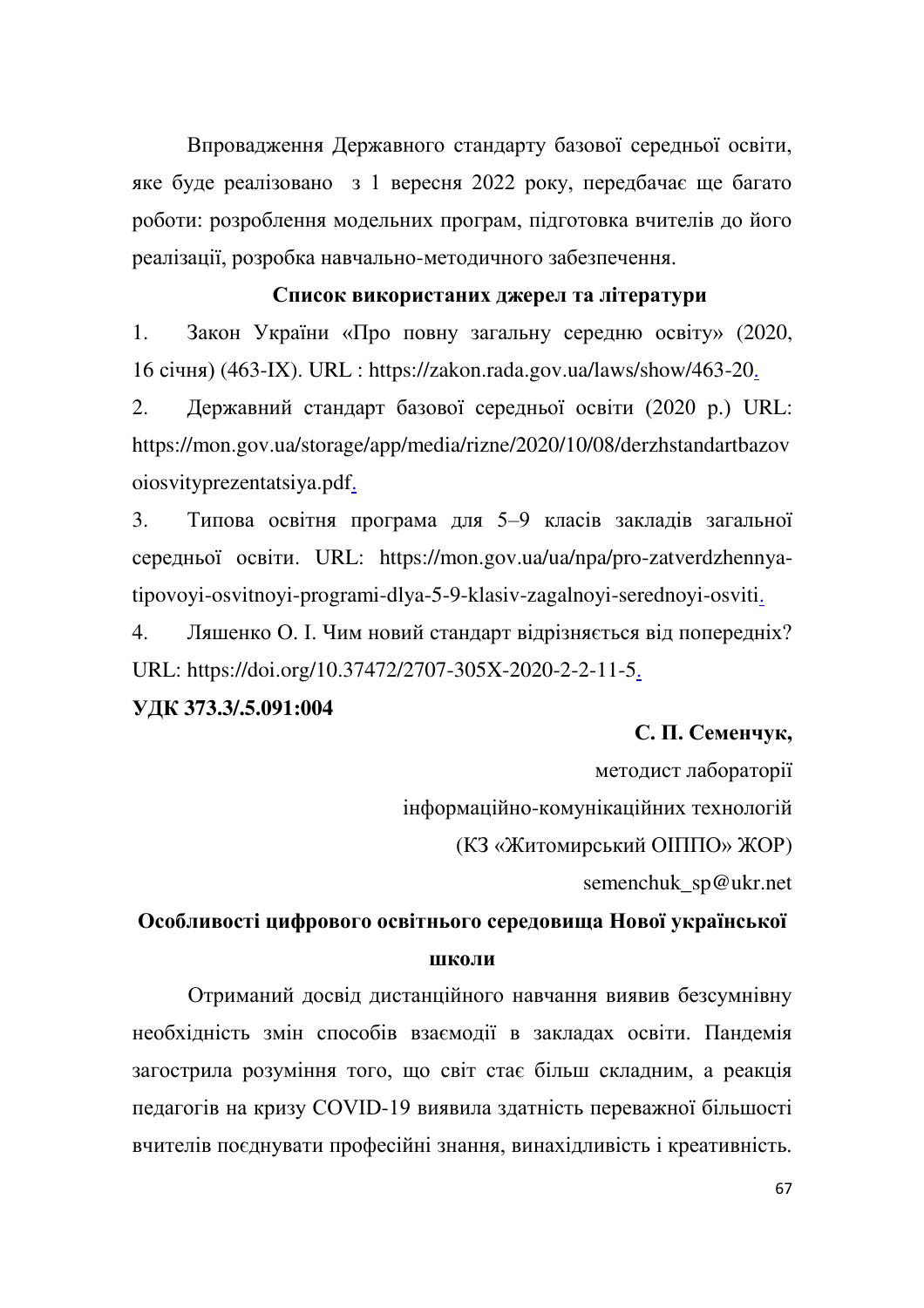Впровадження Державного стандарту базової середньої освіти, яке буде реалізовано з 1 вересня 2022 року, передбачає ще багато роботи: розроблення модельних програм, підготовка вчителів до його реалізації, розробка навчально-методичного забезпечення.

**Список використаних джерел та літератури**

1. Закон України «Про повну загальну середню освіту» (2020, 16 січня) (463-IX). URL : https://zakon.rada.gov.ua/laws/show/463-20.
2. Державний стандарт базової середньої освіти (2020 р.) URL: https://mon.gov.ua/storage/app/media/rizne/2020/10/08/derzhstandartbazovoiosvityprezentatsiya.pdf.
3. Типова освітня програма для 5–9 класів закладів загальної середньої освіти. URL: https://mon.gov.ua/ua/npa/pro-zatverdzhennya-tipovoyi-osvitnoyi-programi-dlya-5-9-klasiv-zagalnoyi-serednoyi-osviti.
4. Ляшенко О. І. Чим новий стандарт відрізняється від попередніх? URL: https://doi.org/10.37472/2707-305X-2020-2-2-11-5.

**УДК 373.3/.5.091:004**

**С. П. Семенчук,**
методист лабораторії
інформаційно-комунікаційних технологій
(КЗ «Житомирський ОІППО» ЖОР)
semenchuk_sp@ukr.net

## Особливості цифрового освітнього середовища Нової української школи

Отриманий досвід дистанційного навчання виявив безсумнівну необхідність змін способів взаємодії в закладах освіти. Пандемія загострила розуміння того, що світ стає більш складним, а реакція педагогів на кризу COVID-19 виявила здатність переважної більшості вчителів поєднувати професійні знання, винахідливість і креативність.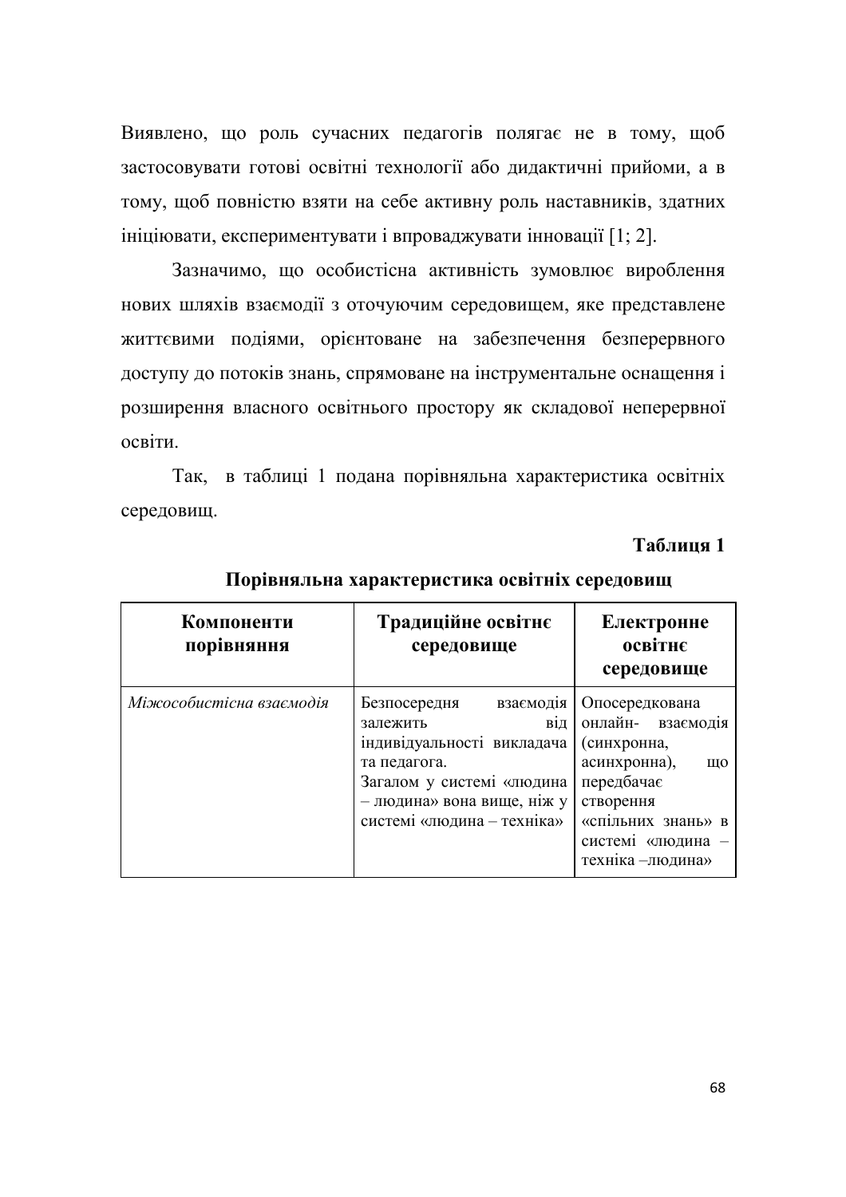Виявлено, що роль сучасних педагогів полягає не в тому, щоб застосовувати готові освітні технології або дидактичні прийоми, а в тому, щоб повністю взяти на себе активну роль наставників, здатних ініціювати, експериментувати і впроваджувати інновації [1; 2].

Зазначимо, що особистісна активність зумовлює вироблення нових шляхів взаємодії з оточуючим середовищем, яке представлене життєвими подіями, орієнтоване на забезпечення безперервного доступу до потоків знань, спрямоване на інструментальне оснащення і розширення власного освітнього простору як складової неперервної освіти.

Так, в таблиці 1 подана порівняльна характеристика освітніх середовищ.

**Таблиця 1**

**Порівняльна характеристика освітніх середовищ**

| **Компоненти порівняння** | **Традиційне освітнє середовище** | **Електронне освітнє середовище** |
|---|---|---|
| *Міжособистісна взаємодія* | Безпосередня взаємодія залежить від індивідуальності викладача та педагога. Загалом у системі «людина – людина» вона вище, ніж у системі «людина – техніка» | Опосередкована онлайн- взаємодія (синхронна, асинхронна), що передбачає створення «спільних знань» в системі «людина – техніка –людина» |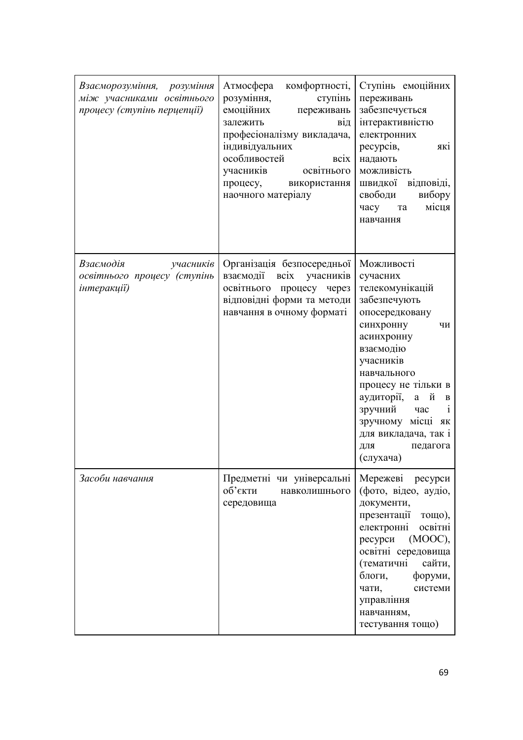| | | |
|---|---|---|
| *Взаєморозуміння, розуміння між учасниками освітнього процесу (ступінь перцепції)* | Атмосфера комфортності, розуміння, ступінь емоційних переживань залежить від професіоналізму викладача, індивідуальних особливостей всіх учасників освітнього процесу, використання наочного матеріалу | Ступінь емоційних переживань забезпечується інтерактивністю електронних ресурсів, які надають можливість швидкої відповіді, свободи вибору часу та місця навчання |
| *Взаємодія учасників освітнього процесу (ступінь інтеракції)* | Організація безпосередньої взаємодії всіх учасників освітнього процесу через відповідні форми та методи навчання в очному форматі | Можливості сучасних телекомунікацій забезпечують опосередковану синхронну чи асинхронну взаємодію учасників навчального процесу не тільки в аудиторії, а й в зручний час і зручному місці як для викладача, так і для педагога (слухача) |
| *Засоби навчання* | Предметні чи універсальні об'єкти навколишнього середовища | Мережеві ресурси (фото, відео, аудіо, документи, презентації тощо), електронні освітні ресурси (MOOC), освітні середовища (тематичні сайти, блоги, форуми, чати, системи управління навчанням, тестування тощо) |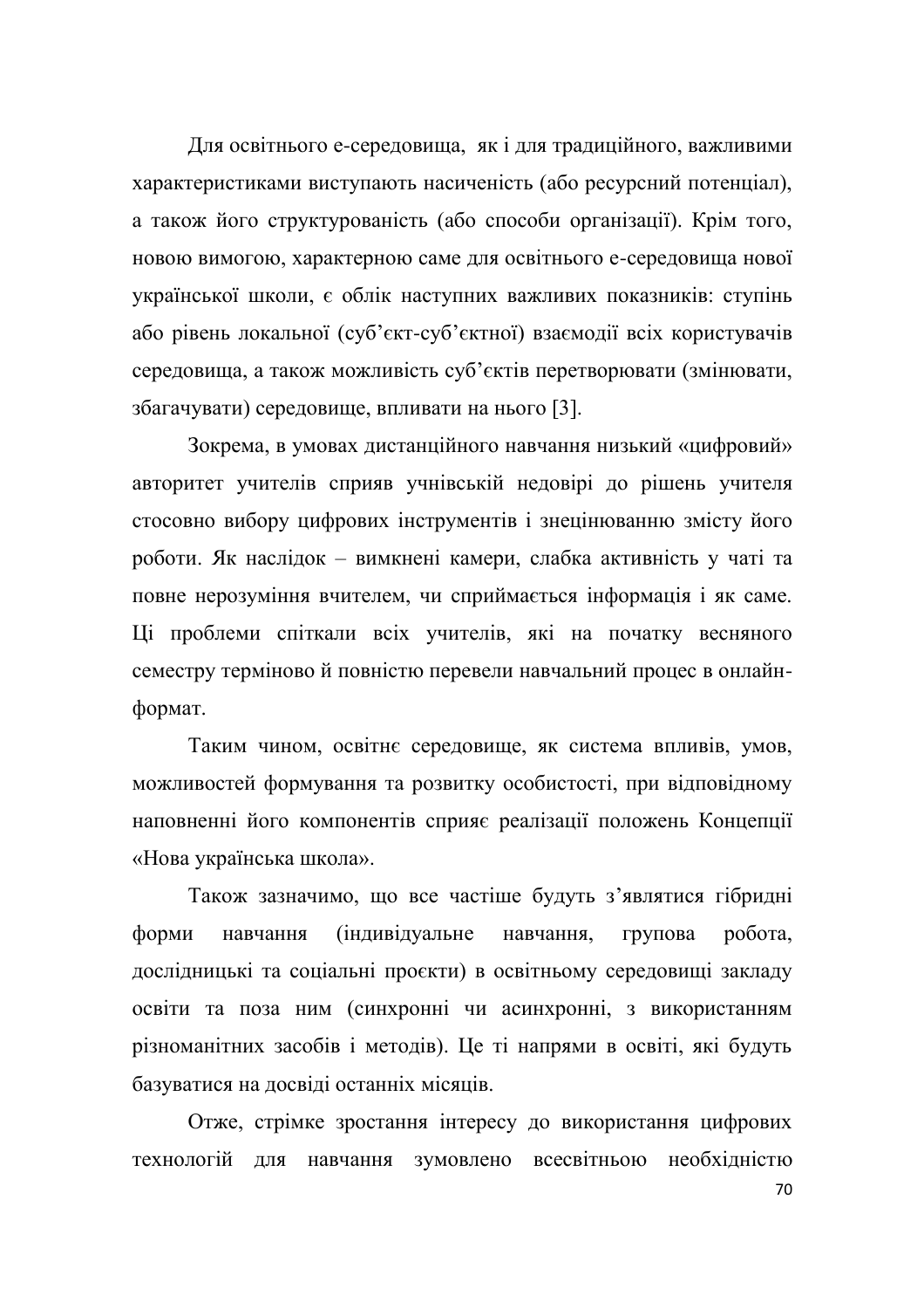Для освітнього е-середовища, як і для традиційного, важливими характеристиками виступають насиченість (або ресурсний потенціал), а також його структурованість (або способи організації). Крім того, новою вимогою, характерною саме для освітнього е-середовища нової української школи, є облік наступних важливих показників: ступінь або рівень локальної (суб'єкт-суб'єктної) взаємодії всіх користувачів середовища, а також можливість суб'єктів перетворювати (змінювати, збагачувати) середовище, впливати на нього [3].

Зокрема, в умовах дистанційного навчання низький «цифровий» авторитет учителів сприяв учнівській недовірі до рішень учителя стосовно вибору цифрових інструментів і знецінюванню змісту його роботи. Як наслідок – вимкнені камери, слабка активність у чаті та повне нерозуміння вчителем, чи сприймається інформація і як саме. Ці проблеми спіткали всіх учителів, які на початку весняного семестру терміново й повністю перевели навчальний процес в онлайн-формат.

Таким чином, освітнє середовище, як система впливів, умов, можливостей формування та розвитку особистості, при відповідному наповненні його компонентів сприяє реалізації положень Концепції «Нова українська школа».

Також зазначимо, що все частіше будуть з'являтися гібридні форми навчання (індивідуальне навчання, групова робота, дослідницькі та соціальні проєкти) в освітньому середовищі закладу освіти та поза ним (синхронні чи асинхронні, з використанням різноманітних засобів і методів). Це ті напрями в освіті, які будуть базуватися на досвіді останніх місяців.

Отже, стрімке зростання інтересу до використання цифрових технологій для навчання зумовлено всесвітньою необхідністю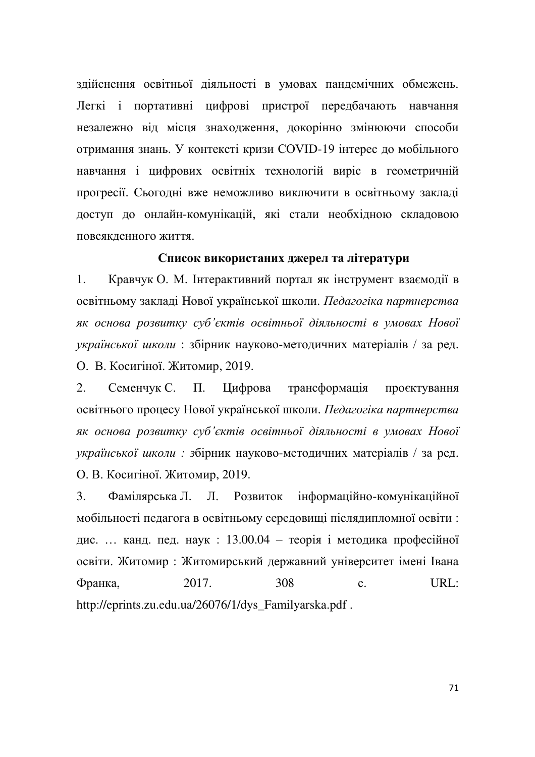здійснення освітньої діяльності в умовах пандемічних обмежень. Легкі і портативні цифрові пристрої передбачають навчання незалежно від місця знаходження, докорінно змінюючи способи отримання знань. У контексті кризи COVID-19 інтерес до мобільного навчання і цифрових освітніх технологій виріс в геометричній прогресії. Сьогодні вже неможливо виключити в освітньому закладі доступ до онлайн-комунікацій, які стали необхідною складовою повсякденного життя.

**Список використаних джерел та літератури**

1. Кравчук О. М. Інтерактивний портал як інструмент взаємодії в освітньому закладі Нової української школи. *Педагогіка партнерства як основа розвитку суб'єктів освітньої діяльності в умовах Нової української школи* : збірник науково-методичних матеріалів / за ред. О. В. Косигіної. Житомир, 2019.
2. Семенчук С. П. Цифрова трансформація проєктування освітнього процесу Нової української школи. *Педагогіка партнерства як основа розвитку суб'єктів освітньої діяльності в умовах Нової української школи : з*бірник науково-методичних матеріалів / за ред. О. В. Косигіної. Житомир, 2019.
3. Фамілярська Л. Л. Розвиток інформаційно-комунікаційної мобільності педагога в освітньому середовищі післядипломної освіти : дис. … канд. пед. наук : 13.00.04 – теорія і методика професійної освіти. Житомир : Житомирський державний університет імені Івана Франка, 2017. 308 с. URL: http://eprints.zu.edu.ua/26076/1/dys_Familyarska.pdf .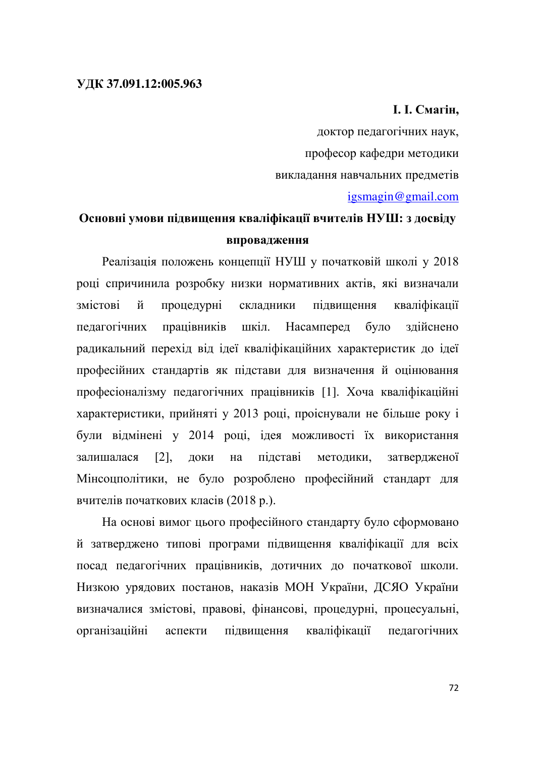**УДК 37.091.12:005.963**

**І. І. Смагін,**

доктор педагогічних наук,

професор кафедри методики

викладання навчальних предметів

igsmagin@gmail.com

## Основні умови підвищення кваліфікації вчителів НУШ: з досвіду впровадження

Реалізація положень концепції НУШ у початковій школі у 2018 році спричинила розробку низки нормативних актів, які визначали змістові й процедурні складники підвищення кваліфікації педагогічних працівників шкіл. Насамперед було здійснено радикальний перехід від ідеї кваліфікаційних характеристик до ідеї професійних стандартів як підстави для визначення й оцінювання професіоналізму педагогічних працівників [1]. Хоча кваліфікаційні характеристики, прийняті у 2013 році, проіснували не більше року і були відмінені у 2014 році, ідея можливості їх використання залишалася [2], доки на підставі методики, затвердженої Мінсоцполітики, не було розроблено професійний стандарт для вчителів початкових класів (2018 р.).

На основі вимог цього професійного стандарту було сформовано й затверджено типові програми підвищення кваліфікації для всіх посад педагогічних працівників, дотичних до початкової школи. Низкою урядових постанов, наказів МОН України, ДСЯО України визначалися змістові, правові, фінансові, процедурні, процесуальні, організаційні аспекти підвищення кваліфікації педагогічних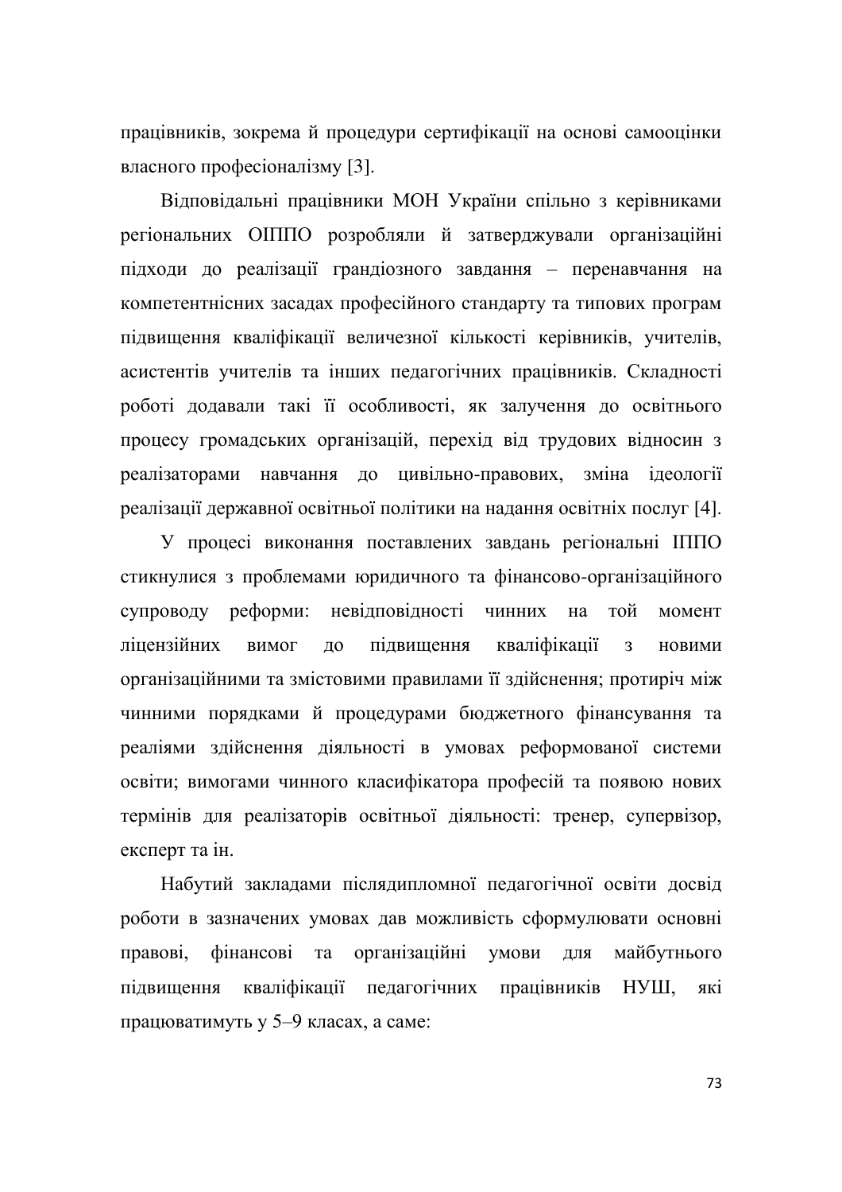працівників, зокрема й процедури сертифікації на основі самооцінки власного професіоналізму [3].

Відповідальні працівники МОН України спільно з керівниками регіональних ОІППО розробляли й затверджували організаційні підходи до реалізації грандіозного завдання – перенавчання на компетентнісних засадах професійного стандарту та типових програм підвищення кваліфікації величезної кількості керівників, учителів, асистентів учителів та інших педагогічних працівників. Складності роботі додавали такі її особливості, як залучення до освітнього процесу громадських організацій, перехід від трудових відносин з реалізаторами навчання до цивільно-правових, зміна ідеології реалізації державної освітньої політики на надання освітніх послуг [4].

У процесі виконання поставлених завдань регіональні ІППО стикнулися з проблемами юридичного та фінансово-організаційного супроводу реформи: невідповідності чинних на той момент ліцензійних вимог до підвищення кваліфікації з новими організаційними та змістовими правилами її здійснення; протиріч між чинними порядками й процедурами бюджетного фінансування та реаліями здійснення діяльності в умовах реформованої системи освіти; вимогами чинного класифікатора професій та появою нових термінів для реалізаторів освітньої діяльності: тренер, супервізор, експерт та ін.

Набутий закладами післядипломної педагогічної освіти досвід роботи в зазначених умовах дав можливість сформулювати основні правові, фінансові та організаційні умови для майбутнього підвищення кваліфікації педагогічних працівників НУШ, які працюватимуть у 5–9 класах, а саме: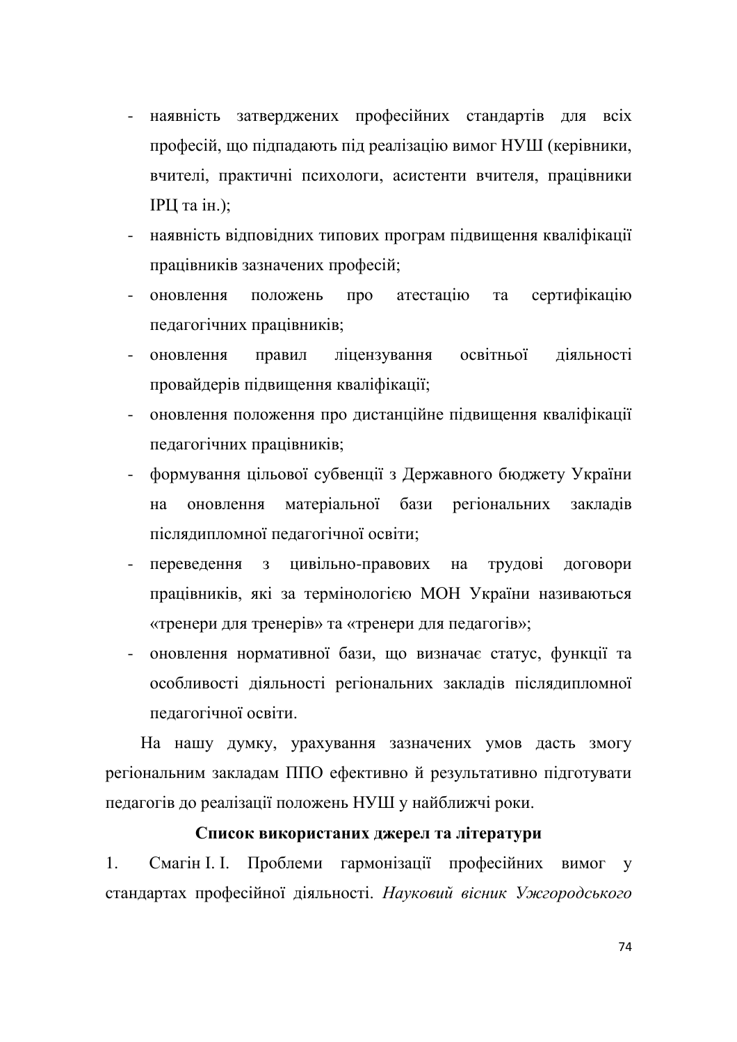- наявність затверджених професійних стандартів для всіх професій, що підпадають під реалізацію вимог НУШ (керівники, вчителі, практичні психологи, асистенти вчителя, працівники ІРЦ та ін.);
- наявність відповідних типових програм підвищення кваліфікації працівників зазначених професій;
- оновлення положень про атестацію та сертифікацію педагогічних працівників;
- оновлення правил ліцензування освітньої діяльності провайдерів підвищення кваліфікації;
- оновлення положення про дистанційне підвищення кваліфікації педагогічних працівників;
- формування цільової субвенції з Державного бюджету України на оновлення матеріальної бази регіональних закладів післядипломної педагогічної освіти;
- переведення з цивільно-правових на трудові договори працівників, які за термінологією МОН України називаються «тренери для тренерів» та «тренери для педагогів»;
- оновлення нормативної бази, що визначає статус, функції та особливості діяльності регіональних закладів післядипломної педагогічної освіти.

На нашу думку, урахування зазначених умов дасть змогу регіональним закладам ППО ефективно й результативно підготувати педагогів до реалізації положень НУШ у найближчі роки.

**Список використаних джерел та літератури**

1. Смагін І. І. Проблеми гармонізації професійних вимог у стандартах професійної діяльності. *Науковий вісник Ужгородського*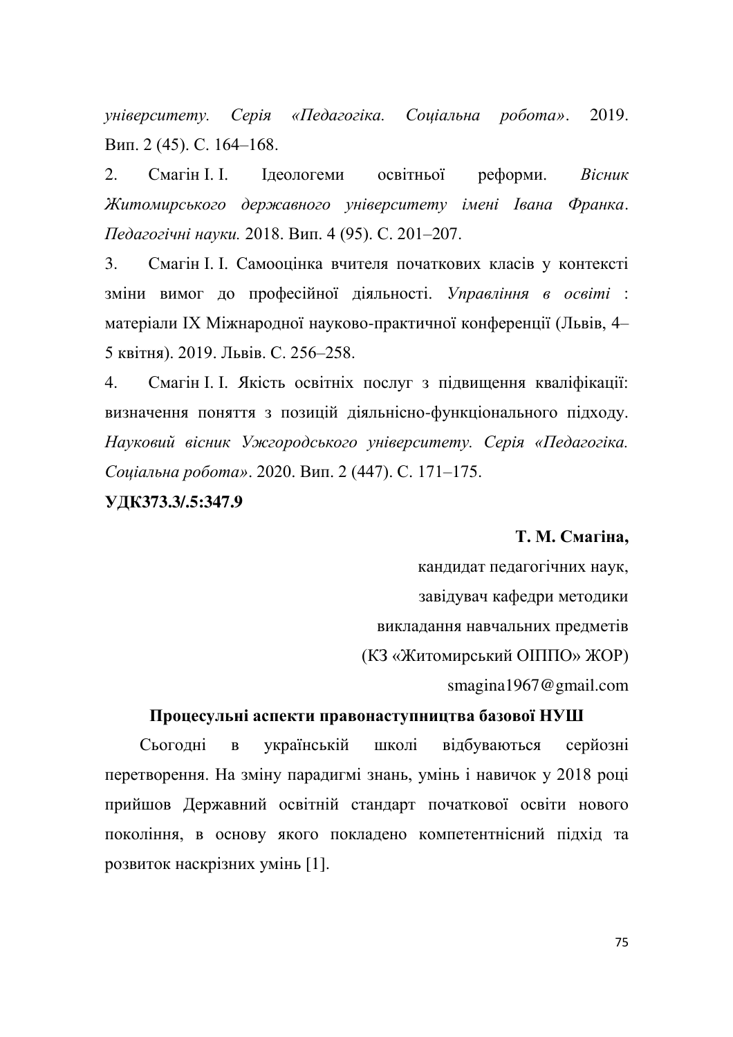*університету. Серія «Педагогіка. Соціальна робота»*. 2019. Вип. 2 (45). С. 164–168.

2. Смагін І. І. Ідеологеми освітньої реформи. *Вісник Житомирського державного університету імені Івана Франка. Педагогічні науки.* 2018. Вип. 4 (95). С. 201–207.

3. Смагін І. І. Самооцінка вчителя початкових класів у контексті зміни вимог до професійної діяльності. *Управління в освіті* : матеріали ІХ Міжнародної науково-практичної конференції (Львів, 4–5 квітня). 2019. Львів. С. 256–258.

4. Смагін І. І. Якість освітніх послуг з підвищення кваліфікації: визначення поняття з позицій діяльнісно-функціонального підходу. *Науковий вісник Ужгородського університету. Серія «Педагогіка. Соціальна робота»*. 2020. Вип. 2 (447). С. 171–175.

**УДК373.3/.5:347.9**

**Т. М. Смагіна,**
кандидат педагогічних наук,
завідувач кафедри методики
викладання навчальних предметів
(КЗ «Житомирський ОІППО» ЖОР)
smagina1967@gmail.com

## Процесульні аспекти правонаступництва базової НУШ

Сьогодні в українській школі відбуваються серйозні перетворення. На зміну парадигмі знань, умінь і навичок у 2018 році прийшов Державний освітній стандарт початкової освіти нового покоління, в основу якого покладено компетентнісний підхід та розвиток наскрізних умінь [1].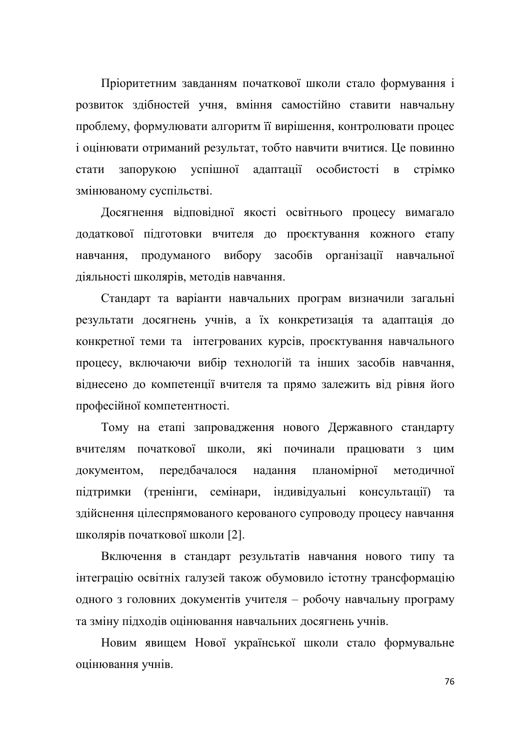Пріоритетним завданням початкової школи стало формування і розвиток здібностей учня, вміння самостійно ставити навчальну проблему, формулювати алгоритм її вирішення, контролювати процес і оцінювати отриманий результат, тобто навчити вчитися. Це повинно стати запорукою успішної адаптації особистості в стрімко змінюваному суспільстві.

Досягнення відповідної якості освітнього процесу вимагало додаткової підготовки вчителя до проєктування кожного етапу навчання, продуманого вибору засобів організації навчальної діяльності школярів, методів навчання.

Стандарт та варіанти навчальних програм визначили загальні результати досягнень учнів, а їх конкретизація та адаптація до конкретної теми та інтегрованих курсів, проєктування навчального процесу, включаючи вибір технологій та інших засобів навчання, віднесено до компетенції вчителя та прямо залежить від рівня його професійної компетентності.

Тому на етапі запровадження нового Державного стандарту вчителям початкової школи, які починали працювати з цим документом, передбачалося надання планомірної методичної підтримки (тренінги, семінари, індивідуальні консультації) та здійснення цілеспрямованого керованого супроводу процесу навчання школярів початкової школи [2].

Включення в стандарт результатів навчання нового типу та інтеграцію освітніх галузей також обумовило істотну трансформацію одного з головних документів учителя – робочу навчальну програму та зміну підходів оцінювання навчальних досягнень учнів.

Новим явищем Нової української школи стало формувальне оцінювання учнів.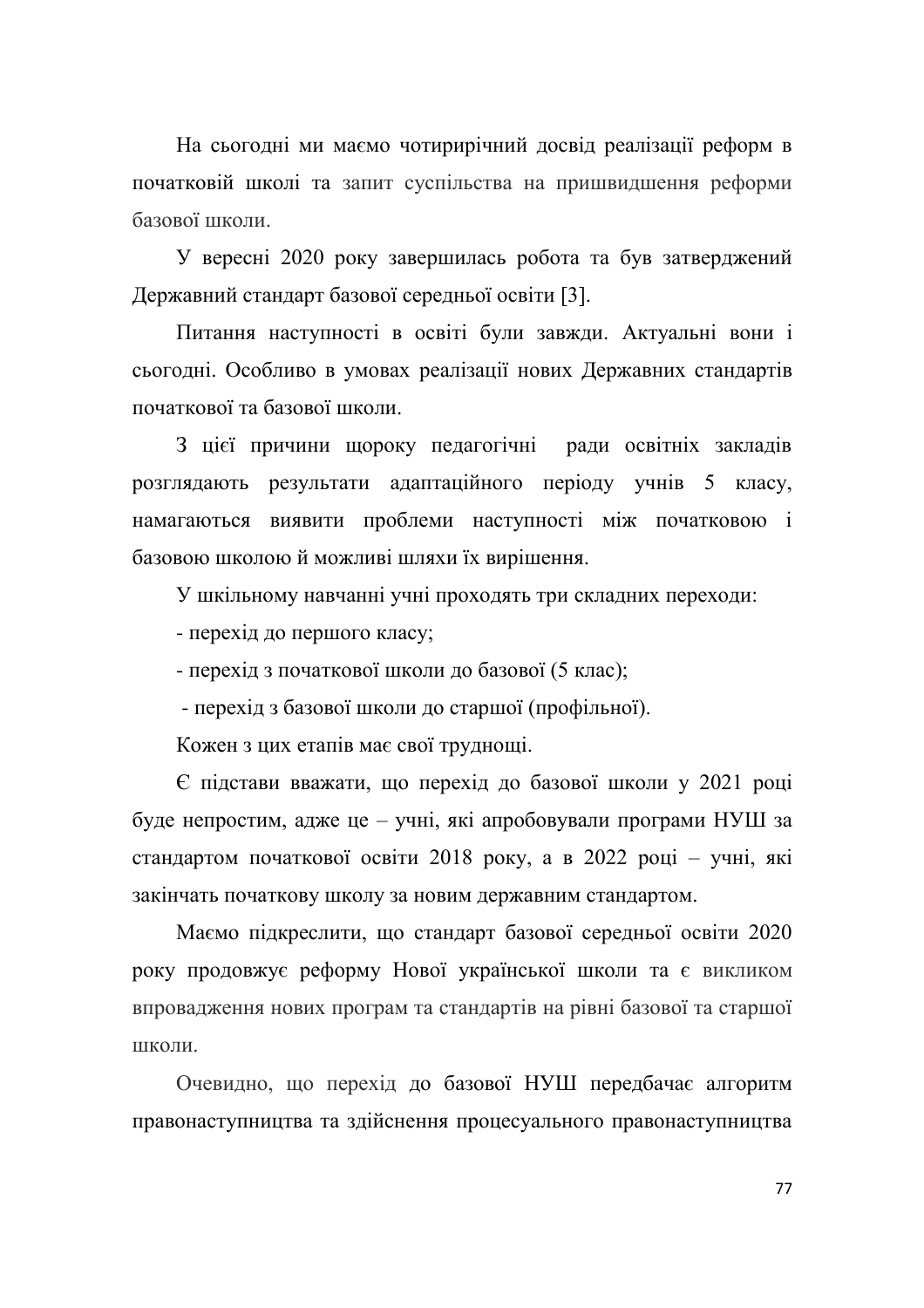На сьогодні ми маємо чотирирічний досвід реалізації реформ в початковій школі та запит суспільства на пришвидшення реформи базової школи.

У вересні 2020 року завершилась робота та був затверджений Державний стандарт базової середньої освіти [3].

Питання наступності в освіті були завжди. Актуальні вони і сьогодні. Особливо в умовах реалізації нових Державних стандартів початкової та базової школи.

З цієї причини щороку педагогічні ради освітніх закладів розглядають результати адаптаційного періоду учнів 5 класу, намагаються виявити проблеми наступності між початковою і базовою школою й можливі шляхи їх вирішення.

У шкільному навчанні учні проходять три складних переходи:

- перехід до першого класу;
- перехід з початкової школи до базової (5 клас);
- перехід з базової школи до старшої (профільної).

Кожен з цих етапів має свої труднощі.

Є підстави вважати, що перехід до базової школи у 2021 році буде непростим, адже це – учні, які апробовували програми НУШ за стандартом початкової освіти 2018 року, а в 2022 році – учні, які закінчать початкову школу за новим державним стандартом.

Маємо підкреслити, що стандарт базової середньої освіти 2020 року продовжує реформу Нової української школи та є викликом впровадження нових програм та стандартів на рівні базової та старшої школи.

Очевидно, що перехід до базової НУШ передбачає алгоритм правонаступництва та здійснення процесуального правонаступництва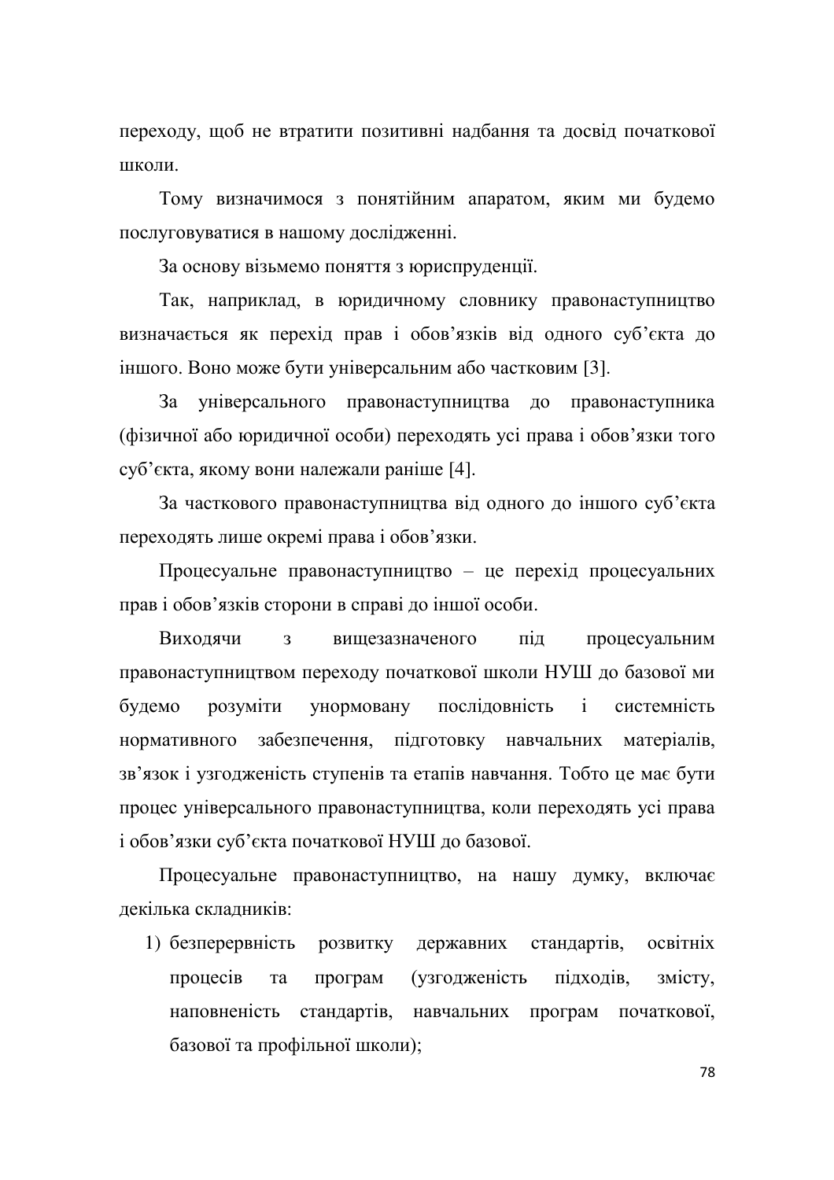переходу, щоб не втратити позитивні надбання та досвід початкової школи.

Тому визначимося з понятійним апаратом, яким ми будемо послуговуватися в нашому дослідженні.

За основу візьмемо поняття з юриспруденції.

Так, наприклад, в юридичному словнику правонаступництво визначається як перехід прав і обов'язків від одного суб'єкта до іншого. Воно може бути універсальним або частковим [3].

За універсального правонаступництва до правонаступника (фізичної або юридичної особи) переходять усі права і обов'язки того суб'єкта, якому вони належали раніше [4].

За часткового правонаступництва від одного до іншого суб'єкта переходять лише окремі права і обов'язки.

Процесуальне правонаступництво – це перехід процесуальних прав і обов'язків сторони в справі до іншої особи.

Виходячи з вищезазначеного під процесуальним правонаступництвом переходу початкової школи НУШ до базової ми будемо розуміти унормовану послідовність і системність нормативного забезпечення, підготовку навчальних матеріалів, зв'язок і узгодженість ступенів та етапів навчання. Тобто це має бути процес універсального правонаступництва, коли переходять усі права і обов'язки суб'єкта початкової НУШ до базової.

Процесуальне правонаступництво, на нашу думку, включає декілька складників:

1) безперервність розвитку державних стандартів, освітніх процесів та програм (узгодженість підходів, змісту, наповненість стандартів, навчальних програм початкової, базової та профільної школи);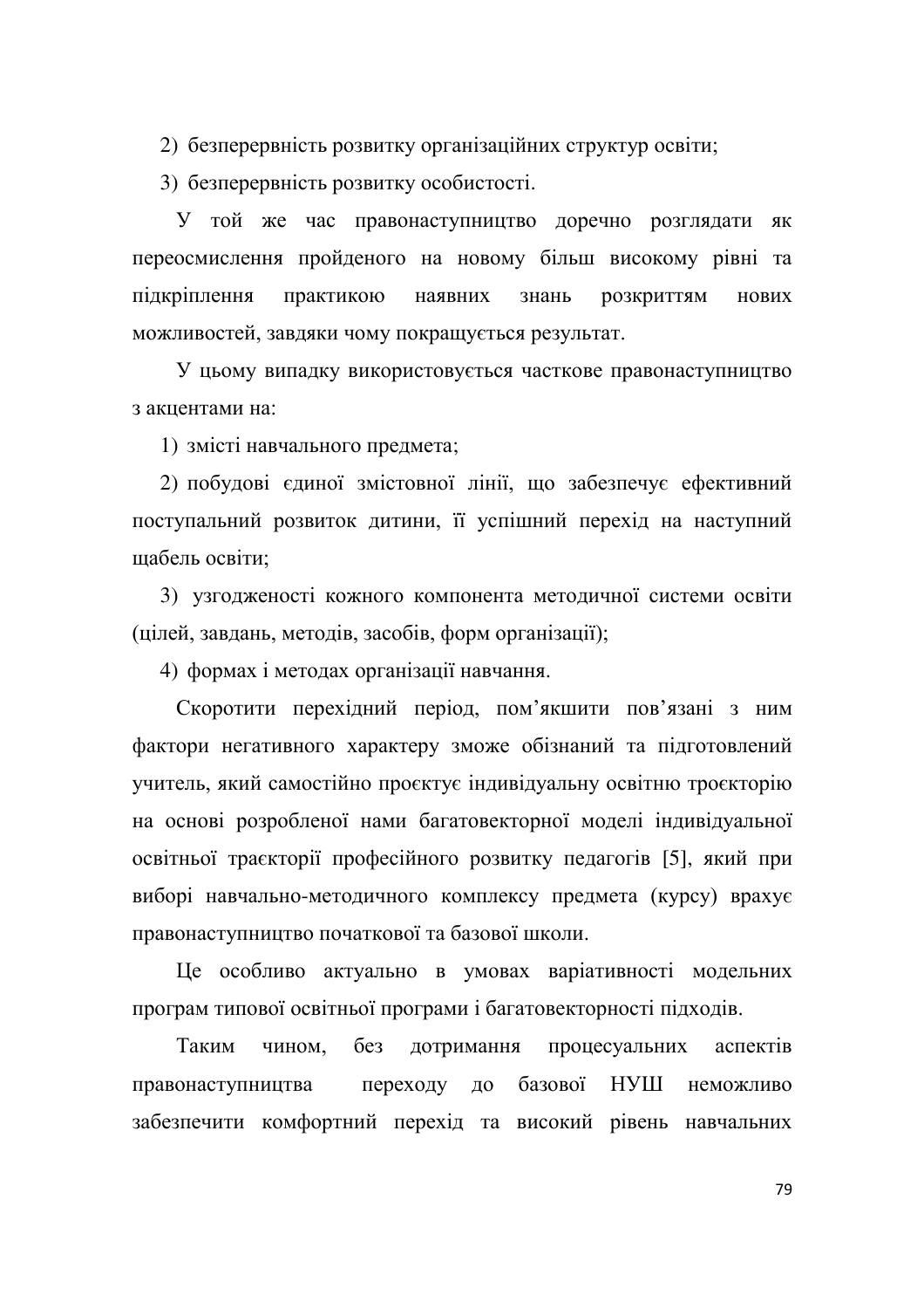2) безперервність розвитку організаційних структур освіти;

3) безперервність розвитку особистості.

У той же час правонаступництво доречно розглядати як переосмислення пройденого на новому більш високому рівні та підкріплення практикою наявних знань розкриттям нових можливостей, завдяки чому покращується результат.

У цьому випадку використовується часткове правонаступництво з акцентами на:

1) змісті навчального предмета;

2) побудові єдиної змістовної лінії, що забезпечує ефективний поступальний розвиток дитини, її успішний перехід на наступний щабель освіти;

3) узгодженості кожного компонента методичної системи освіти (цілей, завдань, методів, засобів, форм організації);

4) формах і методах організації навчання.

Скоротити перехідний період, пом’якшити пов’язані з ним фактори негативного характеру зможе обізнаний та підготовлений учитель, який самостійно проєктує індивідуальну освітню троєкторію на основі розробленої нами багатовекторної моделі індивідуальної освітньої траєкторії професійного розвитку педагогів [5], який при виборі навчально-методичного комплексу предмета (курсу) врахує правонаступництво початкової та базової школи.

Це особливо актуально в умовах варіативності модельних програм типової освітньої програми і багатовекторності підходів.

Таким чином, без дотримання процесуальних аспектів правонаступництва переходу до базової НУШ неможливо забезпечити комфортний перехід та високий рівень навчальних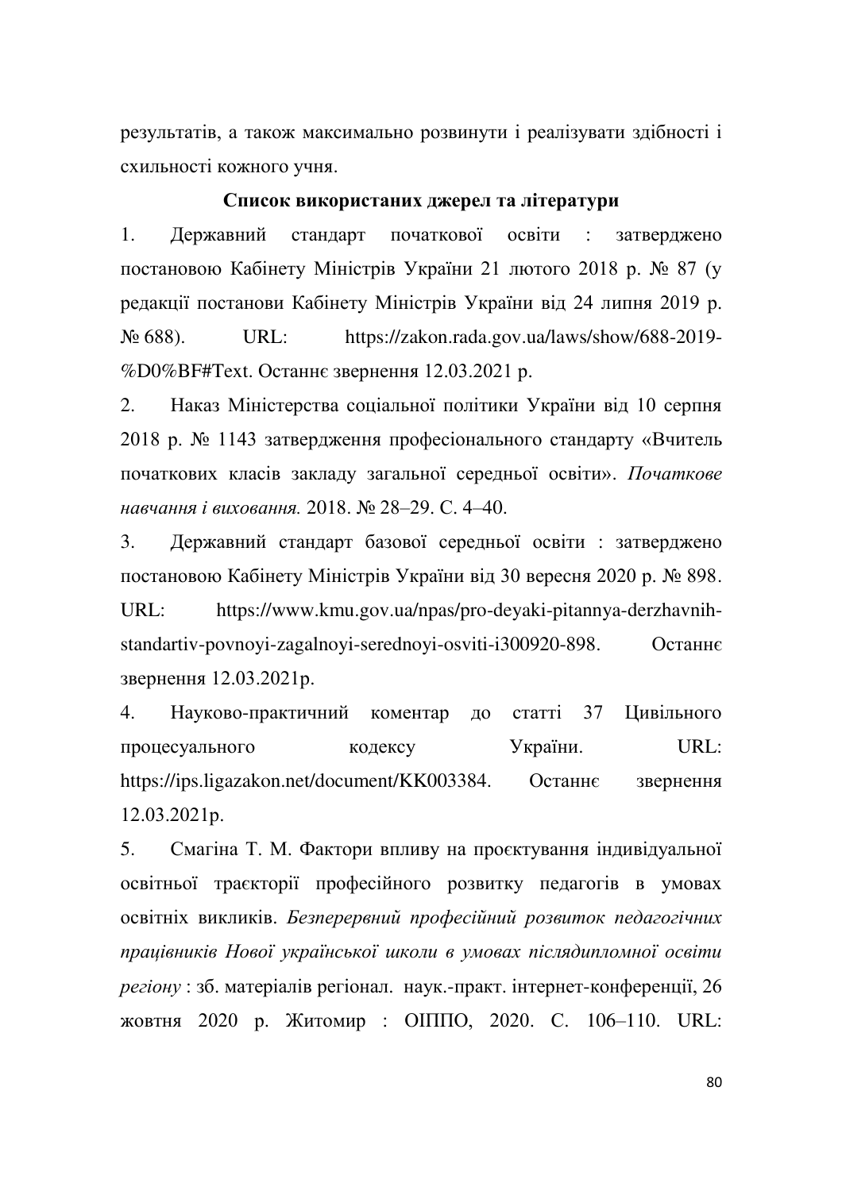результатів, а також максимально розвинути і реалізувати здібності і схильності кожного учня.

**Список використаних джерел та літератури**

1. Державний стандарт початкової освіти : затверджено постановою Кабінету Міністрів України 21 лютого 2018 р. № 87 (у редакції постанови Кабінету Міністрів України від 24 липня 2019 р. № 688). URL: https://zakon.rada.gov.ua/laws/show/688-2019-%D0%BF#Text. Останнє звернення 12.03.2021 р.
2. Наказ Міністерства соціальної політики України від 10 серпня 2018 р. № 1143 затвердження професіонального стандарту «Вчитель початкових класів закладу загальної середньої освіти». *Початкове навчання і виховання.* 2018. № 28–29. С. 4–40.
3. Державний стандарт базової середньої освіти : затверджено постановою Кабінету Міністрів України від 30 вересня 2020 р. № 898. URL: https://www.kmu.gov.ua/npas/pro-deyaki-pitannya-derzhavnih-standartiv-povnoyi-zagalnoyi-serednoyi-osviti-i300920-898. Останнє звернення 12.03.2021р.
4. Науково-практичний коментар до статті 37 Цивільного процесуального кодексу України. URL: https://ips.ligazakon.net/document/KK003384. Останнє звернення 12.03.2021р.
5. Смагіна Т. М. Фактори впливу на проєктування індивідуальної освітньої траєкторії професійного розвитку педагогів в умовах освітніх викликів. *Безперервний професійний розвиток педагогічних працівників Нової української школи в умовах післядипломної освіти регіону* : зб. матеріалів регіонал. наук.-практ. інтернет-конференції, 26 жовтня 2020 р. Житомир : ОІППО, 2020. С. 106–110. URL: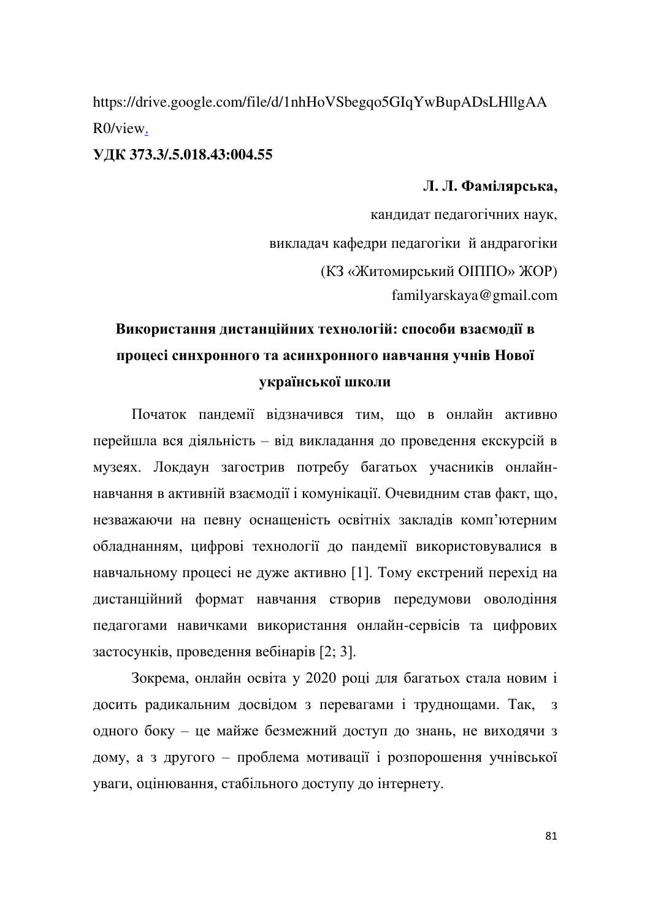https://drive.google.com/file/d/1nhHoVSbegqo5GIqYwBupADsLHllgAAR0/view.

**УДК 373.3/.5.018.43:004.55**

**Л. Л. Фамілярська,**

кандидат педагогічних наук,

викладач кафедри педагогіки й андрагогіки

(КЗ «Житомирський ОІППО» ЖОР)

familyarskaya@gmail.com

## Використання дистанційних технологій: способи взаємодії в процесі синхронного та асинхронного навчання учнів Нової української школи

Початок пандемії відзначився тим, що в онлайн активно перейшла вся діяльність – від викладання до проведення екскурсій в музеях. Локдаун загострив потребу багатьох учасників онлайн-навчання в активній взаємодії і комунікації. Очевидним став факт, що, незважаючи на певну оснащеність освітніх закладів комп'ютерним обладнанням, цифрові технології до пандемії використовувалися в навчальному процесі не дуже активно [1]. Тому екстрений перехід на дистанційний формат навчання створив передумови оволодіння педагогами навичками використання онлайн-сервісів та цифрових застосунків, проведення вебінарів [2; 3].

Зокрема, онлайн освіта у 2020 році для багатьох стала новим і досить радикальним досвідом з перевагами і труднощами. Так, з одного боку – це майже безмежний доступ до знань, не виходячи з дому, а з другого – проблема мотивації і розпорошення учнівської уваги, оцінювання, стабільного доступу до інтернету.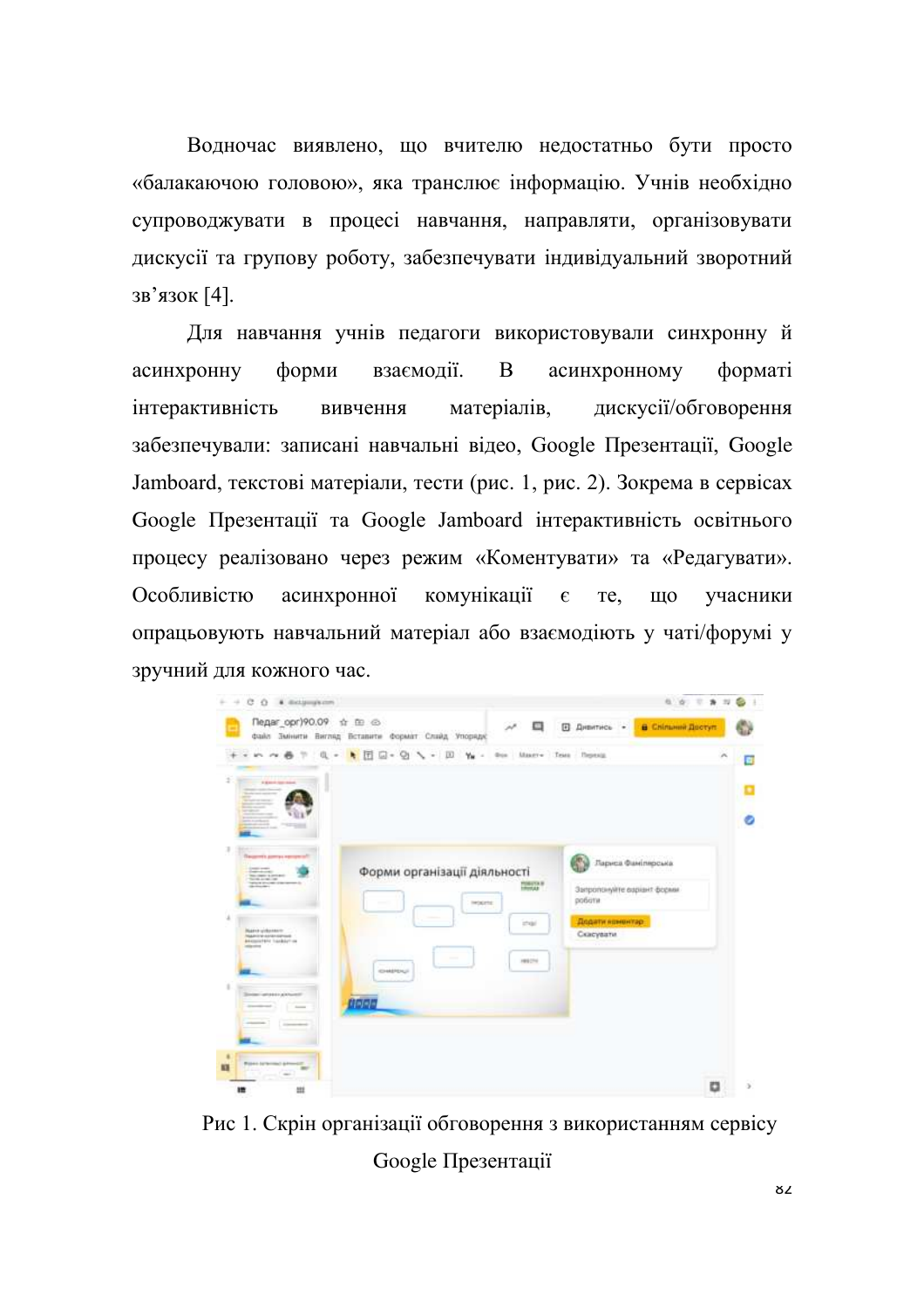Водночас виявлено, що вчителю недостатньо бути просто «балакаючою головою», яка транслює інформацію. Учнів необхідно супроводжувати в процесі навчання, направляти, організовувати дискусії та групову роботу, забезпечувати індивідуальний зворотний зв'язок [4].

Для навчання учнів педагоги використовували синхронну й асинхронну форми взаємодії. В асинхронному форматі інтерактивність вивчення матеріалів, дискусії/обговорення забезпечували: записані навчальні відео, Google Презентації, Google Jamboard, текстові матеріали, тести (рис. 1, рис. 2). Зокрема в сервісах Google Презентації та Google Jamboard інтерактивність освітнього процесу реалізовано через режим «Коментувати» та «Редагувати». Особливістю асинхронної комунікації є те, що учасники опрацьовують навчальний матеріал або взаємодіють у чаті/форумі у зручний для кожного час.

Рис 1. Скрін організації обговорення з використанням сервісу Google Презентації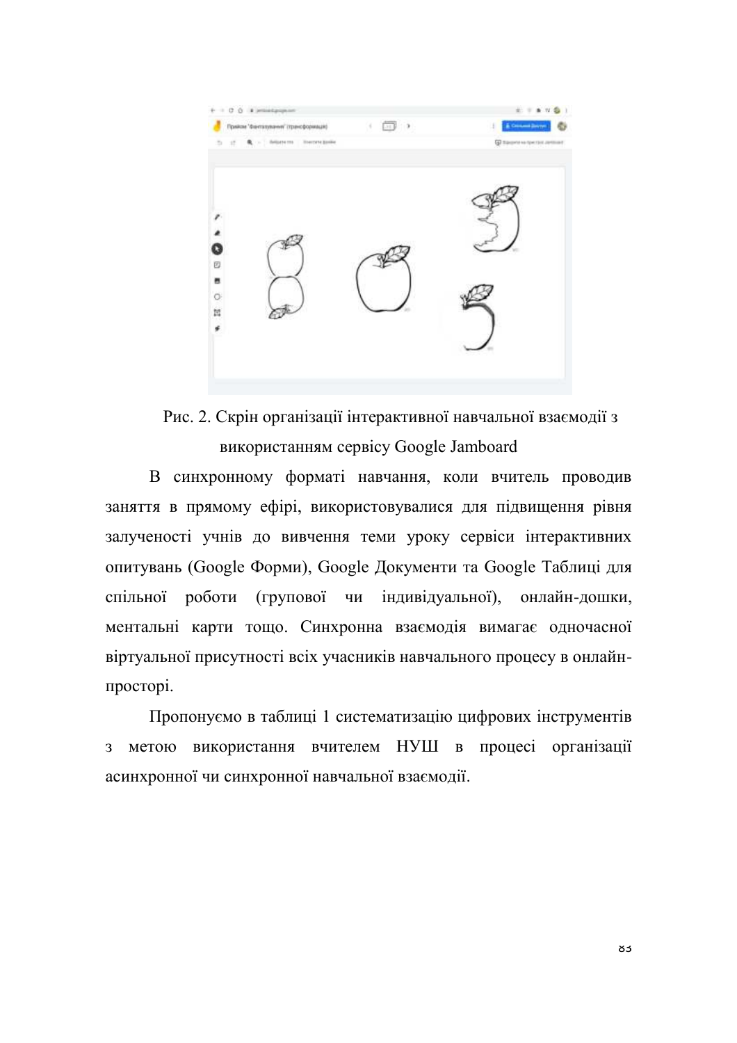Рис. 2. Скрін організації інтерактивної навчальної взаємодії з використанням сервісу Google Jamboard

В синхронному форматі навчання, коли вчитель проводив заняття в прямому ефірі, використовувалися для підвищення рівня залученості учнів до вивчення теми уроку сервіси інтерактивних опитувань (Google Форми), Google Документи та Google Таблиці для спільної роботи (групової чи індивідуальної), онлайн-дошки, ментальні карти тощо. Синхронна взаємодія вимагає одночасної віртуальної присутності всіх учасників навчального процесу в онлайн-просторі.

Пропонуємо в таблиці 1 систематизацію цифрових інструментів з метою використання вчителем НУШ в процесі організації асинхронної чи синхронної навчальної взаємодії.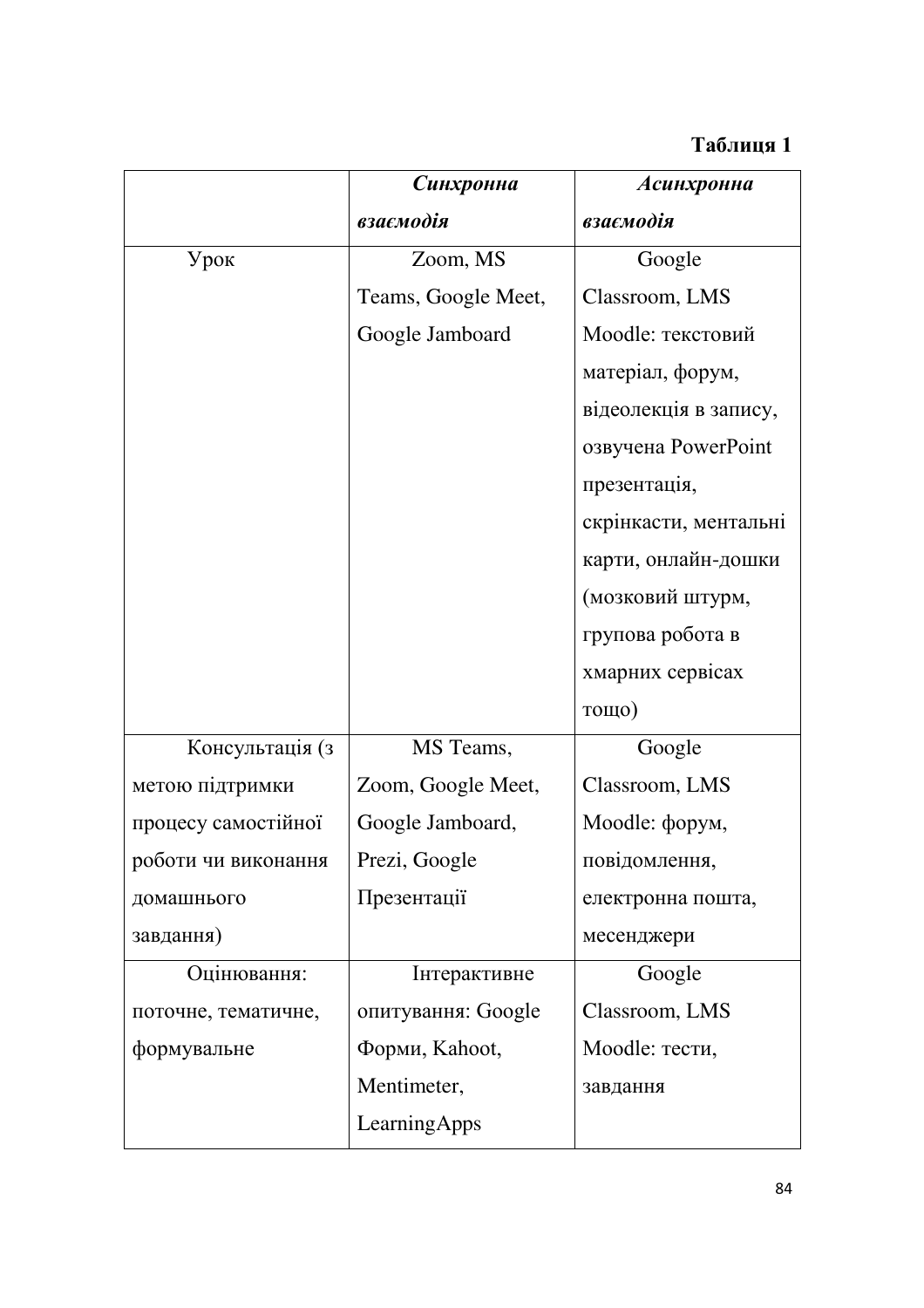**Таблиця 1**

| | ***Синхронна взаємодія*** | ***Асинхронна взаємодія*** |
|---|---|---|
| Урок | Zoom, MS Teams, Google Meet, Google Jamboard | Google Classroom, LMS Moodle: текстовий матеріал, форум, відеолекція в запису, озвучена PowerPoint презентація, скрінкасти, ментальні карти, онлайн-дошки (мозковий штурм, групова робота в хмарних сервісах тощо) |
| Консультація (з метою підтримки процесу самостійної роботи чи виконання домашнього завдання) | MS Teams, Zoom, Google Meet, Google Jamboard, Prezi, Google Презентації | Google Classroom, LMS Moodle: форум, повідомлення, електронна пошта, месенджери |
| Оцінювання: поточне, тематичне, формувальне | Інтерактивне опитування: Google Форми, Kahoot, Mentimeter, LearningApps | Google Classroom, LMS Moodle: тести, завдання |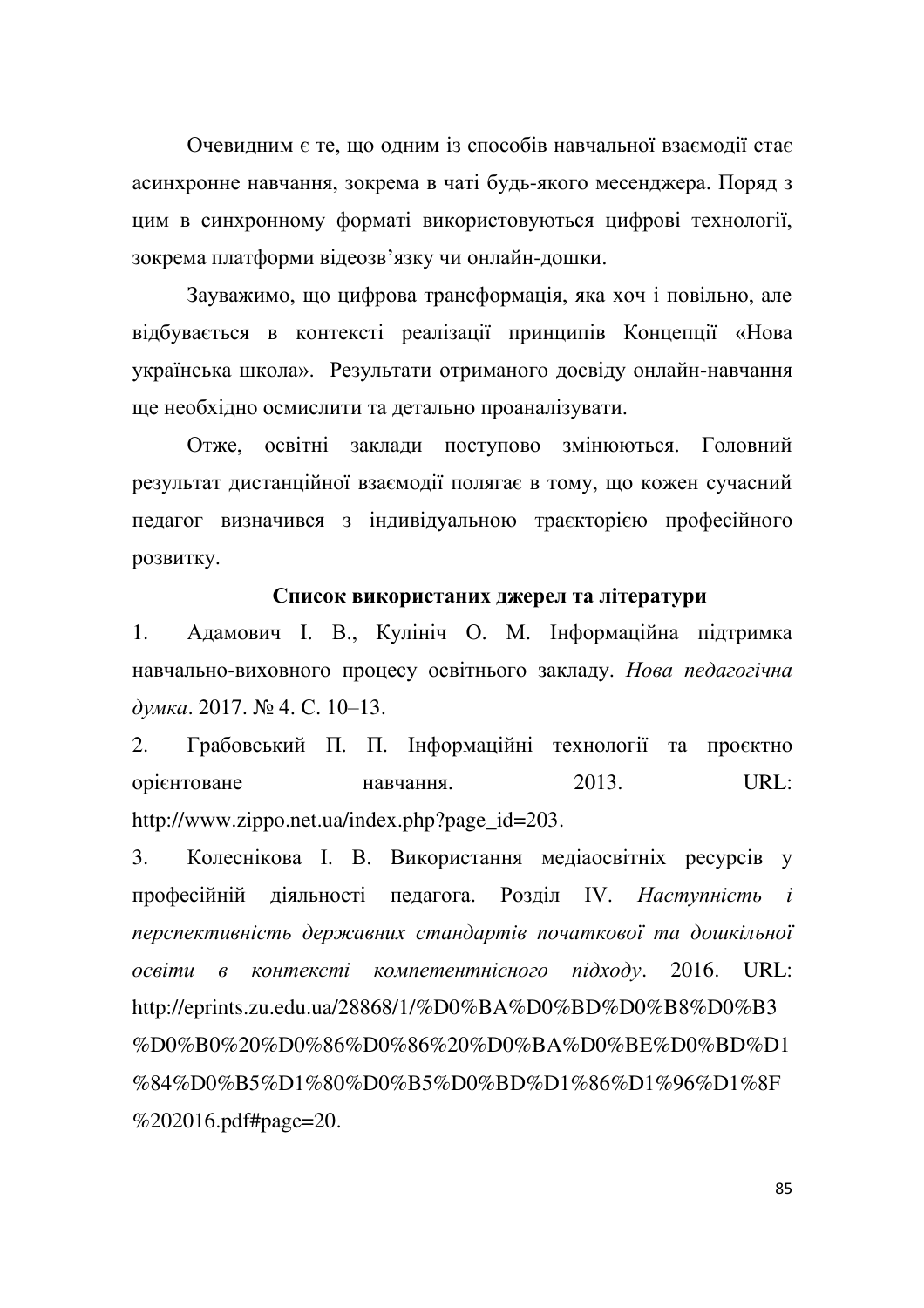Очевидним є те, що одним із способів навчальної взаємодії стає асинхронне навчання, зокрема в чаті будь-якого месенджера. Поряд з цим в синхронному форматі використовуються цифрові технології, зокрема платформи відеозв'язку чи онлайн-дошки.

Зауважимо, що цифрова трансформація, яка хоч і повільно, але відбувається в контексті реалізації принципів Концепції «Нова українська школа». Результати отриманого досвіду онлайн-навчання ще необхідно осмислити та детально проаналізувати.

Отже, освітні заклади поступово змінюються. Головний результат дистанційної взаємодії полягає в тому, що кожен сучасний педагог визначився з індивідуальною траєкторією професійного розвитку.

**Список використаних джерел та літератури**

1. Адамович І. В., Кулініч О. М. Інформаційна підтримка навчально-виховного процесу освітнього закладу. *Нова педагогічна думка*. 2017. № 4. С. 10–13.
2. Грабовський П. П. Інформаційні технології та проєктно орієнтоване навчання. 2013. URL: http://www.zippo.net.ua/index.php?page_id=203.
3. Колеснікова І. В. Використання медіаосвітніх ресурсів у професійній діяльності педагога. Розділ IV. *Наступність і перспективність державних стандартів початкової та дошкільної освіти в контексті компетентнісного підходу*. 2016. URL: http://eprints.zu.edu.ua/28868/1/%D0%BA%D0%BD%D0%B8%D0%B3%D0%B0%20%D0%86%D0%86%20%D0%BA%D0%BE%D0%BD%D1%84%D0%B5%D1%80%D0%B5%D0%BD%D1%86%D1%96%D1%8F%202016.pdf#page=20.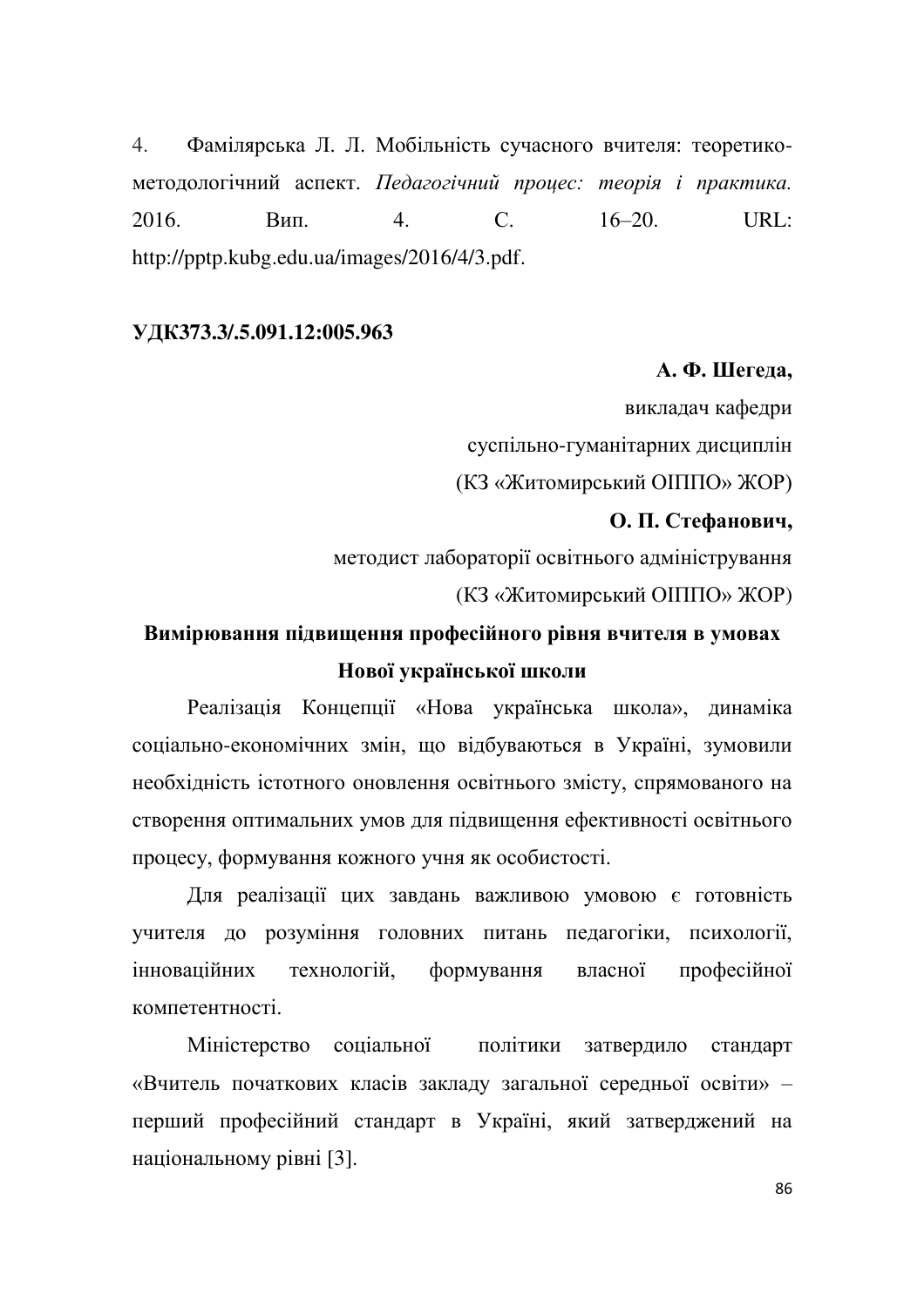4. Фамілярська Л. Л. Мобільність сучасного вчителя: теоретико-методологічний аспект. *Педагогічний процес: теорія і практика.* 2016. Вип. 4. С. 16–20. URL: http://pptp.kubg.edu.ua/images/2016/4/3.pdf.

**УДК373.3/.5.091.12:005.963**

**А. Ф. Шегеда,**
викладач кафедри
суспільно-гуманітарних дисциплін
(КЗ «Житомирський ОІППО» ЖОР)

**О. П. Стефанович,**
методист лабораторії освітнього адміністрування
(КЗ «Житомирський ОІППО» ЖОР)

## Вимірювання підвищення професійного рівня вчителя в умовах Нової української школи

Реалізація Концепції «Нова українська школа», динаміка соціально-економічних змін, що відбуваються в Україні, зумовили необхідність істотного оновлення освітнього змісту, спрямованого на створення оптимальних умов для підвищення ефективності освітнього процесу, формування кожного учня як особистості.

Для реалізації цих завдань важливою умовою є готовність учителя до розуміння головних питань педагогіки, психології, інноваційних технологій, формування власної професійної компетентності.

Міністерство соціальної політики затвердило стандарт «Вчитель початкових класів закладу загальної середньої освіти» – перший професійний стандарт в Україні, який затверджений на національному рівні [3].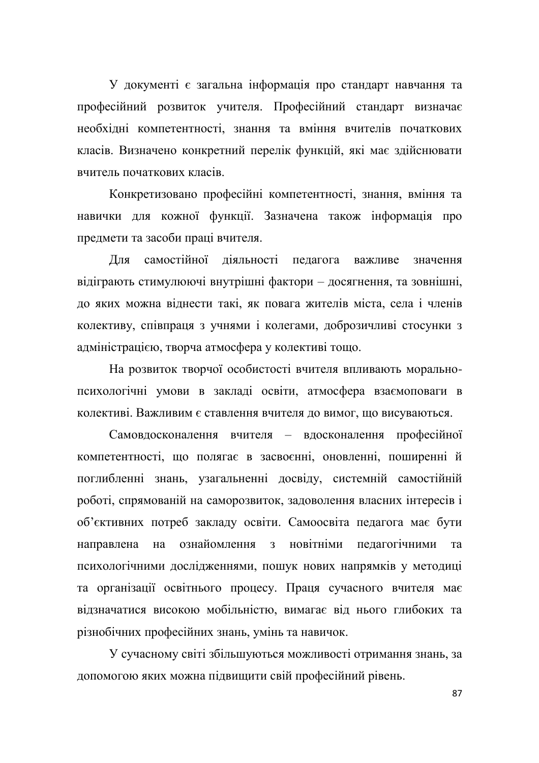У документі є загальна інформація про стандарт навчання та професійний розвиток учителя. Професійний стандарт визначає необхідні компетентності, знання та вміння вчителів початкових класів. Визначено конкретний перелік функцій, які має здійснювати вчитель початкових класів.

Конкретизовано професійні компетентності, знання, вміння та навички для кожної функції. Зазначена також інформація про предмети та засоби праці вчителя.

Для самостійної діяльності педагога важливе значення відіграють стимулюючі внутрішні фактори – досягнення, та зовнішні, до яких можна віднести такі, як повага жителів міста, села і членів колективу, співпраця з учнями і колегами, доброзичливі стосунки з адміністрацією, творча атмосфера у колективі тощо.

На розвиток творчої особистості вчителя впливають морально-психологічні умови в закладі освіти, атмосфера взаємоповаги в колективі. Важливим є ставлення вчителя до вимог, що висуваються.

Самовдосконалення вчителя – вдосконалення професійної компетентності, що полягає в засвоєнні, оновленні, поширенні й поглибленні знань, узагальненні досвіду, системній самостійній роботі, спрямованій на саморозвиток, задоволення власних інтересів і об'єктивних потреб закладу освіти. Самоосвіта педагога має бути направлена на ознайомлення з новітніми педагогічними та психологічними дослідженнями, пошук нових напрямків у методиці та організації освітнього процесу. Праця сучасного вчителя має відзначатися високою мобільністю, вимагає від нього глибоких та різнобічних професійних знань, умінь та навичок.

У сучасному світі збільшуються можливості отримання знань, за допомогою яких можна підвищити свій професійний рівень.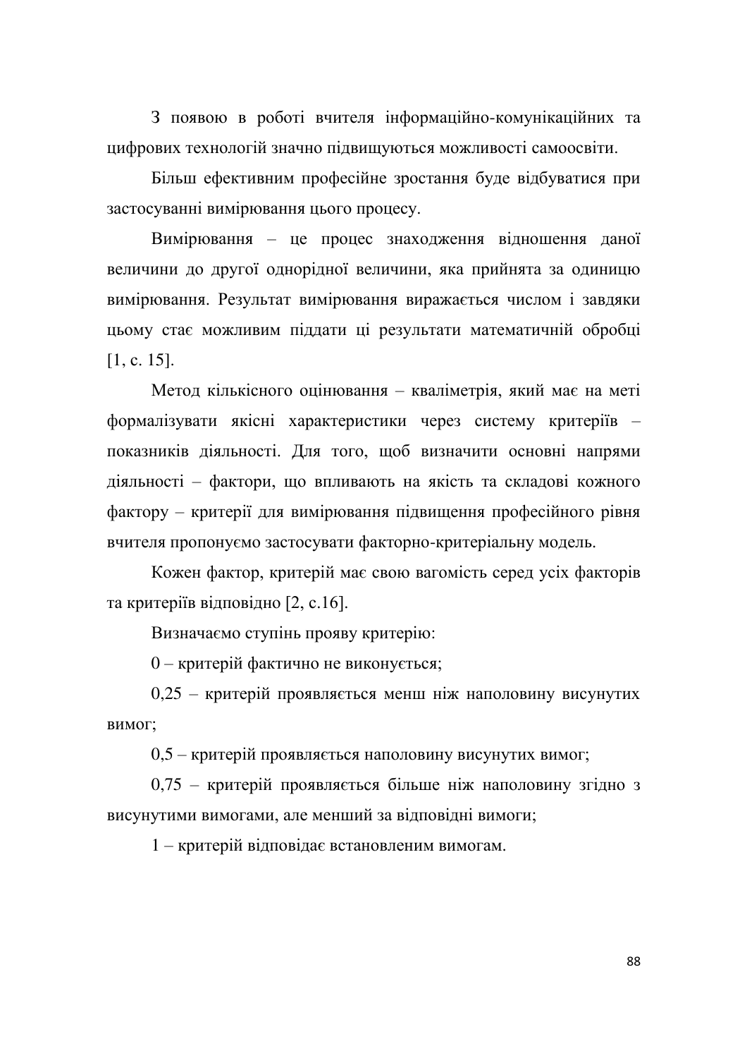З появою в роботі вчителя інформаційно-комунікаційних та цифрових технологій значно підвищуються можливості самоосвіти.

Більш ефективним професійне зростання буде відбуватися при застосуванні вимірювання цього процесу.

Вимірювання – це процес знаходження відношення даної величини до другої однорідної величини, яка прийнята за одиницю вимірювання. Результат вимірювання виражається числом і завдяки цьому стає можливим піддати ці результати математичній обробці [1, с. 15].

Метод кількісного оцінювання – кваліметрія, який має на меті формалізувати якісні характеристики через систему критеріїв – показників діяльності. Для того, щоб визначити основні напрями діяльності – фактори, що впливають на якість та складові кожного фактору – критерії для вимірювання підвищення професійного рівня вчителя пропонуємо застосувати факторно-критеріальну модель.

Кожен фактор, критерій має свою вагомість серед усіх факторів та критеріїв відповідно [2, с.16].

Визначаємо ступінь прояву критерію:

0 – критерій фактично не виконується;

0,25 – критерій проявляється менш ніж наполовину висунутих вимог;

0,5 – критерій проявляється наполовину висунутих вимог;

0,75 – критерій проявляється більше ніж наполовину згідно з висунутими вимогами, але менший за відповідні вимоги;

1 – критерій відповідає встановленим вимогам.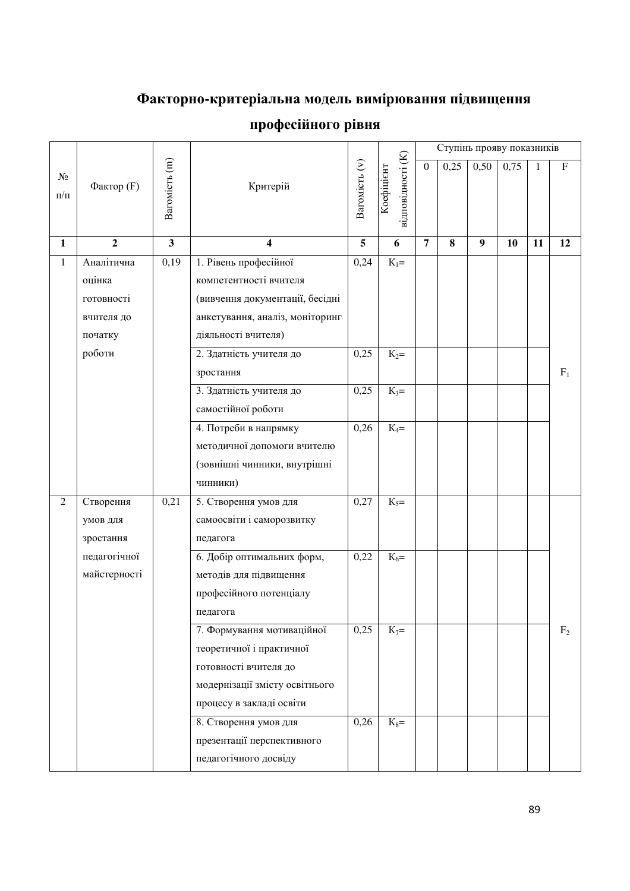## Факторно-критеріальна модель вимірювання підвищення професійного рівня

| № п/п | Фактор (F) | Вагомість (m) | Критерій | Вагомість (v) | Коефіцієнт відповідності (K) | Ступінь прояву показників | | | | | |
|---|---|---|---|---|---|---|---|---|---|---|---|
| | | | | | | 0 | 0,25 | 0,50 | 0,75 | 1 | F |
| 1 | 2 | 3 | 4 | 5 | 6 | 7 | 8 | 9 | 10 | 11 | 12 |
| 1 | Аналітична оцінка готовності вчителя до початку роботи | 0,19 | 1. Рівень професійної компетентності вчителя (вивчення документації, бесідні анкетування, аналіз, моніторинг діяльності вчителя) | 0,24 | $K_1$= | | | | | | $F_1$ |
| | | | 2. Здатність учителя до зростання | 0,25 | $K_2$= | | | | | | |
| | | | 3. Здатність учителя до самостійної роботи | 0,25 | $K_3$= | | | | | | |
| | | | 4. Потреби в напрямку методичної допомоги вчителю (зовнішні чинники, внутрішні чинники) | 0,26 | $K_4$= | | | | | | |
| 2 | Створення умов для зростання педагогічної майстерності | 0,21 | 5. Створення умов для самоосвіти і саморозвитку педагога | 0,27 | $K_5$= | | | | | | $F_2$ |
| | | | 6. Добір оптимальних форм, методів для підвищення професійного потенціалу педагога | 0,22 | $K_6$= | | | | | | |
| | | | 7. Формування мотиваційної теоретичної і практичної готовності вчителя до модернізації змісту освітнього процесу в закладі освіти | 0,25 | $K_7$= | | | | | | |
| | | | 8. Створення умов для презентації перспективного педагогічного досвіду | 0,26 | $K_8$= | | | | | | |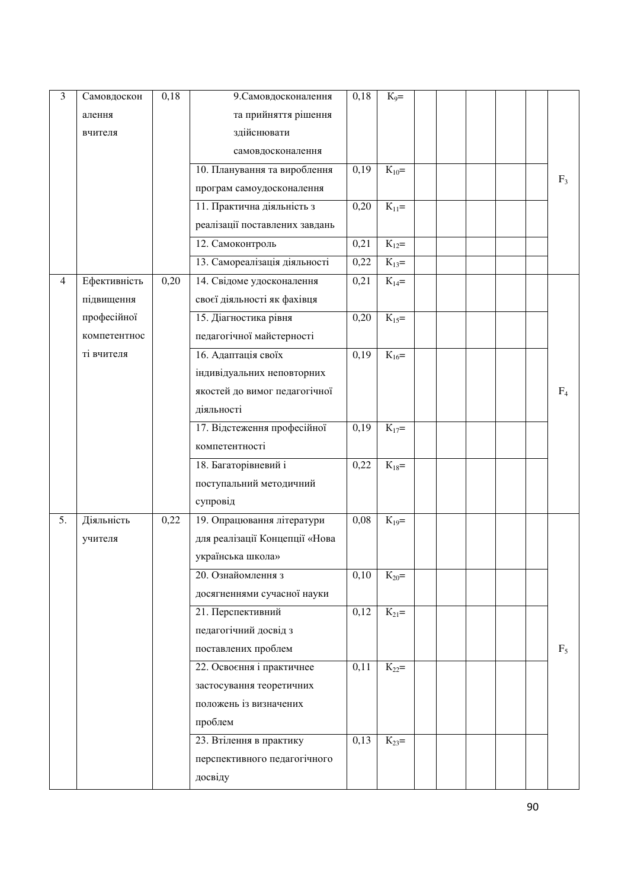| 3 | Самовдосконалення вчителя | 0,18 | 9.Самовдосконалення та прийняття рішення здійснювати самовдосконалення | 0,18 | $K_9$= | | | | | | $F_3$ |
|---|---|---|---|---|---|---|---|---|---|---|---|
| | | | 10. Планування та вироблення програм самоудосконалення | 0,19 | $K_{10}$= | | | | | | |
| | | | 11. Практична діяльність з реалізації поставлених завдань | 0,20 | $K_{11}$= | | | | | | |
| | | | 12. Самоконтроль | 0,21 | $K_{12}$= | | | | | | |
| | | | 13. Самореалізація діяльності | 0,22 | $K_{13}$= | | | | | | |
| 4 | Ефективність підвищення професійної компетентності вчителя | 0,20 | 14. Свідоме удосконалення своєї діяльності як фахівця | 0,21 | $K_{14}$= | | | | | | $F_4$ |
| | | | 15. Діагностика рівня педагогічної майстерності | 0,20 | $K_{15}$= | | | | | | |
| | | | 16. Адаптація своїх індивідуальних неповторних якостей до вимог педагогічної діяльності | 0,19 | $K_{16}$= | | | | | | |
| | | | 17. Відстеження професійної компетентності | 0,19 | $K_{17}$= | | | | | | |
| | | | 18. Багаторівневий і поступальний методичний супровід | 0,22 | $K_{18}$= | | | | | | |
| 5. | Діяльність учителя | 0,22 | 19. Опрацювання літератури для реалізації Концепції «Нова українська школа» | 0,08 | $K_{19}$= | | | | | | $F_5$ |
| | | | 20. Ознайомлення з досягненнями сучасної науки | 0,10 | $K_{20}$= | | | | | | |
| | | | 21. Перспективний педагогічний досвід з поставлених проблем | 0,12 | $K_{21}$= | | | | | | |
| | | | 22. Освоєння і практичнее застосування теоретичних положень із визначених проблем | 0,11 | $K_{22}$= | | | | | | |
| | | | 23. Втілення в практику перспективного педагогічного досвіду | 0,13 | $K_{23}$= | | | | | | |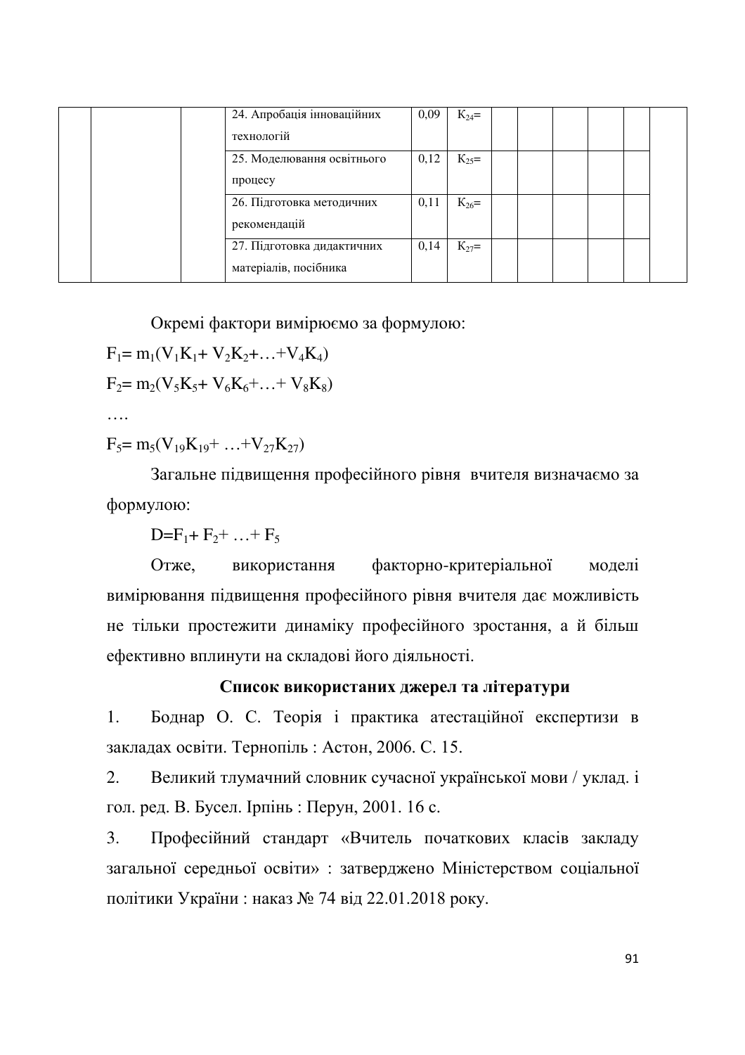|  |  |  | 24. Апробація інноваційних технологій | 0,09 | $K_{24}$= |  |  |  |  |  |  |
|---|---|---|---|---|---|---|---|---|---|---|---|
|  |  |  | 25. Моделювання освітнього процесу | 0,12 | $K_{25}$= |  |  |  |  |  |  |
|  |  |  | 26. Підготовка методичних рекомендацій | 0,11 | $K_{26}$= |  |  |  |  |  |  |
|  |  |  | 27. Підготовка дидактичних матеріалів, посібника | 0,14 | $K_{27}$= |  |  |  |  |  |  |

Окремі фактори вимірюємо за формулою:

$F_1 = m_1(V_1K_1 + V_2K_2 + \ldots + V_4K_4)$

$F_2 = m_2(V_5K_5 + V_6K_6 + \ldots + V_8K_8)$

….

$F_5 = m_5(V_{19}K_{19} + \ldots + V_{27}K_{27})$

Загальне підвищення професійного рівня вчителя визначаємо за формулою:

$D = F_1 + F_2 + \ldots + F_5$

Отже, використання факторно-критеріальної моделі вимірювання підвищення професійного рівня вчителя дає можливість не тільки простежити динаміку професійного зростання, а й більш ефективно вплинути на складові його діяльності.

**Список використаних джерел та літератури**

1. Боднар О. С. Теорія і практика атестаційної експертизи в закладах освіти. Тернопіль : Астон, 2006. С. 15.
2. Великий тлумачний словник сучасної української мови / уклад. і гол. ред. В. Бусел. Ірпінь : Перун, 2001. 16 с.
3. Професійний стандарт «Вчитель початкових класів закладу загальної середньої освіти» : затверджено Міністерством соціальної політики України : наказ № 74 від 22.01.2018 року.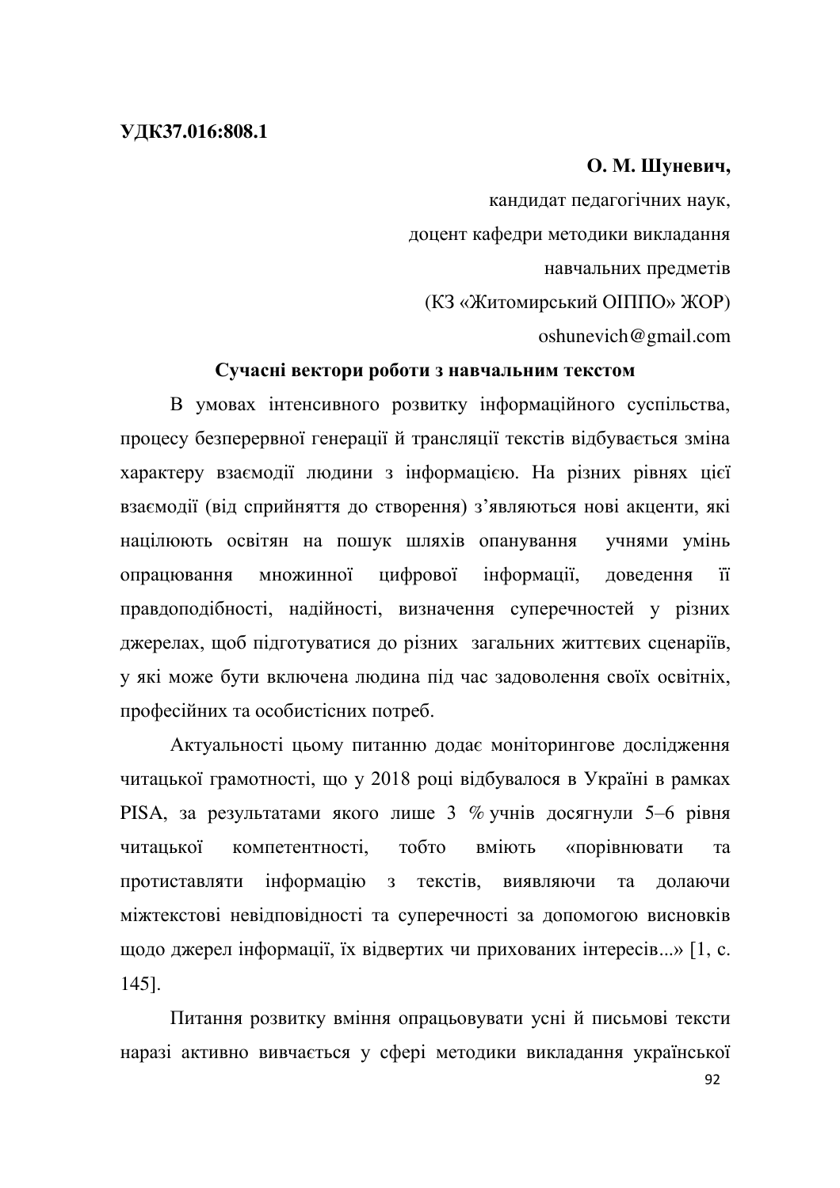**УДК37.016:808.1**

**О. М. Шуневич,**

кандидат педагогічних наук,
доцент кафедри методики викладання
навчальних предметів
(КЗ «Житомирський ОІППО» ЖОР)
oshunevich@gmail.com

## Сучасні вектори роботи з навчальним текстом

В умовах інтенсивного розвитку інформаційного суспільства, процесу безперервної генерації й трансляції текстів відбувається зміна характеру взаємодії людини з інформацією. На різних рівнях цієї взаємодії (від сприйняття до створення) з'являються нові акценти, які націлюють освітян на пошук шляхів опанування учнями умінь опрацювання множинної цифрової інформації, доведення її правдоподібності, надійності, визначення суперечностей у різних джерелах, щоб підготуватися до різних загальних життєвих сценаріїв, у які може бути включена людина під час задоволення своїх освітніх, професійних та особистісних потреб.

Актуальності цьому питанню додає моніторингове дослідження читацької грамотності, що у 2018 році відбувалося в Україні в рамках PISA, за результатами якого лише 3 % учнів досягнули 5–6 рівня читацької компетентності, тобто вміють «порівнювати та протиставляти інформацію з текстів, виявляючи та долаючи міжтекстові невідповідності та суперечності за допомогою висновків щодо джерел інформації, їх відвертих чи прихованих інтересів...» [1, с. 145].

Питання розвитку вміння опрацьовувати усні й письмові тексти наразі активно вивчається у сфері методики викладання української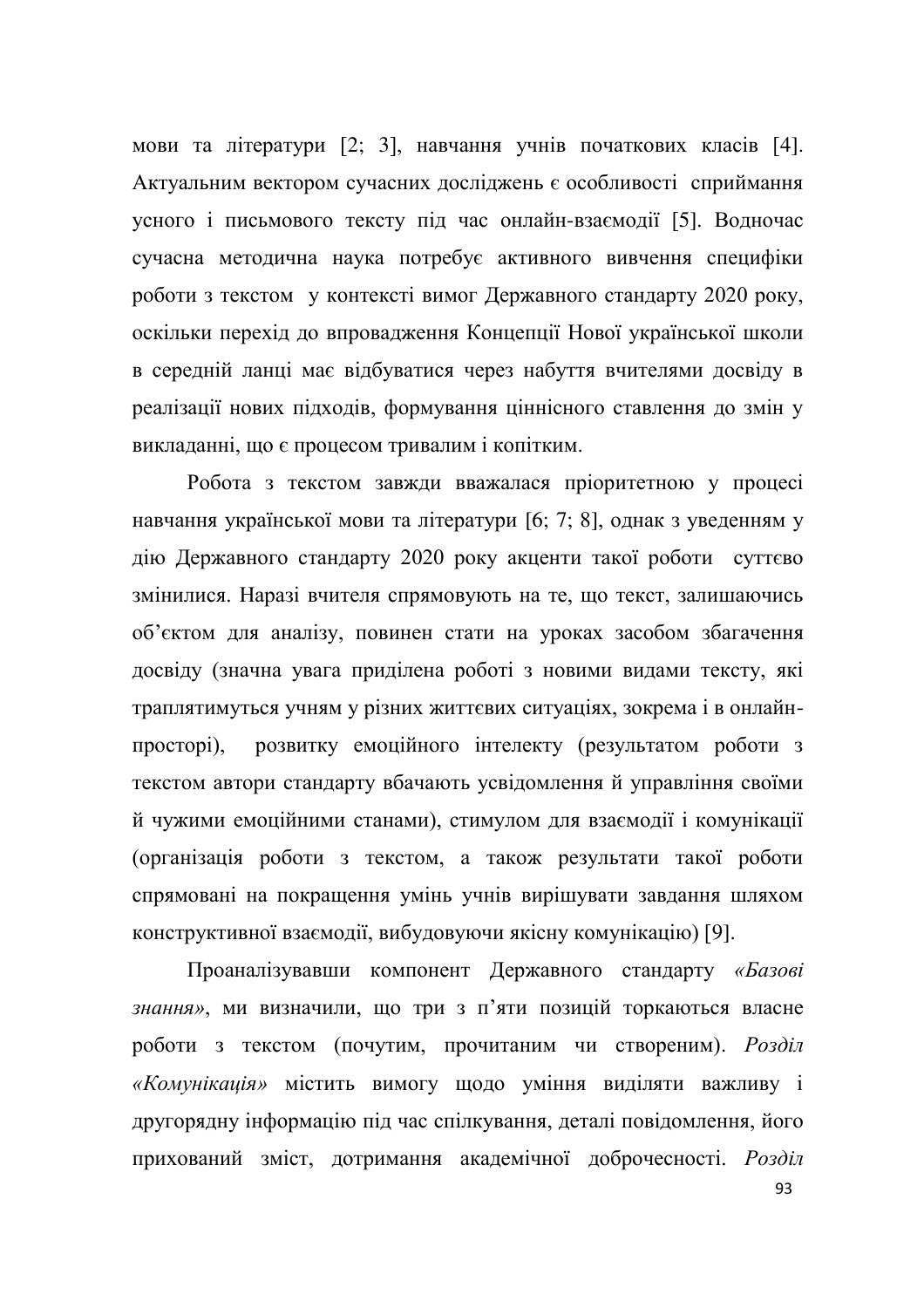мови та літератури [2; 3], навчання учнів початкових класів [4]. Актуальним вектором сучасних досліджень є особливості сприймання усного і письмового тексту під час онлайн-взаємодії [5]. Водночас сучасна методична наука потребує активного вивчення специфіки роботи з текстом у контексті вимог Державного стандарту 2020 року, оскільки перехід до впровадження Концепції Нової української школи в середній ланці має відбуватися через набуття вчителями досвіду в реалізації нових підходів, формування ціннісного ставлення до змін у викладанні, що є процесом тривалим і копітким.

Робота з текстом завжди вважалася пріоритетною у процесі навчання української мови та літератури [6; 7; 8], однак з уведенням у дію Державного стандарту 2020 року акценти такої роботи суттєво змінилися. Наразі вчителя спрямовують на те, що текст, залишаючись об'єктом для аналізу, повинен стати на уроках засобом збагачення досвіду (значна увага приділена роботі з новими видами тексту, які траплятимуться учням у різних життєвих ситуаціях, зокрема і в онлайн-просторі), розвитку емоційного інтелекту (результатом роботи з текстом автори стандарту вбачають усвідомлення й управління своїми й чужими емоційними станами), стимулом для взаємодії і комунікації (організація роботи з текстом, а також результати такої роботи спрямовані на покращення умінь учнів вирішувати завдання шляхом конструктивної взаємодії, вибудовуючи якісну комунікацію) [9].

Проаналізувавши компонент Державного стандарту *«Базові знання»*, ми визначили, що три з п'яти позицій торкаються власне роботи з текстом (почутим, прочитаним чи створеним). *Розділ «Комунікація»* містить вимогу щодо уміння виділяти важливу і другорядну інформацію під час спілкування, деталі повідомлення, його прихований зміст, дотримання академічної доброчесності. *Розділ*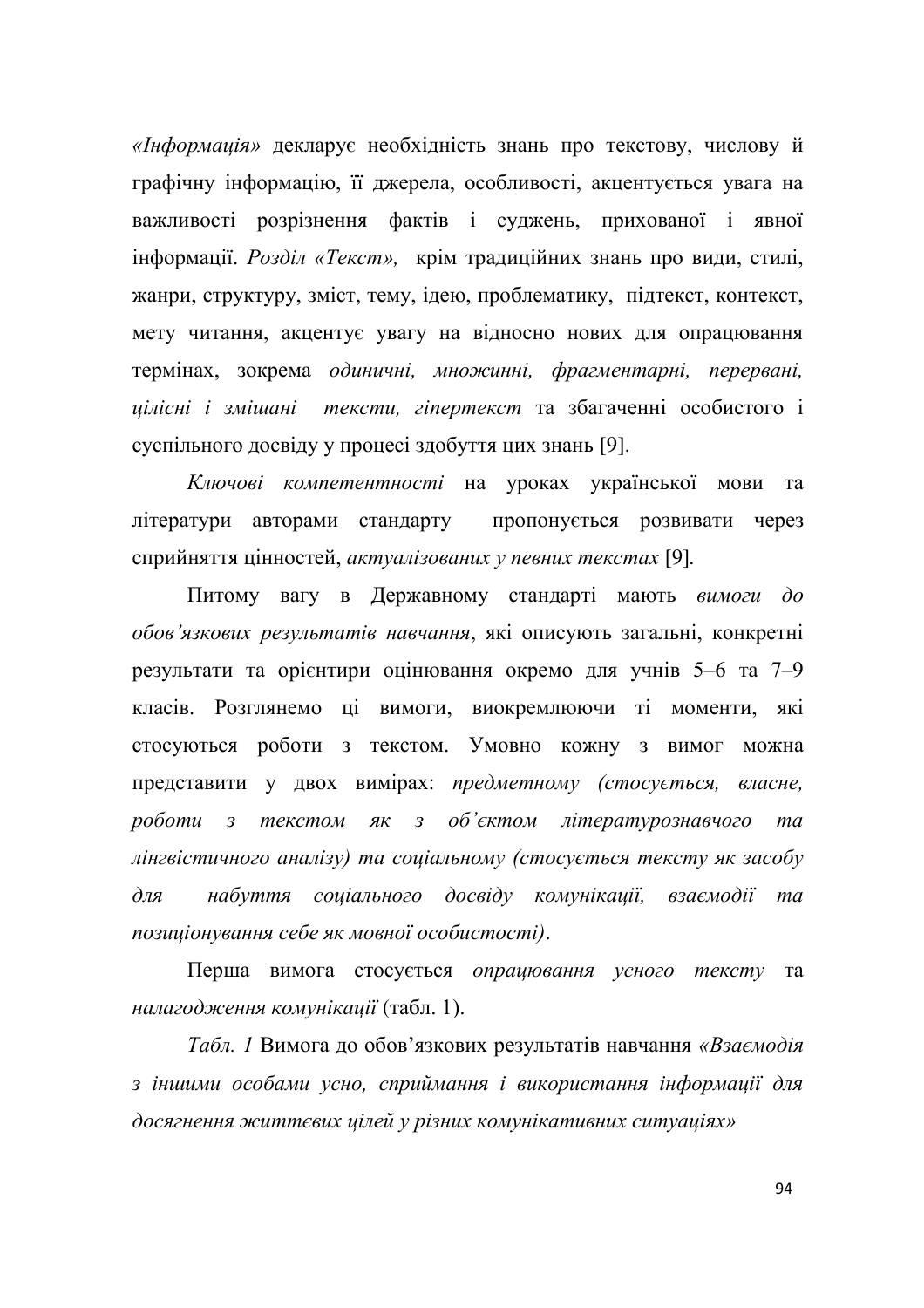*«Інформація»* декларує необхідність знань про текстову, числову й графічну інформацію, її джерела, особливості, акцентується увага на важливості розрізнення фактів і суджень, прихованої і явної інформації. *Розділ «Текст»,* крім традиційних знань про види, стилі, жанри, структуру, зміст, тему, ідею, проблематику, підтекст, контекст, мету читання, акцентує увагу на відносно нових для опрацювання термінах, зокрема *одиничні, множинні, фрагментарні, перервані, цілісні і змішані тексти, гіпертекст* та збагаченні особистого і суспільного досвіду у процесі здобуття цих знань [9].

*Ключові компетентності* на уроках української мови та літератури авторами стандарту пропонується розвивати через сприйняття цінностей, *актуалізованих у певних текстах* [9].

Питому вагу в Державному стандарті мають *вимоги до обов'язкових результатів навчання*, які описують загальні, конкретні результати та орієнтири оцінювання окремо для учнів 5–6 та 7–9 класів. Розглянемо ці вимоги, виокремлюючи ті моменти, які стосуються роботи з текстом. Умовно кожну з вимог можна представити у двох вимірах: *предметному (стосується, власне, роботи з текстом як з об'єктом літературознавчого та лінгвістичного аналізу) та соціальному (стосується тексту як засобу для набуття соціального досвіду комунікації, взаємодії та позиціонування себе як мовної особистості)*.

Перша вимога стосується *опрацювання усного тексту* та *налагодження комунікації* (табл. 1).

*Табл. 1* Вимога до обов'язкових результатів навчання *«Взаємодія з іншими особами усно, сприймання і використання інформації для досягнення життєвих цілей у різних комунікативних ситуаціях»*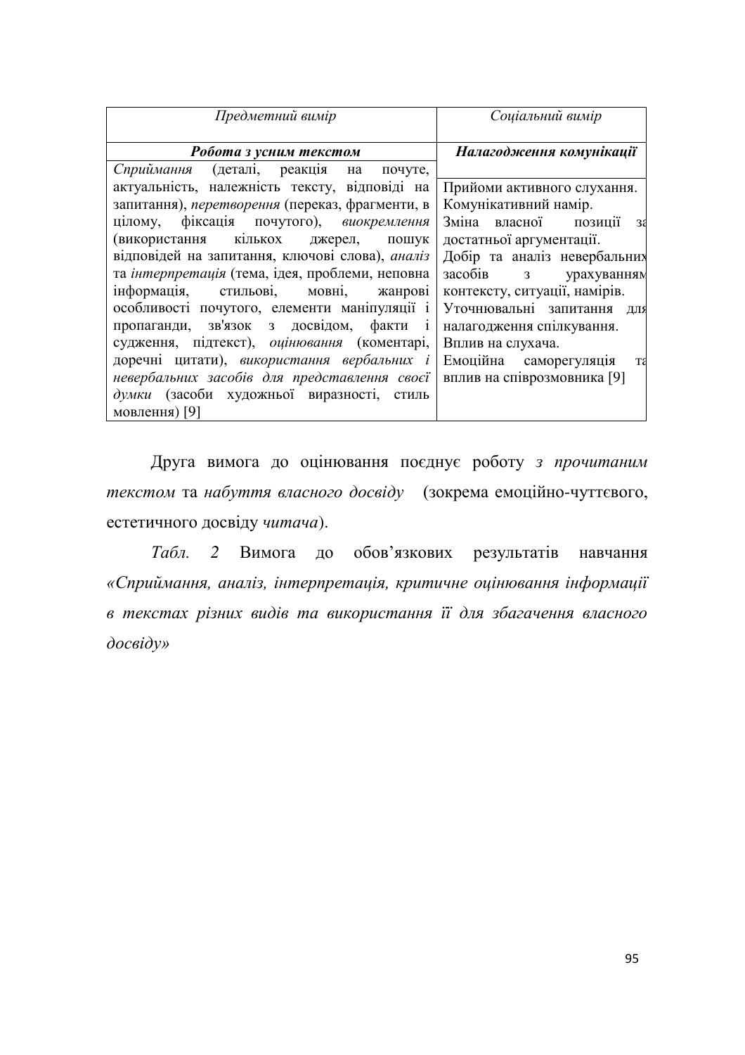| *Предметний вимір* | *Соціальний вимір* |
|---|---|
| ***Робота з усним текстом*** | ***Налагодження комунікації*** |
| *Сприймання* (деталі, реакція на почуте, актуальність, належність тексту, відповіді на запитання), *перетворення* (переказ, фрагменти, в цілому, фіксація почутого), *виокремлення* (використання кількох джерел, пошук відповідей на запитання, ключові слова), *аналіз* та *інтерпретація* (тема, ідея, проблеми, неповна інформація, стильові, мовні, жанрові особливості почутого, елементи маніпуляції і пропаганди, зв'язок з досвідом, факти і судження, підтекст), *оцінювання* (коментарі, доречні цитати), *використання вербальних і невербальних засобів для представлення своєї думки* (засоби художньої виразності, стиль мовлення) [9] | Прийоми активного слухання. Комунікативний намір. Зміна власної позиції за достатньої аргументації. Добір та аналіз невербальних засобів з урахуванням контексту, ситуації, намірів. Уточнювальні запитання для налагодження спілкування. Вплив на слухача. Емоційна саморегуляція та вплив на співрозмовника [9] |

Друга вимога до оцінювання поєднує роботу *з прочитаним текстом* та *набуття власного досвіду* (зокрема емоційно-чуттєвого, естетичного досвіду *читача*).

*Табл. 2* Вимога до обов'язкових результатів навчання *«Сприймання, аналіз, інтерпретація, критичне оцінювання інформації в текстах різних видів та використання її для збагачення власного досвіду»*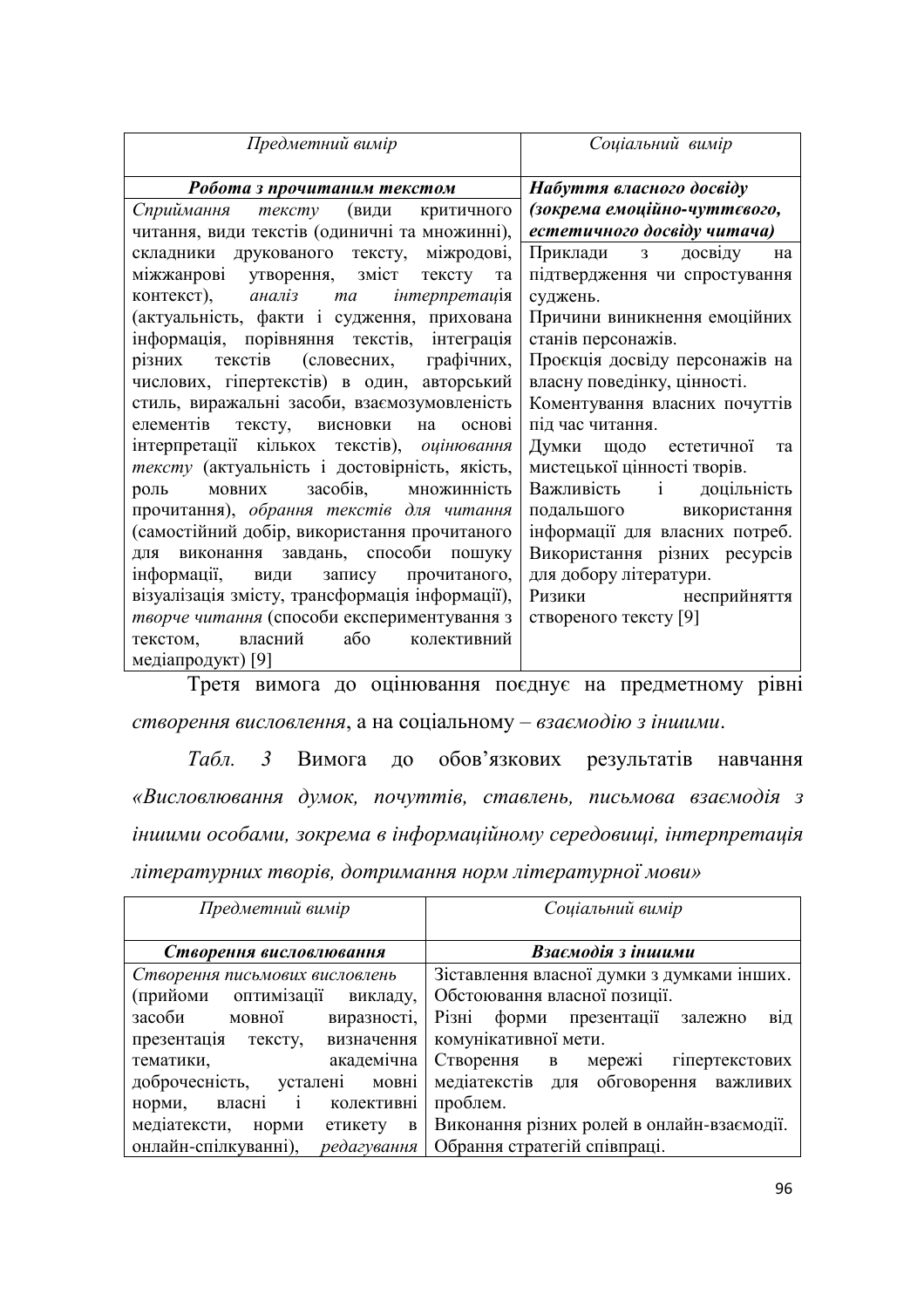| *Предметний вимір* | *Соціальний вимір* |
|---|---|
| ***Робота з прочитаним текстом*** | ***Набуття власного досвіду (зокрема емоційно-чуттєвого, естетичного досвіду читача)*** |
| *Сприймання тексту* (види критичного читання, види текстів (одиничні та множинні), складники друкованого тексту, міжродові, міжжанрові утворення, зміст тексту та контекст), *аналіз та інтерпретація* (актуальність, факти і судження, прихована інформація, порівняння текстів, інтеграція різних текстів (словесних, графічних, числових, гіпертекстів) в один, авторський стиль, виражальні засоби, взаємозумовленість елементів тексту, висновки на основі інтерпретації кількох текстів), *оцінювання тексту* (актуальність і достовірність, якість, роль мовних засобів, множинність прочитання), *обрання текстів для читання* (самостійний добір, використання прочитаного для виконання завдань, способи пошуку інформації, види запису прочитаного, візуалізація змісту, трансформація інформації), *творче читання* (способи експериментування з текстом, власний або колективний медіапродукт) [9] | Приклади з досвіду на підтвердження чи спростування суджень.<br>Причини виникнення емоційних станів персонажів.<br>Проєкція досвіду персонажів на власну поведінку, цінності.<br>Коментування власних почуттів під час читання.<br>Думки щодо естетичної та мистецької цінності творів.<br>Важливість і доцільність подальшого використання інформації для власних потреб.<br>Використання різних ресурсів для добору літератури.<br>Ризики неприйняття створеного тексту [9] |

Третя вимога до оцінювання поєднує на предметному рівні *створення висловлення*, а на соціальному – *взаємодію з іншими*.

*Табл. 3* Вимога до обов'язкових результатів навчання *«Висловлювання думок, почуттів, ставлень, письмова взаємодія з іншими особами, зокрема в інформаційному середовищі, інтерпретація літературних творів, дотримання норм літературної мови»*

| *Предметний вимір* | *Соціальний вимір* |
|---|---|
| ***Створення висловлювання*** | ***Взаємодія з іншими*** |
| *Створення письмових висловлень* (прийоми оптимізації викладу, засоби мовної виразності, презентація тексту, визначення тематики, академічна доброчесність, усталені мовні норми, власні і колективні медіатексти, норми етикету в онлайн-спілкуванні), *редагування* | Зіставлення власної думки з думками інших.<br>Обстоювання власної позиції.<br>Різні форми презентації залежно від комунікативної мети.<br>Створення в мережі гіпертекстових медіатекстів для обговорення важливих проблем.<br>Виконання різних ролей в онлайн-взаємодії.<br>Обрання стратегій співпраці. |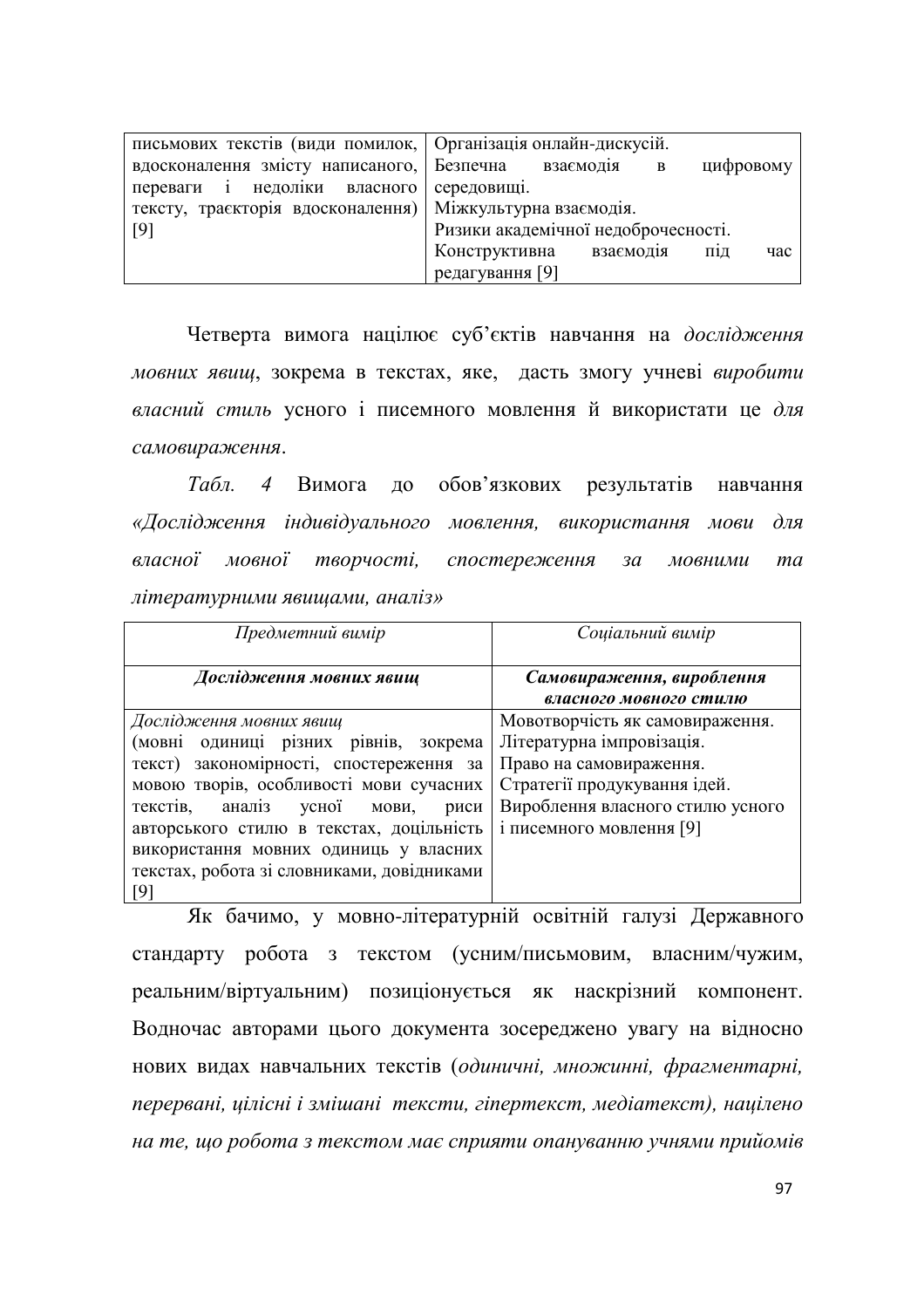| | |
|---|---|
| письмових текстів (види помилок, вдосконалення змісту написаного, переваги і недоліки власного тексту, траєкторія вдосконалення) [9] | Організація онлайн-дискусій. Безпечна взаємодія в цифровому середовищі. Міжкультурна взаємодія. Ризики академічної недоброчесності. Конструктивна взаємодія під час редагування [9] |

Четверта вимога націлює суб'єктів навчання на *дослідження мовних явищ*, зокрема в текстах, яке, дасть змогу учневі *виробити власний стиль* усного і писемного мовлення й використати це *для самовираження*.

*Табл. 4* Вимога до обов'язкових результатів навчання *«Дослідження індивідуального мовлення, використання мови для власної мовної творчості, спостереження за мовними та літературними явищами, аналіз»*

| *Предметний вимір* | *Соціальний вимір* |
|---|---|
| ***Дослідження мовних явищ*** | ***Самовираження, вироблення власного мовного стилю*** |
| *Дослідження мовних явищ* (мовні одиниці різних рівнів, зокрема текст) закономірності, спостереження за мовою творів, особливості мови сучасних текстів, аналіз усної мови, риси авторського стилю в текстах, доцільність використання мовних одиниць у власних текстах, робота зі словниками, довідниками [9] | Мовотворчість як самовираження. Літературна імпровізація. Право на самовираження. Стратегії продукування ідей. Вироблення власного стилю усного і писемного мовлення [9] |

Як бачимо, у мовно-літературній освітній галузі Державного стандарту робота з текстом (усним/письмовим, власним/чужим, реальним/віртуальним) позиціонується як наскрізний компонент. Водночас авторами цього документа зосереджено увагу на відносно нових видах навчальних текстів (*одиничні, множинні, фрагментарні, перервані, цілісні і змішані тексти, гіпертекст, медіатекст), націлено на те, що робота з текстом має сприяти опануванню учнями прийомів*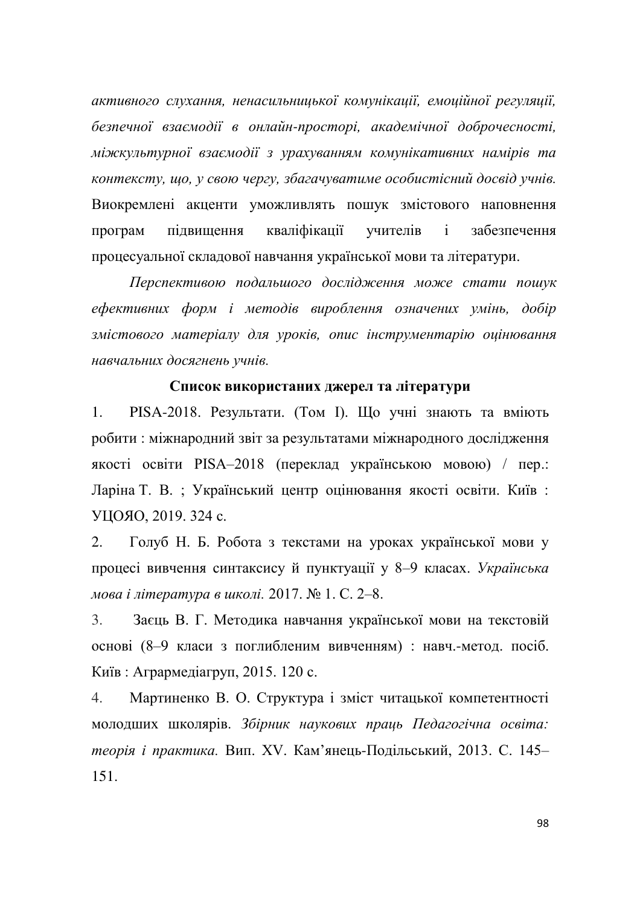*активного слухання, ненасильницької комунікації, емоційної регуляції, безпечної взаємодії в онлайн-просторі, академічної доброчесності, міжкультурної взаємодії з урахуванням комунікативних намірів та контексту, що, у свою чергу, збагачуватиме особистісний досвід учнів.* Виокремлені акценти уможливлять пошук змістового наповнення програм підвищення кваліфікації учителів і забезпечення процесуальної складової навчання української мови та літератури.

*Перспективою подальшого дослідження може стати пошук ефективних форм і методів вироблення означених умінь, добір змістового матеріалу для уроків, опис інструментарію оцінювання навчальних досягнень учнів.*

**Список використаних джерел та літератури**

1. PISA-2018. Результати. (Том І). Що учні знають та вміють робити : міжнародний звіт за результатами міжнародного дослідження якості освіти PISA–2018 (переклад українською мовою) / пер.: Ларіна Т. В. ; Український центр оцінювання якості освіти. Київ : УЦОЯО, 2019. 324 с.
2. Голуб Н. Б. Робота з текстами на уроках української мови у процесі вивчення синтаксису й пунктуації у 8–9 класах. *Українська мова і література в школі.* 2017. № 1. С. 2–8.
3. Заєць В. Г. Методика навчання української мови на текстовій основі (8–9 класи з поглибленим вивченням) : навч.-метод. посіб. Київ : Агрармедіагруп, 2015. 120 с.
4. Мартиненко В. О. Структура і зміст читацької компетентності молодших школярів. *Збірник наукових праць Педагогічна освіта: теорія і практика.* Вип. XV. Кам'янець-Подільський, 2013. С. 145–151.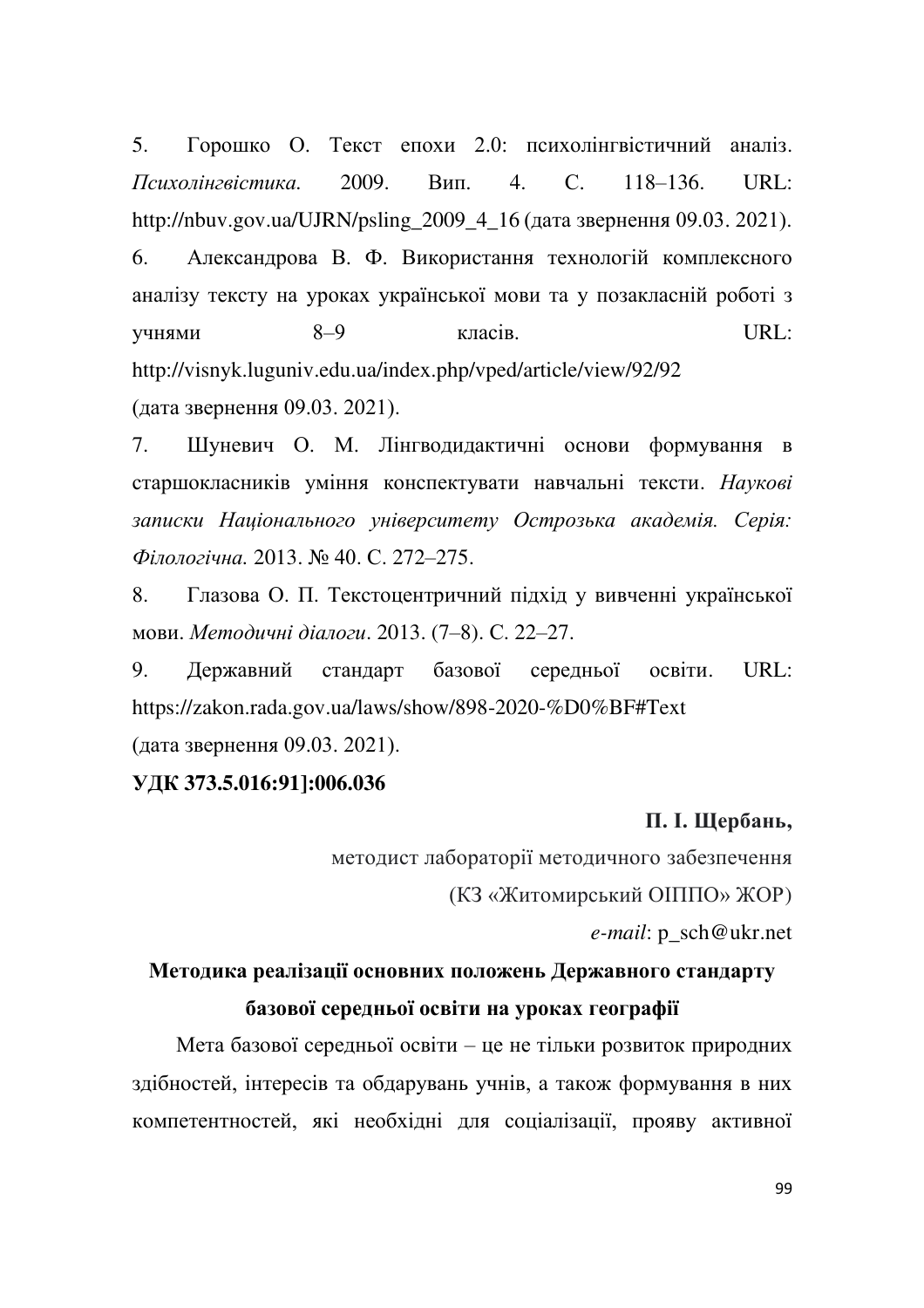5. Горошко О. Текст епохи 2.0: психолінгвістичний аналіз. *Психолінгвістика.* 2009. Вип. 4. С. 118–136. URL: http://nbuv.gov.ua/UJRN/psling_2009_4_16 (дата звернення 09.03. 2021).

6. Александрова В. Ф. Використання технологій комплексного аналізу тексту на уроках української мови та у позакласній роботі з учнями 8–9 класів. URL: http://visnyk.luguniv.edu.ua/index.php/vped/article/view/92/92 (дата звернення 09.03. 2021).

7. Шуневич О. М. Лінгводидактичні основи формування в старшокласників уміння конспектувати навчальні тексти. *Наукові записки Національного університету Острозька академія. Серія: Філологічна.* 2013. № 40. С. 272–275.

8. Глазова О. П. Текстоцентричний підхід у вивченні української мови. *Методичні діалоги*. 2013. (7–8). С. 22–27.

9. Державний стандарт базової середньої освіти. URL: https://zakon.rada.gov.ua/laws/show/898-2020-%D0%BF#Text (дата звернення 09.03. 2021).

**УДК 373.5.016:91]:006.036**

**П. І. Щербань,**

методист лабораторії методичного забезпечення

(КЗ «Житомирський ОІППО» ЖОР)

*e-mail*: p_sch@ukr.net

## Методика реалізації основних положень Державного стандарту базової середньої освіти на уроках географії

Мета базової середньої освіти – це не тільки розвиток природних здібностей, інтересів та обдарувань учнів, а також формування в них компетентностей, які необхідні для соціалізації, прояву активної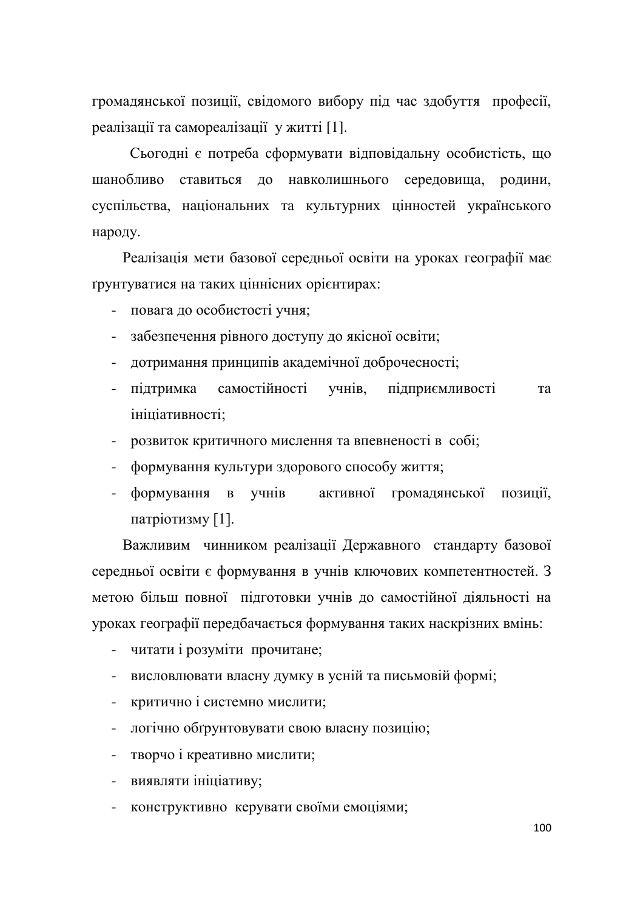громадянської позиції, свідомого вибору під час здобуття професії, реалізації та самореалізації у житті [1].

Сьогодні є потреба сформувати відповідальну особистість, що шанобливо ставиться до навколишнього середовища, родини, суспільства, національних та культурних цінностей українського народу.

Реалізація мети базової середньої освіти на уроках географії має ґрунтуватися на таких ціннісних орієнтирах:

- повага до особистості учня;
- забезпечення рівного доступу до якісної освіти;
- дотримання принципів академічної доброчесності;
- підтримка самостійності учнів, підприємливості та ініціативності;
- розвиток критичного мислення та впевненості в собі;
- формування культури здорового способу життя;
- формування в учнів активної громадянської позиції, патріотизму [1].

Важливим чинником реалізації Державного стандарту базової середньої освіти є формування в учнів ключових компетентностей. З метою більш повної підготовки учнів до самостійної діяльності на уроках географії передбачається формування таких наскрізних вмінь:

- читати і розуміти прочитане;
- висловлювати власну думку в усній та письмовій формі;
- критично і системно мислити;
- логічно обґрунтовувати свою власну позицію;
- творчо і креативно мислити;
- виявляти ініціативу;
- конструктивно керувати своїми емоціями;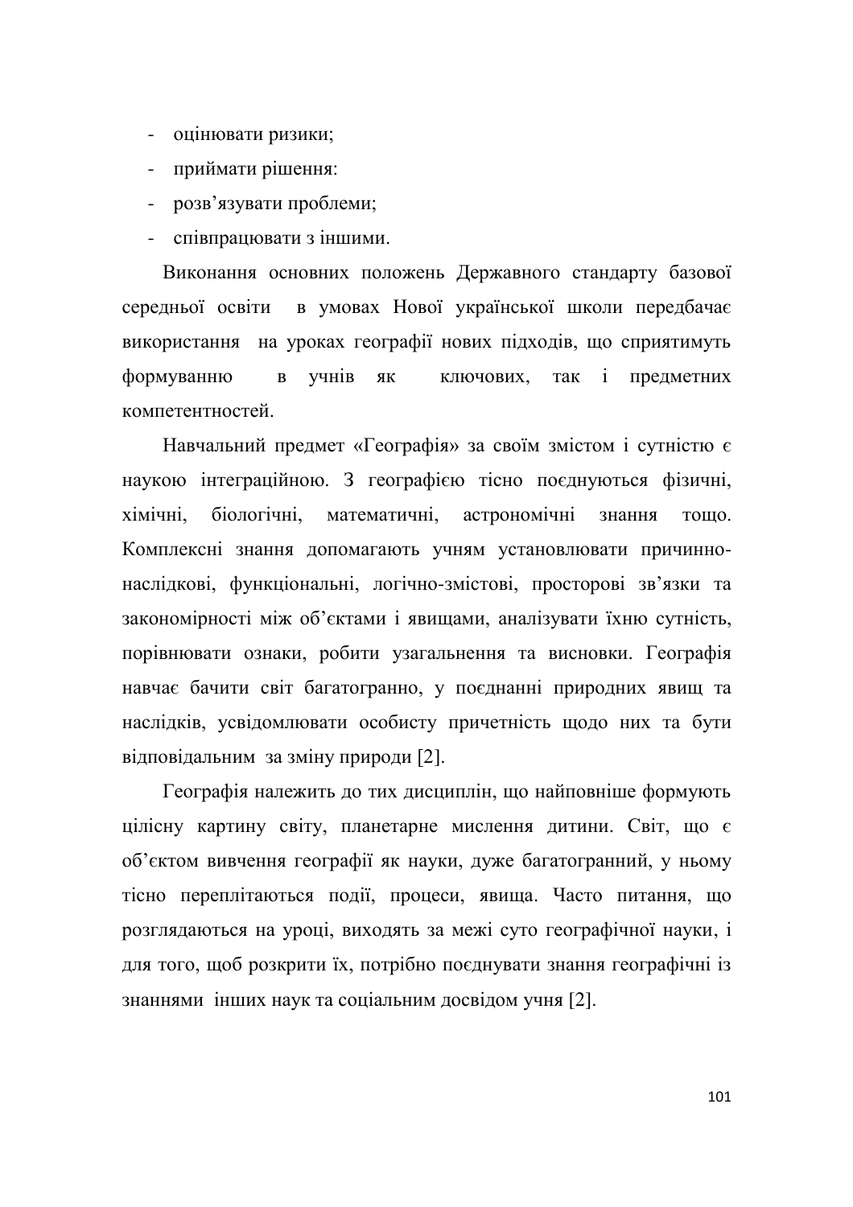- оцінювати ризики;
- приймати рішення:
- розв'язувати проблеми;
- співпрацювати з іншими.

Виконання основних положень Державного стандарту базової середньої освіти в умовах Нової української школи передбачає використання на уроках географії нових підходів, що сприятимуть формуванню в учнів як ключових, так і предметних компетентностей.

Навчальний предмет «Географія» за своїм змістом і сутністю є наукою інтеграційною. З географією тісно поєднуються фізичні, хімічні, біологічні, математичні, астрономічні знання тощо. Комплексні знання допомагають учням установлювати причинно-наслідкові, функціональні, логічно-змістові, просторові зв'язки та закономірності між об'єктами і явищами, аналізувати їхню сутність, порівнювати ознаки, робити узагальнення та висновки. Географія навчає бачити світ багатогранно, у поєднанні природних явищ та наслідків, усвідомлювати особисту причетність щодо них та бути відповідальним за зміну природи [2].

Географія належить до тих дисциплін, що найповніше формують цілісну картину світу, планетарне мислення дитини. Світ, що є об'єктом вивчення географії як науки, дуже багатогранний, у ньому тісно переплітаються події, процеси, явища. Часто питання, що розглядаються на уроці, виходять за межі суто географічної науки, і для того, щоб розкрити їх, потрібно поєднувати знання географічні із знаннями інших наук та соціальним досвідом учня [2].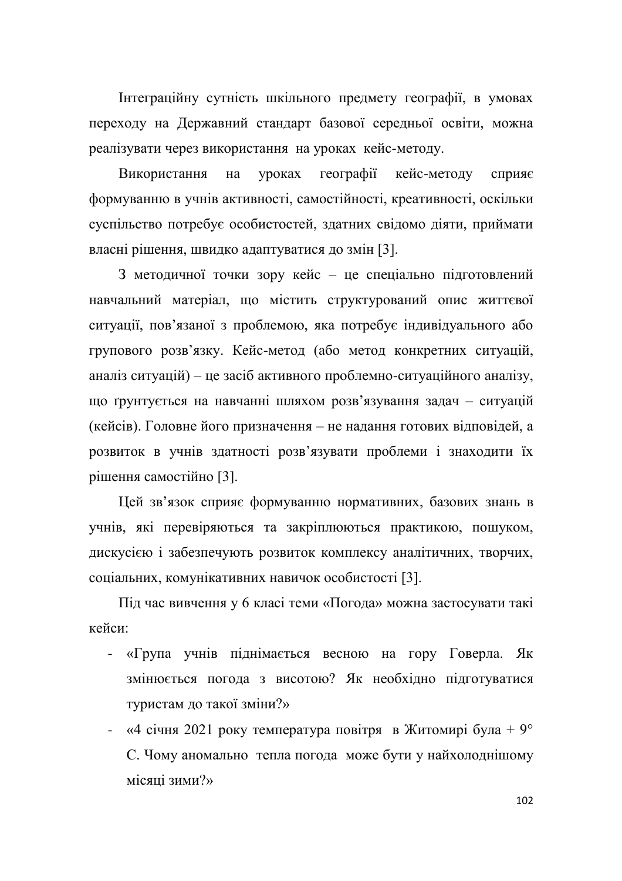Інтеграційну сутність шкільного предмету географії, в умовах переходу на Державний стандарт базової середньої освіти, можна реалізувати через використання на уроках кейс-методу.

Використання на уроках географії кейс-методу сприяє формуванню в учнів активності, самостійності, креативності, оскільки суспільство потребує особистостей, здатних свідомо діяти, приймати власні рішення, швидко адаптуватися до змін [3].

З методичної точки зору кейс – це спеціально підготовлений навчальний матеріал, що містить структурований опис життєвої ситуації, пов'язаної з проблемою, яка потребує індивідуального або групового розв'язку. Кейс-метод (або метод конкретних ситуацій, аналіз ситуацій) – це засіб активного проблемно-ситуаційного аналізу, що ґрунтується на навчанні шляхом розв'язування задач – ситуацій (кейсів). Головне його призначення – не надання готових відповідей, а розвиток в учнів здатності розв'язувати проблеми і знаходити їх рішення самостійно [3].

Цей зв'язок сприяє формуванню нормативних, базових знань в учнів, які перевіряються та закріплюються практикою, пошуком, дискусією і забезпечують розвиток комплексу аналітичних, творчих, соціальних, комунікативних навичок особистості [3].

Під час вивчення у 6 класі теми «Погода» можна застосувати такі кейси:

- «Група учнів піднімається весною на гору Говерла. Як змінюється погода з висотою? Як необхідно підготуватися туристам до такої зміни?»
- «4 січня 2021 року температура повітря в Житомирі була + 9° С. Чому аномально тепла погода може бути у найхолоднішому місяці зими?»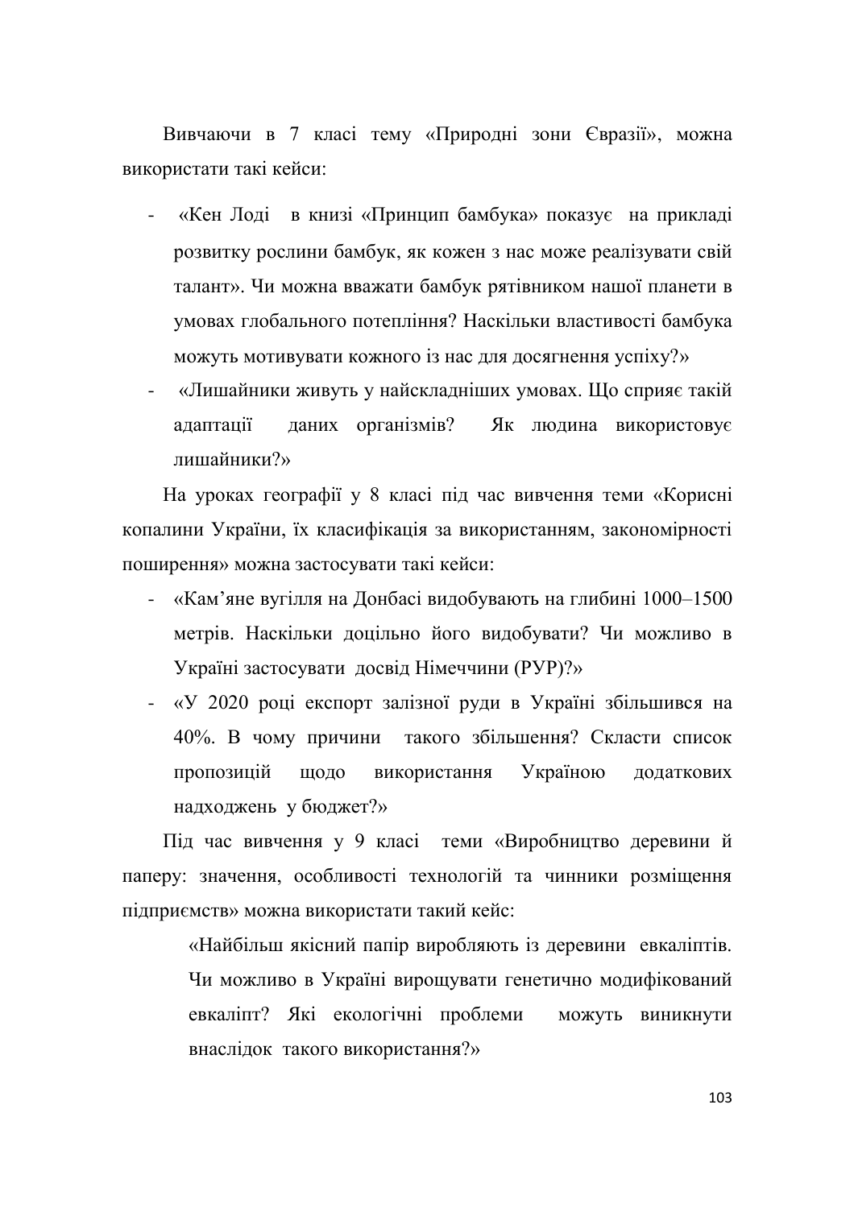Вивчаючи в 7 класі тему «Природні зони Євразії», можна використати такі кейси:

- «Кен Лоді в книзі «Принцип бамбука» показує на прикладі розвитку рослини бамбук, як кожен з нас може реалізувати свій талант». Чи можна вважати бамбук рятівником нашої планети в умовах глобального потепління? Наскільки властивості бамбука можуть мотивувати кожного із нас для досягнення успіху?»
- «Лишайники живуть у найскладніших умовах. Що сприяє такій адаптації даних організмів? Як людина використовує лишайники?»

На уроках географії у 8 класі під час вивчення теми «Корисні копалини України, їх класифікація за використанням, закономірності поширення» можна застосувати такі кейси:

- «Кам'яне вугілля на Донбасі видобувають на глибині 1000–1500 метрів. Наскільки доцільно його видобувати? Чи можливо в Україні застосувати досвід Німеччини (РУР)?»
- «У 2020 році експорт залізної руди в Україні збільшився на 40%. В чому причини такого збільшення? Скласти список пропозицій щодо використання Україною додаткових надходжень у бюджет?»

Під час вивчення у 9 класі теми «Виробництво деревини й паперу: значення, особливості технологій та чинники розміщення підприємств» можна використати такий кейс:

«Найбільш якісний папір виробляють із деревини евкаліптів. Чи можливо в Україні вирощувати генетично модифікований евкаліпт? Які екологічні проблеми можуть виникнути внаслідок такого використання?»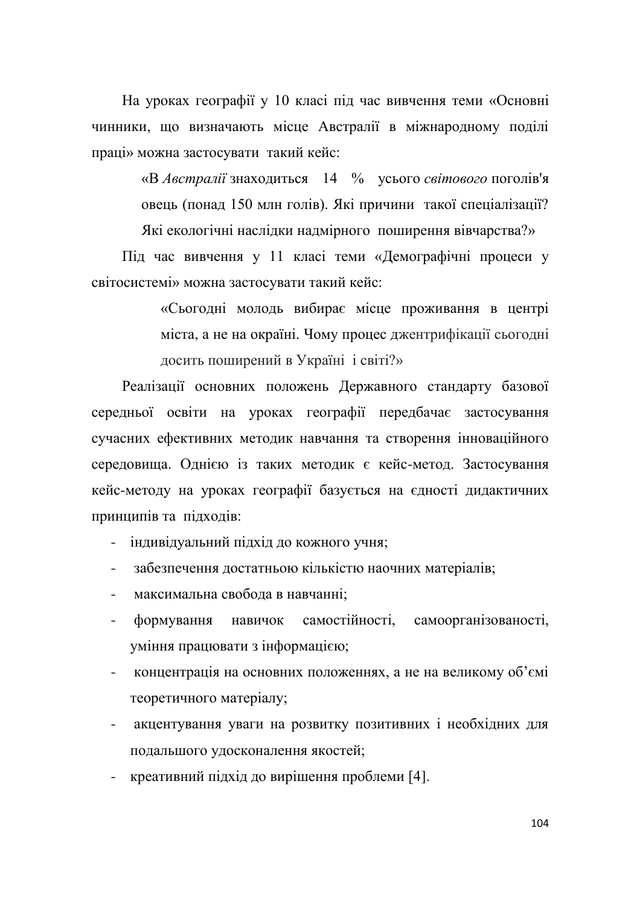На уроках географії у 10 класі під час вивчення теми «Основні чинники, що визначають місце Австралії в міжнародному поділі праці» можна застосувати такий кейс:

> «В *Австралії* знаходиться 14 % усього *світового* поголів'я овець (понад 150 млн голів). Які причини такої спеціалізації? Які екологічні наслідки надмірного поширення вівчарства?»

Під час вивчення у 11 класі теми «Демографічні процеси у світосистемі» можна застосувати такий кейс:

> «Сьогодні молодь вибирає місце проживання в центрі міста, а не на окраїні. Чому процес джентрифікації сьогодні досить поширений в Україні і світі?»

Реалізації основних положень Державного стандарту базової середньої освіти на уроках географії передбачає застосування сучасних ефективних методик навчання та створення інноваційного середовища. Однією із таких методик є кейс-метод. Застосування кейс-методу на уроках географії базується на єдності дидактичних принципів та підходів:

- індивідуальний підхід до кожного учня;
- забезпечення достатньою кількістю наочних матеріалів;
- максимальна свобода в навчанні;
- формування навичок самостійності, самоорганізованості, уміння працювати з інформацією;
- концентрація на основних положеннях, а не на великому об'ємі теоретичного матеріалу;
- акцентування уваги на розвитку позитивних і необхідних для подальшого удосконалення якостей;
- креативний підхід до вирішення проблеми [4].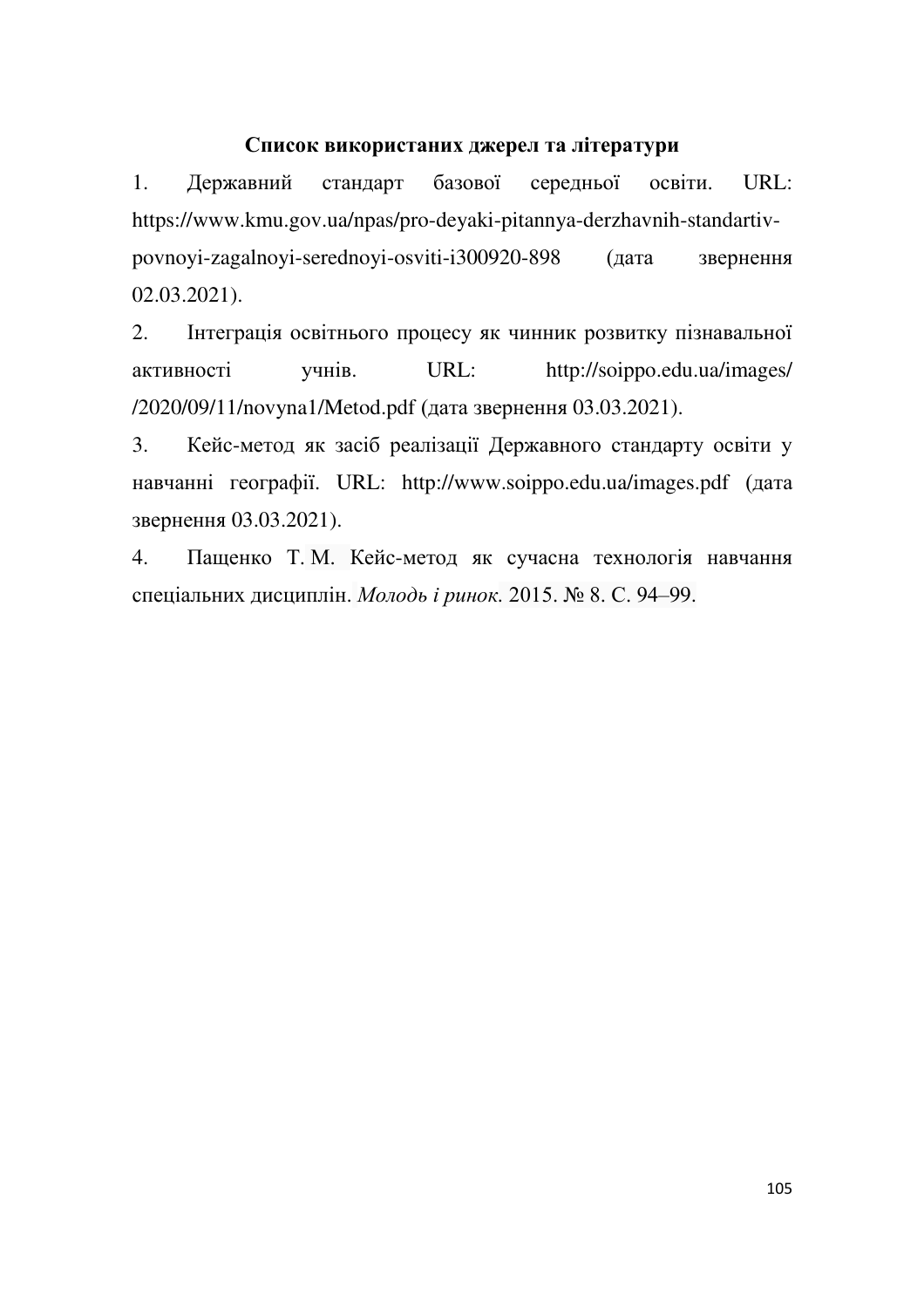## Список використаних джерел та літератури

1. Державний стандарт базової середньої освіти. URL: https://www.kmu.gov.ua/npas/pro-deyaki-pitannya-derzhavnih-standartiv-povnoyi-zagalnoyi-serednoyi-osviti-i300920-898 (дата звернення 02.03.2021).
2. Інтеграція освітнього процесу як чинник розвитку пізнавальної активності учнів. URL: http://soippo.edu.ua/images/ /2020/09/11/novyna1/Metod.pdf (дата звернення 03.03.2021).
3. Кейс-метод як засіб реалізації Державного стандарту освіти у навчанні географії. URL: http://www.soippo.edu.ua/images.pdf (дата звернення 03.03.2021).
4. Пащенко Т. М. Кейс-метод як сучасна технологія навчання спеціальних дисциплін. *Молодь і ринок*. 2015. № 8. С. 94–99.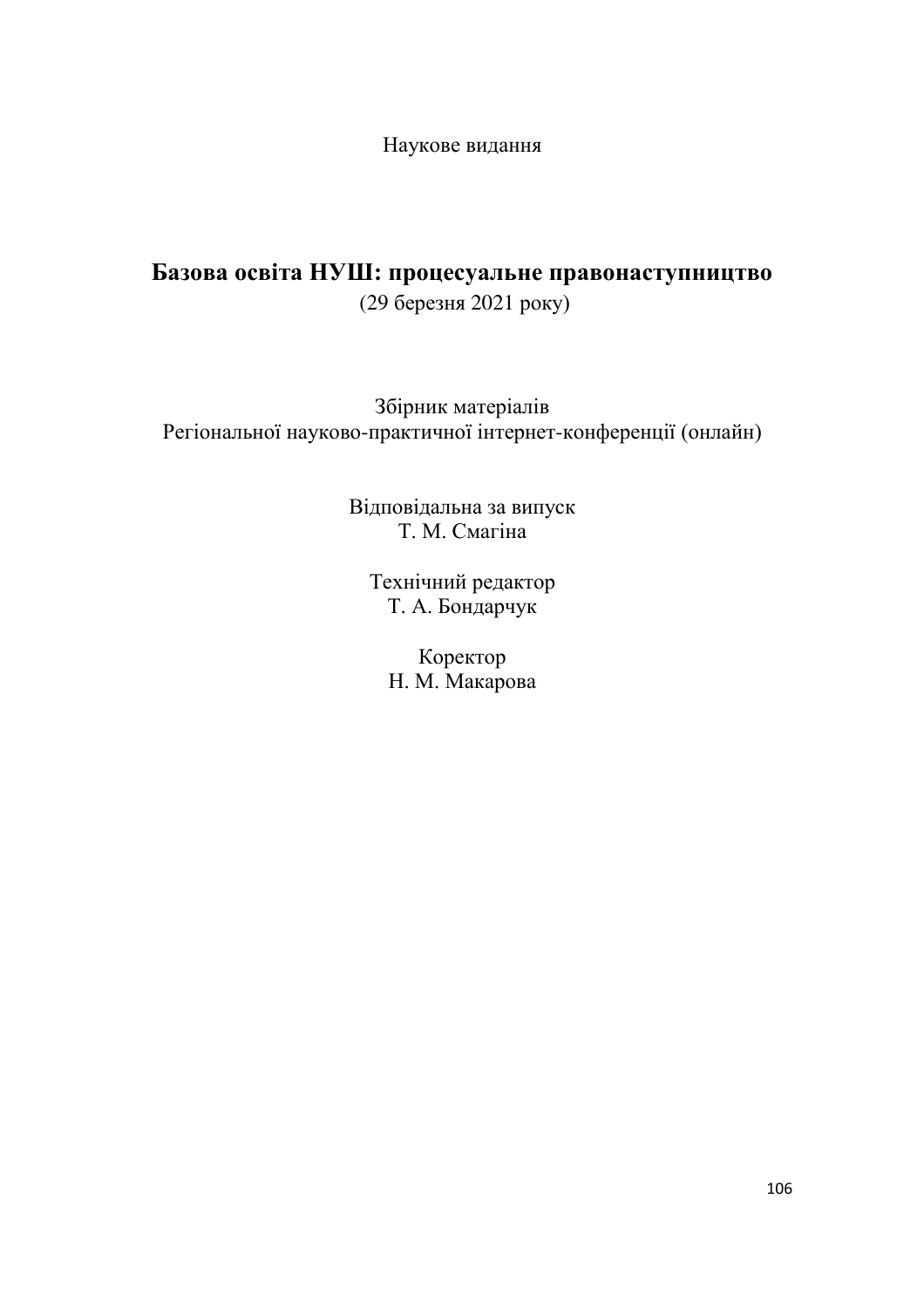Наукове видання

# Базова освіта НУШ: процесуальне правонаступництво

(29 березня 2021 року)

Збірник матеріалів
Регіональної науково-практичної інтернет-конференції (онлайн)

Відповідальна за випуск
Т. М. Смагіна

Технічний редактор
Т. А. Бондарчук

Коректор
Н. М. Макарова